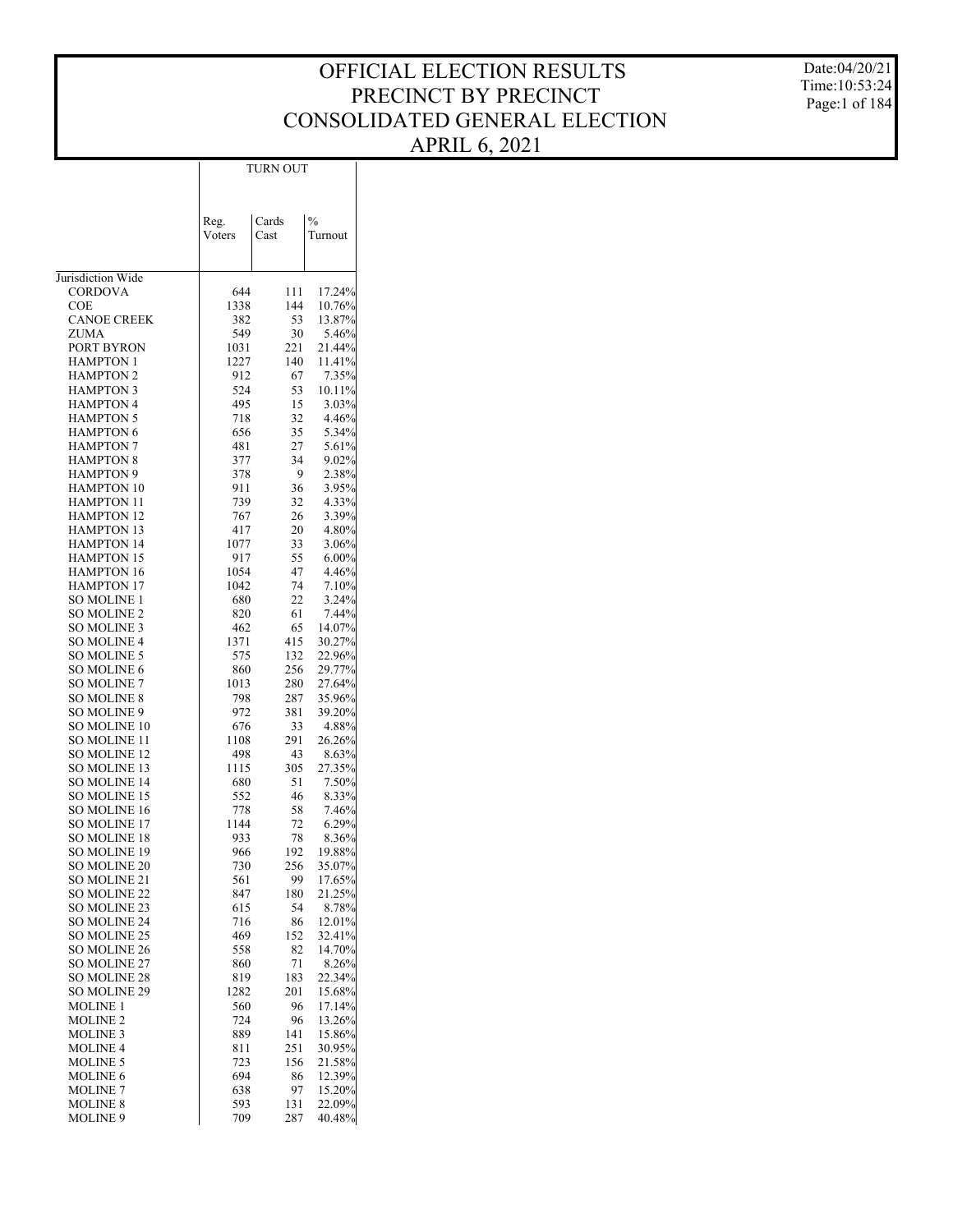# OFFICIAL ELECTION RESULTS
# PRECINCT BY PRECINCT
# CONSOLIDATED GENERAL ELECTION
# APRIL 6, 2021

Date:04/20/21
Time:10:53:24

| | TURN OUT | | |
|---|---|---|---|
| | Reg. Voters | Cards Cast | % Turnout |
| Jurisdiction Wide | | | |
| CORDOVA | 644 | 111 | 17.24% |
| COE | 1338 | 144 | 10.76% |
| CANOE CREEK | 382 | 53 | 13.87% |
| ZUMA | 549 | 30 | 5.46% |
| PORT BYRON | 1031 | 221 | 21.44% |
| HAMPTON 1 | 1227 | 140 | 11.41% |
| HAMPTON 2 | 912 | 67 | 7.35% |
| HAMPTON 3 | 524 | 53 | 10.11% |
| HAMPTON 4 | 495 | 15 | 3.03% |
| HAMPTON 5 | 718 | 32 | 4.46% |
| HAMPTON 6 | 656 | 35 | 5.34% |
| HAMPTON 7 | 481 | 27 | 5.61% |
| HAMPTON 8 | 377 | 34 | 9.02% |
| HAMPTON 9 | 378 | 9 | 2.38% |
| HAMPTON 10 | 911 | 36 | 3.95% |
| HAMPTON 11 | 739 | 32 | 4.33% |
| HAMPTON 12 | 767 | 26 | 3.39% |
| HAMPTON 13 | 417 | 20 | 4.80% |
| HAMPTON 14 | 1077 | 33 | 3.06% |
| HAMPTON 15 | 917 | 55 | 6.00% |
| HAMPTON 16 | 1054 | 47 | 4.46% |
| HAMPTON 17 | 1042 | 74 | 7.10% |
| SO MOLINE 1 | 680 | 22 | 3.24% |
| SO MOLINE 2 | 820 | 61 | 7.44% |
| SO MOLINE 3 | 462 | 65 | 14.07% |
| SO MOLINE 4 | 1371 | 415 | 30.27% |
| SO MOLINE 5 | 575 | 132 | 22.96% |
| SO MOLINE 6 | 860 | 256 | 29.77% |
| SO MOLINE 7 | 1013 | 280 | 27.64% |
| SO MOLINE 8 | 798 | 287 | 35.96% |
| SO MOLINE 9 | 972 | 381 | 39.20% |
| SO MOLINE 10 | 676 | 33 | 4.88% |
| SO MOLINE 11 | 1108 | 291 | 26.26% |
| SO MOLINE 12 | 498 | 43 | 8.63% |
| SO MOLINE 13 | 1115 | 305 | 27.35% |
| SO MOLINE 14 | 680 | 51 | 7.50% |
| SO MOLINE 15 | 552 | 46 | 8.33% |
| SO MOLINE 16 | 778 | 58 | 7.46% |
| SO MOLINE 17 | 1144 | 72 | 6.29% |
| SO MOLINE 18 | 933 | 78 | 8.36% |
| SO MOLINE 19 | 966 | 192 | 19.88% |
| SO MOLINE 20 | 730 | 256 | 35.07% |
| SO MOLINE 21 | 561 | 99 | 17.65% |
| SO MOLINE 22 | 847 | 180 | 21.25% |
| SO MOLINE 23 | 615 | 54 | 8.78% |
| SO MOLINE 24 | 716 | 86 | 12.01% |
| SO MOLINE 25 | 469 | 152 | 32.41% |
| SO MOLINE 26 | 558 | 82 | 14.70% |
| SO MOLINE 27 | 860 | 71 | 8.26% |
| SO MOLINE 28 | 819 | 183 | 22.34% |
| SO MOLINE 29 | 1282 | 201 | 15.68% |
| MOLINE 1 | 560 | 96 | 17.14% |
| MOLINE 2 | 724 | 96 | 13.26% |
| MOLINE 3 | 889 | 141 | 15.86% |
| MOLINE 4 | 811 | 251 | 30.95% |
| MOLINE 5 | 723 | 156 | 21.58% |
| MOLINE 6 | 694 | 86 | 12.39% |
| MOLINE 7 | 638 | 97 | 15.20% |
| MOLINE 8 | 593 | 131 | 22.09% |
| MOLINE 9 | 709 | 287 | 40.48% |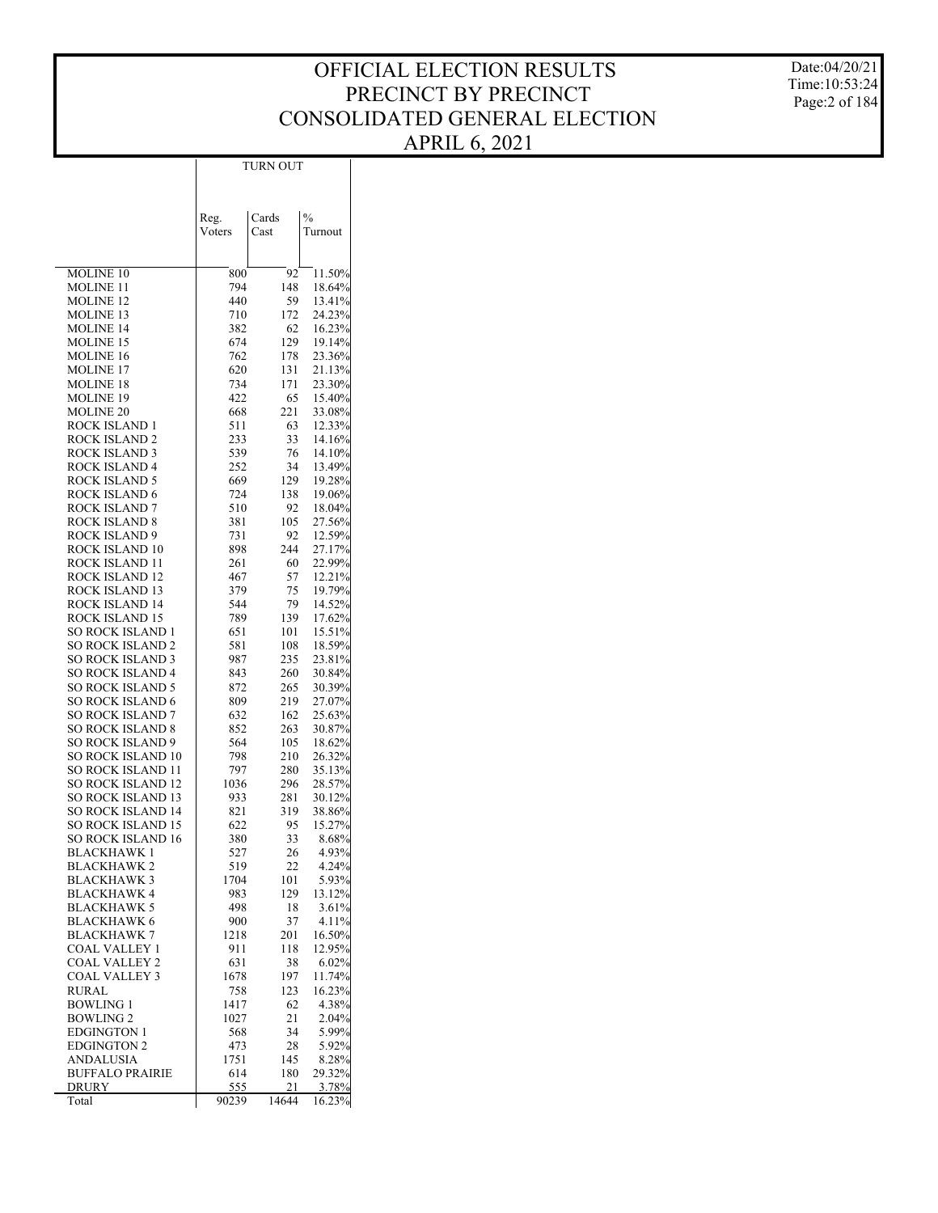# OFFICIAL ELECTION RESULTS
# PRECINCT BY PRECINCT
# CONSOLIDATED GENERAL ELECTION
# APRIL 6, 2021

Date:04/20/21
Time:10:53:24

| | TURN OUT | | |
|---|---|---|---|
| | Reg. Voters | Cards Cast | % Turnout |
| MOLINE 10 | 800 | 92 | 11.50% |
| MOLINE 11 | 794 | 148 | 18.64% |
| MOLINE 12 | 440 | 59 | 13.41% |
| MOLINE 13 | 710 | 172 | 24.23% |
| MOLINE 14 | 382 | 62 | 16.23% |
| MOLINE 15 | 674 | 129 | 19.14% |
| MOLINE 16 | 762 | 178 | 23.36% |
| MOLINE 17 | 620 | 131 | 21.13% |
| MOLINE 18 | 734 | 171 | 23.30% |
| MOLINE 19 | 422 | 65 | 15.40% |
| MOLINE 20 | 668 | 221 | 33.08% |
| ROCK ISLAND 1 | 511 | 63 | 12.33% |
| ROCK ISLAND 2 | 233 | 33 | 14.16% |
| ROCK ISLAND 3 | 539 | 76 | 14.10% |
| ROCK ISLAND 4 | 252 | 34 | 13.49% |
| ROCK ISLAND 5 | 669 | 129 | 19.28% |
| ROCK ISLAND 6 | 724 | 138 | 19.06% |
| ROCK ISLAND 7 | 510 | 92 | 18.04% |
| ROCK ISLAND 8 | 381 | 105 | 27.56% |
| ROCK ISLAND 9 | 731 | 92 | 12.59% |
| ROCK ISLAND 10 | 898 | 244 | 27.17% |
| ROCK ISLAND 11 | 261 | 60 | 22.99% |
| ROCK ISLAND 12 | 467 | 57 | 12.21% |
| ROCK ISLAND 13 | 379 | 75 | 19.79% |
| ROCK ISLAND 14 | 544 | 79 | 14.52% |
| ROCK ISLAND 15 | 789 | 139 | 17.62% |
| SO ROCK ISLAND 1 | 651 | 101 | 15.51% |
| SO ROCK ISLAND 2 | 581 | 108 | 18.59% |
| SO ROCK ISLAND 3 | 987 | 235 | 23.81% |
| SO ROCK ISLAND 4 | 843 | 260 | 30.84% |
| SO ROCK ISLAND 5 | 872 | 265 | 30.39% |
| SO ROCK ISLAND 6 | 809 | 219 | 27.07% |
| SO ROCK ISLAND 7 | 632 | 162 | 25.63% |
| SO ROCK ISLAND 8 | 852 | 263 | 30.87% |
| SO ROCK ISLAND 9 | 564 | 105 | 18.62% |
| SO ROCK ISLAND 10 | 798 | 210 | 26.32% |
| SO ROCK ISLAND 11 | 797 | 280 | 35.13% |
| SO ROCK ISLAND 12 | 1036 | 296 | 28.57% |
| SO ROCK ISLAND 13 | 933 | 281 | 30.12% |
| SO ROCK ISLAND 14 | 821 | 319 | 38.86% |
| SO ROCK ISLAND 15 | 622 | 95 | 15.27% |
| SO ROCK ISLAND 16 | 380 | 33 | 8.68% |
| BLACKHAWK 1 | 527 | 26 | 4.93% |
| BLACKHAWK 2 | 519 | 22 | 4.24% |
| BLACKHAWK 3 | 1704 | 101 | 5.93% |
| BLACKHAWK 4 | 983 | 129 | 13.12% |
| BLACKHAWK 5 | 498 | 18 | 3.61% |
| BLACKHAWK 6 | 900 | 37 | 4.11% |
| BLACKHAWK 7 | 1218 | 201 | 16.50% |
| COAL VALLEY 1 | 911 | 118 | 12.95% |
| COAL VALLEY 2 | 631 | 38 | 6.02% |
| COAL VALLEY 3 | 1678 | 197 | 11.74% |
| RURAL | 758 | 123 | 16.23% |
| BOWLING 1 | 1417 | 62 | 4.38% |
| BOWLING 2 | 1027 | 21 | 2.04% |
| EDGINGTON 1 | 568 | 34 | 5.99% |
| EDGINGTON 2 | 473 | 28 | 5.92% |
| ANDALUSIA | 1751 | 145 | 8.28% |
| BUFFALO PRAIRIE | 614 | 180 | 29.32% |
| DRURY | 555 | 21 | 3.78% |
| Total | 90239 | 14644 | 16.23% |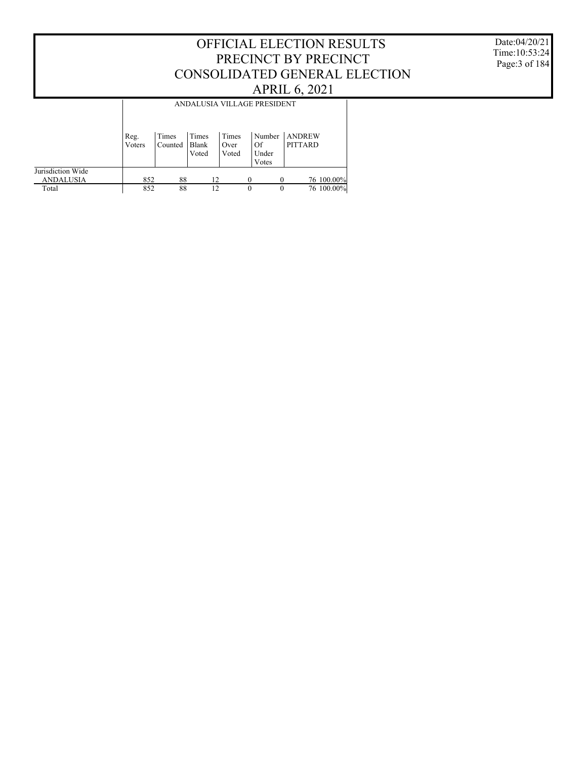# OFFICIAL ELECTION RESULTS
## PRECINCT BY PRECINCT
## CONSOLIDATED GENERAL ELECTION
## APRIL 6, 2021

Date:04/20/21
Time:10:53:24

| | ANDALUSIA VILLAGE PRESIDENT | | | | | | |
|---|---|---|---|---|---|---|---|
| | Reg. Voters | Times Counted | Times Blank Voted | Times Over Voted | Number Of Under Votes | ANDREW PITTARD | |
| Jurisdiction Wide | | | | | | | |
| ANDALUSIA | 852 | 88 | 12 | 0 | 0 | 76 | 100.00% |
| Total | 852 | 88 | 12 | 0 | 0 | 76 | 100.00% |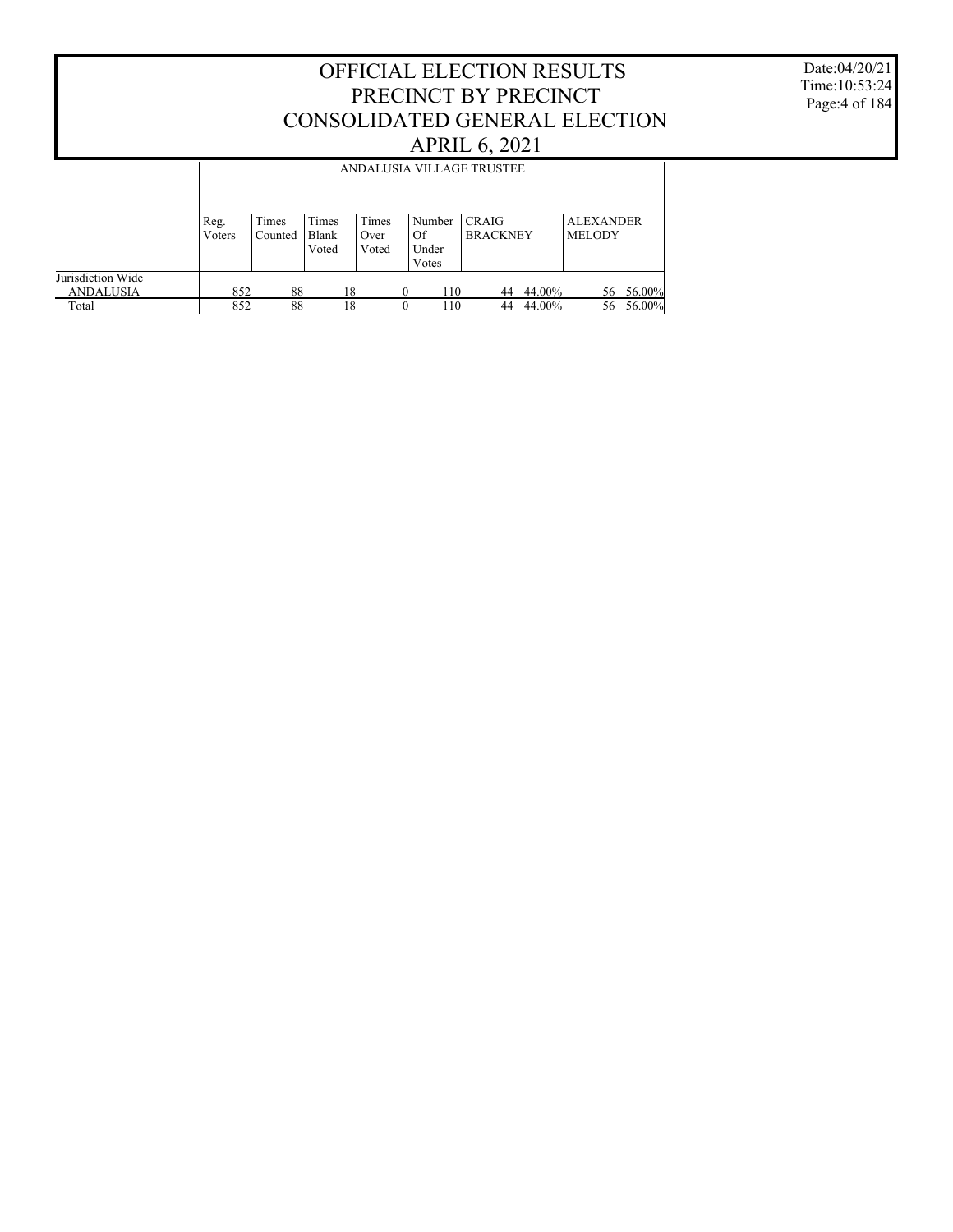# OFFICIAL ELECTION RESULTS
# PRECINCT BY PRECINCT
# CONSOLIDATED GENERAL ELECTION
# APRIL 6, 2021

Date:04/20/21
Time:10:53:24

| | ANDALUSIA VILLAGE TRUSTEE | | | | | | | | |
|---|---|---|---|---|---|---|---|---|---|
| | Reg. Voters | Times Counted | Times Blank Voted | Times Over Voted | Number Of Under Votes | CRAIG BRACKNEY | | ALEXANDER MELODY | |
| Jurisdiction Wide | | | | | | | | | |
| ANDALUSIA | 852 | 88 | 18 | 0 | 110 | 44 | 44.00% | 56 | 56.00% |
| Total | 852 | 88 | 18 | 0 | 110 | 44 | 44.00% | 56 | 56.00% |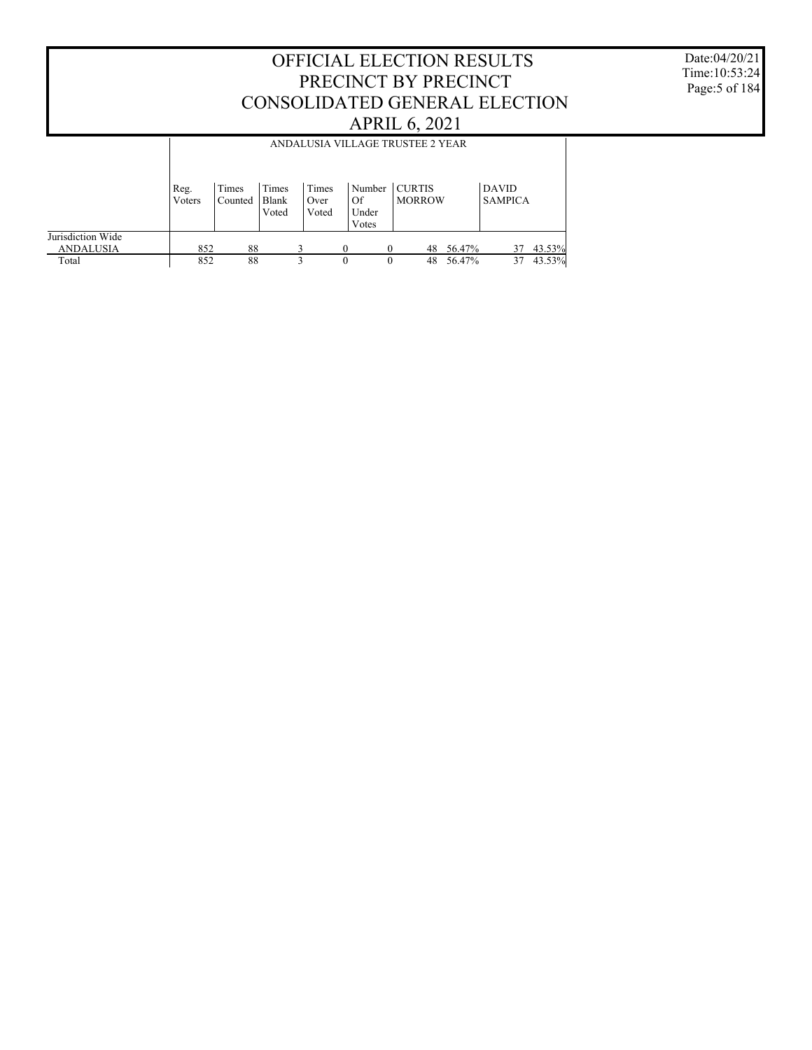# OFFICIAL ELECTION RESULTS
# PRECINCT BY PRECINCT
# CONSOLIDATED GENERAL ELECTION
# APRIL 6, 2021

Date:04/20/21
Time:10:53:24

## ANDALUSIA VILLAGE TRUSTEE 2 YEAR

| | Reg. Voters | Times Counted | Times Blank Voted | Times Over Voted | Number Of Under Votes | CURTIS MORROW | | DAVID SAMPICA | |
|---|---|---|---|---|---|---|---|---|---|
| Jurisdiction Wide | | | | | | | | | |
| ANDALUSIA | 852 | 88 | 3 | 0 | 0 | 48 | 56.47% | 37 | 43.53% |
| Total | 852 | 88 | 3 | 0 | 0 | 48 | 56.47% | 37 | 43.53% |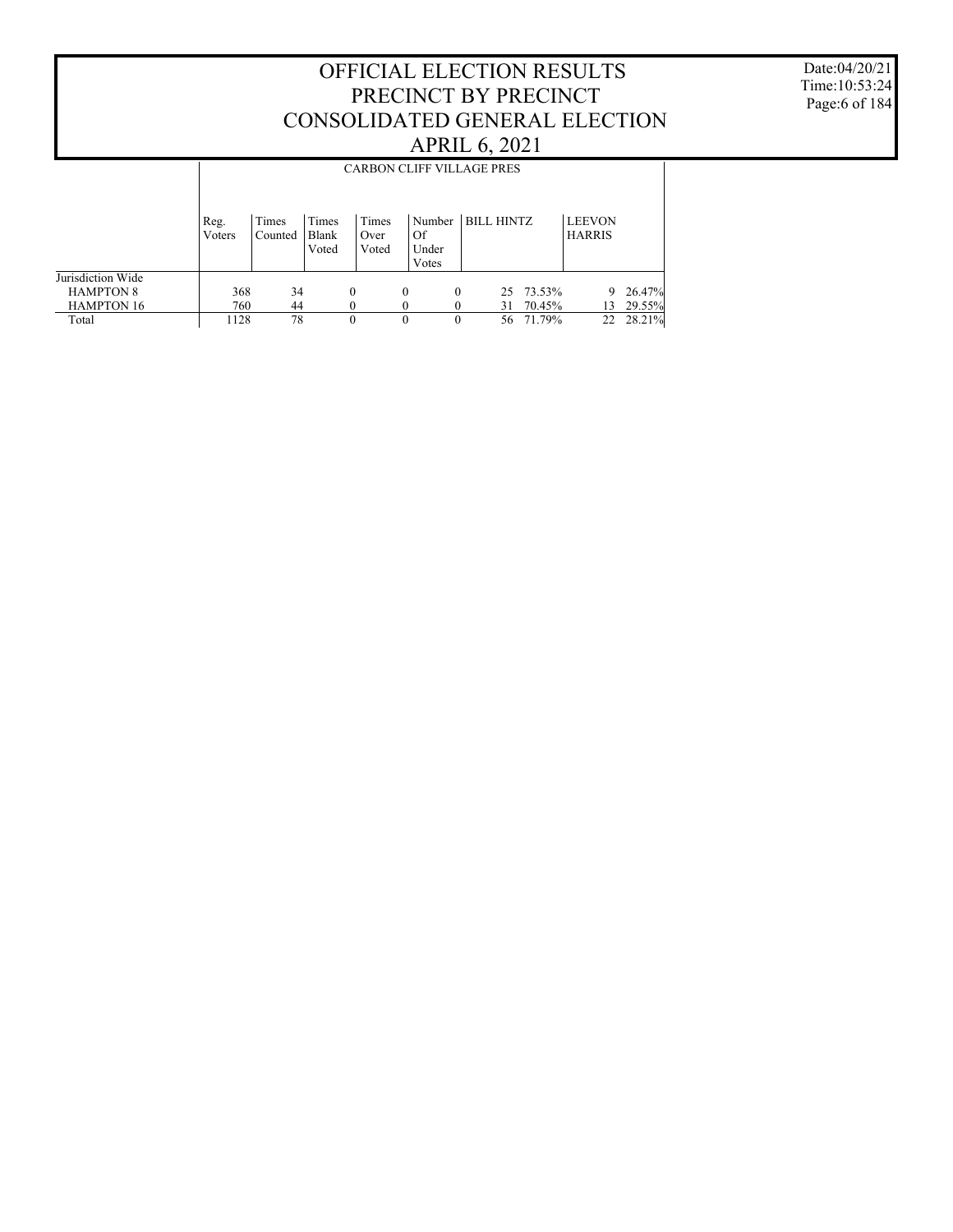# OFFICIAL ELECTION RESULTS
# PRECINCT BY PRECINCT
# CONSOLIDATED GENERAL ELECTION
# APRIL 6, 2021

Date:04/20/21
Time:10:53:24

| | CARBON CLIFF VILLAGE PRES | | | | | | | | |
|---|---|---|---|---|---|---|---|---|---|
| | Reg. Voters | Times Counted | Times Blank Voted | Times Over Voted | Number Of Under Votes | BILL HINTZ | | LEEVON HARRIS | |
| Jurisdiction Wide | | | | | | | | | |
| HAMPTON 8 | 368 | 34 | 0 | 0 | 0 | 25 | 73.53% | 9 | 26.47% |
| HAMPTON 16 | 760 | 44 | 0 | 0 | 0 | 31 | 70.45% | 13 | 29.55% |
| Total | 1128 | 78 | 0 | 0 | 0 | 56 | 71.79% | 22 | 28.21% |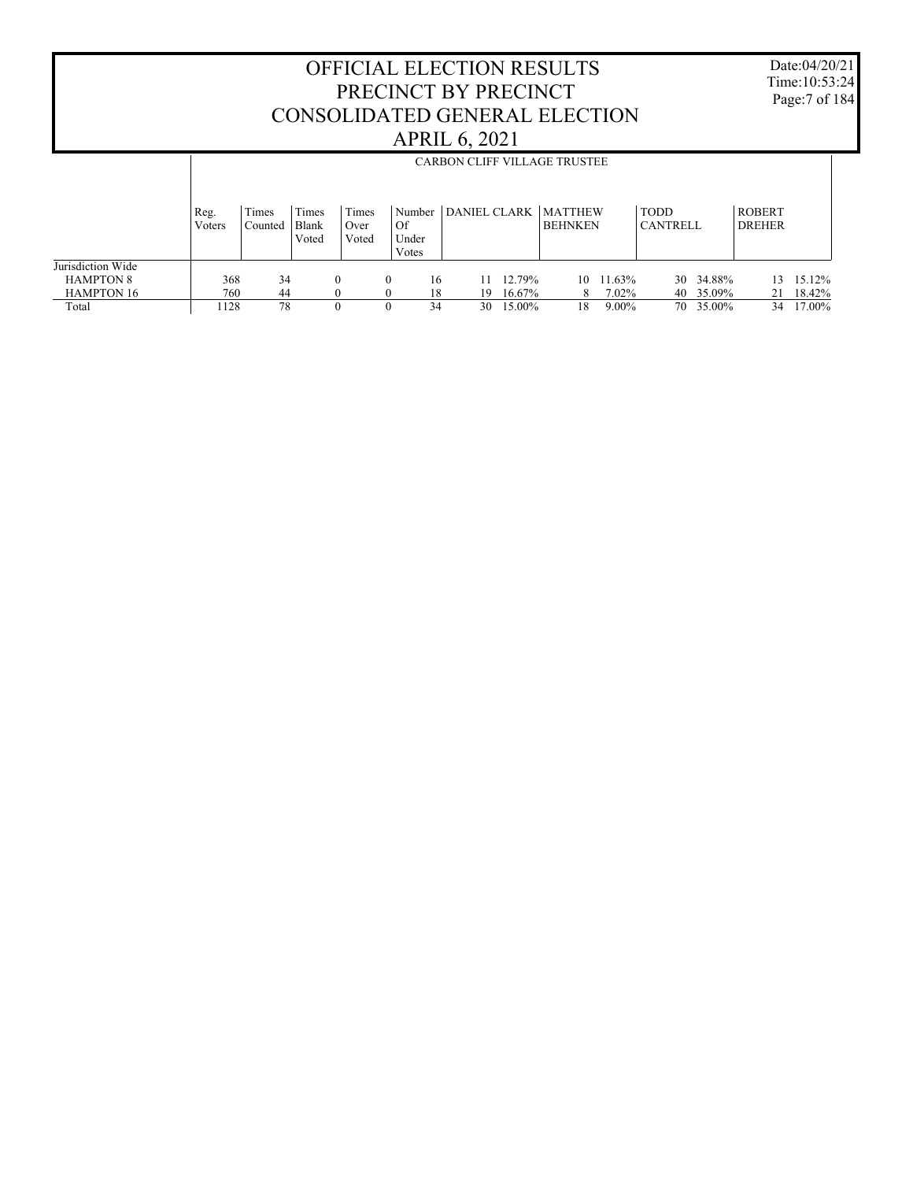# OFFICIAL ELECTION RESULTS
# PRECINCT BY PRECINCT
# CONSOLIDATED GENERAL ELECTION
# APRIL 6, 2021

Date:04/20/21
Time:10:53:24

## CARBON CLIFF VILLAGE TRUSTEE

| | Reg. Voters | Times Counted | Times Blank Voted | Times Over Voted | Number Of Under Votes | DANIEL CLARK | | MATTHEW BEHNKEN | | TODD CANTRELL | | ROBERT DREHER | |
|---|---|---|---|---|---|---|---|---|---|---|---|---|---|
| Jurisdiction Wide | | | | | | | | | | | | | |
| HAMPTON 8 | 368 | 34 | 0 | 0 | 16 | 11 | 12.79% | 10 | 11.63% | 30 | 34.88% | 13 | 15.12% |
| HAMPTON 16 | 760 | 44 | 0 | 0 | 18 | 19 | 16.67% | 8 | 7.02% | 40 | 35.09% | 21 | 18.42% |
| Total | 1128 | 78 | 0 | 0 | 34 | 30 | 15.00% | 18 | 9.00% | 70 | 35.00% | 34 | 17.00% |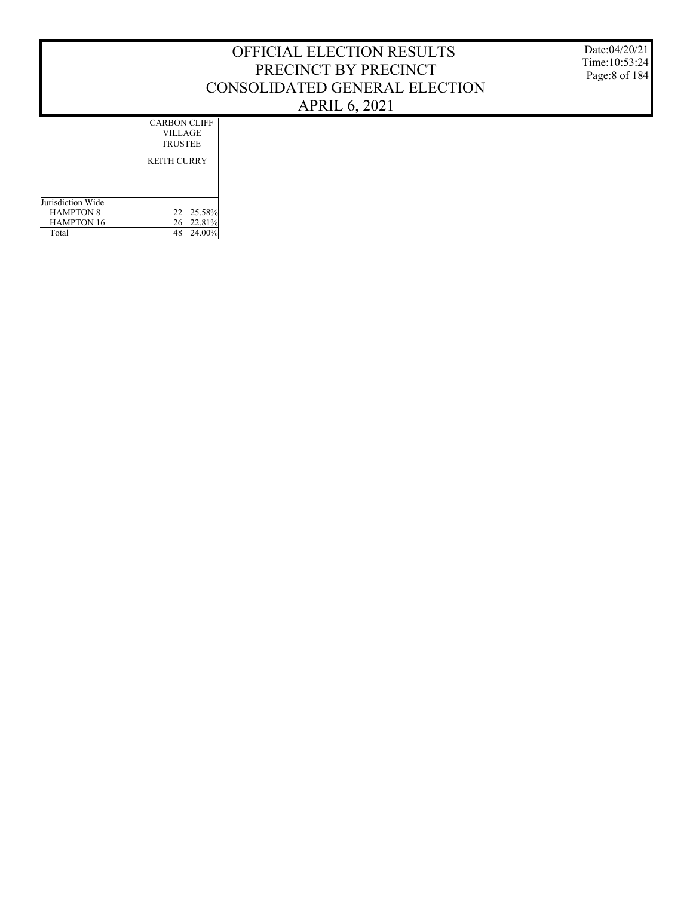# OFFICIAL ELECTION RESULTS
# PRECINCT BY PRECINCT
# CONSOLIDATED GENERAL ELECTION
# APRIL 6, 2021

Date:04/20/21
Time:10:53:24

| | CARBON CLIFF VILLAGE TRUSTEE | |
|---|---|---|
| | KEITH CURRY | |
| Jurisdiction Wide | | |
| HAMPTON 8 | 22 | 25.58% |
| HAMPTON 16 | 26 | 22.81% |
| Total | 48 | 24.00% |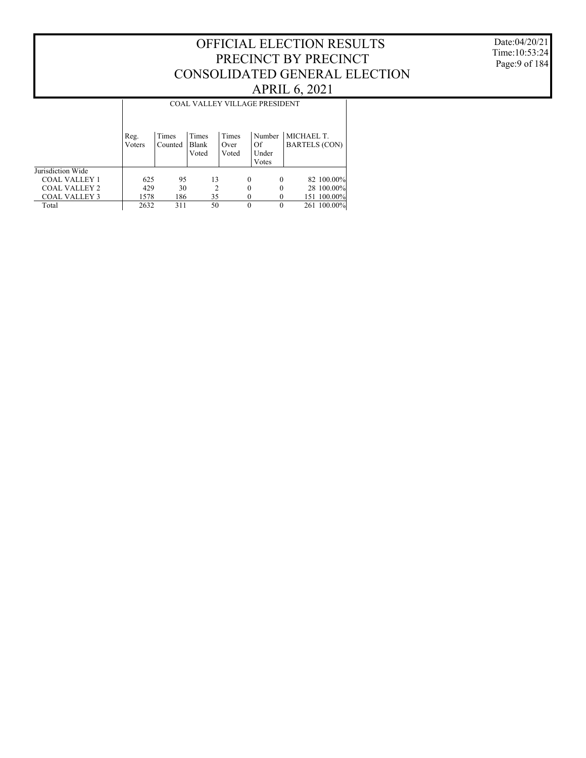# OFFICIAL ELECTION RESULTS
# PRECINCT BY PRECINCT
# CONSOLIDATED GENERAL ELECTION
# APRIL 6, 2021

Date:04/20/21
Time:10:53:24

| | COAL VALLEY VILLAGE PRESIDENT | | | | | | |
|---|---|---|---|---|---|---|---|
| | Reg. Voters | Times Counted | Times Blank Voted | Times Over Voted | Number Of Under Votes | MICHAEL T. BARTELS (CON) | |
| Jurisdiction Wide | | | | | | | |
| COAL VALLEY 1 | 625 | 95 | 13 | 0 | 0 | 82 | 100.00% |
| COAL VALLEY 2 | 429 | 30 | 2 | 0 | 0 | 28 | 100.00% |
| COAL VALLEY 3 | 1578 | 186 | 35 | 0 | 0 | 151 | 100.00% |
| Total | 2632 | 311 | 50 | 0 | 0 | 261 | 100.00% |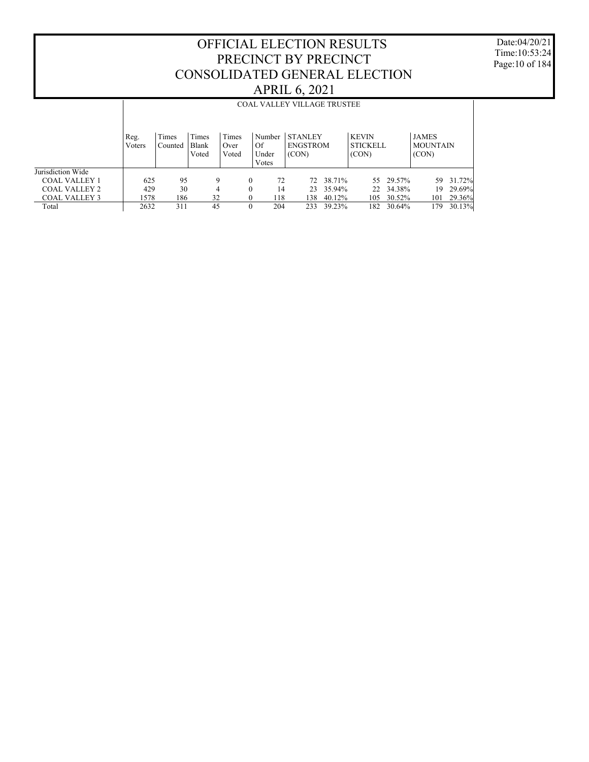# OFFICIAL ELECTION RESULTS
# PRECINCT BY PRECINCT
# CONSOLIDATED GENERAL ELECTION
# APRIL 6, 2021

Date:04/20/21
Time:10:53:24

## COAL VALLEY VILLAGE TRUSTEE

| | Reg. Voters | Times Counted | Times Blank Voted | Times Over Voted | Number Of Under Votes | STANLEY ENGSTROM (CON) | | KEVIN STICKELL (CON) | | JAMES MOUNTAIN (CON) | |
|---|---|---|---|---|---|---|---|---|---|---|---|
| Jurisdiction Wide | | | | | | | | | | | |
| COAL VALLEY 1 | 625 | 95 | 9 | 0 | 72 | 72 | 38.71% | 55 | 29.57% | 59 | 31.72% |
| COAL VALLEY 2 | 429 | 30 | 4 | 0 | 14 | 23 | 35.94% | 22 | 34.38% | 19 | 29.69% |
| COAL VALLEY 3 | 1578 | 186 | 32 | 0 | 118 | 138 | 40.12% | 105 | 30.52% | 101 | 29.36% |
| Total | 2632 | 311 | 45 | 0 | 204 | 233 | 39.23% | 182 | 30.64% | 179 | 30.13% |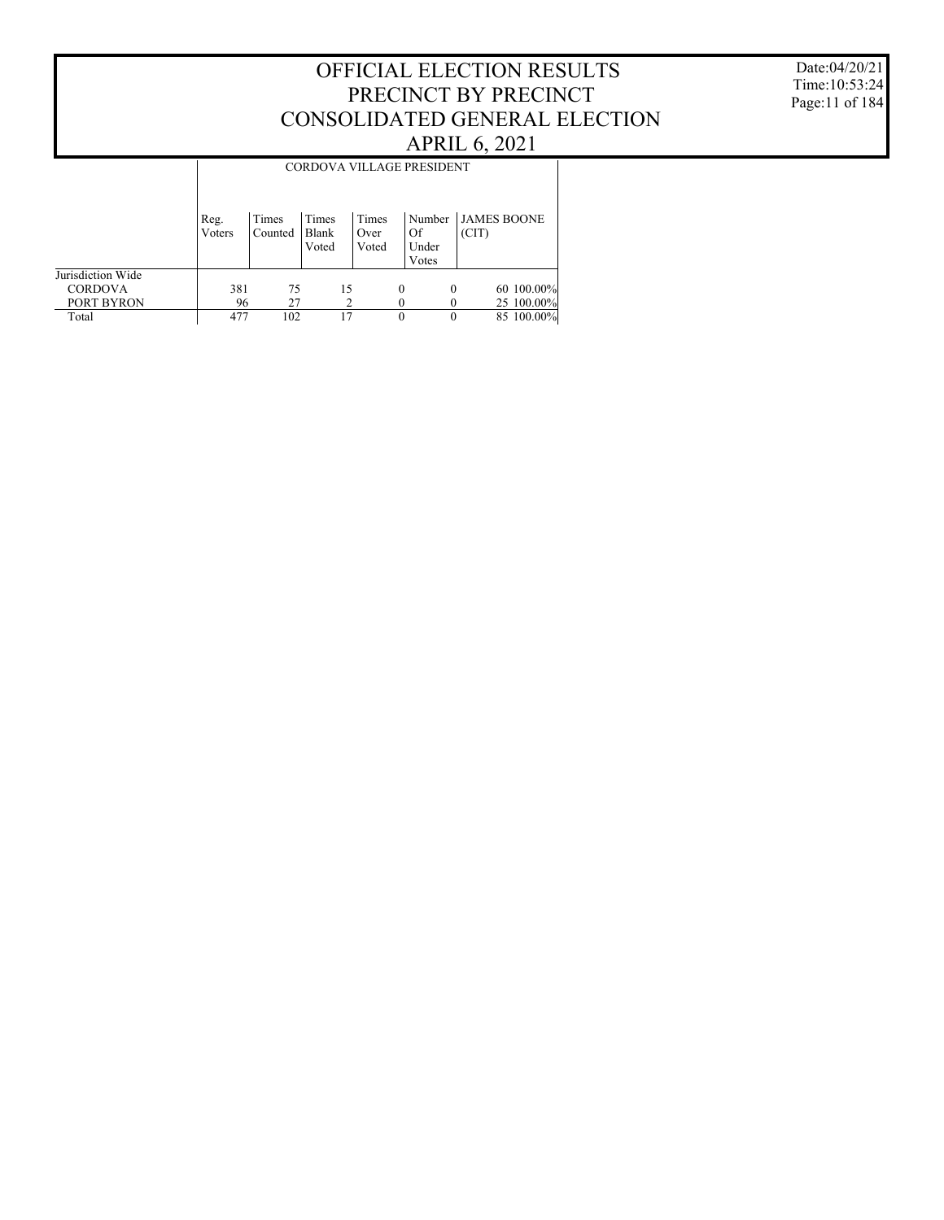# OFFICIAL ELECTION RESULTS
# PRECINCT BY PRECINCT
# CONSOLIDATED GENERAL ELECTION
# APRIL 6, 2021

Date:04/20/21
Time:10:53:24

## CORDOVA VILLAGE PRESIDENT

| | Reg. Voters | Times Counted | Times Blank Voted | Times Over Voted | Number Of Under Votes | JAMES BOONE (CIT) | |
|---|---|---|---|---|---|---|---|
| Jurisdiction Wide | | | | | | | |
| CORDOVA | 381 | 75 | 15 | 0 | 0 | 60 | 100.00% |
| PORT BYRON | 96 | 27 | 2 | 0 | 0 | 25 | 100.00% |
| Total | 477 | 102 | 17 | 0 | 0 | 85 | 100.00% |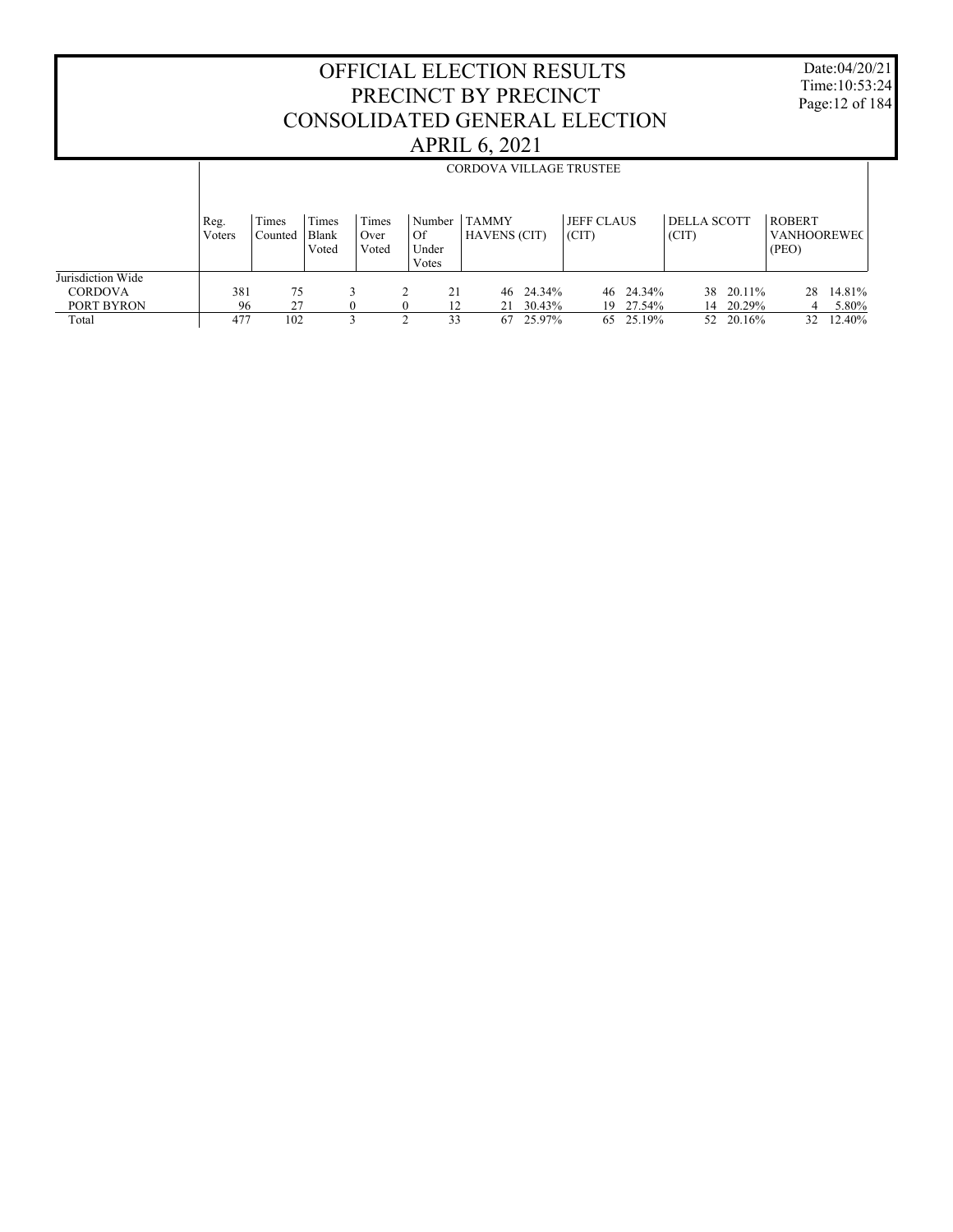# OFFICIAL ELECTION RESULTS
## PRECINCT BY PRECINCT
## CONSOLIDATED GENERAL ELECTION
## APRIL 6, 2021

Date:04/20/21
Time:10:53:24

| | CORDOVA VILLAGE TRUSTEE | | | | | | | | | | | | | |
|---|---|---|---|---|---|---|---|---|---|---|---|---|---|---|
| | Reg. Voters | Times Counted | Times Blank Voted | Times Over Voted | Number Of Under Votes | TAMMY HAVENS (CIT) | | JEFF CLAUS (CIT) | | DELLA SCOTT (CIT) | | ROBERT VANHOOREWEC (PEO) | |
| Jurisdiction Wide | | | | | | | | | | | | | |
| CORDOVA | 381 | 75 | 3 | 2 | 21 | 46 | 24.34% | 46 | 24.34% | 38 | 20.11% | 28 | 14.81% |
| PORT BYRON | 96 | 27 | 0 | 0 | 12 | 21 | 30.43% | 19 | 27.54% | 14 | 20.29% | 4 | 5.80% |
| Total | 477 | 102 | 3 | 2 | 33 | 67 | 25.97% | 65 | 25.19% | 52 | 20.16% | 32 | 12.40% |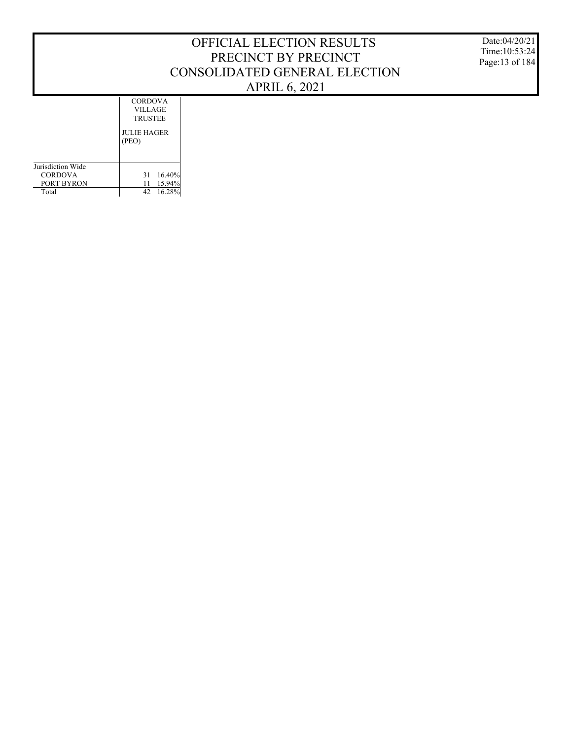# OFFICIAL ELECTION RESULTS
# PRECINCT BY PRECINCT
# CONSOLIDATED GENERAL ELECTION
# APRIL 6, 2021

Date:04/20/21
Time:10:53:24

| | CORDOVA VILLAGE TRUSTEE | |
|---|---|---|
| | JULIE HAGER (PEO) | |
| Jurisdiction Wide | | |
| CORDOVA | 31 | 16.40% |
| PORT BYRON | 11 | 15.94% |
| Total | 42 | 16.28% |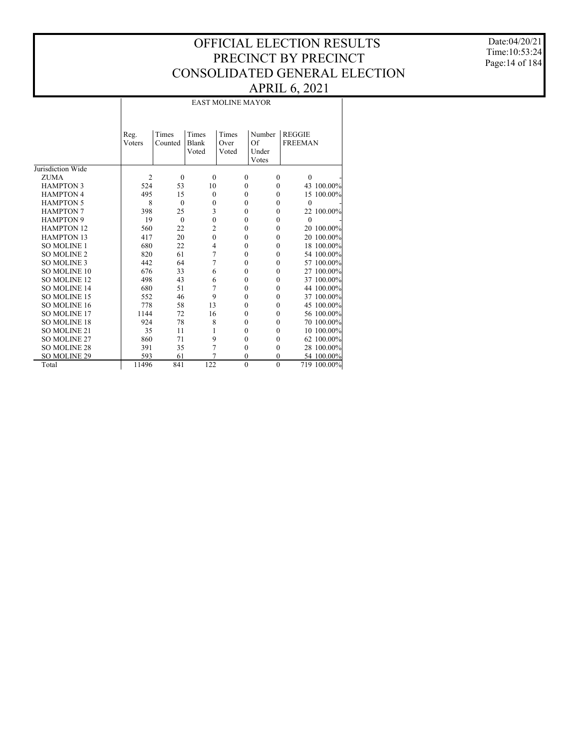# OFFICIAL ELECTION RESULTS
# PRECINCT BY PRECINCT
# CONSOLIDATED GENERAL ELECTION
# APRIL 6, 2021

Date:04/20/21
Time:10:53:24

## EAST MOLINE MAYOR

| | Reg. Voters | Times Counted | Times Blank Voted | Times Over Voted | Number Of Under Votes | REGGIE FREEMAN | |
|---|---|---|---|---|---|---|---|
| Jurisdiction Wide | | | | | | | |
| ZUMA | 2 | 0 | 0 | 0 | 0 | 0 | - |
| HAMPTON 3 | 524 | 53 | 10 | 0 | 0 | 43 | 100.00% |
| HAMPTON 4 | 495 | 15 | 0 | 0 | 0 | 15 | 100.00% |
| HAMPTON 5 | 8 | 0 | 0 | 0 | 0 | 0 | - |
| HAMPTON 7 | 398 | 25 | 3 | 0 | 0 | 22 | 100.00% |
| HAMPTON 9 | 19 | 0 | 0 | 0 | 0 | 0 | - |
| HAMPTON 12 | 560 | 22 | 2 | 0 | 0 | 20 | 100.00% |
| HAMPTON 13 | 417 | 20 | 0 | 0 | 0 | 20 | 100.00% |
| SO MOLINE 1 | 680 | 22 | 4 | 0 | 0 | 18 | 100.00% |
| SO MOLINE 2 | 820 | 61 | 7 | 0 | 0 | 54 | 100.00% |
| SO MOLINE 3 | 442 | 64 | 7 | 0 | 0 | 57 | 100.00% |
| SO MOLINE 10 | 676 | 33 | 6 | 0 | 0 | 27 | 100.00% |
| SO MOLINE 12 | 498 | 43 | 6 | 0 | 0 | 37 | 100.00% |
| SO MOLINE 14 | 680 | 51 | 7 | 0 | 0 | 44 | 100.00% |
| SO MOLINE 15 | 552 | 46 | 9 | 0 | 0 | 37 | 100.00% |
| SO MOLINE 16 | 778 | 58 | 13 | 0 | 0 | 45 | 100.00% |
| SO MOLINE 17 | 1144 | 72 | 16 | 0 | 0 | 56 | 100.00% |
| SO MOLINE 18 | 924 | 78 | 8 | 0 | 0 | 70 | 100.00% |
| SO MOLINE 21 | 35 | 11 | 1 | 0 | 0 | 10 | 100.00% |
| SO MOLINE 27 | 860 | 71 | 9 | 0 | 0 | 62 | 100.00% |
| SO MOLINE 28 | 391 | 35 | 7 | 0 | 0 | 28 | 100.00% |
| SO MOLINE 29 | 593 | 61 | 7 | 0 | 0 | 54 | 100.00% |
| Total | 11496 | 841 | 122 | 0 | 0 | 719 | 100.00% |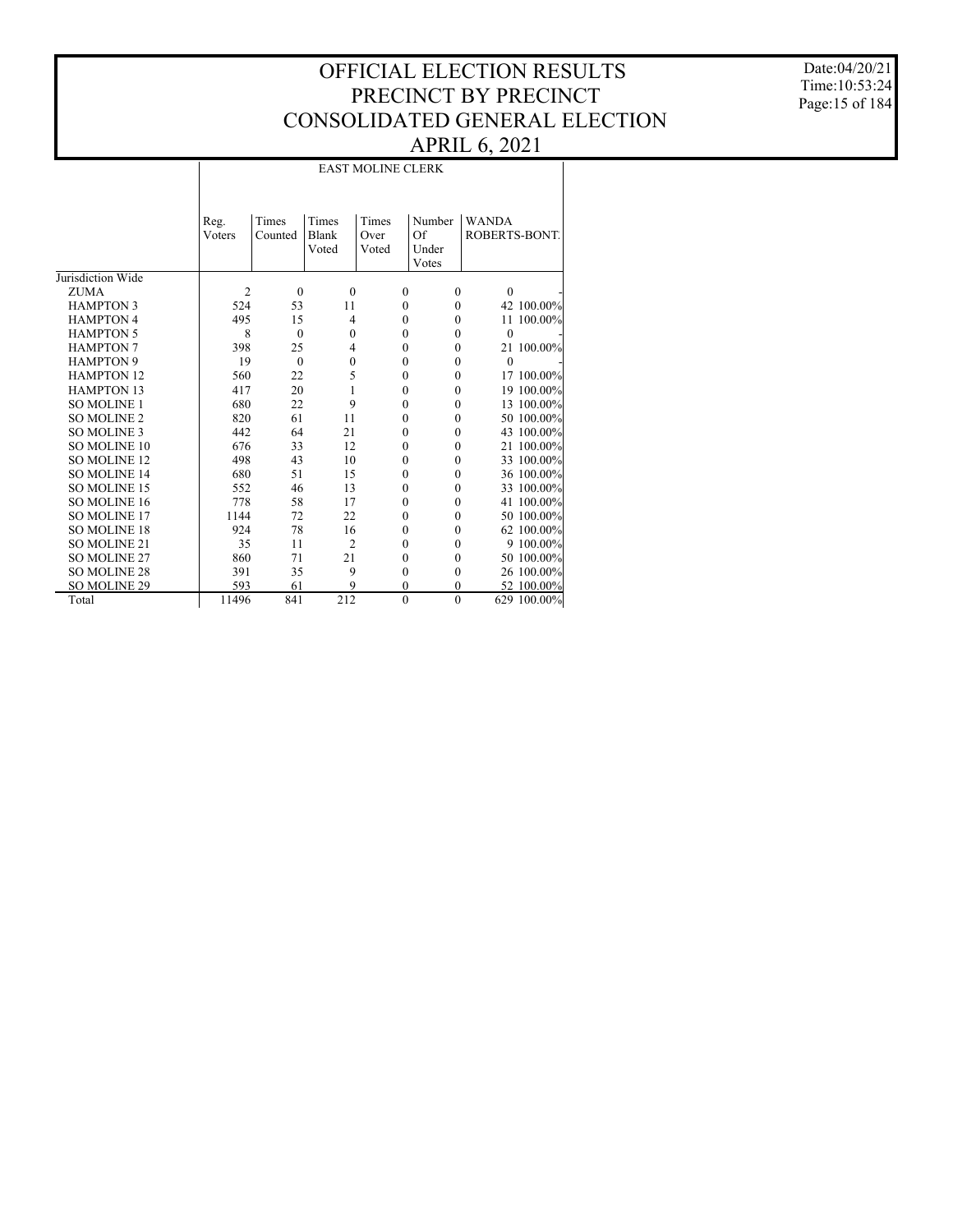# OFFICIAL ELECTION RESULTS
# PRECINCT BY PRECINCT
# CONSOLIDATED GENERAL ELECTION
# APRIL 6, 2021

Date:04/20/21
Time:10:53:24

| | EAST MOLINE CLERK | | | | | | |
|---|---|---|---|---|---|---|---|
| | Reg. Voters | Times Counted | Times Blank Voted | Times Over Voted | Number Of Under Votes | WANDA ROBERTS-BONT. | |
| Jurisdiction Wide | | | | | | | |
| ZUMA | 2 | 0 | 0 | 0 | 0 | 0 | - |
| HAMPTON 3 | 524 | 53 | 11 | 0 | 0 | 42 | 100.00% |
| HAMPTON 4 | 495 | 15 | 4 | 0 | 0 | 11 | 100.00% |
| HAMPTON 5 | 8 | 0 | 0 | 0 | 0 | 0 | - |
| HAMPTON 7 | 398 | 25 | 4 | 0 | 0 | 21 | 100.00% |
| HAMPTON 9 | 19 | 0 | 0 | 0 | 0 | 0 | - |
| HAMPTON 12 | 560 | 22 | 5 | 0 | 0 | 17 | 100.00% |
| HAMPTON 13 | 417 | 20 | 1 | 0 | 0 | 19 | 100.00% |
| SO MOLINE 1 | 680 | 22 | 9 | 0 | 0 | 13 | 100.00% |
| SO MOLINE 2 | 820 | 61 | 11 | 0 | 0 | 50 | 100.00% |
| SO MOLINE 3 | 442 | 64 | 21 | 0 | 0 | 43 | 100.00% |
| SO MOLINE 10 | 676 | 33 | 12 | 0 | 0 | 21 | 100.00% |
| SO MOLINE 12 | 498 | 43 | 10 | 0 | 0 | 33 | 100.00% |
| SO MOLINE 14 | 680 | 51 | 15 | 0 | 0 | 36 | 100.00% |
| SO MOLINE 15 | 552 | 46 | 13 | 0 | 0 | 33 | 100.00% |
| SO MOLINE 16 | 778 | 58 | 17 | 0 | 0 | 41 | 100.00% |
| SO MOLINE 17 | 1144 | 72 | 22 | 0 | 0 | 50 | 100.00% |
| SO MOLINE 18 | 924 | 78 | 16 | 0 | 0 | 62 | 100.00% |
| SO MOLINE 21 | 35 | 11 | 2 | 0 | 0 | 9 | 100.00% |
| SO MOLINE 27 | 860 | 71 | 21 | 0 | 0 | 50 | 100.00% |
| SO MOLINE 28 | 391 | 35 | 9 | 0 | 0 | 26 | 100.00% |
| SO MOLINE 29 | 593 | 61 | 9 | 0 | 0 | 52 | 100.00% |
| Total | 11496 | 841 | 212 | 0 | 0 | 629 | 100.00% |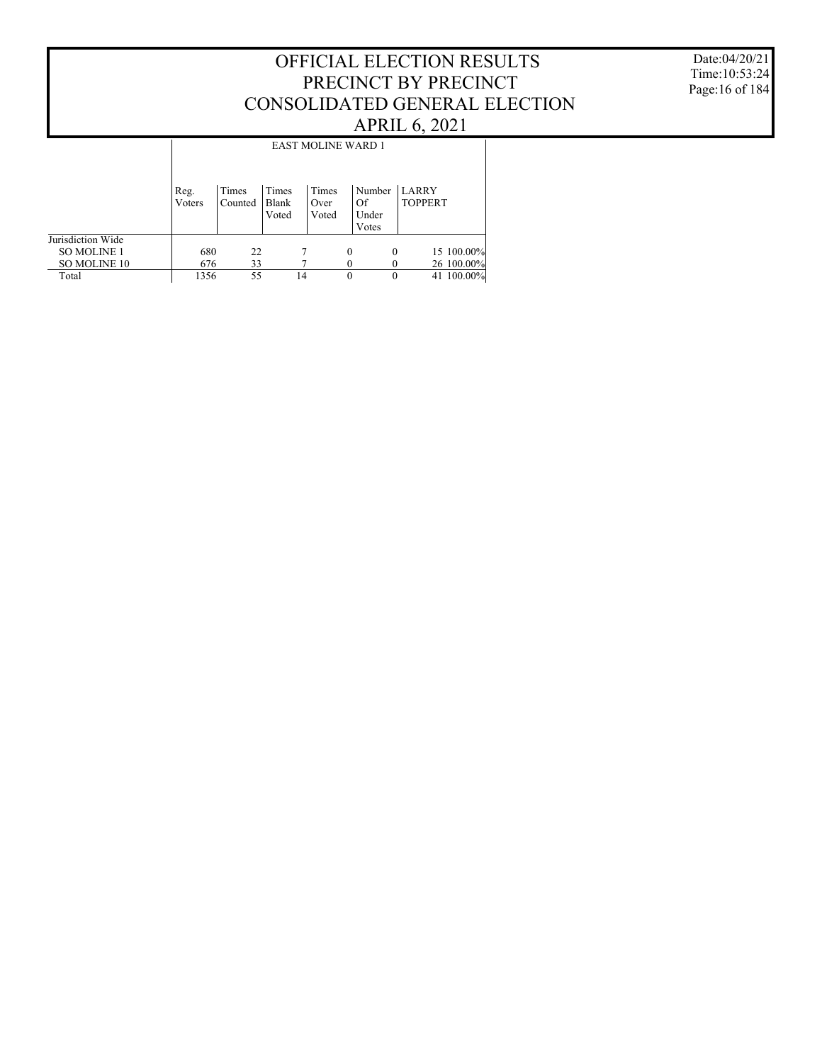# OFFICIAL ELECTION RESULTS
# PRECINCT BY PRECINCT
# CONSOLIDATED GENERAL ELECTION
# APRIL 6, 2021

Date:04/20/21
Time:10:53:24

## EAST MOLINE WARD 1

| | Reg. Voters | Times Counted | Times Blank Voted | Times Over Voted | Number Of Under Votes | LARRY TOPPERT | |
|---|---|---|---|---|---|---|---|
| Jurisdiction Wide | | | | | | | |
| SO MOLINE 1 | 680 | 22 | 7 | 0 | 0 | 15 | 100.00% |
| SO MOLINE 10 | 676 | 33 | 7 | 0 | 0 | 26 | 100.00% |
| Total | 1356 | 55 | 14 | 0 | 0 | 41 | 100.00% |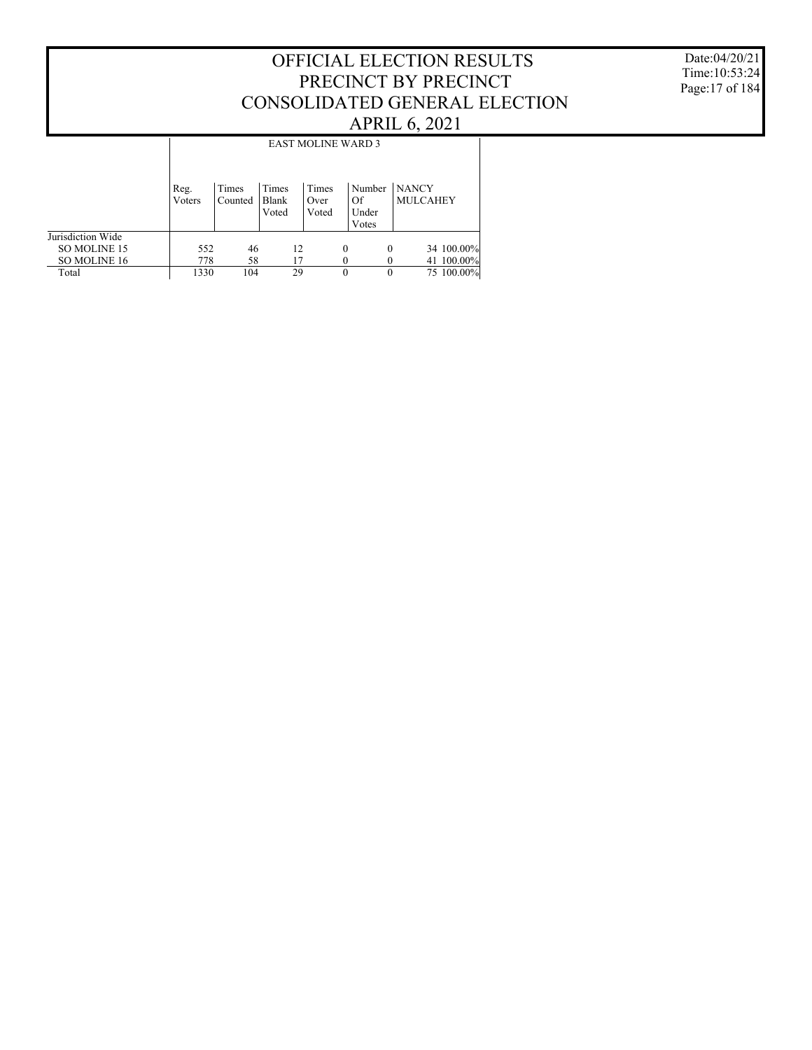# OFFICIAL ELECTION RESULTS
# PRECINCT BY PRECINCT
# CONSOLIDATED GENERAL ELECTION
# APRIL 6, 2021

Date:04/20/21
Time:10:53:24

| | EAST MOLINE WARD 3 | | | | | | |
|---|---|---|---|---|---|---|---|
| | Reg. Voters | Times Counted | Times Blank Voted | Times Over Voted | Number Of Under Votes | NANCY MULCAHEY | |
| Jurisdiction Wide | | | | | | | |
| SO MOLINE 15 | 552 | 46 | 12 | 0 | 0 | 34 | 100.00% |
| SO MOLINE 16 | 778 | 58 | 17 | 0 | 0 | 41 | 100.00% |
| Total | 1330 | 104 | 29 | 0 | 0 | 75 | 100.00% |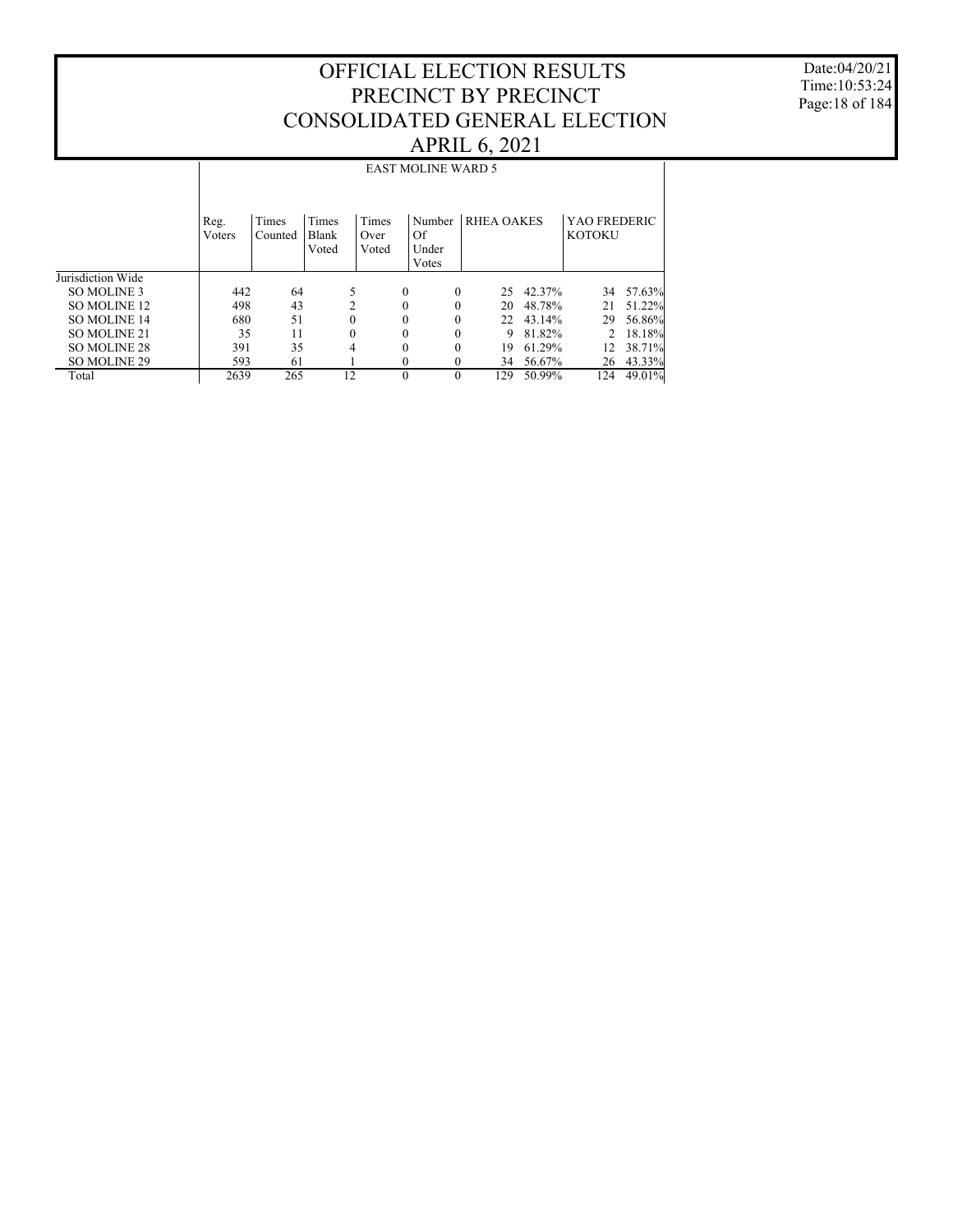# OFFICIAL ELECTION RESULTS
# PRECINCT BY PRECINCT
# CONSOLIDATED GENERAL ELECTION
# APRIL 6, 2021

## EAST MOLINE WARD 5

| | Reg. Voters | Times Counted | Times Blank Voted | Times Over Voted | Number Of Under Votes | RHEA OAKES | | YAO FREDERIC KOTOKU | |
|---|---|---|---|---|---|---|---|---|---|
| Jurisdiction Wide | | | | | | | | | |
| SO MOLINE 3 | 442 | 64 | 5 | 0 | 0 | 25 | 42.37% | 34 | 57.63% |
| SO MOLINE 12 | 498 | 43 | 2 | 0 | 0 | 20 | 48.78% | 21 | 51.22% |
| SO MOLINE 14 | 680 | 51 | 0 | 0 | 0 | 22 | 43.14% | 29 | 56.86% |
| SO MOLINE 21 | 35 | 11 | 0 | 0 | 0 | 9 | 81.82% | 2 | 18.18% |
| SO MOLINE 28 | 391 | 35 | 4 | 0 | 0 | 19 | 61.29% | 12 | 38.71% |
| SO MOLINE 29 | 593 | 61 | 1 | 0 | 0 | 34 | 56.67% | 26 | 43.33% |
| Total | 2639 | 265 | 12 | 0 | 0 | 129 | 50.99% | 124 | 49.01% |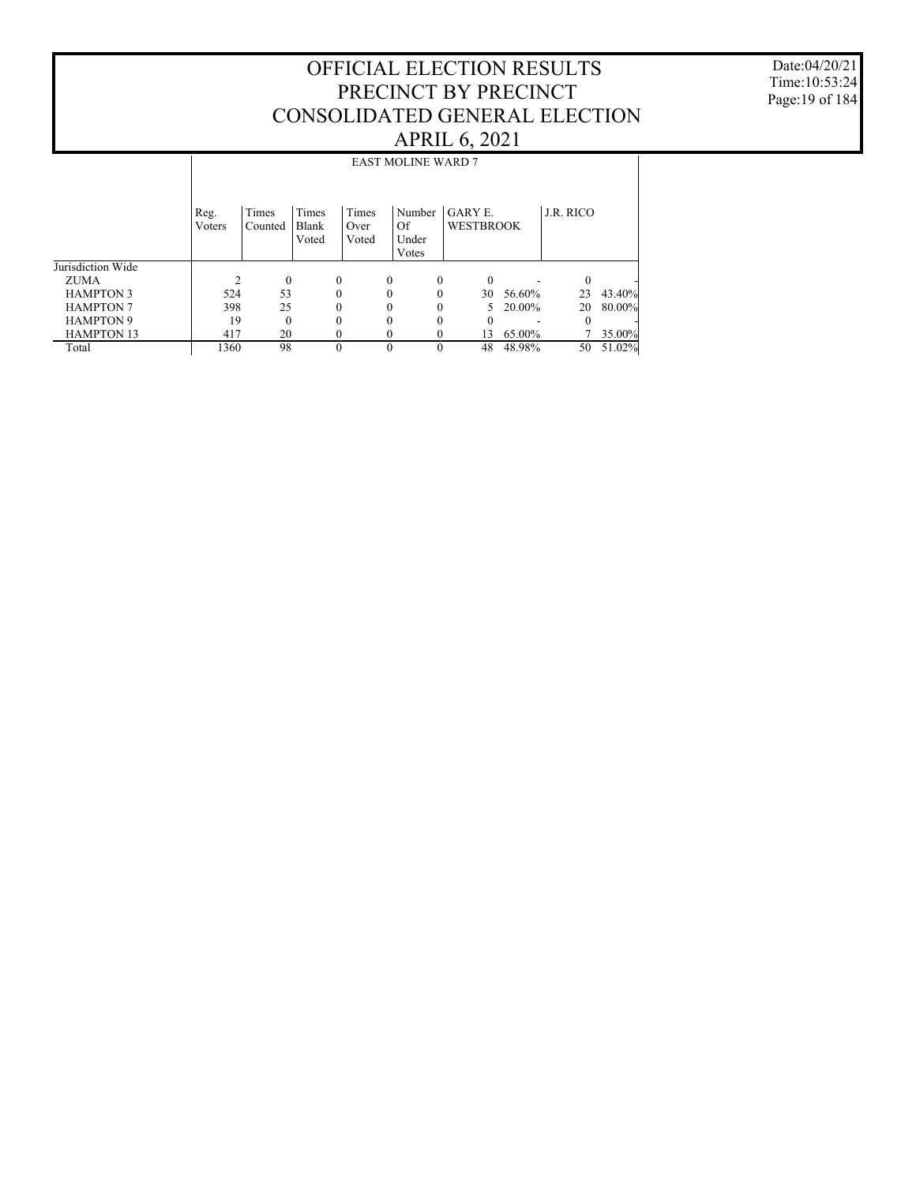# OFFICIAL ELECTION RESULTS
# PRECINCT BY PRECINCT
# CONSOLIDATED GENERAL ELECTION
# APRIL 6, 2021

Date:04/20/21
Time:10:53:24

| | EAST MOLINE WARD 7 | | | | | | | | |
|---|---|---|---|---|---|---|---|---|---|
| | Reg. Voters | Times Counted | Times Blank Voted | Times Over Voted | Number Of Under Votes | GARY E. WESTBROOK | | J.R. RICO | |
| Jurisdiction Wide | | | | | | | | | |
| ZUMA | 2 | 0 | 0 | 0 | 0 | 0 | - | 0 | - |
| HAMPTON 3 | 524 | 53 | 0 | 0 | 0 | 30 | 56.60% | 23 | 43.40% |
| HAMPTON 7 | 398 | 25 | 0 | 0 | 0 | 5 | 20.00% | 20 | 80.00% |
| HAMPTON 9 | 19 | 0 | 0 | 0 | 0 | 0 | - | 0 | - |
| HAMPTON 13 | 417 | 20 | 0 | 0 | 0 | 13 | 65.00% | 7 | 35.00% |
| Total | 1360 | 98 | 0 | 0 | 0 | 48 | 48.98% | 50 | 51.02% |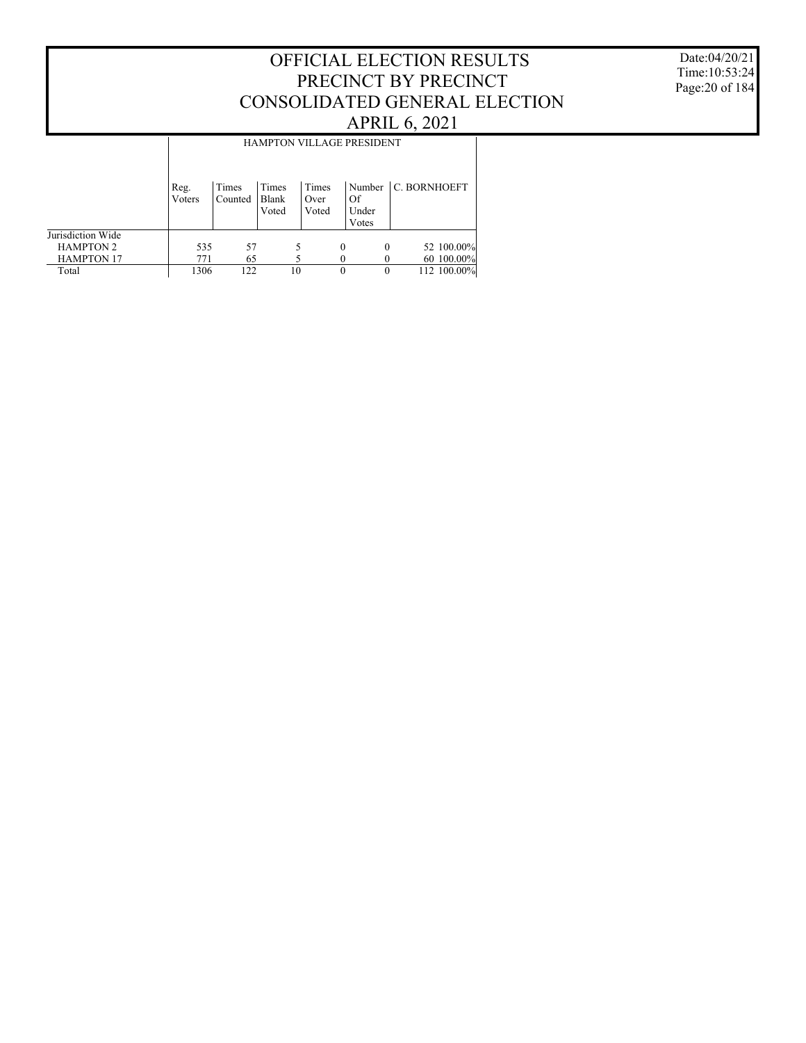# OFFICIAL ELECTION RESULTS
## PRECINCT BY PRECINCT
## CONSOLIDATED GENERAL ELECTION
## APRIL 6, 2021

| | HAMPTON VILLAGE PRESIDENT | | | | | | |
|---|---|---|---|---|---|---|---|
| | Reg. Voters | Times Counted | Times Blank Voted | Times Over Voted | Number Of Under Votes | C. BORNHOEFT | |
| Jurisdiction Wide | | | | | | | |
| HAMPTON 2 | 535 | 57 | 5 | 0 | 0 | 52 | 100.00% |
| HAMPTON 17 | 771 | 65 | 5 | 0 | 0 | 60 | 100.00% |
| Total | 1306 | 122 | 10 | 0 | 0 | 112 | 100.00% |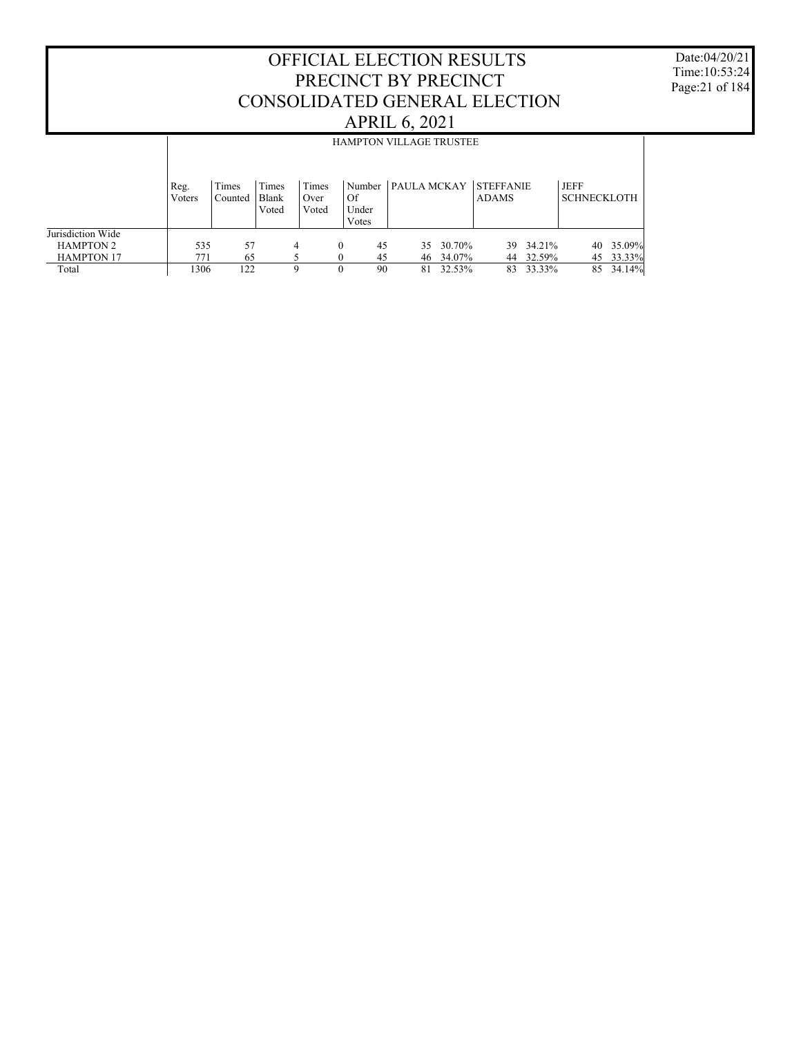# OFFICIAL ELECTION RESULTS
# PRECINCT BY PRECINCT
# CONSOLIDATED GENERAL ELECTION
# APRIL 6, 2021

Date:04/20/21
Time:10:53:24

## HAMPTON VILLAGE TRUSTEE

| | Reg. Voters | Times Counted | Times Blank Voted | Times Over Voted | Number Of Under Votes | PAULA MCKAY | | STEFFANIE ADAMS | | JEFF SCHNECKLOTH | |
|---|---|---|---|---|---|---|---|---|---|---|---|
| Jurisdiction Wide | | | | | | | | | | | |
| HAMPTON 2 | 535 | 57 | 4 | 0 | 45 | 35 | 30.70% | 39 | 34.21% | 40 | 35.09% |
| HAMPTON 17 | 771 | 65 | 5 | 0 | 45 | 46 | 34.07% | 44 | 32.59% | 45 | 33.33% |
| Total | 1306 | 122 | 9 | 0 | 90 | 81 | 32.53% | 83 | 33.33% | 85 | 34.14% |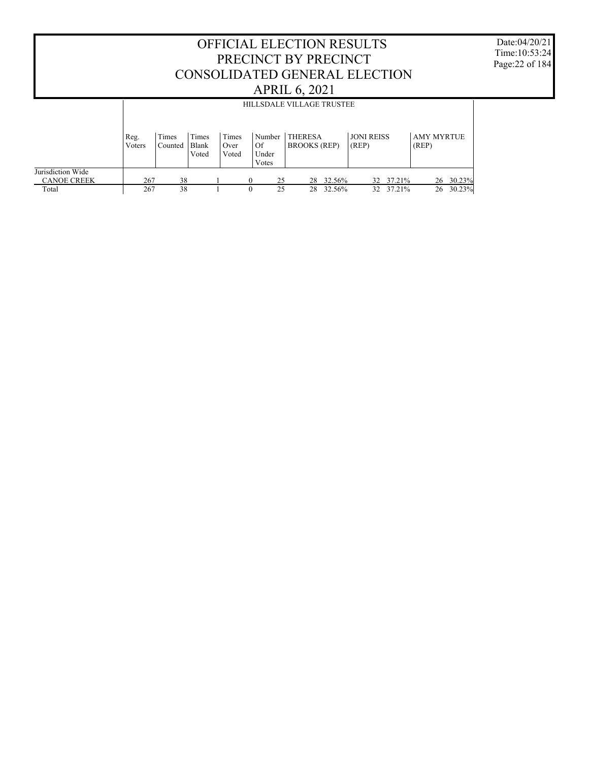# OFFICIAL ELECTION RESULTS
# PRECINCT BY PRECINCT
# CONSOLIDATED GENERAL ELECTION
# APRIL 6, 2021

Date:04/20/21
Time:10:53:24

## HILLSDALE VILLAGE TRUSTEE

| | Reg. Voters | Times Counted | Times Blank Voted | Times Over Voted | Number Of Under Votes | THERESA BROOKS (REP) | | JONI REISS (REP) | | AMY MYRTUE (REP) | |
|---|---|---|---|---|---|---|---|---|---|---|---|
| Jurisdiction Wide | | | | | | | | | | | |
| CANOE CREEK | 267 | 38 | 1 | 0 | 25 | 28 | 32.56% | 32 | 37.21% | 26 | 30.23% |
| Total | 267 | 38 | 1 | 0 | 25 | 28 | 32.56% | 32 | 37.21% | 26 | 30.23% |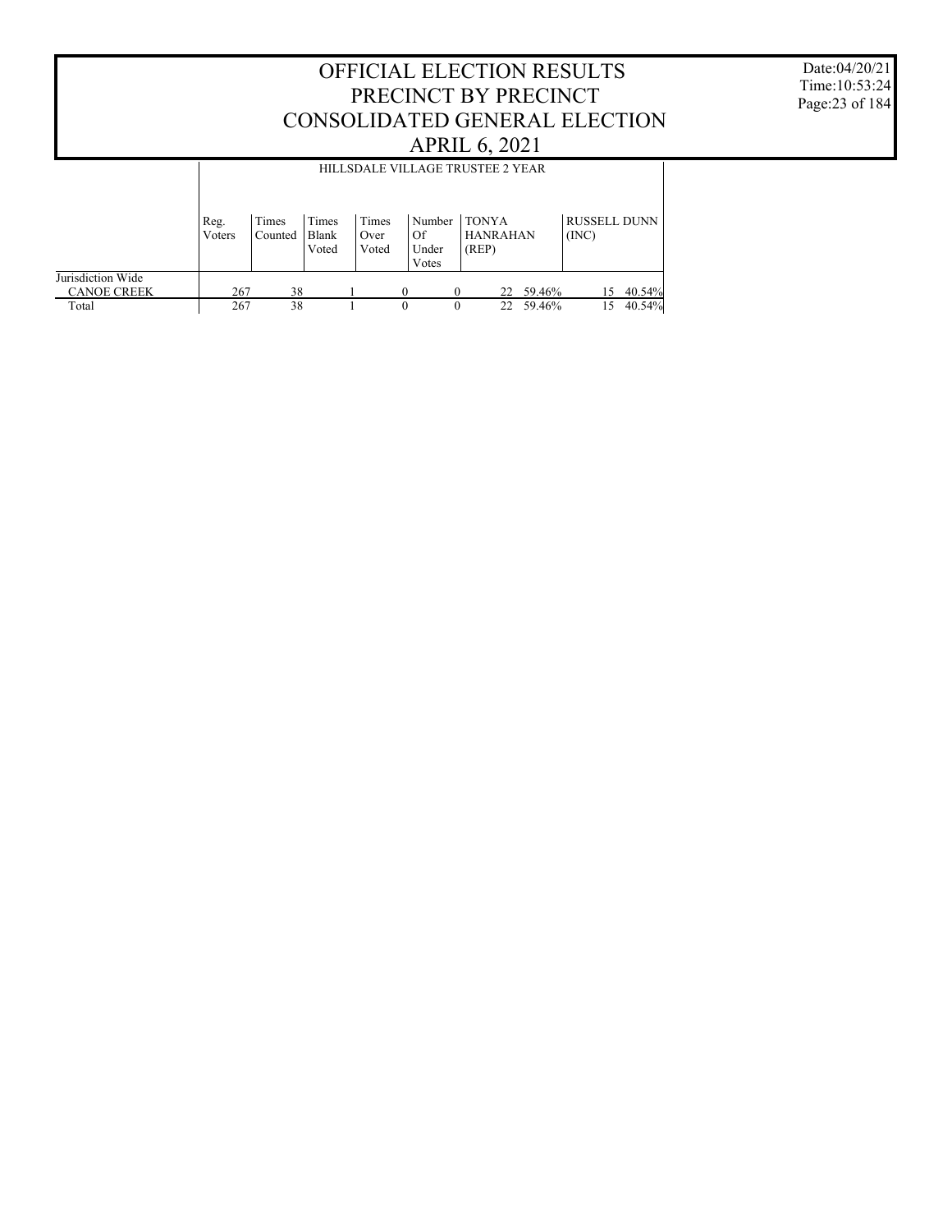# OFFICIAL ELECTION RESULTS
# PRECINCT BY PRECINCT
# CONSOLIDATED GENERAL ELECTION
# APRIL 6, 2021

Date:04/20/21
Time:10:53:24

## HILLSDALE VILLAGE TRUSTEE 2 YEAR

| | Reg. Voters | Times Counted | Times Blank Voted | Times Over Voted | Number Of Under Votes | TONYA HANRAHAN (REP) | | RUSSELL DUNN (INC) | |
|---|---|---|---|---|---|---|---|---|---|
| Jurisdiction Wide | | | | | | | | | |
| CANOE CREEK | 267 | 38 | 1 | 0 | 0 | 22 | 59.46% | 15 | 40.54% |
| Total | 267 | 38 | 1 | 0 | 0 | 22 | 59.46% | 15 | 40.54% |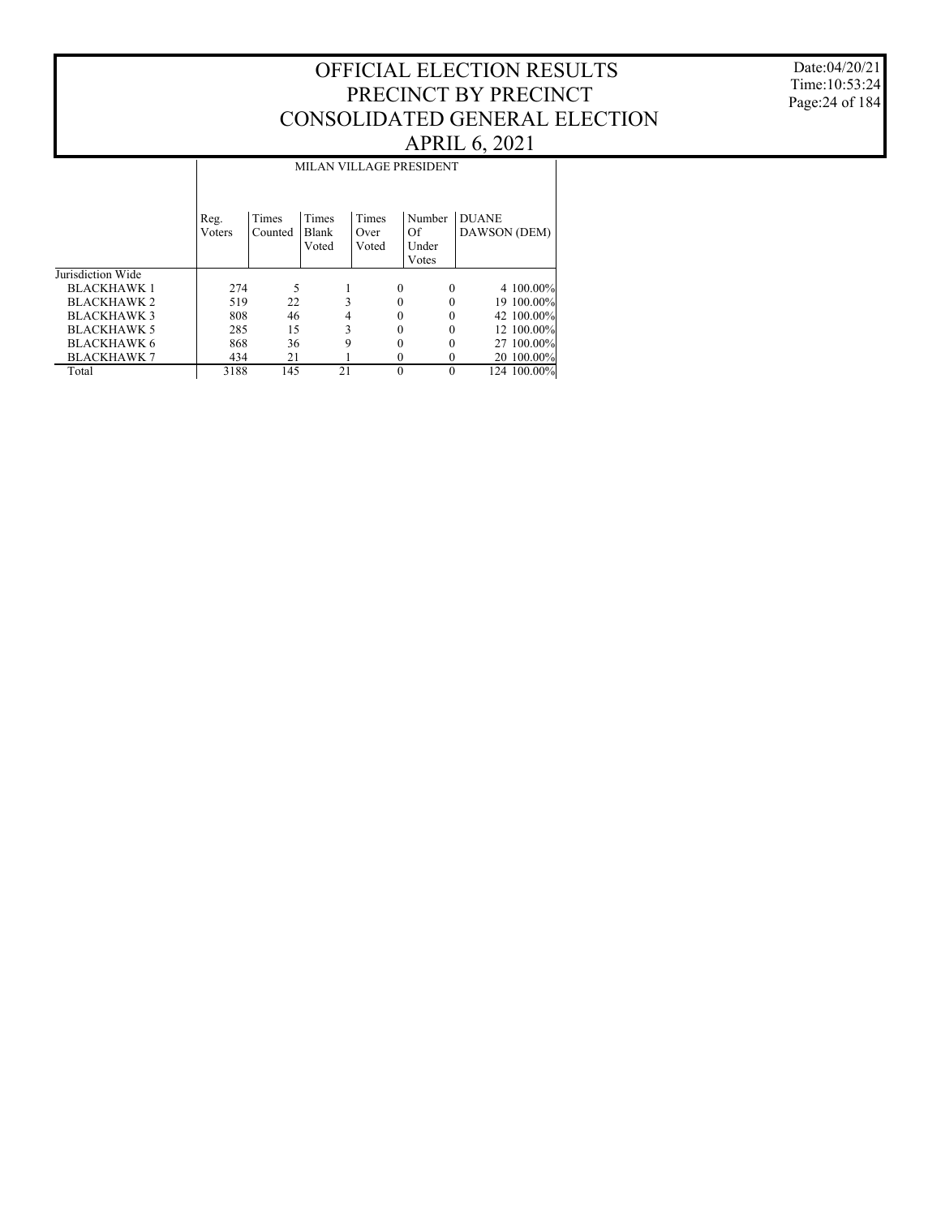# OFFICIAL ELECTION RESULTS
# PRECINCT BY PRECINCT
# CONSOLIDATED GENERAL ELECTION
# APRIL 6, 2021

Date:04/20/21
Time:10:53:24

| | MILAN VILLAGE PRESIDENT | | | | | | |
|---|---|---|---|---|---|---|---|
| | Reg. Voters | Times Counted | Times Blank Voted | Times Over Voted | Number Of Under Votes | DUANE DAWSON (DEM) | |
| Jurisdiction Wide | | | | | | | |
| BLACKHAWK 1 | 274 | 5 | 1 | 0 | 0 | 4 | 100.00% |
| BLACKHAWK 2 | 519 | 22 | 3 | 0 | 0 | 19 | 100.00% |
| BLACKHAWK 3 | 808 | 46 | 4 | 0 | 0 | 42 | 100.00% |
| BLACKHAWK 5 | 285 | 15 | 3 | 0 | 0 | 12 | 100.00% |
| BLACKHAWK 6 | 868 | 36 | 9 | 0 | 0 | 27 | 100.00% |
| BLACKHAWK 7 | 434 | 21 | 1 | 0 | 0 | 20 | 100.00% |
| Total | 3188 | 145 | 21 | 0 | 0 | 124 | 100.00% |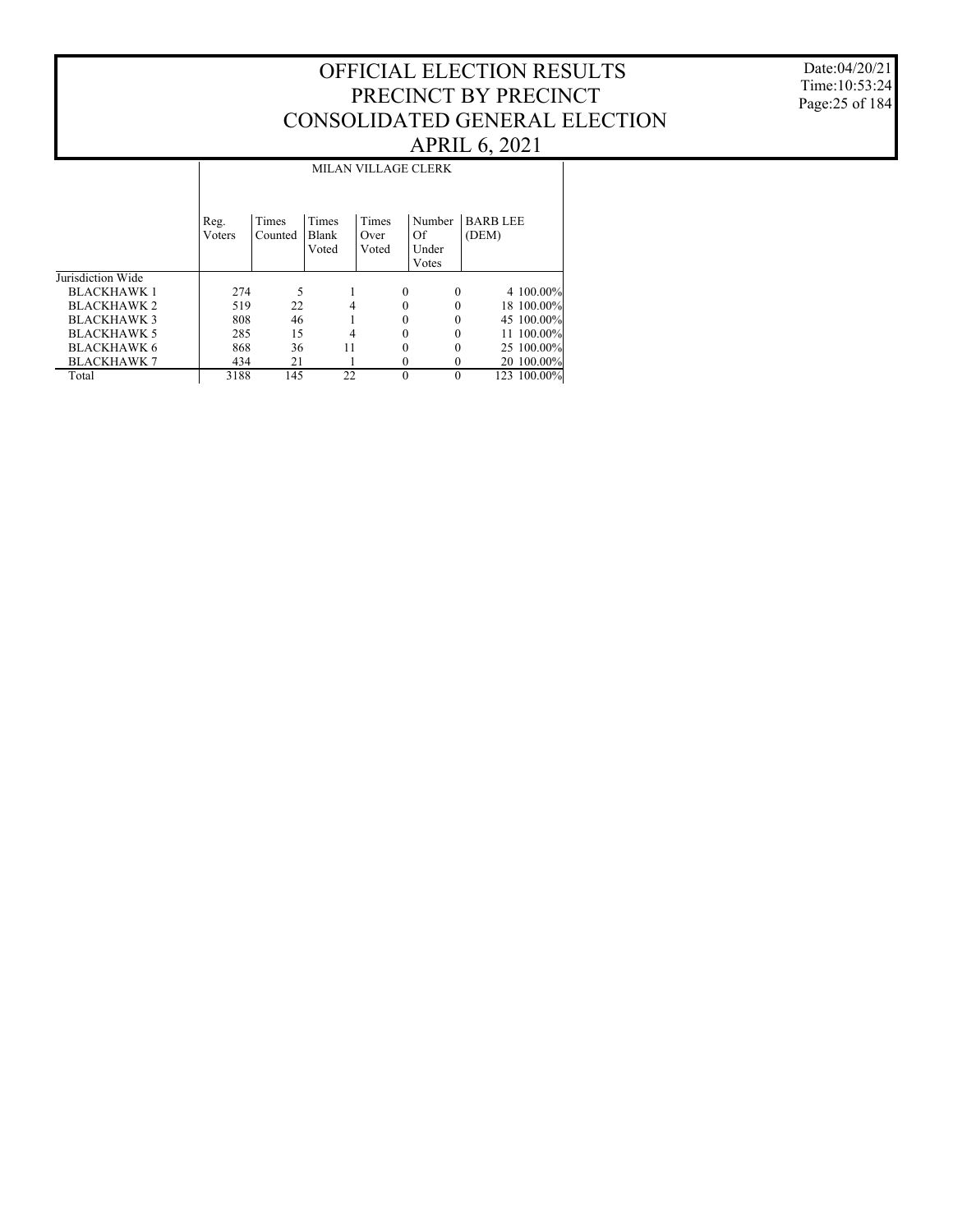# OFFICIAL ELECTION RESULTS
# PRECINCT BY PRECINCT
# CONSOLIDATED GENERAL ELECTION
# APRIL 6, 2021

Date:04/20/21
Time:10:53:24

| | MILAN VILLAGE CLERK | | | | | | |
|---|---|---|---|---|---|---|---|
| | Reg. Voters | Times Counted | Times Blank Voted | Times Over Voted | Number Of Under Votes | BARB LEE (DEM) | |
| Jurisdiction Wide | | | | | | | |
| BLACKHAWK 1 | 274 | 5 | 1 | 0 | 0 | 4 | 100.00% |
| BLACKHAWK 2 | 519 | 22 | 4 | 0 | 0 | 18 | 100.00% |
| BLACKHAWK 3 | 808 | 46 | 1 | 0 | 0 | 45 | 100.00% |
| BLACKHAWK 5 | 285 | 15 | 4 | 0 | 0 | 11 | 100.00% |
| BLACKHAWK 6 | 868 | 36 | 11 | 0 | 0 | 25 | 100.00% |
| BLACKHAWK 7 | 434 | 21 | 1 | 0 | 0 | 20 | 100.00% |
| Total | 3188 | 145 | 22 | 0 | 0 | 123 | 100.00% |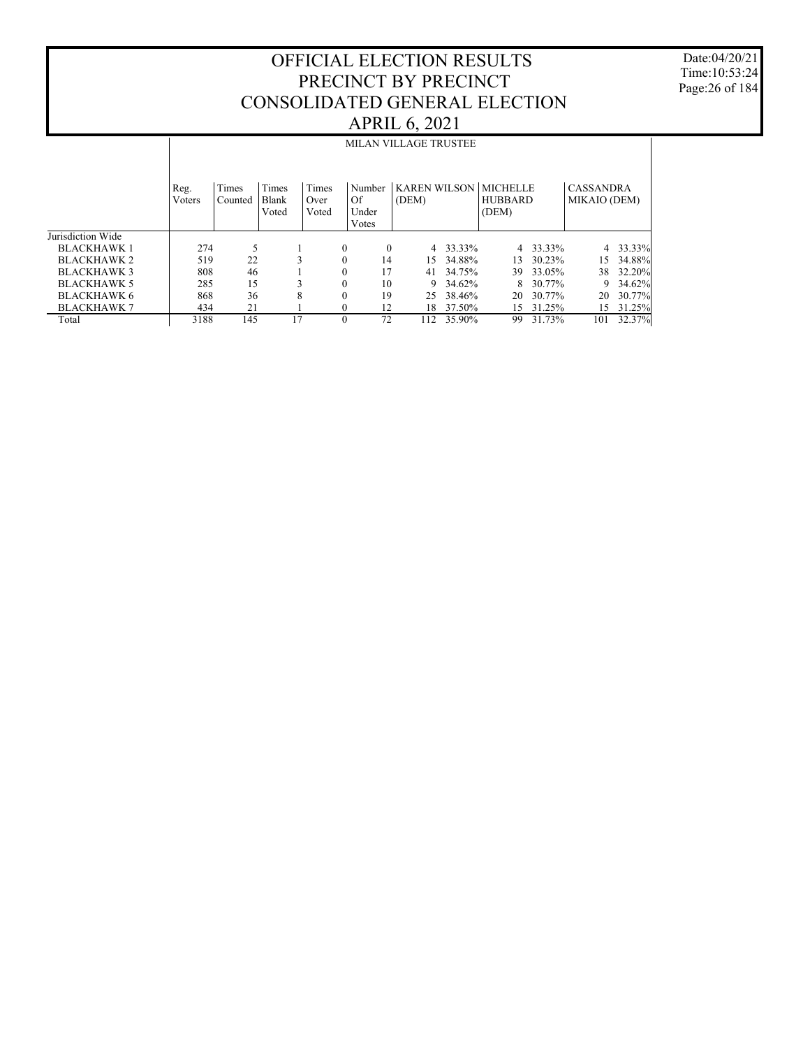# OFFICIAL ELECTION RESULTS
# PRECINCT BY PRECINCT
# CONSOLIDATED GENERAL ELECTION
# APRIL 6, 2021

Date:04/20/21
Time:10:53:24

## MILAN VILLAGE TRUSTEE

| | Reg. Voters | Times Counted | Times Blank Voted | Times Over Voted | Number Of Under Votes | KAREN WILSON (DEM) | | MICHELLE HUBBARD (DEM) | | CASSANDRA MIKAIO (DEM) | |
|---|---|---|---|---|---|---|---|---|---|---|---|
| Jurisdiction Wide | | | | | | | | | | | |
| BLACKHAWK 1 | 274 | 5 | 1 | 0 | 0 | 4 | 33.33% | 4 | 33.33% | 4 | 33.33% |
| BLACKHAWK 2 | 519 | 22 | 3 | 0 | 14 | 15 | 34.88% | 13 | 30.23% | 15 | 34.88% |
| BLACKHAWK 3 | 808 | 46 | 1 | 0 | 17 | 41 | 34.75% | 39 | 33.05% | 38 | 32.20% |
| BLACKHAWK 5 | 285 | 15 | 3 | 0 | 10 | 9 | 34.62% | 8 | 30.77% | 9 | 34.62% |
| BLACKHAWK 6 | 868 | 36 | 8 | 0 | 19 | 25 | 38.46% | 20 | 30.77% | 20 | 30.77% |
| BLACKHAWK 7 | 434 | 21 | 1 | 0 | 12 | 18 | 37.50% | 15 | 31.25% | 15 | 31.25% |
| Total | 3188 | 145 | 17 | 0 | 72 | 112 | 35.90% | 99 | 31.73% | 101 | 32.37% |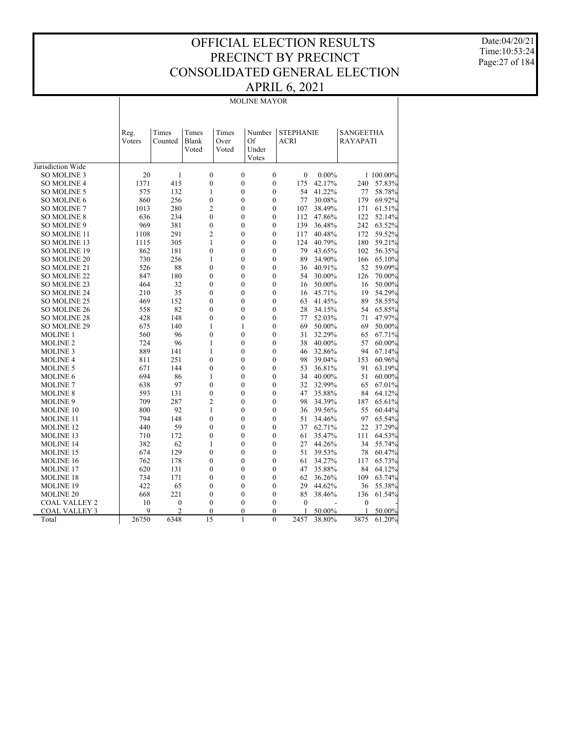# OFFICIAL ELECTION RESULTS
# PRECINCT BY PRECINCT
# CONSOLIDATED GENERAL ELECTION
# APRIL 6, 2021

Date:04/20/21
Time:10:53:24

## MOLINE MAYOR

| | Reg. Voters | Times Counted | Times Blank Voted | Times Over Voted | Number Of Under Votes | STEPHANIE ACRI | | SANGEETHA RAYAPATI | |
|---|---|---|---|---|---|---|---|---|---|
| Jurisdiction Wide | | | | | | | | | |
| SO MOLINE 3 | 20 | 1 | 0 | 0 | 0 | 0 | 0.00% | 1 | 100.00% |
| SO MOLINE 4 | 1371 | 415 | 0 | 0 | 0 | 175 | 42.17% | 240 | 57.83% |
| SO MOLINE 5 | 575 | 132 | 1 | 0 | 0 | 54 | 41.22% | 77 | 58.78% |
| SO MOLINE 6 | 860 | 256 | 0 | 0 | 0 | 77 | 30.08% | 179 | 69.92% |
| SO MOLINE 7 | 1013 | 280 | 2 | 0 | 0 | 107 | 38.49% | 171 | 61.51% |
| SO MOLINE 8 | 636 | 234 | 0 | 0 | 0 | 112 | 47.86% | 122 | 52.14% |
| SO MOLINE 9 | 969 | 381 | 0 | 0 | 0 | 139 | 36.48% | 242 | 63.52% |
| SO MOLINE 11 | 1108 | 291 | 2 | 0 | 0 | 117 | 40.48% | 172 | 59.52% |
| SO MOLINE 13 | 1115 | 305 | 1 | 0 | 0 | 124 | 40.79% | 180 | 59.21% |
| SO MOLINE 19 | 862 | 181 | 0 | 0 | 0 | 79 | 43.65% | 102 | 56.35% |
| SO MOLINE 20 | 730 | 256 | 1 | 0 | 0 | 89 | 34.90% | 166 | 65.10% |
| SO MOLINE 21 | 526 | 88 | 0 | 0 | 0 | 36 | 40.91% | 52 | 59.09% |
| SO MOLINE 22 | 847 | 180 | 0 | 0 | 0 | 54 | 30.00% | 126 | 70.00% |
| SO MOLINE 23 | 464 | 32 | 0 | 0 | 0 | 16 | 50.00% | 16 | 50.00% |
| SO MOLINE 24 | 210 | 35 | 0 | 0 | 0 | 16 | 45.71% | 19 | 54.29% |
| SO MOLINE 25 | 469 | 152 | 0 | 0 | 0 | 63 | 41.45% | 89 | 58.55% |
| SO MOLINE 26 | 558 | 82 | 0 | 0 | 0 | 28 | 34.15% | 54 | 65.85% |
| SO MOLINE 28 | 428 | 148 | 0 | 0 | 0 | 77 | 52.03% | 71 | 47.97% |
| SO MOLINE 29 | 675 | 140 | 1 | 1 | 0 | 69 | 50.00% | 69 | 50.00% |
| MOLINE 1 | 560 | 96 | 0 | 0 | 0 | 31 | 32.29% | 65 | 67.71% |
| MOLINE 2 | 724 | 96 | 1 | 0 | 0 | 38 | 40.00% | 57 | 60.00% |
| MOLINE 3 | 889 | 141 | 1 | 0 | 0 | 46 | 32.86% | 94 | 67.14% |
| MOLINE 4 | 811 | 251 | 0 | 0 | 0 | 98 | 39.04% | 153 | 60.96% |
| MOLINE 5 | 671 | 144 | 0 | 0 | 0 | 53 | 36.81% | 91 | 63.19% |
| MOLINE 6 | 694 | 86 | 1 | 0 | 0 | 34 | 40.00% | 51 | 60.00% |
| MOLINE 7 | 638 | 97 | 0 | 0 | 0 | 32 | 32.99% | 65 | 67.01% |
| MOLINE 8 | 593 | 131 | 0 | 0 | 0 | 47 | 35.88% | 84 | 64.12% |
| MOLINE 9 | 709 | 287 | 2 | 0 | 0 | 98 | 34.39% | 187 | 65.61% |
| MOLINE 10 | 800 | 92 | 1 | 0 | 0 | 36 | 39.56% | 55 | 60.44% |
| MOLINE 11 | 794 | 148 | 0 | 0 | 0 | 51 | 34.46% | 97 | 65.54% |
| MOLINE 12 | 440 | 59 | 0 | 0 | 0 | 37 | 62.71% | 22 | 37.29% |
| MOLINE 13 | 710 | 172 | 0 | 0 | 0 | 61 | 35.47% | 111 | 64.53% |
| MOLINE 14 | 382 | 62 | 1 | 0 | 0 | 27 | 44.26% | 34 | 55.74% |
| MOLINE 15 | 674 | 129 | 0 | 0 | 0 | 51 | 39.53% | 78 | 60.47% |
| MOLINE 16 | 762 | 178 | 0 | 0 | 0 | 61 | 34.27% | 117 | 65.73% |
| MOLINE 17 | 620 | 131 | 0 | 0 | 0 | 47 | 35.88% | 84 | 64.12% |
| MOLINE 18 | 734 | 171 | 0 | 0 | 0 | 62 | 36.26% | 109 | 63.74% |
| MOLINE 19 | 422 | 65 | 0 | 0 | 0 | 29 | 44.62% | 36 | 55.38% |
| MOLINE 20 | 668 | 221 | 0 | 0 | 0 | 85 | 38.46% | 136 | 61.54% |
| COAL VALLEY 2 | 10 | 0 | 0 | 0 | 0 | 0 | - | 0 | - |
| COAL VALLEY 3 | 9 | 2 | 0 | 0 | 0 | 1 | 50.00% | 1 | 50.00% |
| Total | 26750 | 6348 | 15 | 1 | 0 | 2457 | 38.80% | 3875 | 61.20% |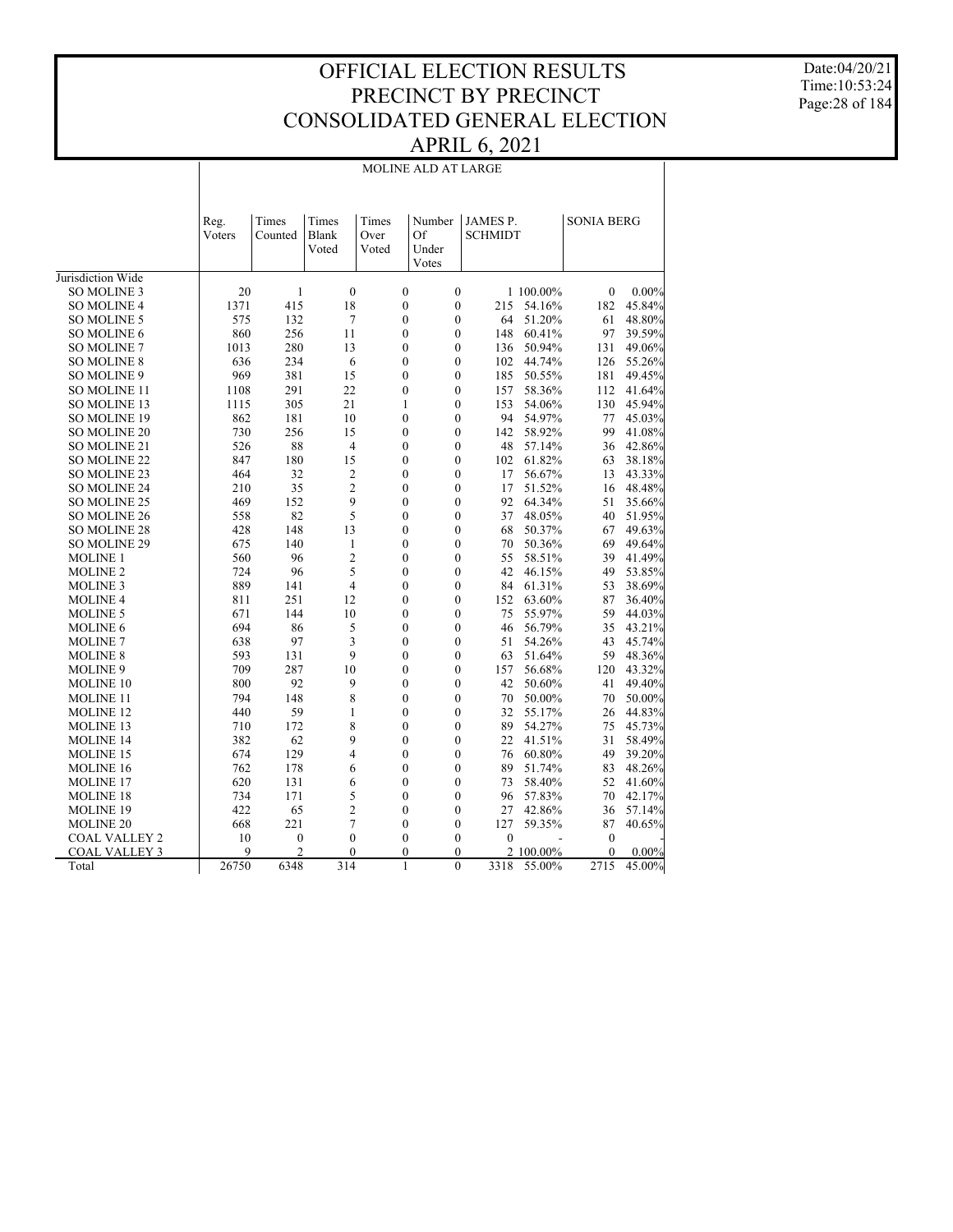# OFFICIAL ELECTION RESULTS
# PRECINCT BY PRECINCT
# CONSOLIDATED GENERAL ELECTION
# APRIL 6, 2021

Date:04/20/21
Time:10:53:24

## MOLINE ALD AT LARGE

| | Reg. Voters | Times Counted | Times Blank Voted | Times Over Voted | Number Of Under Votes | JAMES P. SCHMIDT | | SONIA BERG | |
|---|---|---|---|---|---|---|---|---|---|
| Jurisdiction Wide | | | | | | | | | |
| SO MOLINE 3 | 20 | 1 | 0 | 0 | 0 | 1 | 100.00% | 0 | 0.00% |
| SO MOLINE 4 | 1371 | 415 | 18 | 0 | 0 | 215 | 54.16% | 182 | 45.84% |
| SO MOLINE 5 | 575 | 132 | 7 | 0 | 0 | 64 | 51.20% | 61 | 48.80% |
| SO MOLINE 6 | 860 | 256 | 11 | 0 | 0 | 148 | 60.41% | 97 | 39.59% |
| SO MOLINE 7 | 1013 | 280 | 13 | 0 | 0 | 136 | 50.94% | 131 | 49.06% |
| SO MOLINE 8 | 636 | 234 | 6 | 0 | 0 | 102 | 44.74% | 126 | 55.26% |
| SO MOLINE 9 | 969 | 381 | 15 | 0 | 0 | 185 | 50.55% | 181 | 49.45% |
| SO MOLINE 11 | 1108 | 291 | 22 | 0 | 0 | 157 | 58.36% | 112 | 41.64% |
| SO MOLINE 13 | 1115 | 305 | 21 | 1 | 0 | 153 | 54.06% | 130 | 45.94% |
| SO MOLINE 19 | 862 | 181 | 10 | 0 | 0 | 94 | 54.97% | 77 | 45.03% |
| SO MOLINE 20 | 730 | 256 | 15 | 0 | 0 | 142 | 58.92% | 99 | 41.08% |
| SO MOLINE 21 | 526 | 88 | 4 | 0 | 0 | 48 | 57.14% | 36 | 42.86% |
| SO MOLINE 22 | 847 | 180 | 15 | 0 | 0 | 102 | 61.82% | 63 | 38.18% |
| SO MOLINE 23 | 464 | 32 | 2 | 0 | 0 | 17 | 56.67% | 13 | 43.33% |
| SO MOLINE 24 | 210 | 35 | 2 | 0 | 0 | 17 | 51.52% | 16 | 48.48% |
| SO MOLINE 25 | 469 | 152 | 9 | 0 | 0 | 92 | 64.34% | 51 | 35.66% |
| SO MOLINE 26 | 558 | 82 | 5 | 0 | 0 | 37 | 48.05% | 40 | 51.95% |
| SO MOLINE 28 | 428 | 148 | 13 | 0 | 0 | 68 | 50.37% | 67 | 49.63% |
| SO MOLINE 29 | 675 | 140 | 1 | 0 | 0 | 70 | 50.36% | 69 | 49.64% |
| MOLINE 1 | 560 | 96 | 2 | 0 | 0 | 55 | 58.51% | 39 | 41.49% |
| MOLINE 2 | 724 | 96 | 5 | 0 | 0 | 42 | 46.15% | 49 | 53.85% |
| MOLINE 3 | 889 | 141 | 4 | 0 | 0 | 84 | 61.31% | 53 | 38.69% |
| MOLINE 4 | 811 | 251 | 12 | 0 | 0 | 152 | 63.60% | 87 | 36.40% |
| MOLINE 5 | 671 | 144 | 10 | 0 | 0 | 75 | 55.97% | 59 | 44.03% |
| MOLINE 6 | 694 | 86 | 5 | 0 | 0 | 46 | 56.79% | 35 | 43.21% |
| MOLINE 7 | 638 | 97 | 3 | 0 | 0 | 51 | 54.26% | 43 | 45.74% |
| MOLINE 8 | 593 | 131 | 9 | 0 | 0 | 63 | 51.64% | 59 | 48.36% |
| MOLINE 9 | 709 | 287 | 10 | 0 | 0 | 157 | 56.68% | 120 | 43.32% |
| MOLINE 10 | 800 | 92 | 9 | 0 | 0 | 42 | 50.60% | 41 | 49.40% |
| MOLINE 11 | 794 | 148 | 8 | 0 | 0 | 70 | 50.00% | 70 | 50.00% |
| MOLINE 12 | 440 | 59 | 1 | 0 | 0 | 32 | 55.17% | 26 | 44.83% |
| MOLINE 13 | 710 | 172 | 8 | 0 | 0 | 89 | 54.27% | 75 | 45.73% |
| MOLINE 14 | 382 | 62 | 9 | 0 | 0 | 22 | 41.51% | 31 | 58.49% |
| MOLINE 15 | 674 | 129 | 4 | 0 | 0 | 76 | 60.80% | 49 | 39.20% |
| MOLINE 16 | 762 | 178 | 6 | 0 | 0 | 89 | 51.74% | 83 | 48.26% |
| MOLINE 17 | 620 | 131 | 6 | 0 | 0 | 73 | 58.40% | 52 | 41.60% |
| MOLINE 18 | 734 | 171 | 5 | 0 | 0 | 96 | 57.83% | 70 | 42.17% |
| MOLINE 19 | 422 | 65 | 2 | 0 | 0 | 27 | 42.86% | 36 | 57.14% |
| MOLINE 20 | 668 | 221 | 7 | 0 | 0 | 127 | 59.35% | 87 | 40.65% |
| COAL VALLEY 2 | 10 | 0 | 0 | 0 | 0 | 0 | - | 0 | - |
| COAL VALLEY 3 | 9 | 2 | 0 | 0 | 0 | 2 | 100.00% | 0 | 0.00% |
| Total | 26750 | 6348 | 314 | 1 | 0 | 3318 | 55.00% | 2715 | 45.00% |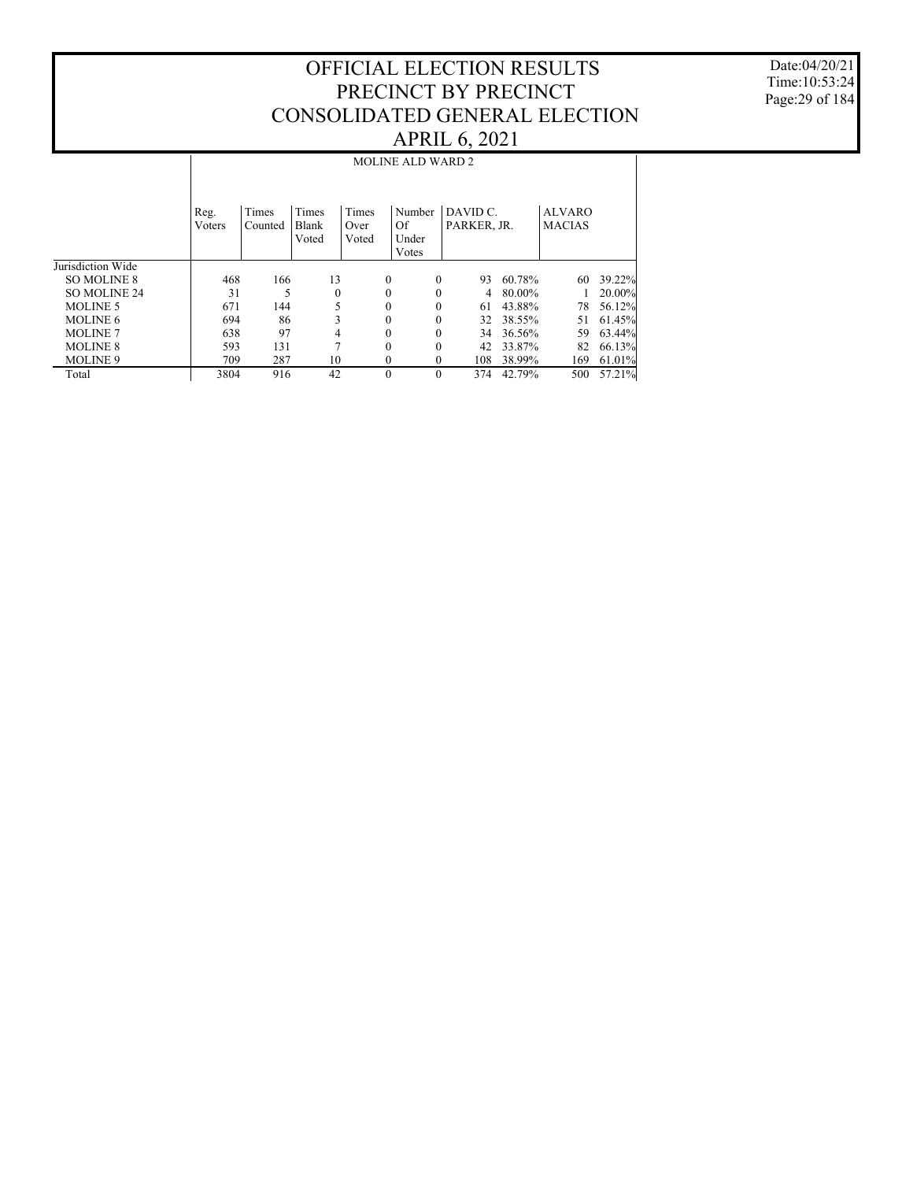# OFFICIAL ELECTION RESULTS
# PRECINCT BY PRECINCT
# CONSOLIDATED GENERAL ELECTION
# APRIL 6, 2021

Date:04/20/21
Time:10:53:24

## MOLINE ALD WARD 2

| | Reg. Voters | Times Counted | Times Blank Voted | Times Over Voted | Number Of Under Votes | DAVID C. PARKER, JR. | | ALVARO MACIAS | |
|---|---|---|---|---|---|---|---|---|---|
| Jurisdiction Wide | | | | | | | | | |
| SO MOLINE 8 | 468 | 166 | 13 | 0 | 0 | 93 | 60.78% | 60 | 39.22% |
| SO MOLINE 24 | 31 | 5 | 0 | 0 | 0 | 4 | 80.00% | 1 | 20.00% |
| MOLINE 5 | 671 | 144 | 5 | 0 | 0 | 61 | 43.88% | 78 | 56.12% |
| MOLINE 6 | 694 | 86 | 3 | 0 | 0 | 32 | 38.55% | 51 | 61.45% |
| MOLINE 7 | 638 | 97 | 4 | 0 | 0 | 34 | 36.56% | 59 | 63.44% |
| MOLINE 8 | 593 | 131 | 7 | 0 | 0 | 42 | 33.87% | 82 | 66.13% |
| MOLINE 9 | 709 | 287 | 10 | 0 | 0 | 108 | 38.99% | 169 | 61.01% |
| Total | 3804 | 916 | 42 | 0 | 0 | 374 | 42.79% | 500 | 57.21% |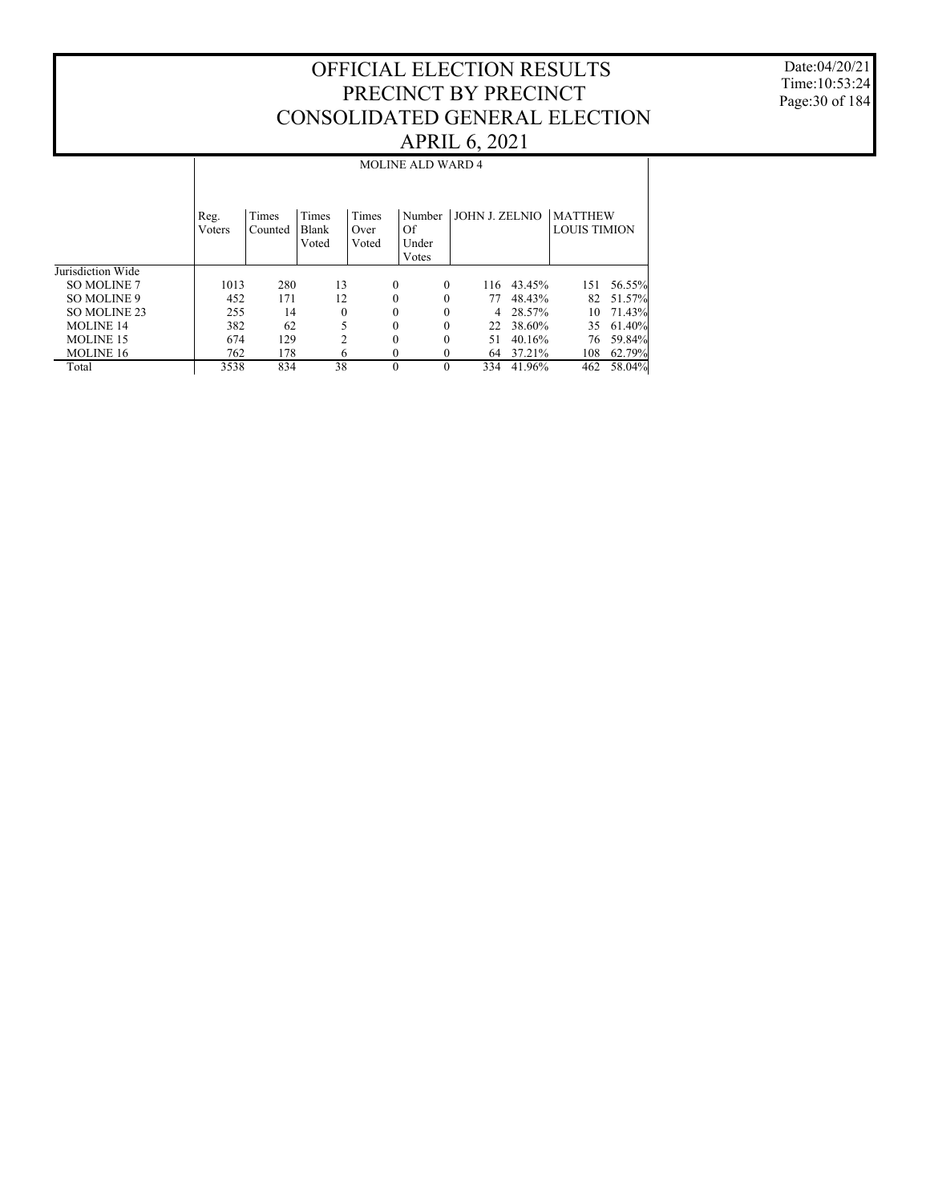# OFFICIAL ELECTION RESULTS
# PRECINCT BY PRECINCT
# CONSOLIDATED GENERAL ELECTION
# APRIL 6, 2021

## MOLINE ALD WARD 4

| | Reg. Voters | Times Counted | Times Blank Voted | Times Over Voted | Number Of Under Votes | JOHN J. ZELNIO | | MATTHEW LOUIS TIMION | |
|---|---|---|---|---|---|---|---|---|---|
| Jurisdiction Wide | | | | | | | | | |
| SO MOLINE 7 | 1013 | 280 | 13 | 0 | 0 | 116 | 43.45% | 151 | 56.55% |
| SO MOLINE 9 | 452 | 171 | 12 | 0 | 0 | 77 | 48.43% | 82 | 51.57% |
| SO MOLINE 23 | 255 | 14 | 0 | 0 | 0 | 4 | 28.57% | 10 | 71.43% |
| MOLINE 14 | 382 | 62 | 5 | 0 | 0 | 22 | 38.60% | 35 | 61.40% |
| MOLINE 15 | 674 | 129 | 2 | 0 | 0 | 51 | 40.16% | 76 | 59.84% |
| MOLINE 16 | 762 | 178 | 6 | 0 | 0 | 64 | 37.21% | 108 | 62.79% |
| Total | 3538 | 834 | 38 | 0 | 0 | 334 | 41.96% | 462 | 58.04% |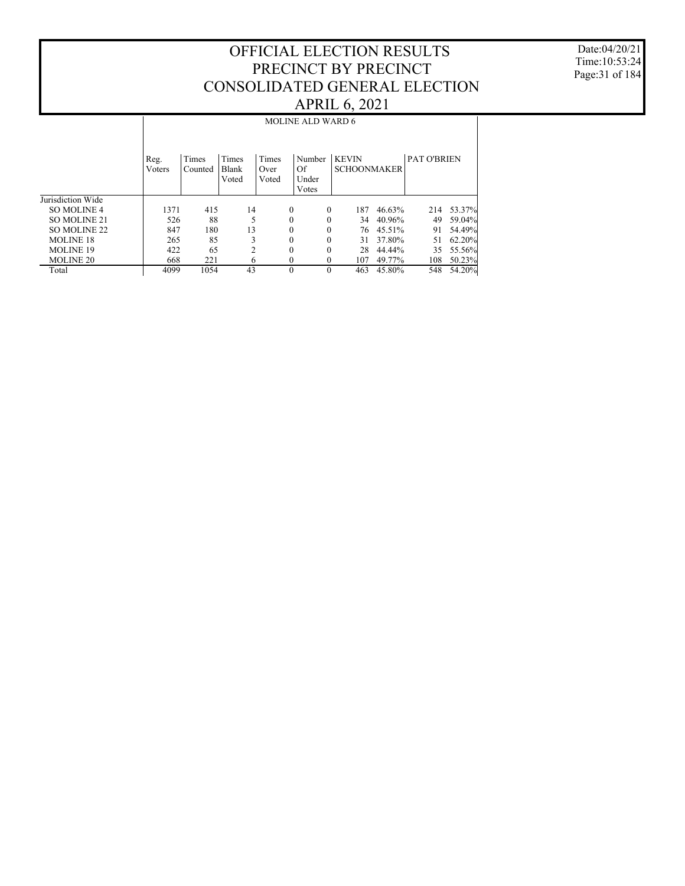# OFFICIAL ELECTION RESULTS
# PRECINCT BY PRECINCT
# CONSOLIDATED GENERAL ELECTION
# APRIL 6, 2021

Date:04/20/21
Time:10:53:24

| | MOLINE ALD WARD 6 | | | | | | | | |
|---|---|---|---|---|---|---|---|---|---|
| | Reg. Voters | Times Counted | Times Blank Voted | Times Over Voted | Number Of Under Votes | KEVIN SCHOONMAKER | | PAT O'BRIEN | |
| Jurisdiction Wide | | | | | | | | | |
| SO MOLINE 4 | 1371 | 415 | 14 | 0 | 0 | 187 | 46.63% | 214 | 53.37% |
| SO MOLINE 21 | 526 | 88 | 5 | 0 | 0 | 34 | 40.96% | 49 | 59.04% |
| SO MOLINE 22 | 847 | 180 | 13 | 0 | 0 | 76 | 45.51% | 91 | 54.49% |
| MOLINE 18 | 265 | 85 | 3 | 0 | 0 | 31 | 37.80% | 51 | 62.20% |
| MOLINE 19 | 422 | 65 | 2 | 0 | 0 | 28 | 44.44% | 35 | 55.56% |
| MOLINE 20 | 668 | 221 | 6 | 0 | 0 | 107 | 49.77% | 108 | 50.23% |
| Total | 4099 | 1054 | 43 | 0 | 0 | 463 | 45.80% | 548 | 54.20% |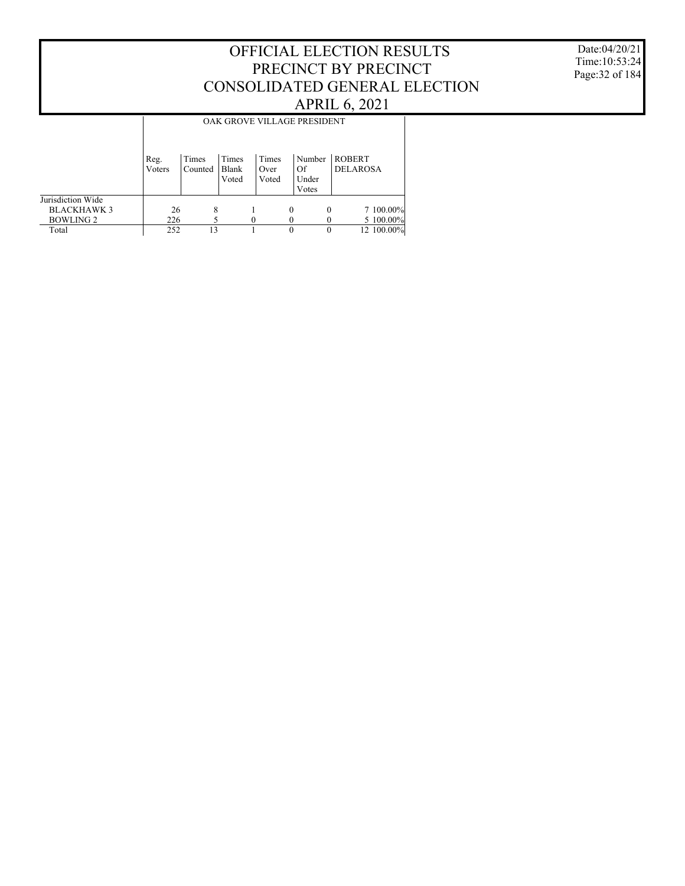# OFFICIAL ELECTION RESULTS
# PRECINCT BY PRECINCT
# CONSOLIDATED GENERAL ELECTION
# APRIL 6, 2021

Date:04/20/21
Time:10:53:24

| | OAK GROVE VILLAGE PRESIDENT | | | | | | |
|---|---|---|---|---|---|---|---|
| | Reg. Voters | Times Counted | Times Blank Voted | Times Over Voted | Number Of Under Votes | ROBERT DELAROSA | |
| Jurisdiction Wide | | | | | | | |
| BLACKHAWK 3 | 26 | 8 | 1 | 0 | 0 | 7 | 100.00% |
| BOWLING 2 | 226 | 5 | 0 | 0 | 0 | 5 | 100.00% |
| Total | 252 | 13 | 1 | 0 | 0 | 12 | 100.00% |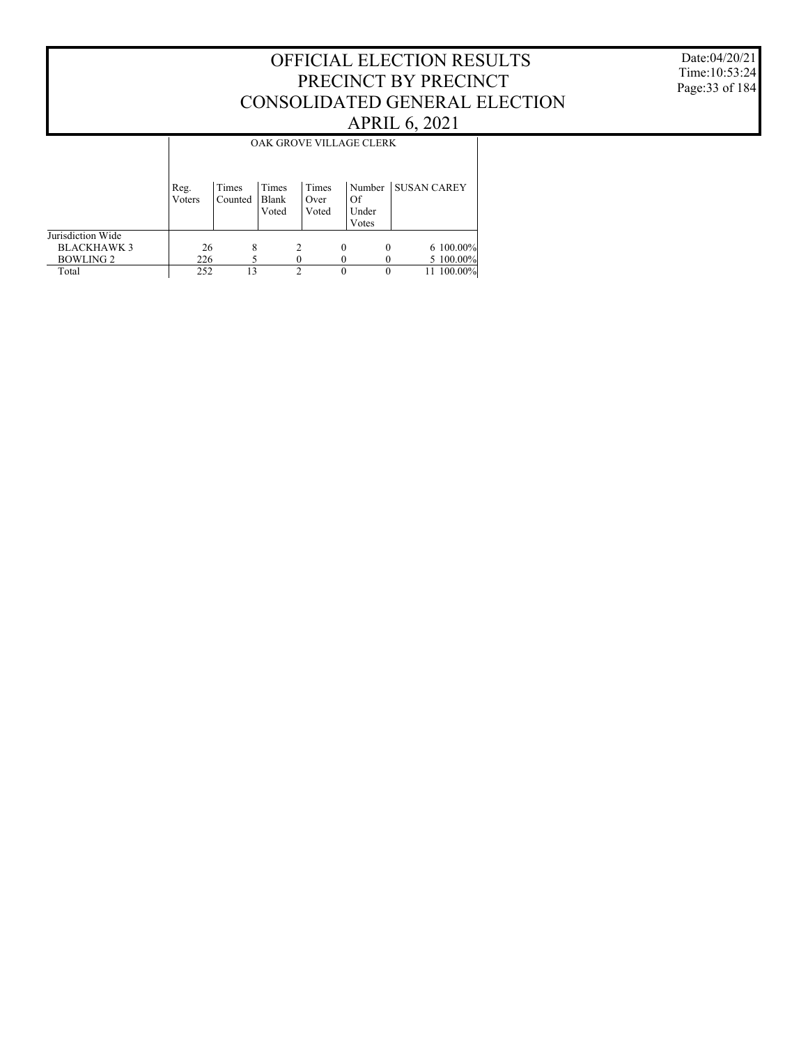# OFFICIAL ELECTION RESULTS
# PRECINCT BY PRECINCT
# CONSOLIDATED GENERAL ELECTION
# APRIL 6, 2021

Date:04/20/21
Time:10:53:24

| | OAK GROVE VILLAGE CLERK | | | | | | |
|---|---|---|---|---|---|---|---|
| | Reg. Voters | Times Counted | Times Blank Voted | Times Over Voted | Number Of Under Votes | SUSAN CAREY | |
| Jurisdiction Wide | | | | | | | |
| BLACKHAWK 3 | 26 | 8 | 2 | 0 | 0 | 6 | 100.00% |
| BOWLING 2 | 226 | 5 | 0 | 0 | 0 | 5 | 100.00% |
| Total | 252 | 13 | 2 | 0 | 0 | 11 | 100.00% |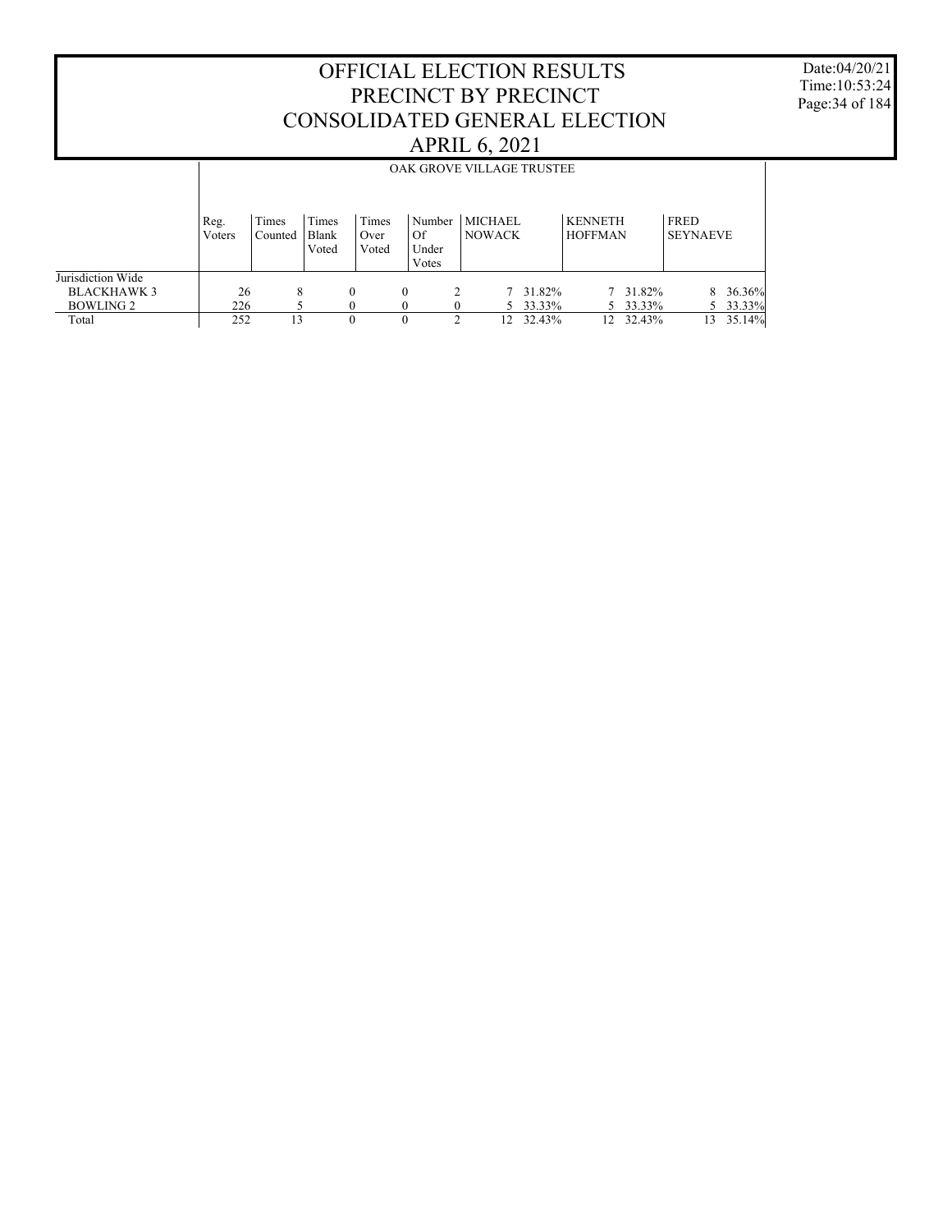# OFFICIAL ELECTION RESULTS
# PRECINCT BY PRECINCT
# CONSOLIDATED GENERAL ELECTION
# APRIL 6, 2021

Date:04/20/21
Time:10:53:24

## OAK GROVE VILLAGE TRUSTEE

| | Reg. Voters | Times Counted | Times Blank Voted | Times Over Voted | Number Of Under Votes | MICHAEL NOWACK | | KENNETH HOFFMAN | | FRED SEYNAEVE | |
|---|---|---|---|---|---|---|---|---|---|---|---|
| Jurisdiction Wide | | | | | | | | | | | |
| BLACKHAWK 3 | 26 | 8 | 0 | 0 | 2 | 7 | 31.82% | 7 | 31.82% | 8 | 36.36% |
| BOWLING 2 | 226 | 5 | 0 | 0 | 0 | 5 | 33.33% | 5 | 33.33% | 5 | 33.33% |
| Total | 252 | 13 | 0 | 0 | 2 | 12 | 32.43% | 12 | 32.43% | 13 | 35.14% |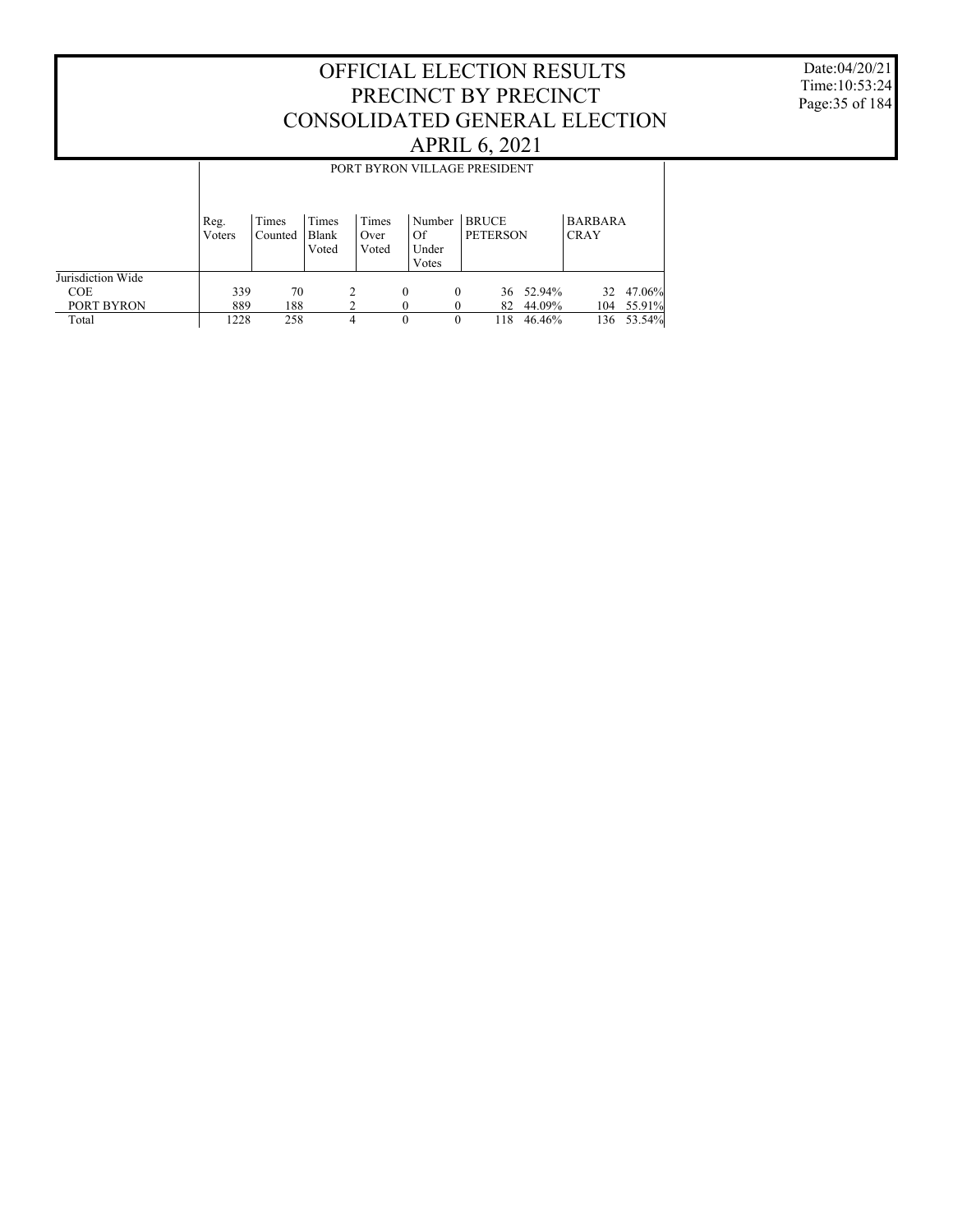# OFFICIAL ELECTION RESULTS
# PRECINCT BY PRECINCT
# CONSOLIDATED GENERAL ELECTION
# APRIL 6, 2021

Date:04/20/21
Time:10:53:24

| | PORT BYRON VILLAGE PRESIDENT | | | | | | | | |
|---|---|---|---|---|---|---|---|---|---|
| | Reg. Voters | Times Counted | Times Blank Voted | Times Over Voted | Number Of Under Votes | BRUCE PETERSON | | BARBARA CRAY | |
| Jurisdiction Wide | | | | | | | | | |
| COE | 339 | 70 | 2 | 0 | 0 | 36 | 52.94% | 32 | 47.06% |
| PORT BYRON | 889 | 188 | 2 | 0 | 0 | 82 | 44.09% | 104 | 55.91% |
| Total | 1228 | 258 | 4 | 0 | 0 | 118 | 46.46% | 136 | 53.54% |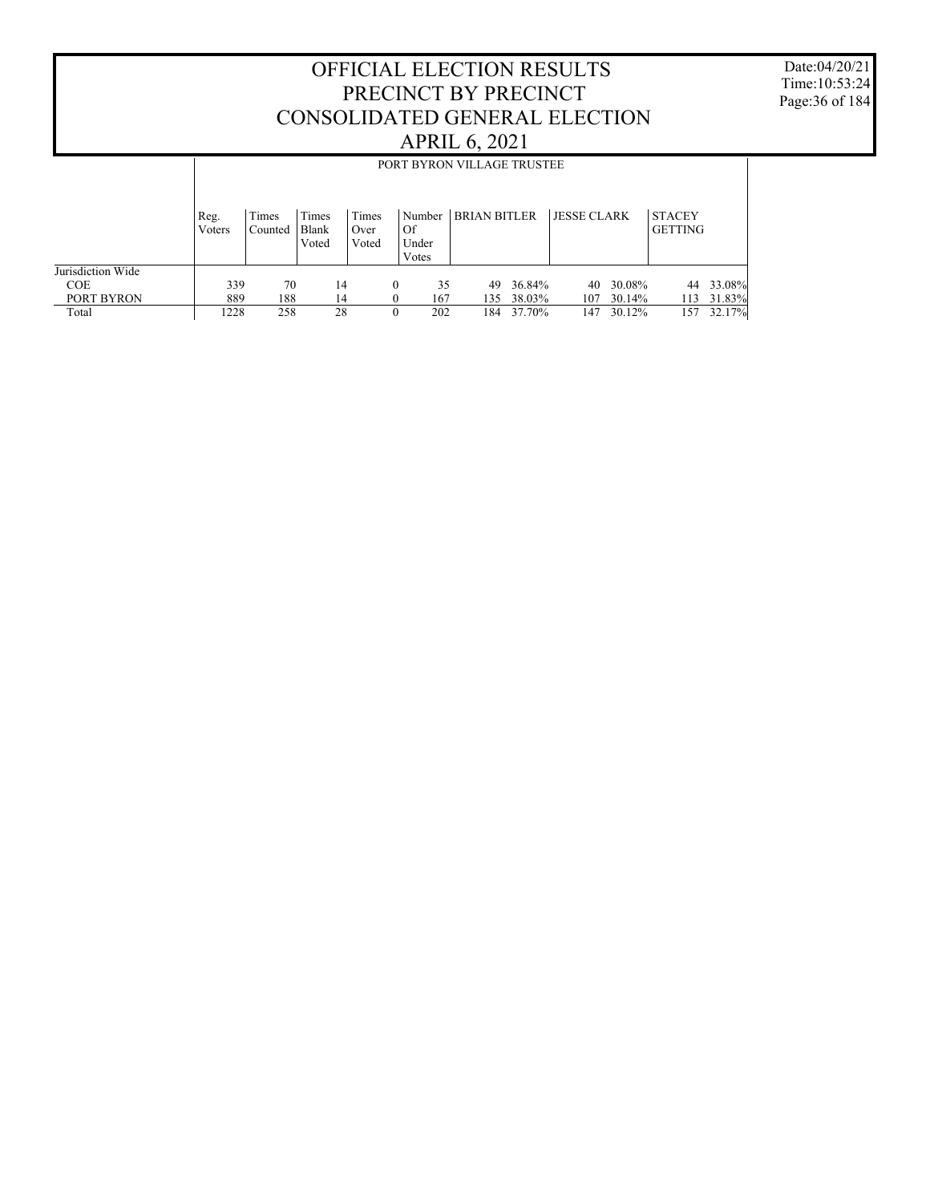# OFFICIAL ELECTION RESULTS
# PRECINCT BY PRECINCT
# CONSOLIDATED GENERAL ELECTION
# APRIL 6, 2021

Date:04/20/21
Time:10:53:24

| | PORT BYRON VILLAGE TRUSTEE | | | | | | | | | | |
|---|---|---|---|---|---|---|---|---|---|---|---|
| | Reg. Voters | Times Counted | Times Blank Voted | Times Over Voted | Number Of Under Votes | BRIAN BITLER | | JESSE CLARK | | STACEY GETTING | |
| Jurisdiction Wide | | | | | | | | | | | |
| COE | 339 | 70 | 14 | 0 | 35 | 49 | 36.84% | 40 | 30.08% | 44 | 33.08% |
| PORT BYRON | 889 | 188 | 14 | 0 | 167 | 135 | 38.03% | 107 | 30.14% | 113 | 31.83% |
| Total | 1228 | 258 | 28 | 0 | 202 | 184 | 37.70% | 147 | 30.12% | 157 | 32.17% |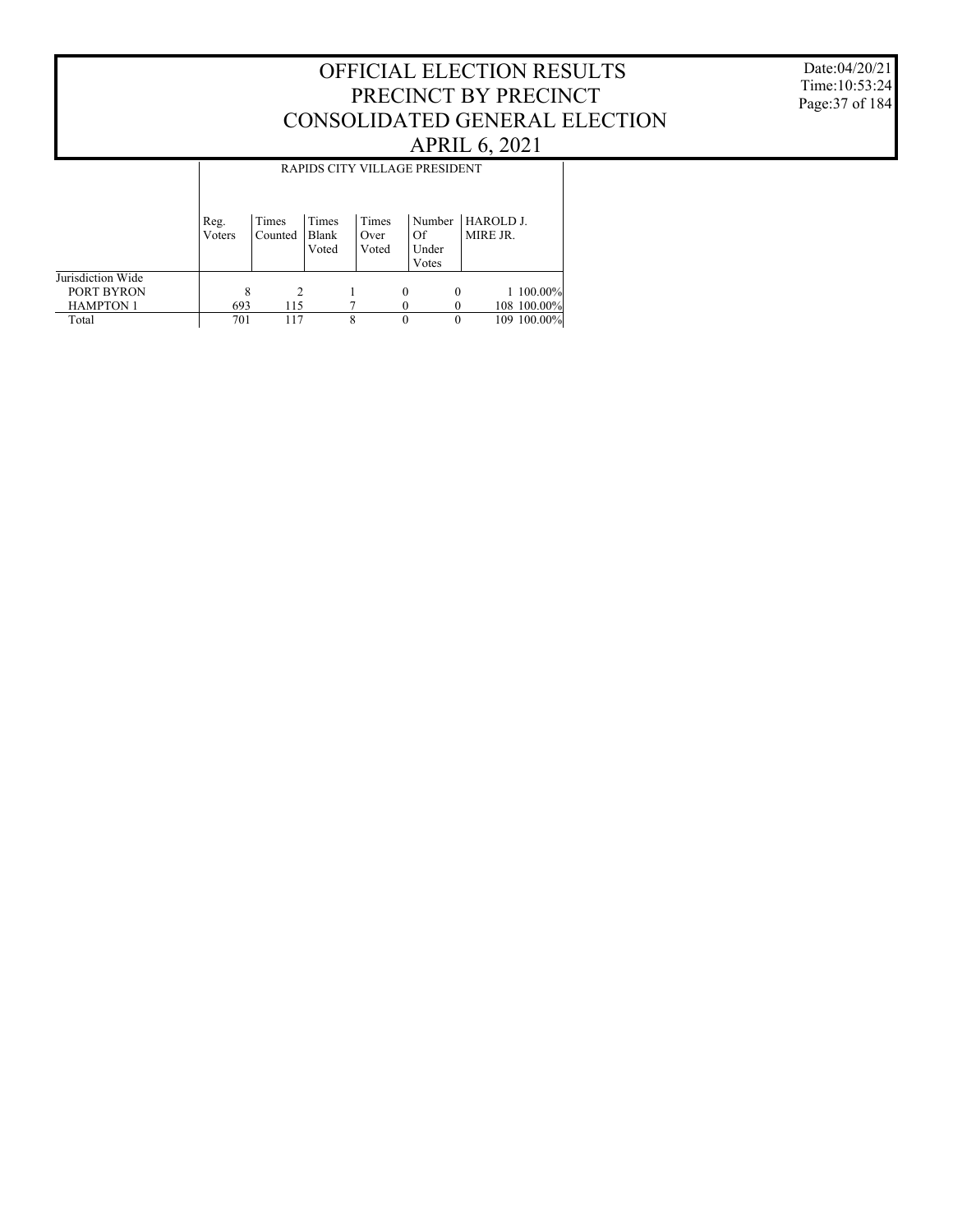# OFFICIAL ELECTION RESULTS
# PRECINCT BY PRECINCT
# CONSOLIDATED GENERAL ELECTION
# APRIL 6, 2021

Date:04/20/21
Time:10:53:24

| | RAPIDS CITY VILLAGE PRESIDENT | | | | | | |
|---|---|---|---|---|---|---|---|
| | Reg. Voters | Times Counted | Times Blank Voted | Times Over Voted | Number Of Under Votes | HAROLD J. MIRE JR. | |
| Jurisdiction Wide | | | | | | | |
| PORT BYRON | 8 | 2 | 1 | 0 | 0 | 1 | 100.00% |
| HAMPTON 1 | 693 | 115 | 7 | 0 | 0 | 108 | 100.00% |
| Total | 701 | 117 | 8 | 0 | 0 | 109 | 100.00% |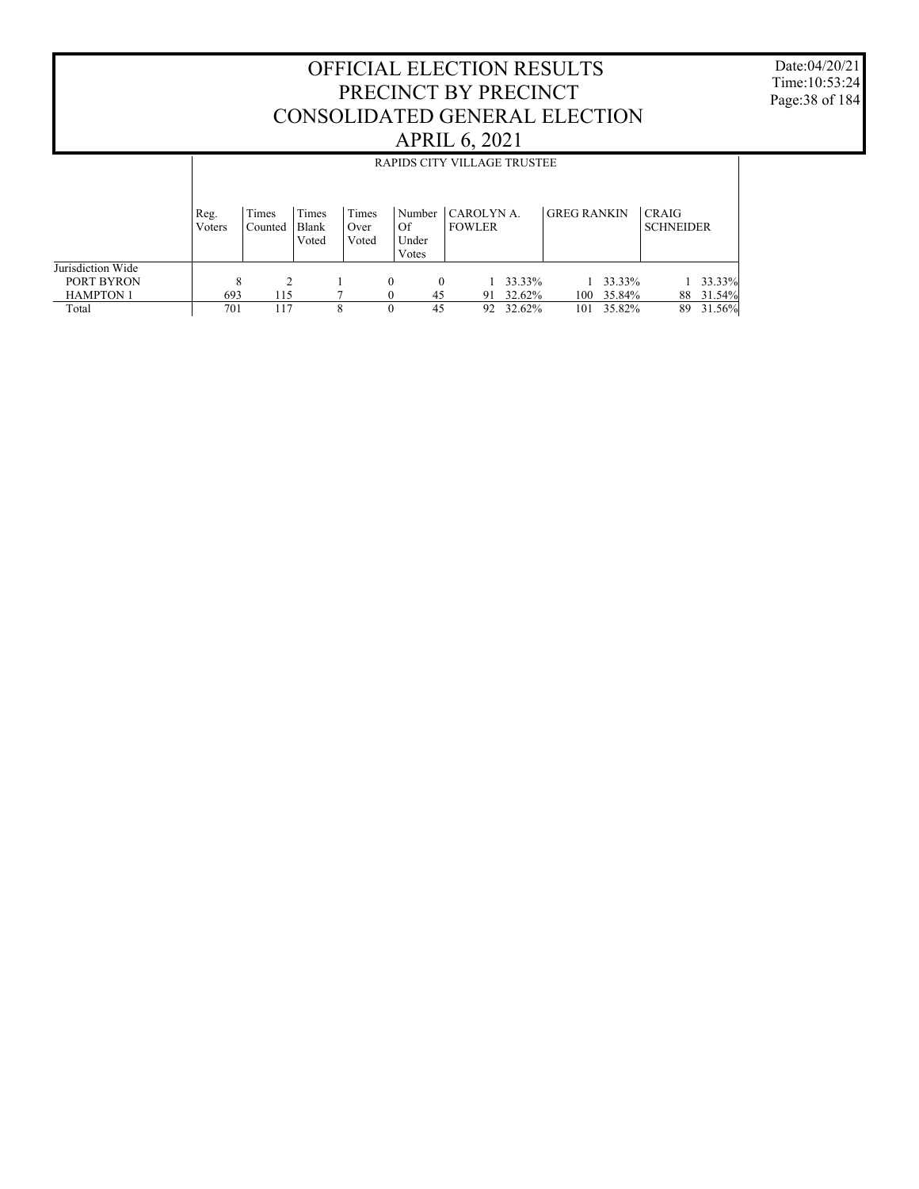# OFFICIAL ELECTION RESULTS
# PRECINCT BY PRECINCT
# CONSOLIDATED GENERAL ELECTION
# APRIL 6, 2021

Date:04/20/21
Time:10:53:24

## RAPIDS CITY VILLAGE TRUSTEE

| | Reg. Voters | Times Counted | Times Blank Voted | Times Over Voted | Number Of Under Votes | CAROLYN A. FOWLER | | GREG RANKIN | | CRAIG SCHNEIDER | |
|---|---|---|---|---|---|---|---|---|---|---|---|
| Jurisdiction Wide | | | | | | | | | | | |
| PORT BYRON | 8 | 2 | 1 | 0 | 0 | 1 | 33.33% | 1 | 33.33% | 1 | 33.33% |
| HAMPTON 1 | 693 | 115 | 7 | 0 | 45 | 91 | 32.62% | 100 | 35.84% | 88 | 31.54% |
| Total | 701 | 117 | 8 | 0 | 45 | 92 | 32.62% | 101 | 35.82% | 89 | 31.56% |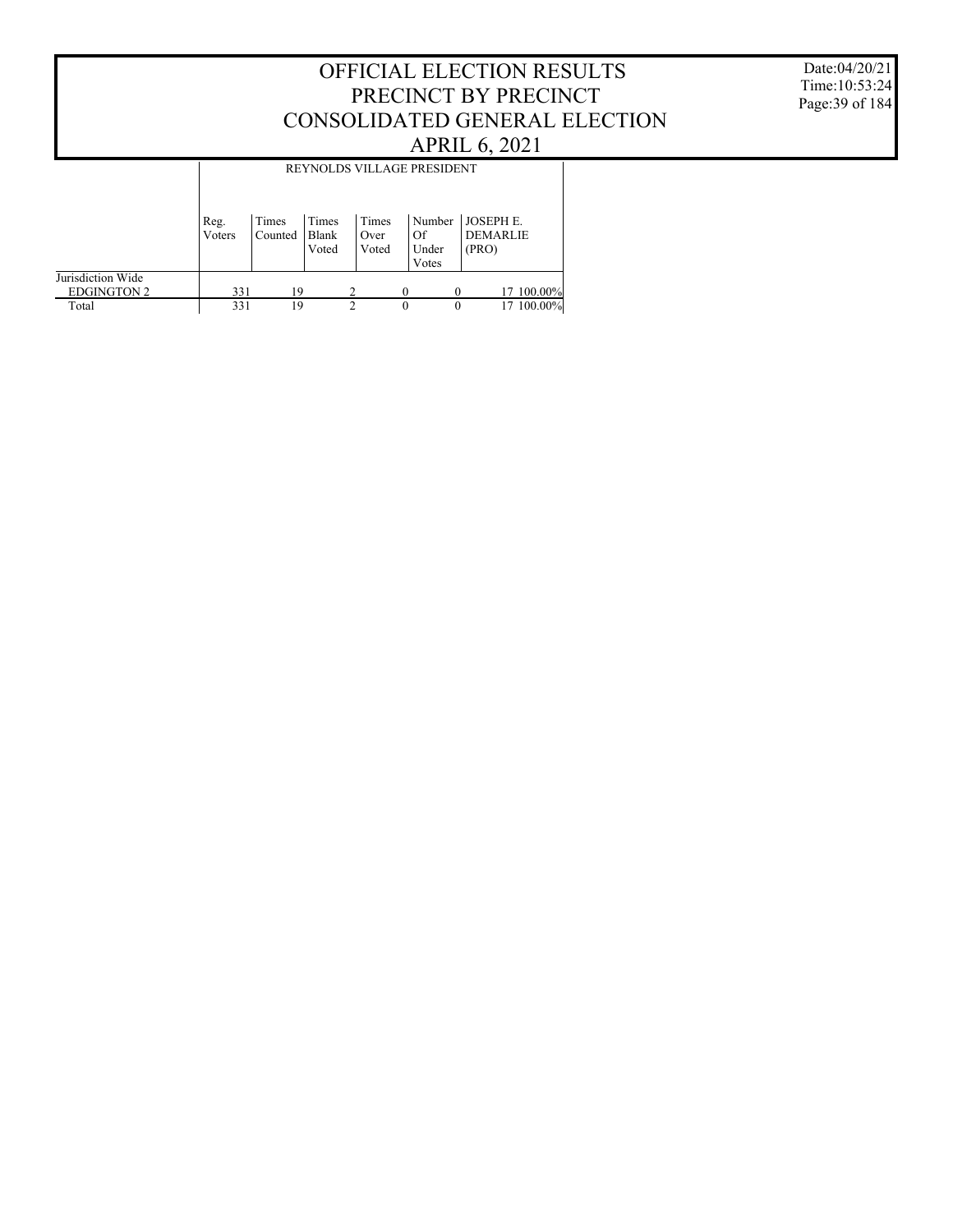# OFFICIAL ELECTION RESULTS
# PRECINCT BY PRECINCT
# CONSOLIDATED GENERAL ELECTION
# APRIL 6, 2021

Date:04/20/21
Time:10:53:24

| | REYNOLDS VILLAGE PRESIDENT | | | | | | |
|---|---|---|---|---|---|---|---|
| | Reg. Voters | Times Counted | Times Blank Voted | Times Over Voted | Number Of Under Votes | JOSEPH E. DEMARLIE (PRO) | |
| Jurisdiction Wide | | | | | | | |
| EDGINGTON 2 | 331 | 19 | 2 | 0 | 0 | 17 | 100.00% |
| Total | 331 | 19 | 2 | 0 | 0 | 17 | 100.00% |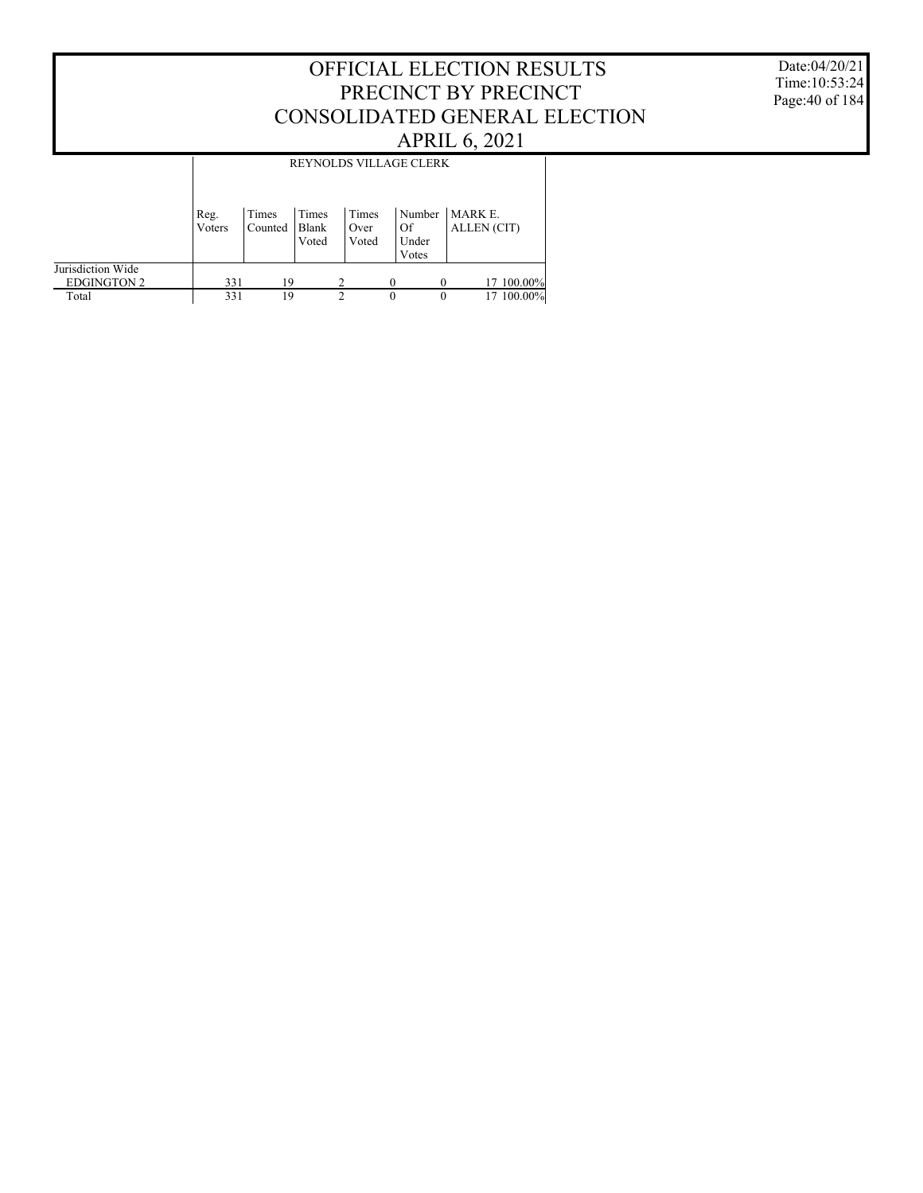# OFFICIAL ELECTION RESULTS
# PRECINCT BY PRECINCT
# CONSOLIDATED GENERAL ELECTION
# APRIL 6, 2021

Date:04/20/21
Time:10:53:24

REYNOLDS VILLAGE CLERK

| | Reg. Voters | Times Counted | Times Blank Voted | Times Over Voted | Number Of Under Votes | MARK E. ALLEN (CIT) | |
|---|---|---|---|---|---|---|---|
| Jurisdiction Wide | | | | | | | |
| EDGINGTON 2 | 331 | 19 | 2 | 0 | 0 | 17 | 100.00% |
| Total | 331 | 19 | 2 | 0 | 0 | 17 | 100.00% |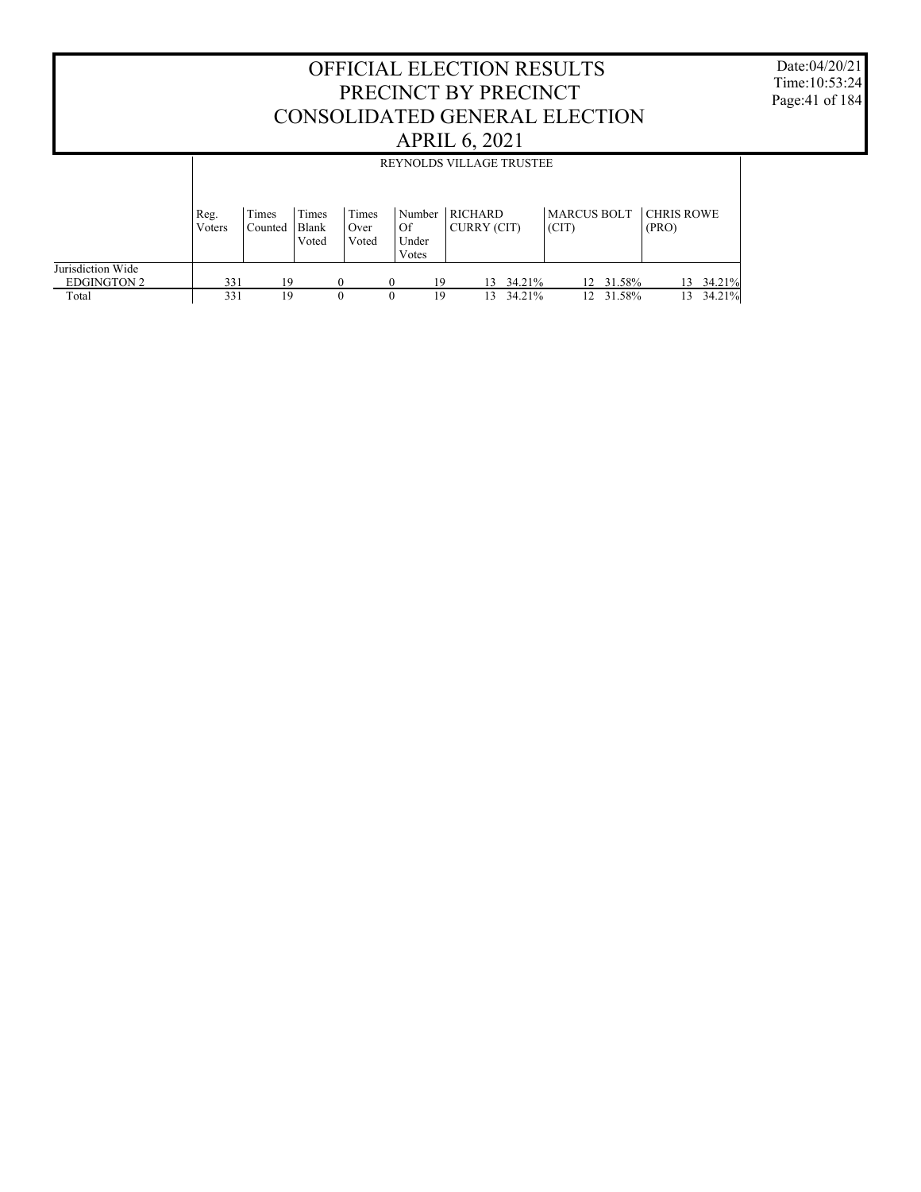# OFFICIAL ELECTION RESULTS
# PRECINCT BY PRECINCT
# CONSOLIDATED GENERAL ELECTION
# APRIL 6, 2021

Date:04/20/21
Time:10:53:24

REYNOLDS VILLAGE TRUSTEE

| | Reg. Voters | Times Counted | Times Blank Voted | Times Over Voted | Number Of Under Votes | RICHARD CURRY (CIT) | | MARCUS BOLT (CIT) | | CHRIS ROWE (PRO) | |
|---|---|---|---|---|---|---|---|---|---|---|---|
| Jurisdiction Wide | | | | | | | | | | | |
| EDGINGTON 2 | 331 | 19 | 0 | 0 | 19 | 13 | 34.21% | 12 | 31.58% | 13 | 34.21% |
| Total | 331 | 19 | 0 | 0 | 19 | 13 | 34.21% | 12 | 31.58% | 13 | 34.21% |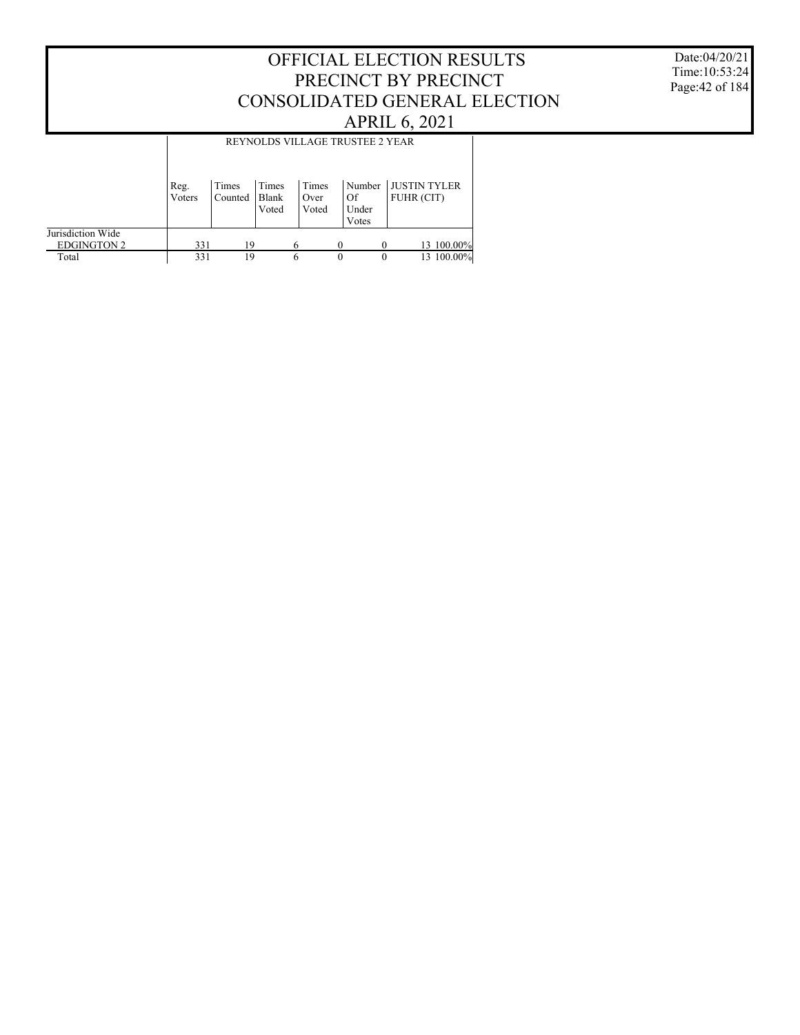# OFFICIAL ELECTION RESULTS
# PRECINCT BY PRECINCT
# CONSOLIDATED GENERAL ELECTION
# APRIL 6, 2021

Date:04/20/21
Time:10:53:24

| | REYNOLDS VILLAGE TRUSTEE 2 YEAR | | | | | | |
|---|---|---|---|---|---|---|---|
| | Reg. Voters | Times Counted | Times Blank Voted | Times Over Voted | Number Of Under Votes | JUSTIN TYLER FUHR (CIT) | |
| Jurisdiction Wide | | | | | | | |
| EDGINGTON 2 | 331 | 19 | 6 | 0 | 0 | 13 | 100.00% |
| Total | 331 | 19 | 6 | 0 | 0 | 13 | 100.00% |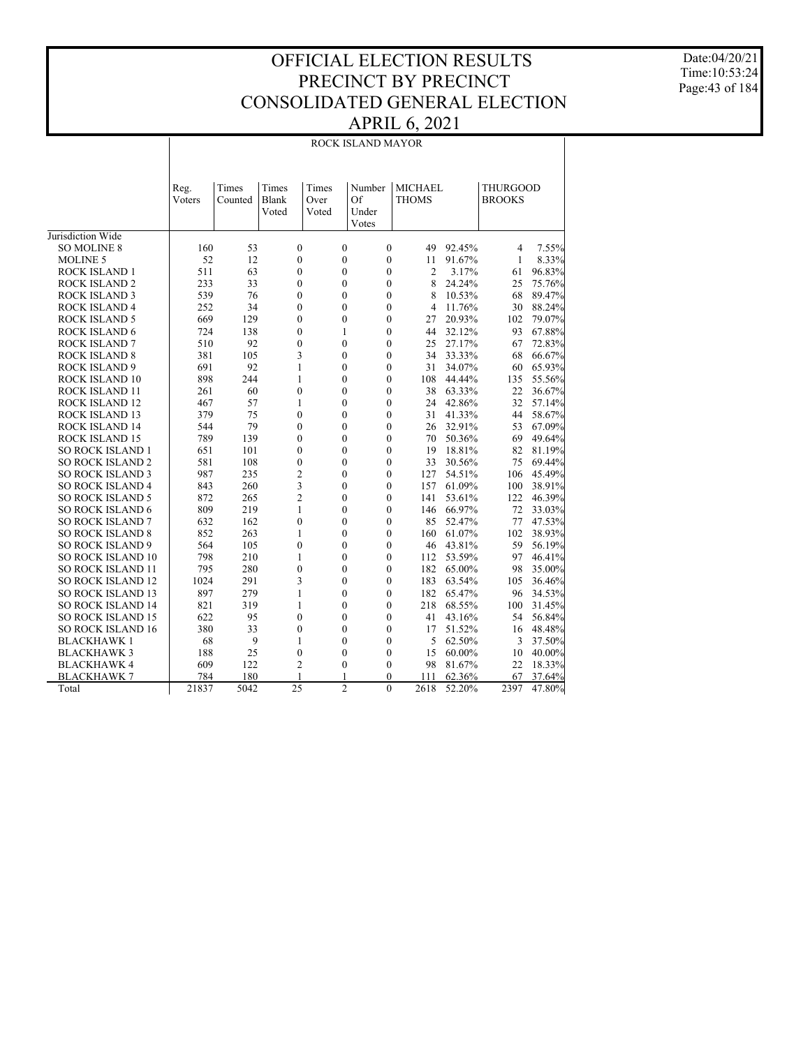# OFFICIAL ELECTION RESULTS
# PRECINCT BY PRECINCT
# CONSOLIDATED GENERAL ELECTION
# APRIL 6, 2021

Date:04/20/21
Time:10:53:24

## ROCK ISLAND MAYOR

| | Reg. Voters | Times Counted | Times Blank Voted | Times Over Voted | Number Of Under Votes | MICHAEL THOMS | | THURGOOD BROOKS | |
|---|---|---|---|---|---|---|---|---|---|
| Jurisdiction Wide | | | | | | | | | |
| SO MOLINE 8 | 160 | 53 | 0 | 0 | 0 | 49 | 92.45% | 4 | 7.55% |
| MOLINE 5 | 52 | 12 | 0 | 0 | 0 | 11 | 91.67% | 1 | 8.33% |
| ROCK ISLAND 1 | 511 | 63 | 0 | 0 | 0 | 2 | 3.17% | 61 | 96.83% |
| ROCK ISLAND 2 | 233 | 33 | 0 | 0 | 0 | 8 | 24.24% | 25 | 75.76% |
| ROCK ISLAND 3 | 539 | 76 | 0 | 0 | 0 | 8 | 10.53% | 68 | 89.47% |
| ROCK ISLAND 4 | 252 | 34 | 0 | 0 | 0 | 4 | 11.76% | 30 | 88.24% |
| ROCK ISLAND 5 | 669 | 129 | 0 | 0 | 0 | 27 | 20.93% | 102 | 79.07% |
| ROCK ISLAND 6 | 724 | 138 | 0 | 1 | 0 | 44 | 32.12% | 93 | 67.88% |
| ROCK ISLAND 7 | 510 | 92 | 0 | 0 | 0 | 25 | 27.17% | 67 | 72.83% |
| ROCK ISLAND 8 | 381 | 105 | 3 | 0 | 0 | 34 | 33.33% | 68 | 66.67% |
| ROCK ISLAND 9 | 691 | 92 | 1 | 0 | 0 | 31 | 34.07% | 60 | 65.93% |
| ROCK ISLAND 10 | 898 | 244 | 1 | 0 | 0 | 108 | 44.44% | 135 | 55.56% |
| ROCK ISLAND 11 | 261 | 60 | 0 | 0 | 0 | 38 | 63.33% | 22 | 36.67% |
| ROCK ISLAND 12 | 467 | 57 | 1 | 0 | 0 | 24 | 42.86% | 32 | 57.14% |
| ROCK ISLAND 13 | 379 | 75 | 0 | 0 | 0 | 31 | 41.33% | 44 | 58.67% |
| ROCK ISLAND 14 | 544 | 79 | 0 | 0 | 0 | 26 | 32.91% | 53 | 67.09% |
| ROCK ISLAND 15 | 789 | 139 | 0 | 0 | 0 | 70 | 50.36% | 69 | 49.64% |
| SO ROCK ISLAND 1 | 651 | 101 | 0 | 0 | 0 | 19 | 18.81% | 82 | 81.19% |
| SO ROCK ISLAND 2 | 581 | 108 | 0 | 0 | 0 | 33 | 30.56% | 75 | 69.44% |
| SO ROCK ISLAND 3 | 987 | 235 | 2 | 0 | 0 | 127 | 54.51% | 106 | 45.49% |
| SO ROCK ISLAND 4 | 843 | 260 | 3 | 0 | 0 | 157 | 61.09% | 100 | 38.91% |
| SO ROCK ISLAND 5 | 872 | 265 | 2 | 0 | 0 | 141 | 53.61% | 122 | 46.39% |
| SO ROCK ISLAND 6 | 809 | 219 | 1 | 0 | 0 | 146 | 66.97% | 72 | 33.03% |
| SO ROCK ISLAND 7 | 632 | 162 | 0 | 0 | 0 | 85 | 52.47% | 77 | 47.53% |
| SO ROCK ISLAND 8 | 852 | 263 | 1 | 0 | 0 | 160 | 61.07% | 102 | 38.93% |
| SO ROCK ISLAND 9 | 564 | 105 | 0 | 0 | 0 | 46 | 43.81% | 59 | 56.19% |
| SO ROCK ISLAND 10 | 798 | 210 | 1 | 0 | 0 | 112 | 53.59% | 97 | 46.41% |
| SO ROCK ISLAND 11 | 795 | 280 | 0 | 0 | 0 | 182 | 65.00% | 98 | 35.00% |
| SO ROCK ISLAND 12 | 1024 | 291 | 3 | 0 | 0 | 183 | 63.54% | 105 | 36.46% |
| SO ROCK ISLAND 13 | 897 | 279 | 1 | 0 | 0 | 182 | 65.47% | 96 | 34.53% |
| SO ROCK ISLAND 14 | 821 | 319 | 1 | 0 | 0 | 218 | 68.55% | 100 | 31.45% |
| SO ROCK ISLAND 15 | 622 | 95 | 0 | 0 | 0 | 41 | 43.16% | 54 | 56.84% |
| SO ROCK ISLAND 16 | 380 | 33 | 0 | 0 | 0 | 17 | 51.52% | 16 | 48.48% |
| BLACKHAWK 1 | 68 | 9 | 1 | 0 | 0 | 5 | 62.50% | 3 | 37.50% |
| BLACKHAWK 3 | 188 | 25 | 0 | 0 | 0 | 15 | 60.00% | 10 | 40.00% |
| BLACKHAWK 4 | 609 | 122 | 2 | 0 | 0 | 98 | 81.67% | 22 | 18.33% |
| BLACKHAWK 7 | 784 | 180 | 1 | 1 | 0 | 111 | 62.36% | 67 | 37.64% |
| Total | 21837 | 5042 | 25 | 2 | 0 | 2618 | 52.20% | 2397 | 47.80% |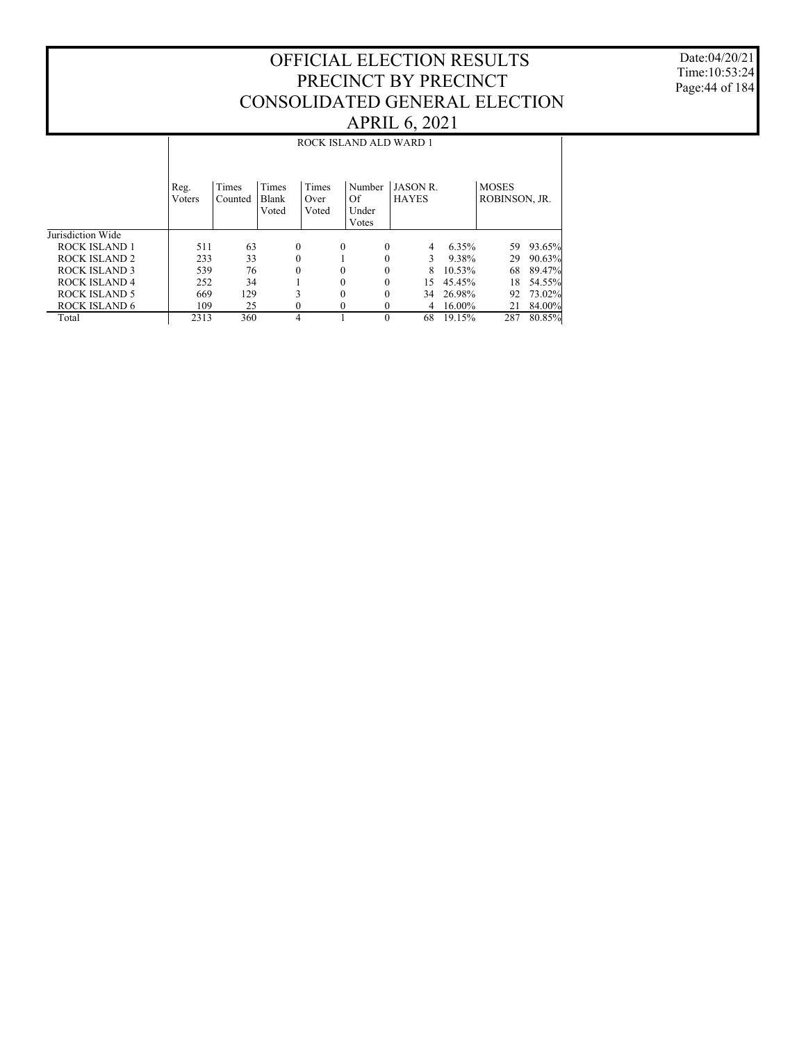# OFFICIAL ELECTION RESULTS
# PRECINCT BY PRECINCT
# CONSOLIDATED GENERAL ELECTION
# APRIL 6, 2021

Date:04/20/21
Time:10:53:24

## ROCK ISLAND ALD WARD 1

| | Reg. Voters | Times Counted | Times Blank Voted | Times Over Voted | Number Of Under Votes | JASON R. HAYES | | MOSES ROBINSON, JR. | |
|---|---|---|---|---|---|---|---|---|---|
| Jurisdiction Wide | | | | | | | | | |
| ROCK ISLAND 1 | 511 | 63 | 0 | 0 | 0 | 4 | 6.35% | 59 | 93.65% |
| ROCK ISLAND 2 | 233 | 33 | 0 | 1 | 0 | 3 | 9.38% | 29 | 90.63% |
| ROCK ISLAND 3 | 539 | 76 | 0 | 0 | 0 | 8 | 10.53% | 68 | 89.47% |
| ROCK ISLAND 4 | 252 | 34 | 1 | 0 | 0 | 15 | 45.45% | 18 | 54.55% |
| ROCK ISLAND 5 | 669 | 129 | 3 | 0 | 0 | 34 | 26.98% | 92 | 73.02% |
| ROCK ISLAND 6 | 109 | 25 | 0 | 0 | 0 | 4 | 16.00% | 21 | 84.00% |
| Total | 2313 | 360 | 4 | 1 | 0 | 68 | 19.15% | 287 | 80.85% |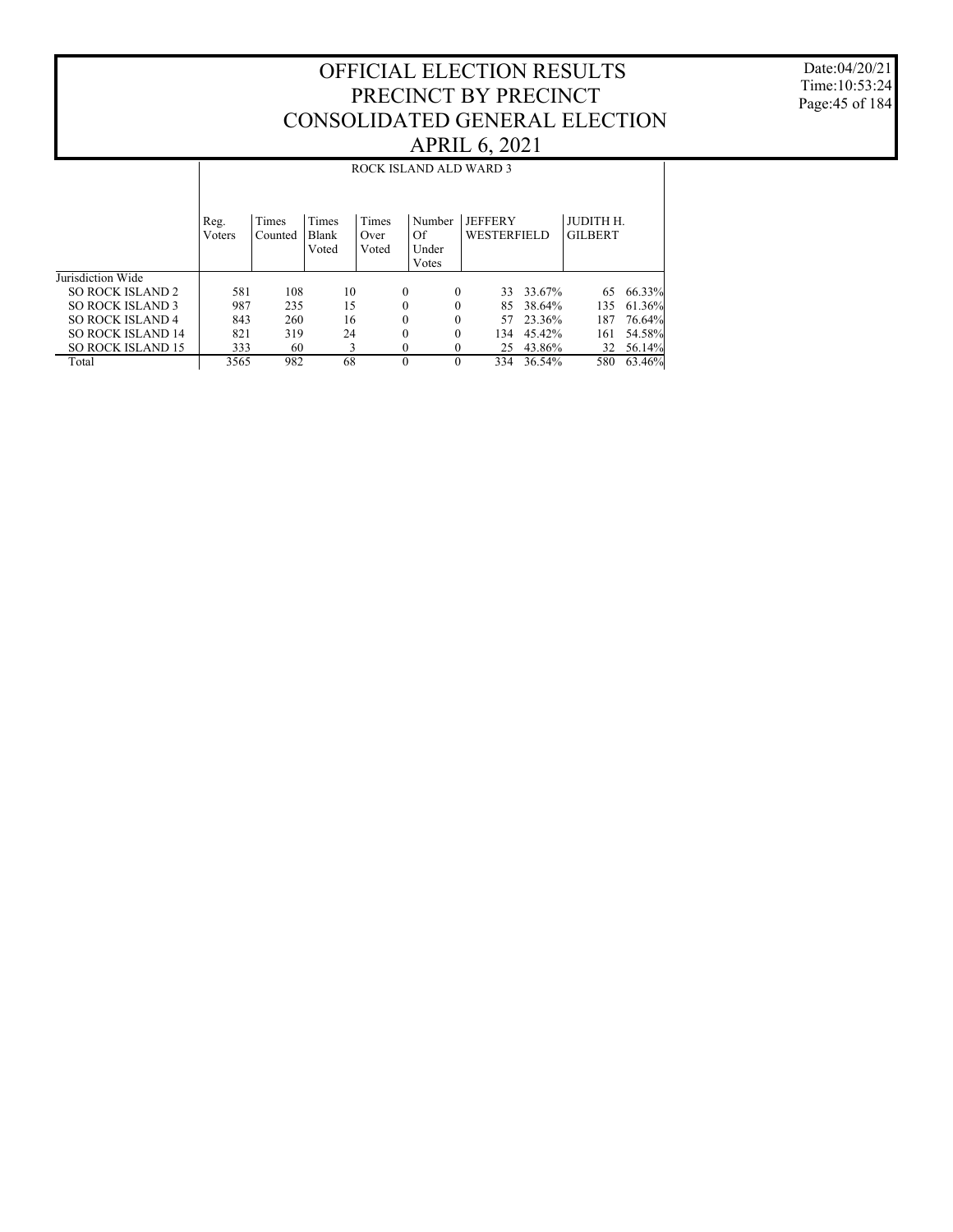# OFFICIAL ELECTION RESULTS
# PRECINCT BY PRECINCT
# CONSOLIDATED GENERAL ELECTION
# APRIL 6, 2021

Date:04/20/21
Time:10:53:24

ROCK ISLAND ALD WARD 3

| | Reg. Voters | Times Counted | Times Blank Voted | Times Over Voted | Number Of Under Votes | JEFFERY WESTERFIELD | | JUDITH H. GILBERT | |
|---|---|---|---|---|---|---|---|---|---|
| Jurisdiction Wide | | | | | | | | | |
| SO ROCK ISLAND 2 | 581 | 108 | 10 | 0 | 0 | 33 | 33.67% | 65 | 66.33% |
| SO ROCK ISLAND 3 | 987 | 235 | 15 | 0 | 0 | 85 | 38.64% | 135 | 61.36% |
| SO ROCK ISLAND 4 | 843 | 260 | 16 | 0 | 0 | 57 | 23.36% | 187 | 76.64% |
| SO ROCK ISLAND 14 | 821 | 319 | 24 | 0 | 0 | 134 | 45.42% | 161 | 54.58% |
| SO ROCK ISLAND 15 | 333 | 60 | 3 | 0 | 0 | 25 | 43.86% | 32 | 56.14% |
| Total | 3565 | 982 | 68 | 0 | 0 | 334 | 36.54% | 580 | 63.46% |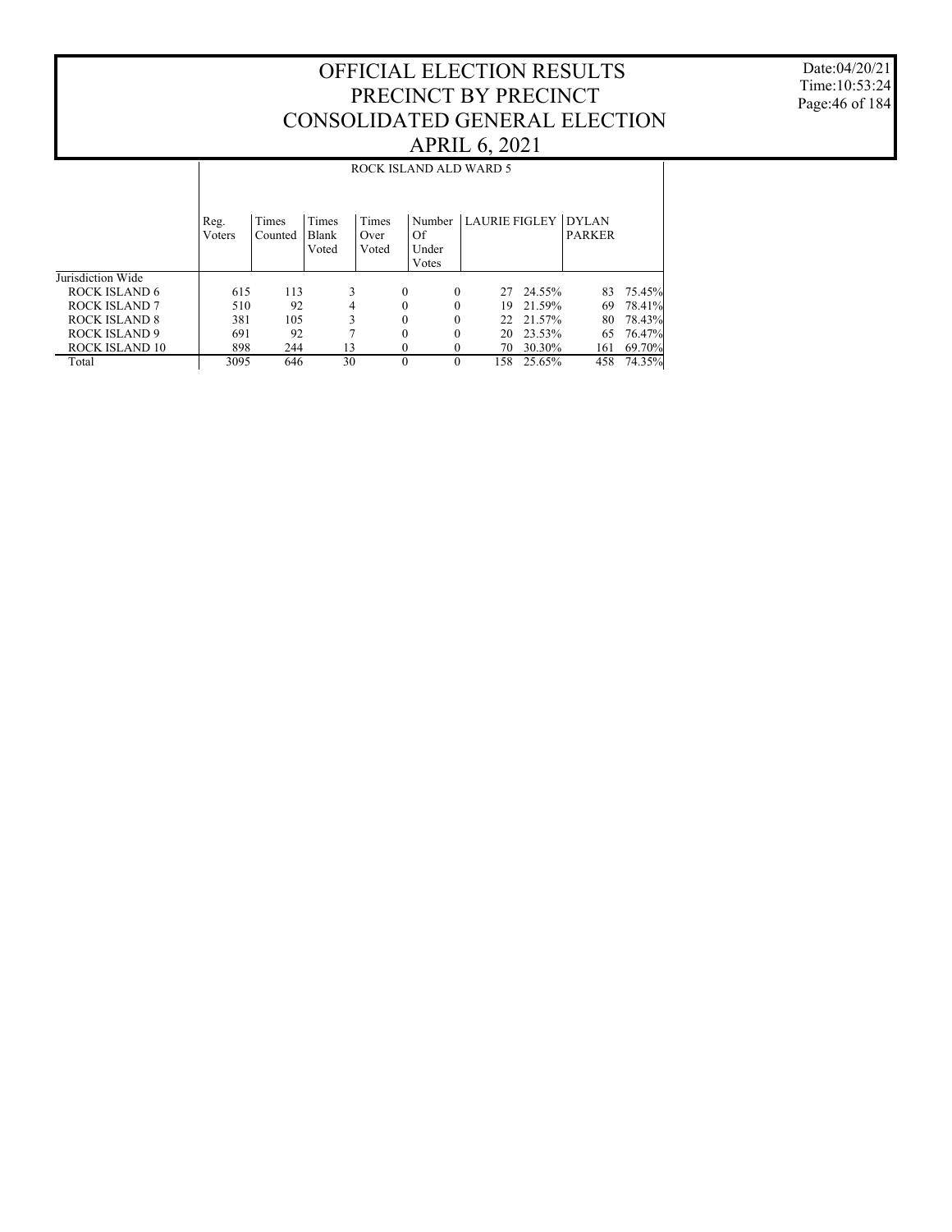# OFFICIAL ELECTION RESULTS
# PRECINCT BY PRECINCT
# CONSOLIDATED GENERAL ELECTION
# APRIL 6, 2021

Date:04/20/21
Time:10:53:24

| | ROCK ISLAND ALD WARD 5 | | | | | | | | |
|---|---|---|---|---|---|---|---|---|---|
| | Reg. Voters | Times Counted | Times Blank Voted | Times Over Voted | Number Of Under Votes | LAURIE FIGLEY | | DYLAN PARKER | |
| Jurisdiction Wide | | | | | | | | | |
| ROCK ISLAND 6 | 615 | 113 | 3 | 0 | 0 | 27 | 24.55% | 83 | 75.45% |
| ROCK ISLAND 7 | 510 | 92 | 4 | 0 | 0 | 19 | 21.59% | 69 | 78.41% |
| ROCK ISLAND 8 | 381 | 105 | 3 | 0 | 0 | 22 | 21.57% | 80 | 78.43% |
| ROCK ISLAND 9 | 691 | 92 | 7 | 0 | 0 | 20 | 23.53% | 65 | 76.47% |
| ROCK ISLAND 10 | 898 | 244 | 13 | 0 | 0 | 70 | 30.30% | 161 | 69.70% |
| Total | 3095 | 646 | 30 | 0 | 0 | 158 | 25.65% | 458 | 74.35% |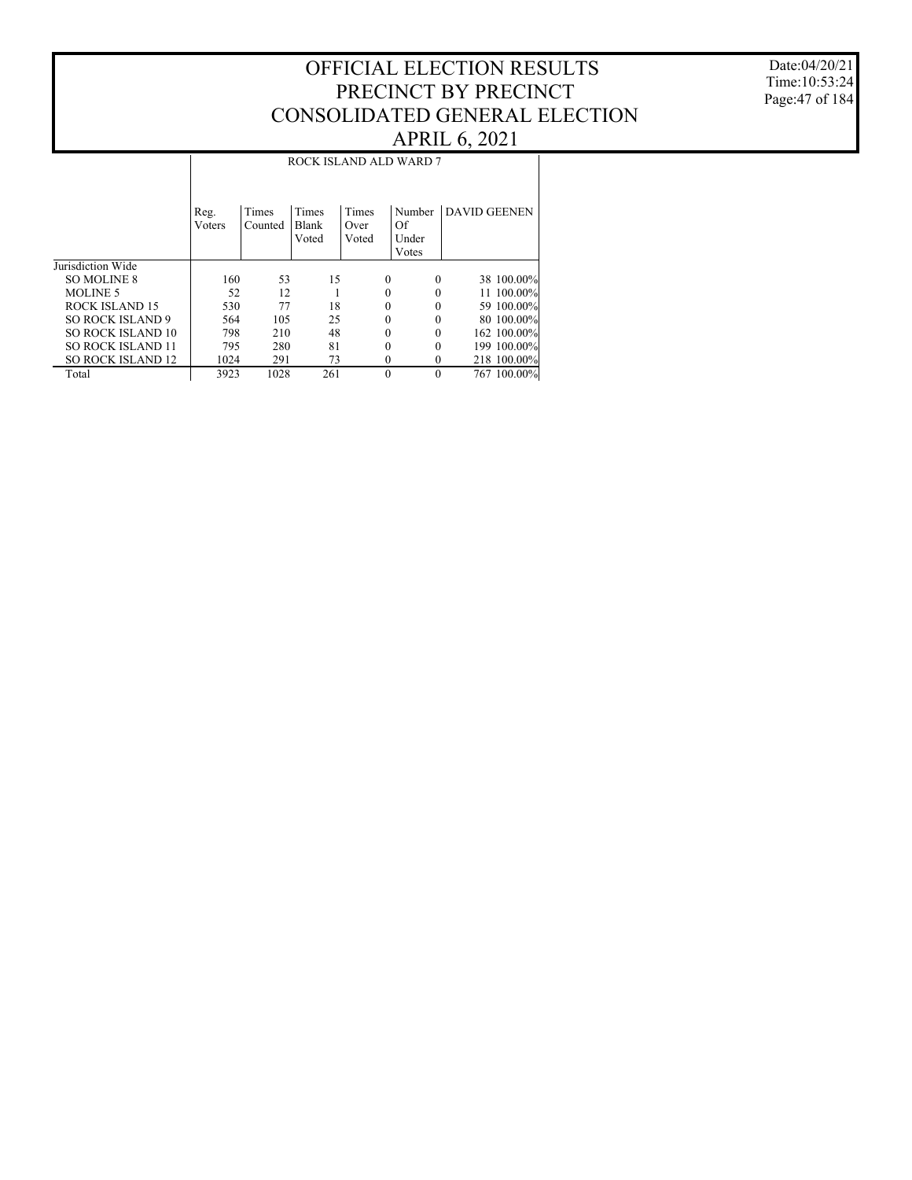# OFFICIAL ELECTION RESULTS
# PRECINCT BY PRECINCT
# CONSOLIDATED GENERAL ELECTION
# APRIL 6, 2021

Date:04/20/21
Time:10:53:24

| | ROCK ISLAND ALD WARD 7 | | | | | | |
|---|---|---|---|---|---|---|---|
| | Reg. Voters | Times Counted | Times Blank Voted | Times Over Voted | Number Of Under Votes | DAVID GEENEN | |
| Jurisdiction Wide | | | | | | | |
| SO MOLINE 8 | 160 | 53 | 15 | 0 | 0 | 38 | 100.00% |
| MOLINE 5 | 52 | 12 | 1 | 0 | 0 | 11 | 100.00% |
| ROCK ISLAND 15 | 530 | 77 | 18 | 0 | 0 | 59 | 100.00% |
| SO ROCK ISLAND 9 | 564 | 105 | 25 | 0 | 0 | 80 | 100.00% |
| SO ROCK ISLAND 10 | 798 | 210 | 48 | 0 | 0 | 162 | 100.00% |
| SO ROCK ISLAND 11 | 795 | 280 | 81 | 0 | 0 | 199 | 100.00% |
| SO ROCK ISLAND 12 | 1024 | 291 | 73 | 0 | 0 | 218 | 100.00% |
| Total | 3923 | 1028 | 261 | 0 | 0 | 767 | 100.00% |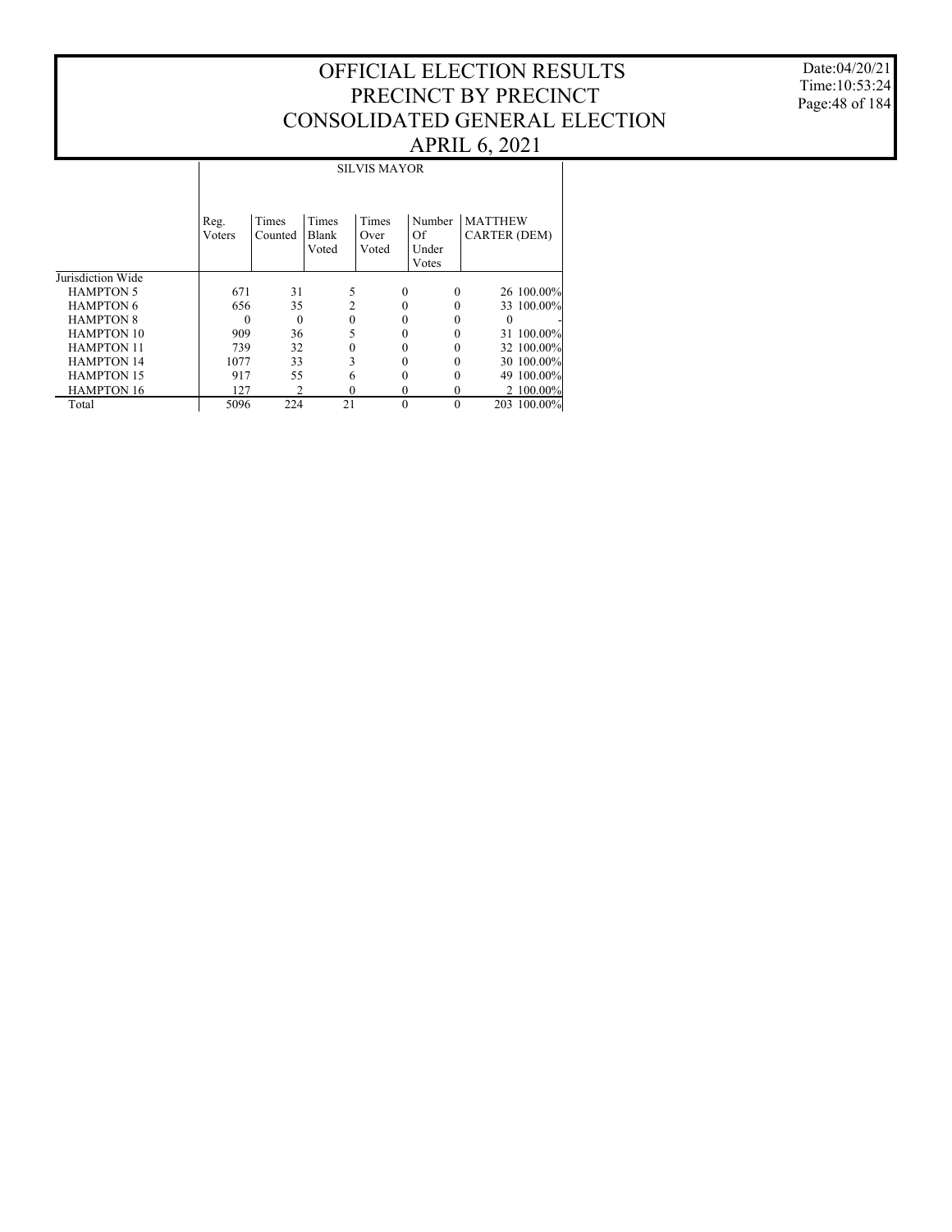# OFFICIAL ELECTION RESULTS
# PRECINCT BY PRECINCT
# CONSOLIDATED GENERAL ELECTION
# APRIL 6, 2021

Date:04/20/21
Time:10:53:24

| | SILVIS MAYOR | | | | | | |
|---|---|---|---|---|---|---|---|
| | Reg. Voters | Times Counted | Times Blank Voted | Times Over Voted | Number Of Under Votes | MATTHEW CARTER (DEM) | |
| Jurisdiction Wide | | | | | | | |
| HAMPTON 5 | 671 | 31 | 5 | 0 | 0 | 26 | 100.00% |
| HAMPTON 6 | 656 | 35 | 2 | 0 | 0 | 33 | 100.00% |
| HAMPTON 8 | 0 | 0 | 0 | 0 | 0 | 0 | - |
| HAMPTON 10 | 909 | 36 | 5 | 0 | 0 | 31 | 100.00% |
| HAMPTON 11 | 739 | 32 | 0 | 0 | 0 | 32 | 100.00% |
| HAMPTON 14 | 1077 | 33 | 3 | 0 | 0 | 30 | 100.00% |
| HAMPTON 15 | 917 | 55 | 6 | 0 | 0 | 49 | 100.00% |
| HAMPTON 16 | 127 | 2 | 0 | 0 | 0 | 2 | 100.00% |
| Total | 5096 | 224 | 21 | 0 | 0 | 203 | 100.00% |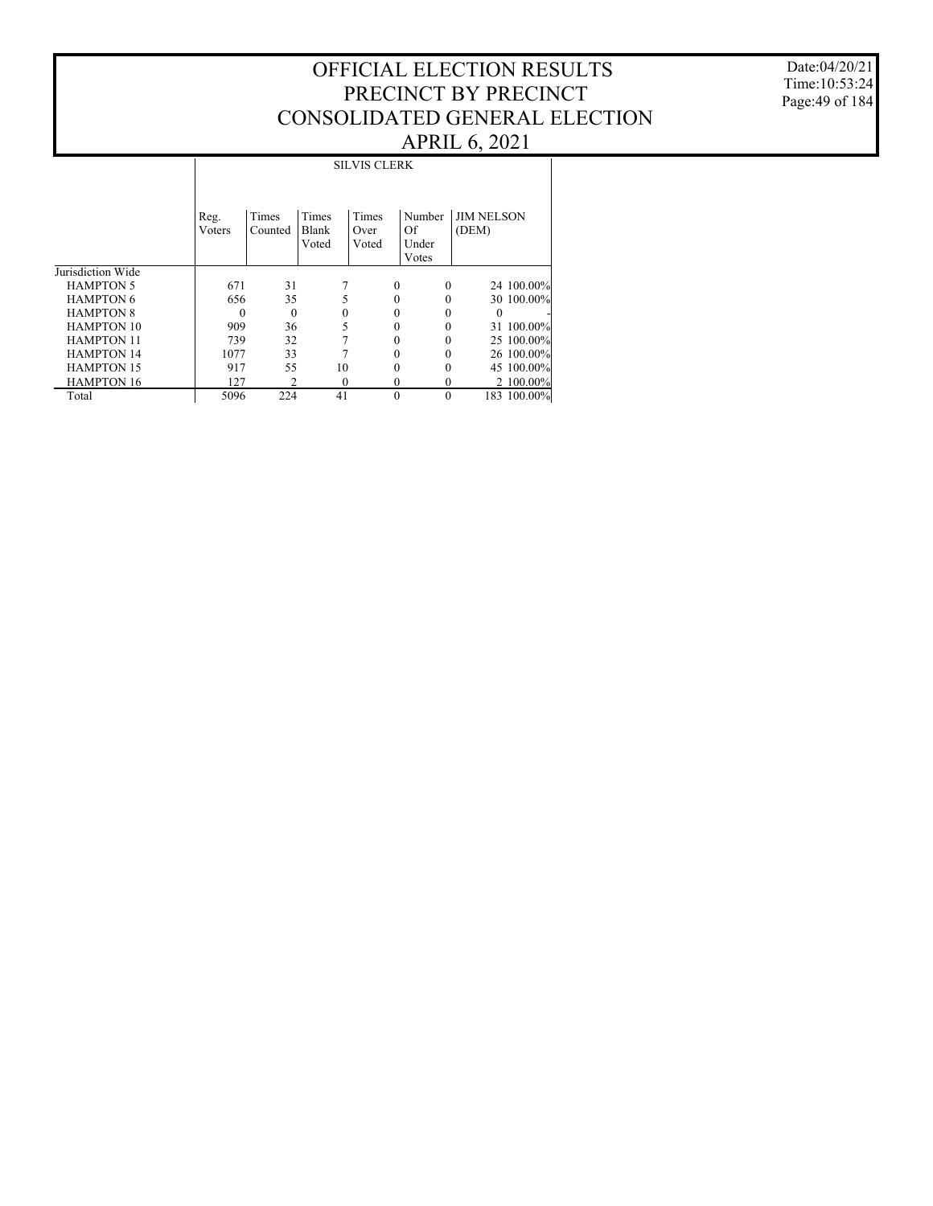# OFFICIAL ELECTION RESULTS
# PRECINCT BY PRECINCT
# CONSOLIDATED GENERAL ELECTION
# APRIL 6, 2021

Date:04/20/21
Time:10:53:24

| | SILVIS CLERK | | | | | | |
|---|---|---|---|---|---|---|---|
| | Reg. Voters | Times Counted | Times Blank Voted | Times Over Voted | Number Of Under Votes | JIM NELSON (DEM) | |
| Jurisdiction Wide | | | | | | | |
| HAMPTON 5 | 671 | 31 | 7 | 0 | 0 | 24 | 100.00% |
| HAMPTON 6 | 656 | 35 | 5 | 0 | 0 | 30 | 100.00% |
| HAMPTON 8 | 0 | 0 | 0 | 0 | 0 | 0 | - |
| HAMPTON 10 | 909 | 36 | 5 | 0 | 0 | 31 | 100.00% |
| HAMPTON 11 | 739 | 32 | 7 | 0 | 0 | 25 | 100.00% |
| HAMPTON 14 | 1077 | 33 | 7 | 0 | 0 | 26 | 100.00% |
| HAMPTON 15 | 917 | 55 | 10 | 0 | 0 | 45 | 100.00% |
| HAMPTON 16 | 127 | 2 | 0 | 0 | 0 | 2 | 100.00% |
| Total | 5096 | 224 | 41 | 0 | 0 | 183 | 100.00% |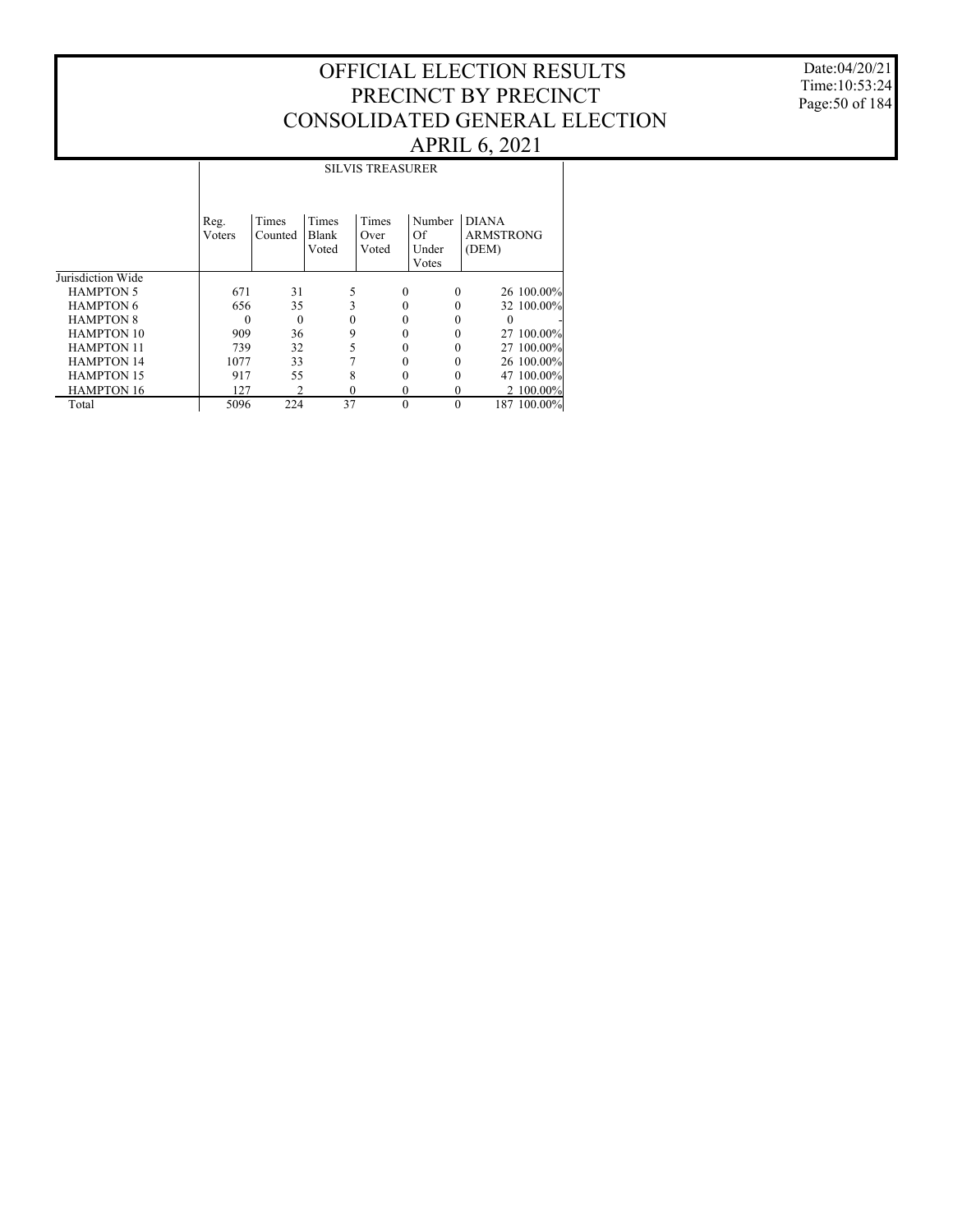# OFFICIAL ELECTION RESULTS
# PRECINCT BY PRECINCT
# CONSOLIDATED GENERAL ELECTION
# APRIL 6, 2021

Date:04/20/21
Time:10:53:24

## SILVIS TREASURER

| | Reg. Voters | Times Counted | Times Blank Voted | Times Over Voted | Number Of Under Votes | DIANA ARMSTRONG (DEM) | |
|---|---|---|---|---|---|---|---|
| Jurisdiction Wide | | | | | | | |
| HAMPTON 5 | 671 | 31 | 5 | 0 | 0 | 26 | 100.00% |
| HAMPTON 6 | 656 | 35 | 3 | 0 | 0 | 32 | 100.00% |
| HAMPTON 8 | 0 | 0 | 0 | 0 | 0 | 0 | - |
| HAMPTON 10 | 909 | 36 | 9 | 0 | 0 | 27 | 100.00% |
| HAMPTON 11 | 739 | 32 | 5 | 0 | 0 | 27 | 100.00% |
| HAMPTON 14 | 1077 | 33 | 7 | 0 | 0 | 26 | 100.00% |
| HAMPTON 15 | 917 | 55 | 8 | 0 | 0 | 47 | 100.00% |
| HAMPTON 16 | 127 | 2 | 0 | 0 | 0 | 2 | 100.00% |
| Total | 5096 | 224 | 37 | 0 | 0 | 187 | 100.00% |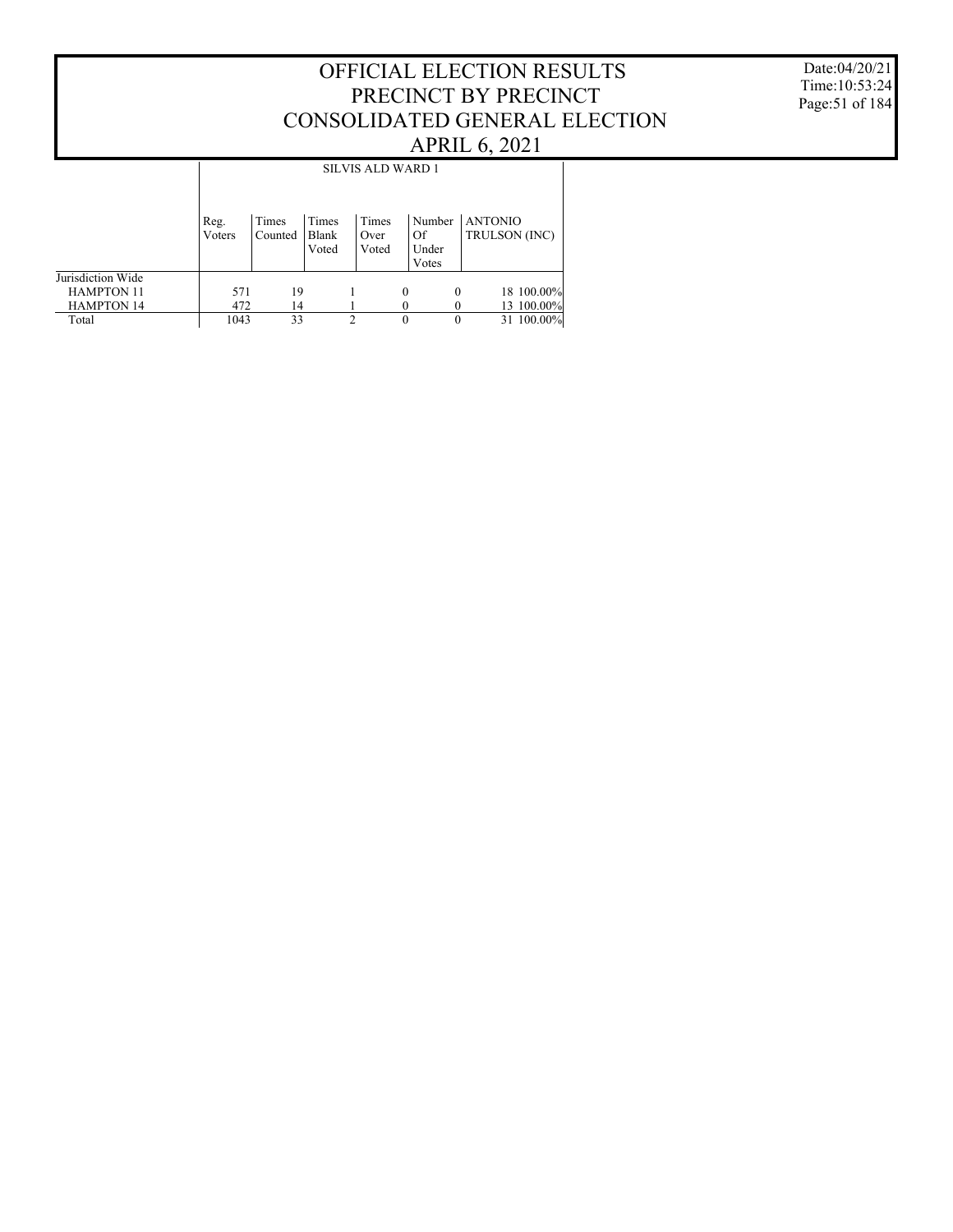# OFFICIAL ELECTION RESULTS
# PRECINCT BY PRECINCT
# CONSOLIDATED GENERAL ELECTION
# APRIL 6, 2021

Date:04/20/21
Time:10:53:24

## SILVIS ALD WARD 1

| | Reg. Voters | Times Counted | Times Blank Voted | Times Over Voted | Number Of Under Votes | ANTONIO TRULSON (INC) | |
|---|---|---|---|---|---|---|---|
| Jurisdiction Wide | | | | | | | |
| HAMPTON 11 | 571 | 19 | 1 | 0 | 0 | 18 | 100.00% |
| HAMPTON 14 | 472 | 14 | 1 | 0 | 0 | 13 | 100.00% |
| Total | 1043 | 33 | 2 | 0 | 0 | 31 | 100.00% |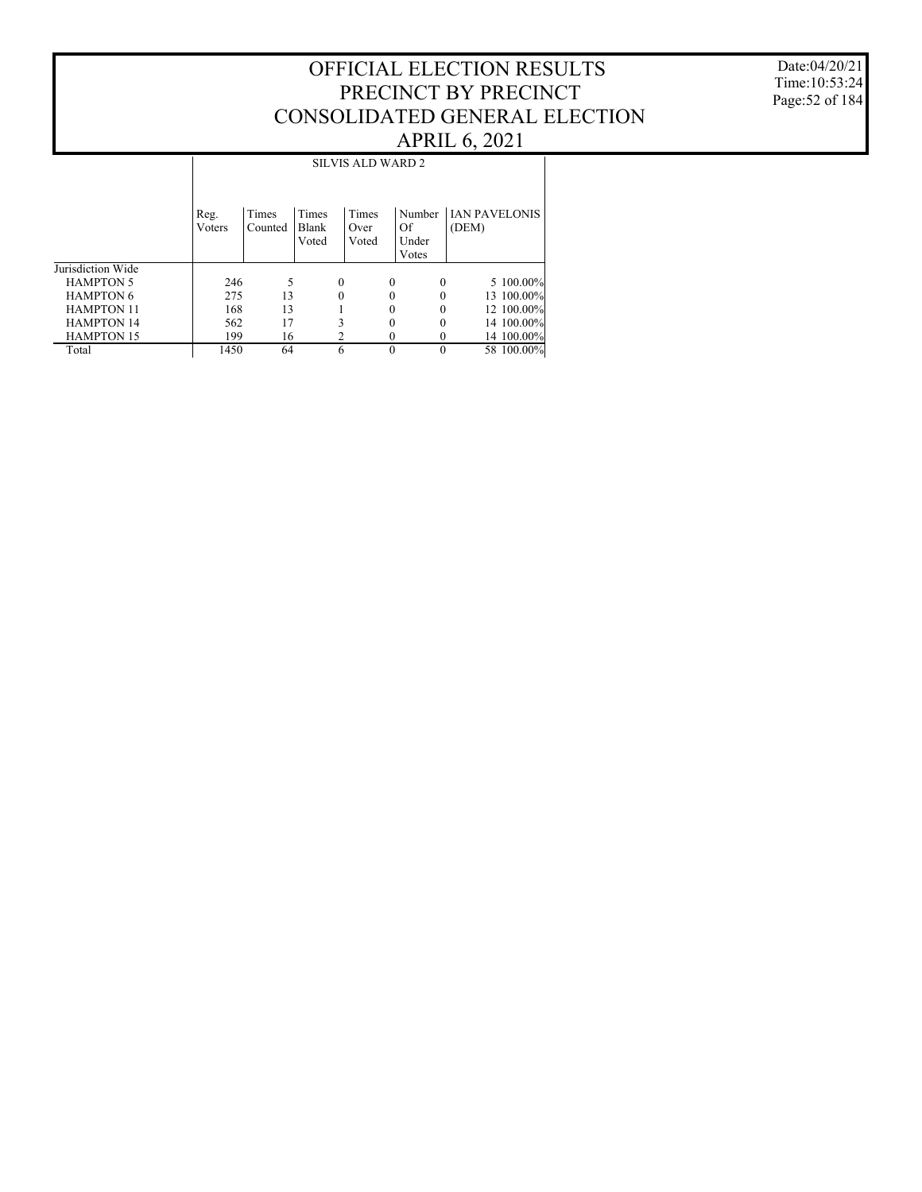# OFFICIAL ELECTION RESULTS
# PRECINCT BY PRECINCT
# CONSOLIDATED GENERAL ELECTION
# APRIL 6, 2021

Date:04/20/21
Time:10:53:24

| | SILVIS ALD WARD 2 | | | | | | |
|---|---|---|---|---|---|---|---|
| | Reg. Voters | Times Counted | Times Blank Voted | Times Over Voted | Number Of Under Votes | IAN PAVELONIS (DEM) | |
| Jurisdiction Wide | | | | | | | |
| HAMPTON 5 | 246 | 5 | 0 | 0 | 0 | 5 | 100.00% |
| HAMPTON 6 | 275 | 13 | 0 | 0 | 0 | 13 | 100.00% |
| HAMPTON 11 | 168 | 13 | 1 | 0 | 0 | 12 | 100.00% |
| HAMPTON 14 | 562 | 17 | 3 | 0 | 0 | 14 | 100.00% |
| HAMPTON 15 | 199 | 16 | 2 | 0 | 0 | 14 | 100.00% |
| Total | 1450 | 64 | 6 | 0 | 0 | 58 | 100.00% |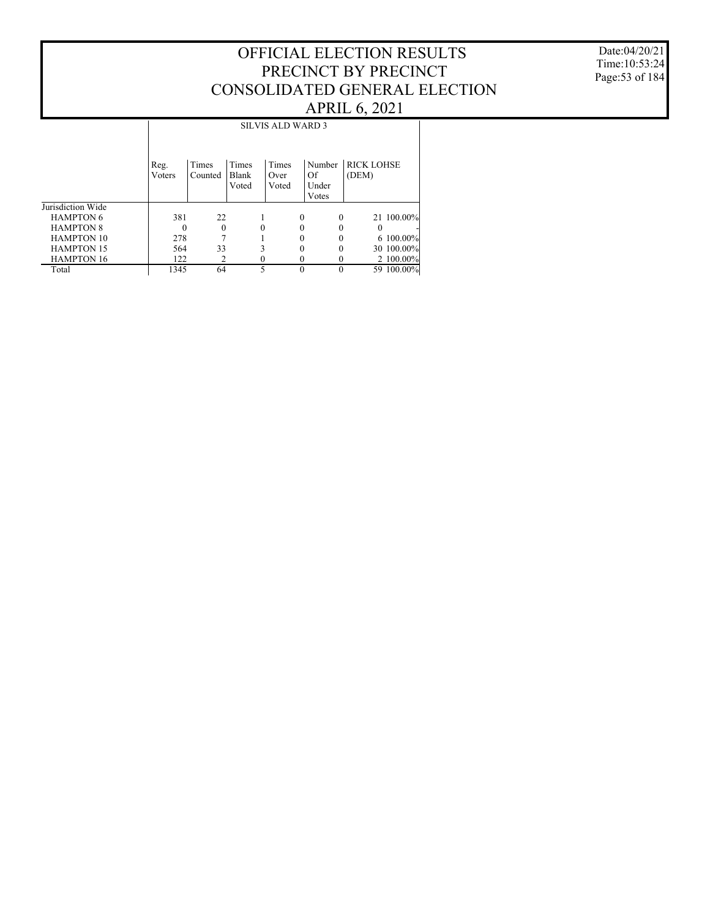# OFFICIAL ELECTION RESULTS
# PRECINCT BY PRECINCT
# CONSOLIDATED GENERAL ELECTION
# APRIL 6, 2021

Date:04/20/21
Time:10:53:24

## SILVIS ALD WARD 3

| | Reg. Voters | Times Counted | Times Blank Voted | Times Over Voted | Number Of Under Votes | RICK LOHSE (DEM) | |
|---|---|---|---|---|---|---|---|
| Jurisdiction Wide | | | | | | | |
| HAMPTON 6 | 381 | 22 | 1 | 0 | 0 | 21 | 100.00% |
| HAMPTON 8 | 0 | 0 | 0 | 0 | 0 | 0 | - |
| HAMPTON 10 | 278 | 7 | 1 | 0 | 0 | 6 | 100.00% |
| HAMPTON 15 | 564 | 33 | 3 | 0 | 0 | 30 | 100.00% |
| HAMPTON 16 | 122 | 2 | 0 | 0 | 0 | 2 | 100.00% |
| Total | 1345 | 64 | 5 | 0 | 0 | 59 | 100.00% |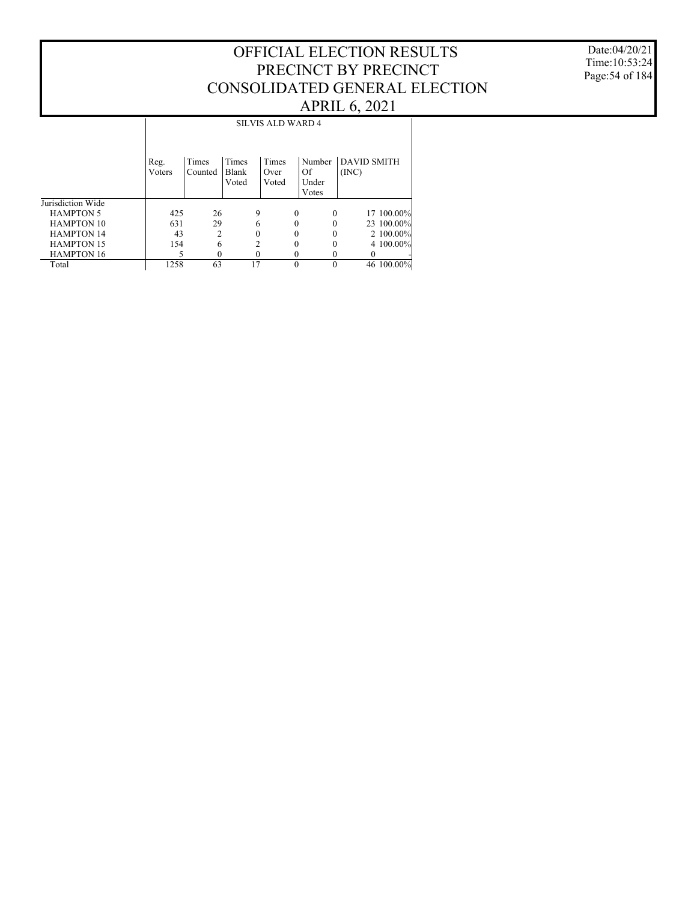# OFFICIAL ELECTION RESULTS
# PRECINCT BY PRECINCT
# CONSOLIDATED GENERAL ELECTION
# APRIL 6, 2021

Date:04/20/21
Time:10:53:24

| | SILVIS ALD WARD 4 | | | | | | |
|---|---|---|---|---|---|---|---|
| | Reg. Voters | Times Counted | Times Blank Voted | Times Over Voted | Number Of Under Votes | DAVID SMITH (INC) | |
| Jurisdiction Wide | | | | | | | |
| HAMPTON 5 | 425 | 26 | 9 | 0 | 0 | 17 | 100.00% |
| HAMPTON 10 | 631 | 29 | 6 | 0 | 0 | 23 | 100.00% |
| HAMPTON 14 | 43 | 2 | 0 | 0 | 0 | 2 | 100.00% |
| HAMPTON 15 | 154 | 6 | 2 | 0 | 0 | 4 | 100.00% |
| HAMPTON 16 | 5 | 0 | 0 | 0 | 0 | 0 | - |
| Total | 1258 | 63 | 17 | 0 | 0 | 46 | 100.00% |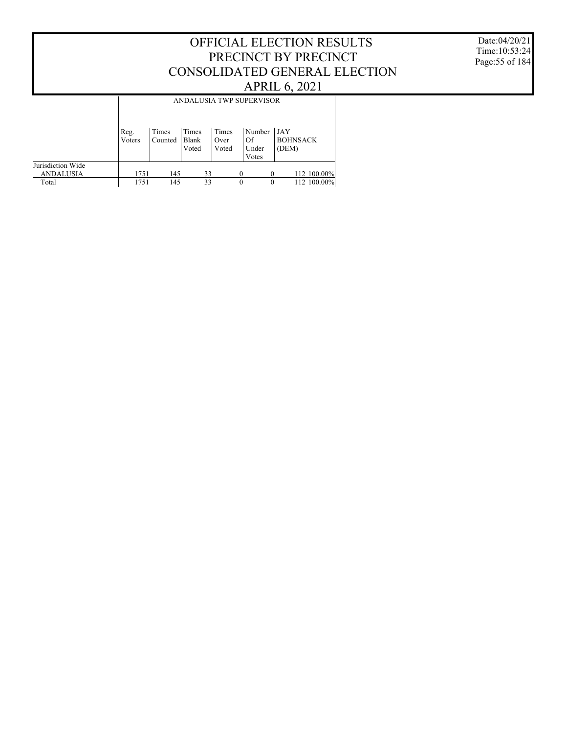# OFFICIAL ELECTION RESULTS
# PRECINCT BY PRECINCT
# CONSOLIDATED GENERAL ELECTION
# APRIL 6, 2021

Date:04/20/21
Time:10:53:24

| | ANDALUSIA TWP SUPERVISOR | | | | | | |
|---|---|---|---|---|---|---|---|
| | Reg. Voters | Times Counted | Times Blank Voted | Times Over Voted | Number Of Under Votes | JAY BOHNSACK (DEM) | |
| Jurisdiction Wide | | | | | | | |
| ANDALUSIA | 1751 | 145 | 33 | 0 | 0 | 112 | 100.00% |
| Total | 1751 | 145 | 33 | 0 | 0 | 112 | 100.00% |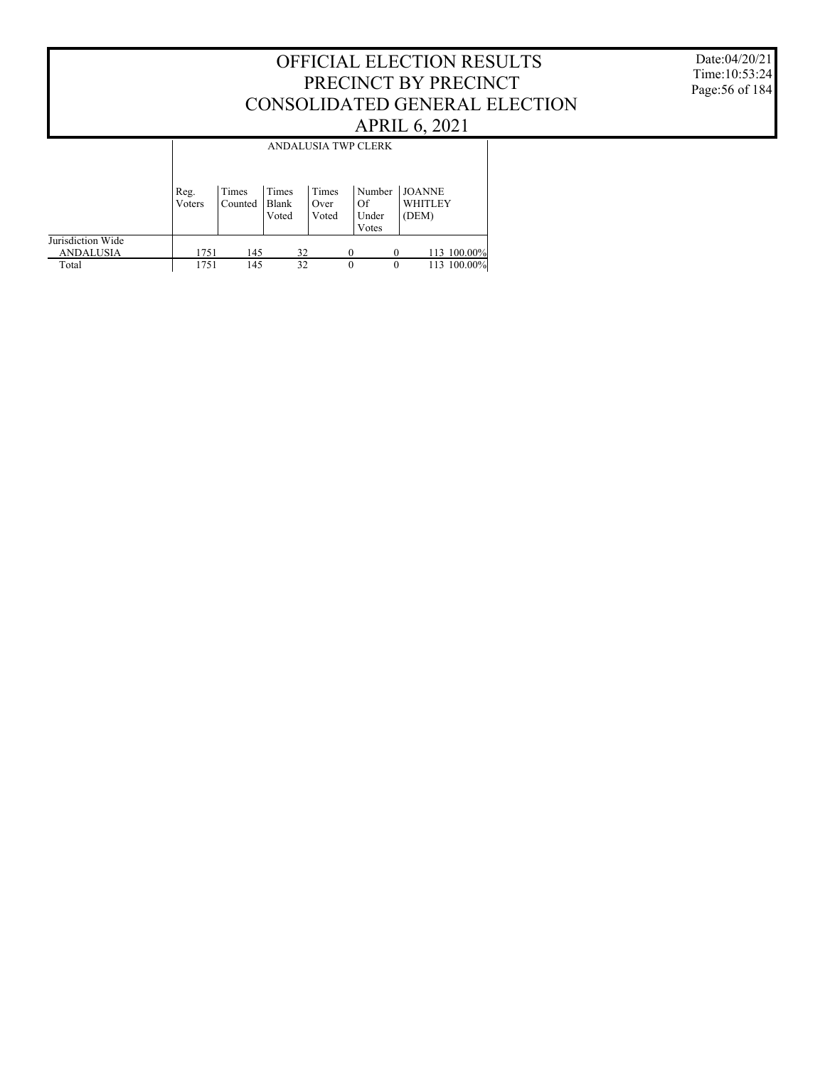# OFFICIAL ELECTION RESULTS
# PRECINCT BY PRECINCT
# CONSOLIDATED GENERAL ELECTION
# APRIL 6, 2021

Date:04/20/21
Time:10:53:24

| | ANDALUSIA TWP CLERK | | | | | | |
|---|---|---|---|---|---|---|---|
| | Reg. Voters | Times Counted | Times Blank Voted | Times Over Voted | Number Of Under Votes | JOANNE WHITLEY (DEM) | |
| Jurisdiction Wide | | | | | | | |
| ANDALUSIA | 1751 | 145 | 32 | 0 | 0 | 113 | 100.00% |
| Total | 1751 | 145 | 32 | 0 | 0 | 113 | 100.00% |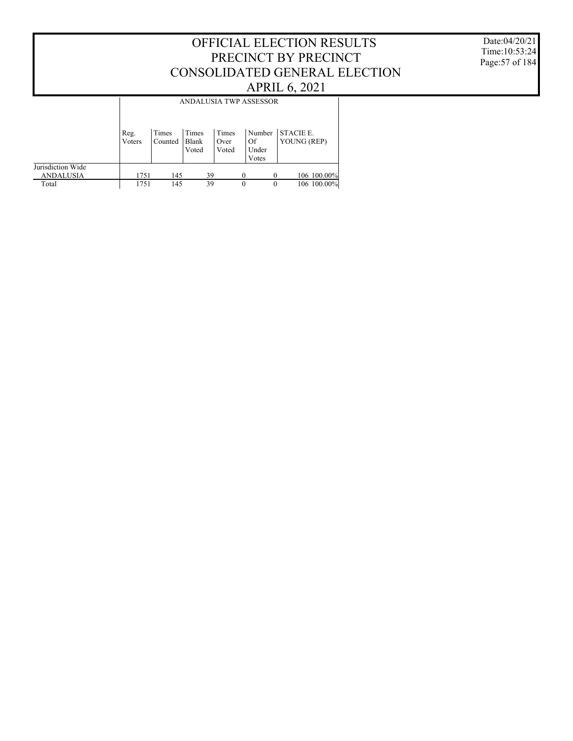# OFFICIAL ELECTION RESULTS
# PRECINCT BY PRECINCT
# CONSOLIDATED GENERAL ELECTION
# APRIL 6, 2021

Date:04/20/21
Time:10:53:24

| | ANDALUSIA TWP ASSESSOR | | | | | | |
|---|---|---|---|---|---|---|---|
| | Reg. Voters | Times Counted | Times Blank Voted | Times Over Voted | Number Of Under Votes | STACIE E. YOUNG (REP) | |
| Jurisdiction Wide | | | | | | | |
| ANDALUSIA | 1751 | 145 | 39 | 0 | 0 | 106 | 100.00% |
| Total | 1751 | 145 | 39 | 0 | 0 | 106 | 100.00% |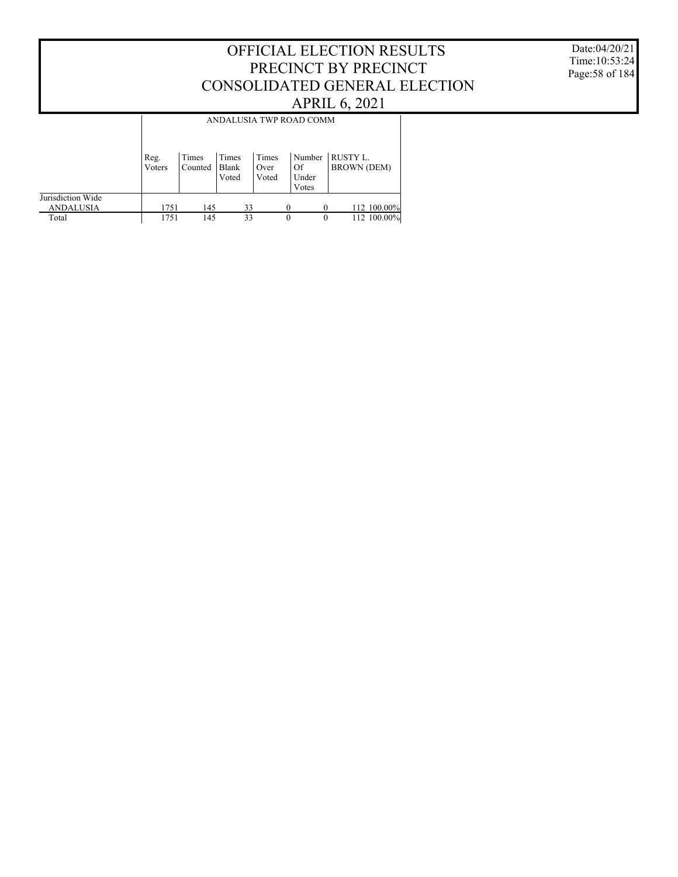# OFFICIAL ELECTION RESULTS PRECINCT BY PRECINCT CONSOLIDATED GENERAL ELECTION APRIL 6, 2021

Date:04/20/21
Time:10:53:24

| | ANDALUSIA TWP ROAD COMM | | | | | | |
|---|---|---|---|---|---|---|---|
| | Reg. Voters | Times Counted | Times Blank Voted | Times Over Voted | Number Of Under Votes | RUSTY L. BROWN (DEM) | |
| Jurisdiction Wide | | | | | | | |
| ANDALUSIA | 1751 | 145 | 33 | 0 | 0 | 112 | 100.00% |
| Total | 1751 | 145 | 33 | 0 | 0 | 112 | 100.00% |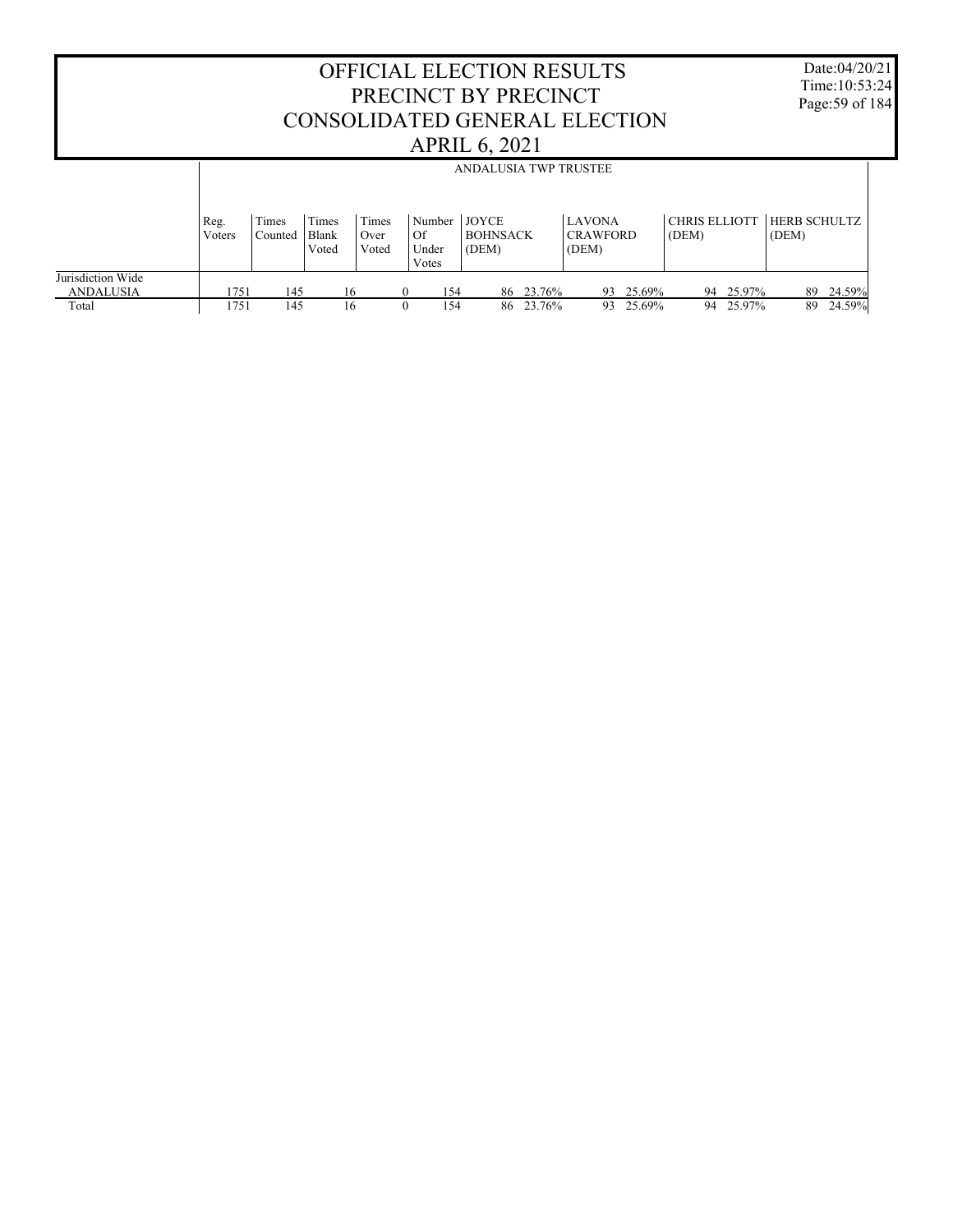# OFFICIAL ELECTION RESULTS PRECINCT BY PRECINCT CONSOLIDATED GENERAL ELECTION APRIL 6, 2021

Date:04/20/21
Time:10:53:24

| | ANDALUSIA TWP TRUSTEE | | | | | | | | | | | | |
|---|---|---|---|---|---|---|---|---|---|---|---|---|---|
| | Reg. Voters | Times Counted | Times Blank Voted | Times Over Voted | Number Of Under Votes | JOYCE BOHNSACK (DEM) | | LAVONA CRAWFORD (DEM) | | CHRIS ELLIOTT (DEM) | | HERB SCHULTZ (DEM) | |
| Jurisdiction Wide | | | | | | | | | | | | | |
| ANDALUSIA | 1751 | 145 | 16 | 0 | 154 | 86 | 23.76% | 93 | 25.69% | 94 | 25.97% | 89 | 24.59% |
| Total | 1751 | 145 | 16 | 0 | 154 | 86 | 23.76% | 93 | 25.69% | 94 | 25.97% | 89 | 24.59% |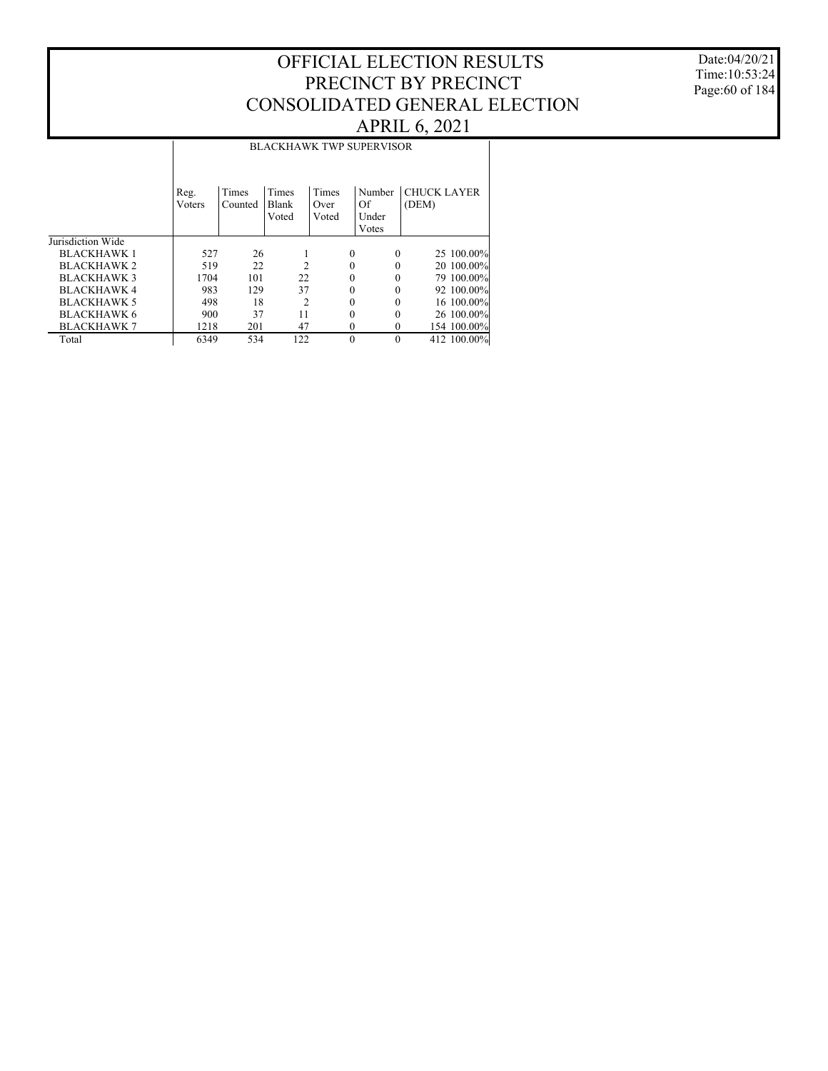# OFFICIAL ELECTION RESULTS
# PRECINCT BY PRECINCT
# CONSOLIDATED GENERAL ELECTION
# APRIL 6, 2021

Date:04/20/21
Time:10:53:24

| | BLACKHAWK TWP SUPERVISOR | | | | | | |
|---|---|---|---|---|---|---|---|
| | Reg. Voters | Times Counted | Times Blank Voted | Times Over Voted | Number Of Under Votes | CHUCK LAYER (DEM) | |
| Jurisdiction Wide | | | | | | | |
| BLACKHAWK 1 | 527 | 26 | 1 | 0 | 0 | 25 | 100.00% |
| BLACKHAWK 2 | 519 | 22 | 2 | 0 | 0 | 20 | 100.00% |
| BLACKHAWK 3 | 1704 | 101 | 22 | 0 | 0 | 79 | 100.00% |
| BLACKHAWK 4 | 983 | 129 | 37 | 0 | 0 | 92 | 100.00% |
| BLACKHAWK 5 | 498 | 18 | 2 | 0 | 0 | 16 | 100.00% |
| BLACKHAWK 6 | 900 | 37 | 11 | 0 | 0 | 26 | 100.00% |
| BLACKHAWK 7 | 1218 | 201 | 47 | 0 | 0 | 154 | 100.00% |
| Total | 6349 | 534 | 122 | 0 | 0 | 412 | 100.00% |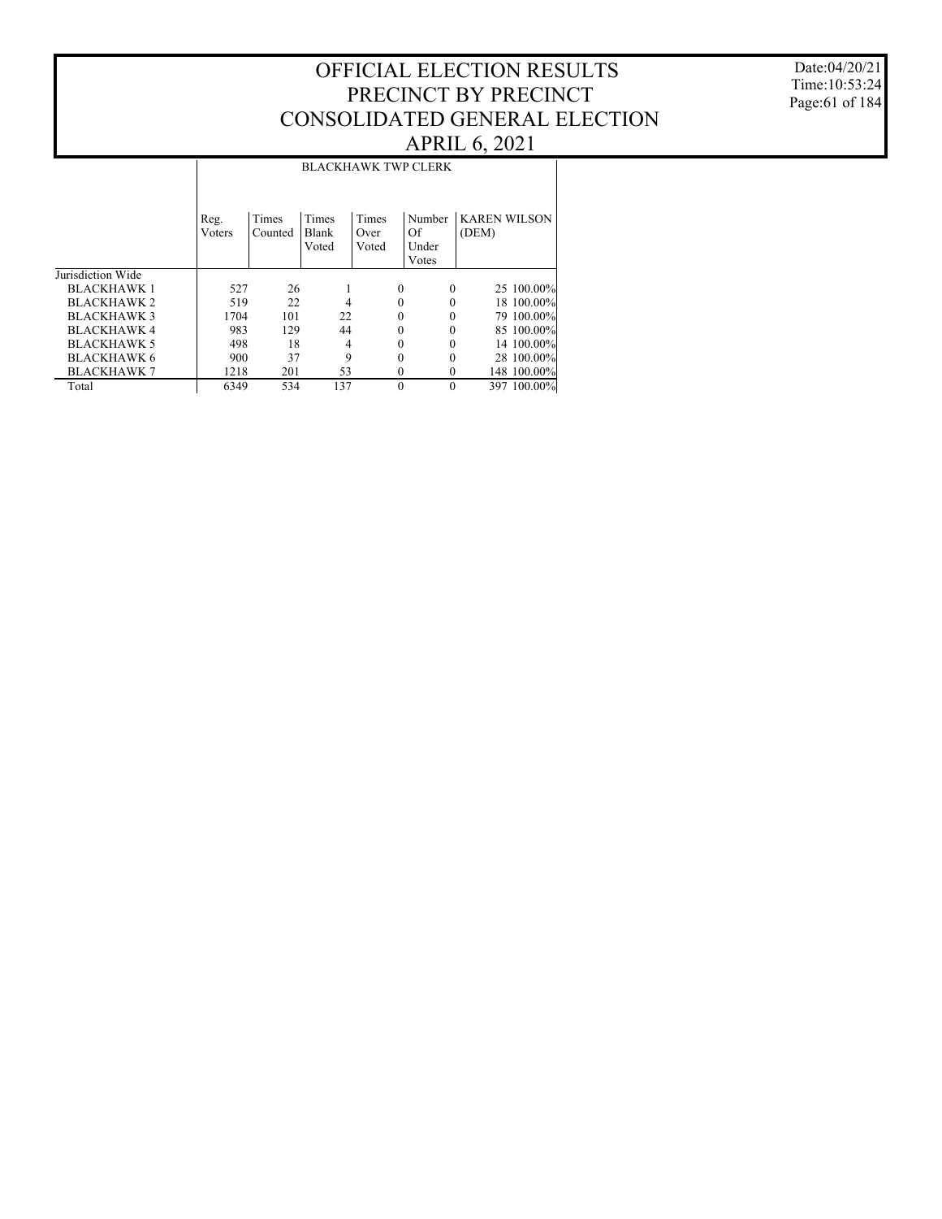# OFFICIAL ELECTION RESULTS
# PRECINCT BY PRECINCT
# CONSOLIDATED GENERAL ELECTION
# APRIL 6, 2021

Date:04/20/21
Time:10:53:24

## BLACKHAWK TWP CLERK

| | Reg. Voters | Times Counted | Times Blank Voted | Times Over Voted | Number Of Under Votes | KAREN WILSON (DEM) | |
|---|---|---|---|---|---|---|---|
| Jurisdiction Wide | | | | | | | |
| BLACKHAWK 1 | 527 | 26 | 1 | 0 | 0 | 25 | 100.00% |
| BLACKHAWK 2 | 519 | 22 | 4 | 0 | 0 | 18 | 100.00% |
| BLACKHAWK 3 | 1704 | 101 | 22 | 0 | 0 | 79 | 100.00% |
| BLACKHAWK 4 | 983 | 129 | 44 | 0 | 0 | 85 | 100.00% |
| BLACKHAWK 5 | 498 | 18 | 4 | 0 | 0 | 14 | 100.00% |
| BLACKHAWK 6 | 900 | 37 | 9 | 0 | 0 | 28 | 100.00% |
| BLACKHAWK 7 | 1218 | 201 | 53 | 0 | 0 | 148 | 100.00% |
| Total | 6349 | 534 | 137 | 0 | 0 | 397 | 100.00% |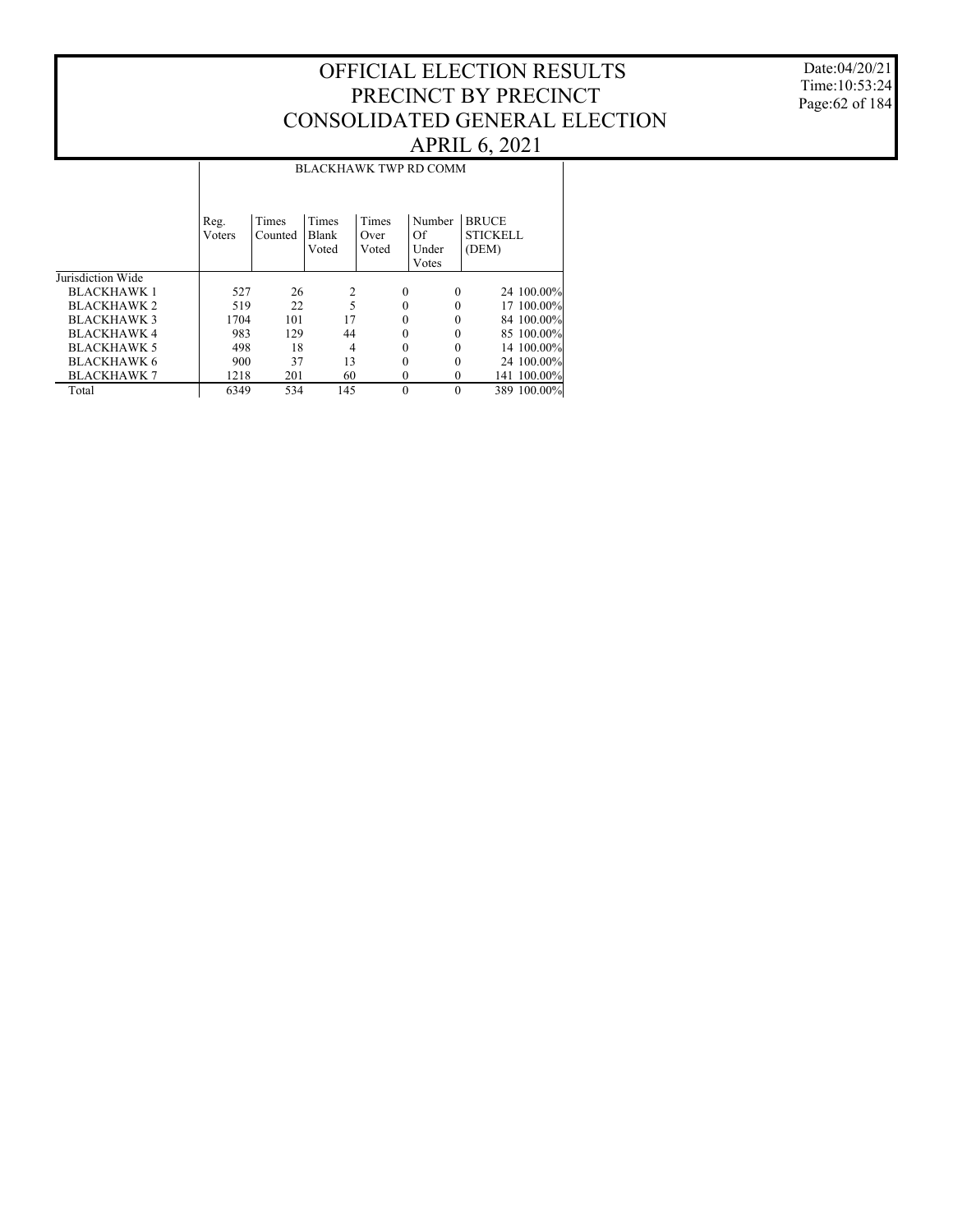# OFFICIAL ELECTION RESULTS
# PRECINCT BY PRECINCT
# CONSOLIDATED GENERAL ELECTION
# APRIL 6, 2021

Date:04/20/21
Time:10:53:24

| | BLACKHAWK TWP RD COMM | | | | | | |
|---|---|---|---|---|---|---|---|
| | Reg. Voters | Times Counted | Times Blank Voted | Times Over Voted | Number Of Under Votes | BRUCE STICKELL (DEM) | |
| Jurisdiction Wide | | | | | | | |
| BLACKHAWK 1 | 527 | 26 | 2 | 0 | 0 | 24 | 100.00% |
| BLACKHAWK 2 | 519 | 22 | 5 | 0 | 0 | 17 | 100.00% |
| BLACKHAWK 3 | 1704 | 101 | 17 | 0 | 0 | 84 | 100.00% |
| BLACKHAWK 4 | 983 | 129 | 44 | 0 | 0 | 85 | 100.00% |
| BLACKHAWK 5 | 498 | 18 | 4 | 0 | 0 | 14 | 100.00% |
| BLACKHAWK 6 | 900 | 37 | 13 | 0 | 0 | 24 | 100.00% |
| BLACKHAWK 7 | 1218 | 201 | 60 | 0 | 0 | 141 | 100.00% |
| Total | 6349 | 534 | 145 | 0 | 0 | 389 | 100.00% |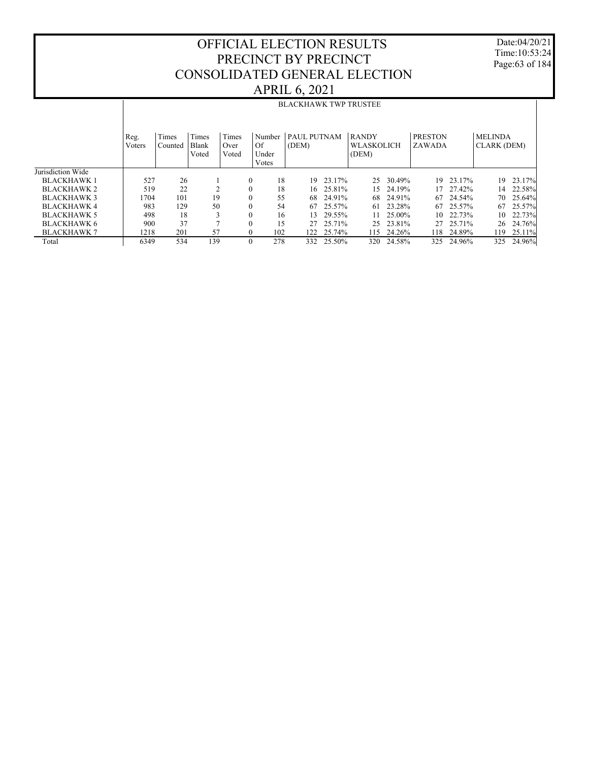# OFFICIAL ELECTION RESULTS
# PRECINCT BY PRECINCT
# CONSOLIDATED GENERAL ELECTION
# APRIL 6, 2021

Date:04/20/21
Time:10:53:24

## BLACKHAWK TWP TRUSTEE

| | Reg. Voters | Times Counted | Times Blank Voted | Times Over Voted | Number Of Under Votes | PAUL PUTNAM (DEM) | | RANDY WLASKOLICH (DEM) | | PRESTON ZAWADA | | MELINDA CLARK (DEM) | |
|---|---|---|---|---|---|---|---|---|---|---|---|---|---|
| Jurisdiction Wide | | | | | | | | | | | | | |
| BLACKHAWK 1 | 527 | 26 | 1 | 0 | 18 | 19 | 23.17% | 25 | 30.49% | 19 | 23.17% | 19 | 23.17% |
| BLACKHAWK 2 | 519 | 22 | 2 | 0 | 18 | 16 | 25.81% | 15 | 24.19% | 17 | 27.42% | 14 | 22.58% |
| BLACKHAWK 3 | 1704 | 101 | 19 | 0 | 55 | 68 | 24.91% | 68 | 24.91% | 67 | 24.54% | 70 | 25.64% |
| BLACKHAWK 4 | 983 | 129 | 50 | 0 | 54 | 67 | 25.57% | 61 | 23.28% | 67 | 25.57% | 67 | 25.57% |
| BLACKHAWK 5 | 498 | 18 | 3 | 0 | 16 | 13 | 29.55% | 11 | 25.00% | 10 | 22.73% | 10 | 22.73% |
| BLACKHAWK 6 | 900 | 37 | 7 | 0 | 15 | 27 | 25.71% | 25 | 23.81% | 27 | 25.71% | 26 | 24.76% |
| BLACKHAWK 7 | 1218 | 201 | 57 | 0 | 102 | 122 | 25.74% | 115 | 24.26% | 118 | 24.89% | 119 | 25.11% |
| Total | 6349 | 534 | 139 | 0 | 278 | 332 | 25.50% | 320 | 24.58% | 325 | 24.96% | 325 | 24.96% |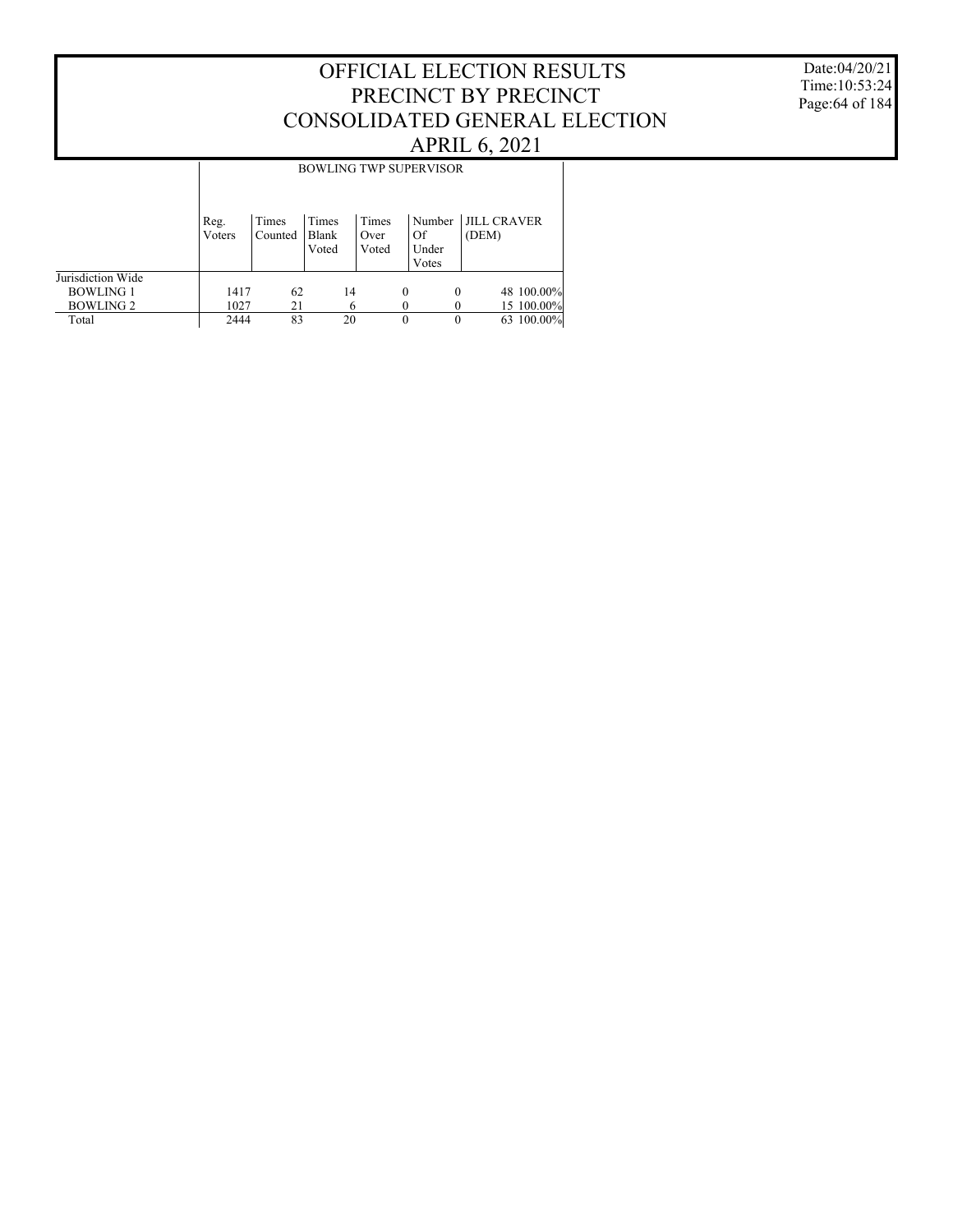# OFFICIAL ELECTION RESULTS PRECINCT BY PRECINCT CONSOLIDATED GENERAL ELECTION APRIL 6, 2021

Date:04/20/21
Time:10:53:24

| | BOWLING TWP SUPERVISOR | | | | | | |
|---|---|---|---|---|---|---|---|
| | Reg. Voters | Times Counted | Times Blank Voted | Times Over Voted | Number Of Under Votes | JILL CRAVER (DEM) | |
| Jurisdiction Wide | | | | | | | |
| BOWLING 1 | 1417 | 62 | 14 | 0 | 0 | 48 | 100.00% |
| BOWLING 2 | 1027 | 21 | 6 | 0 | 0 | 15 | 100.00% |
| Total | 2444 | 83 | 20 | 0 | 0 | 63 | 100.00% |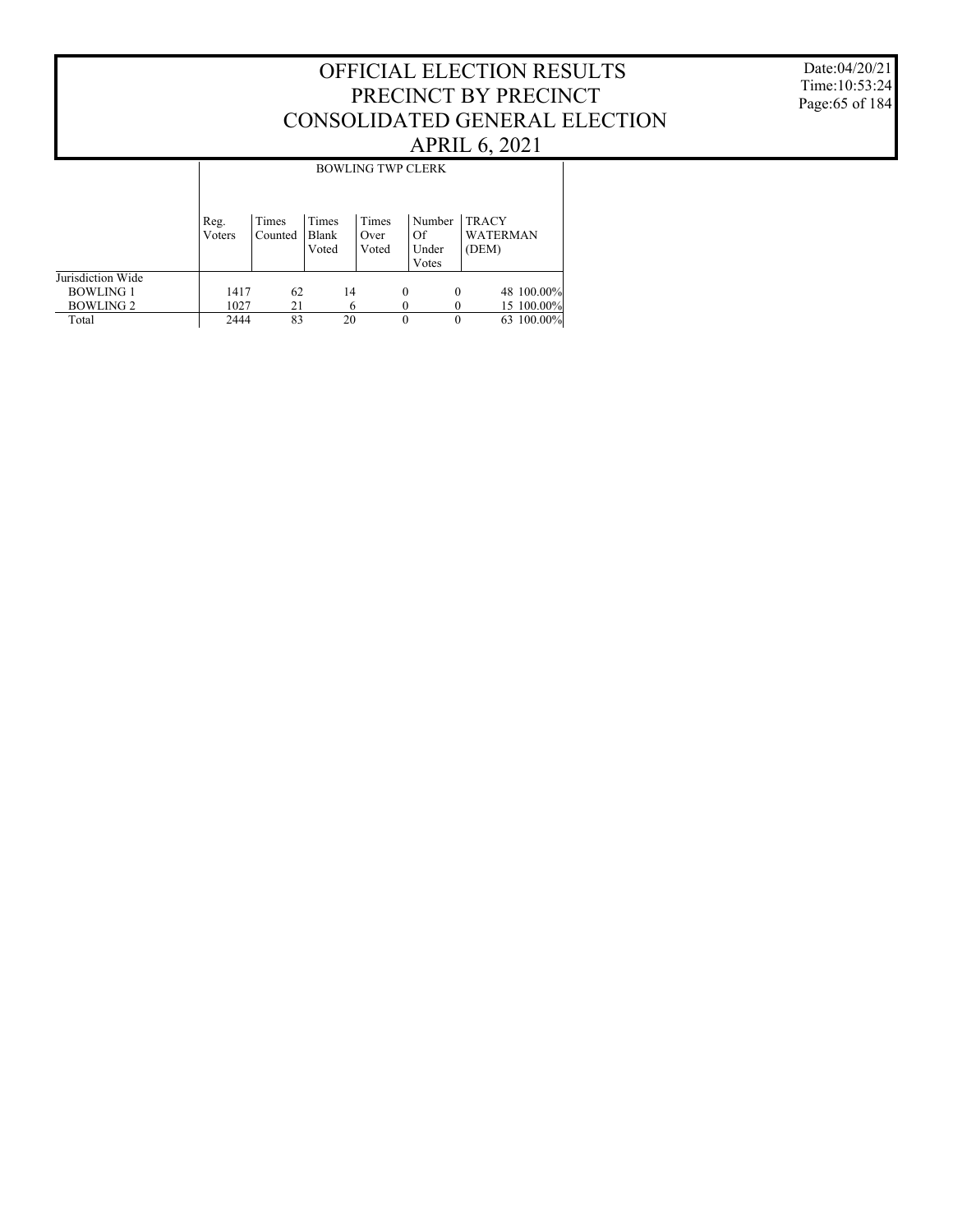# OFFICIAL ELECTION RESULTS
# PRECINCT BY PRECINCT
# CONSOLIDATED GENERAL ELECTION
# APRIL 6, 2021

Date:04/20/21
Time:10:53:24

| | BOWLING TWP CLERK | | | | | | |
|---|---|---|---|---|---|---|---|
| | Reg. Voters | Times Counted | Times Blank Voted | Times Over Voted | Number Of Under Votes | TRACY WATERMAN (DEM) | |
| Jurisdiction Wide | | | | | | | |
| BOWLING 1 | 1417 | 62 | 14 | 0 | 0 | 48 | 100.00% |
| BOWLING 2 | 1027 | 21 | 6 | 0 | 0 | 15 | 100.00% |
| Total | 2444 | 83 | 20 | 0 | 0 | 63 | 100.00% |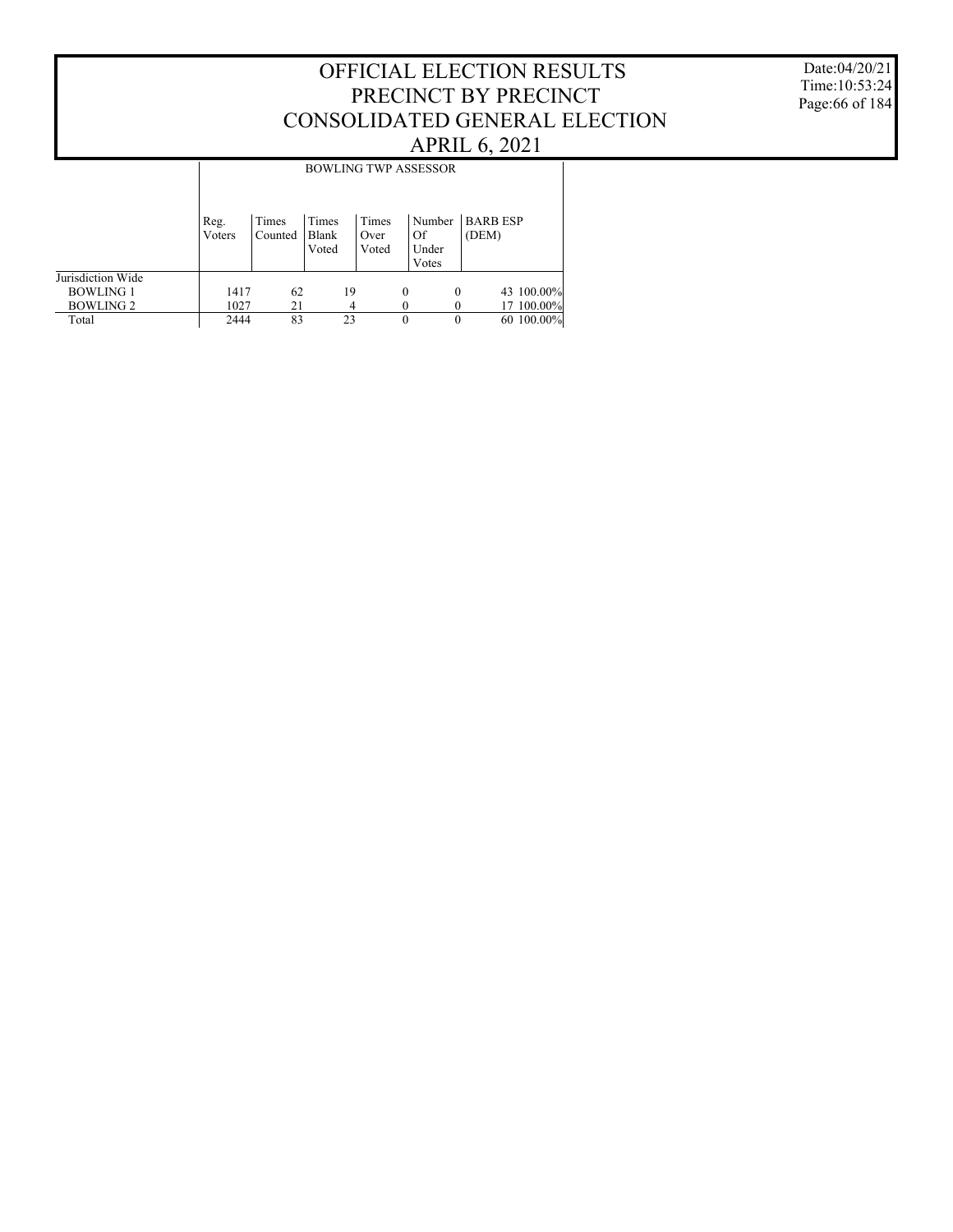# OFFICIAL ELECTION RESULTS
# PRECINCT BY PRECINCT
# CONSOLIDATED GENERAL ELECTION
# APRIL 6, 2021

Date:04/20/21
Time:10:53:24

| | BOWLING TWP ASSESSOR | | | | | | |
|---|---|---|---|---|---|---|---|
| | Reg. Voters | Times Counted | Times Blank Voted | Times Over Voted | Number Of Under Votes | BARB ESP (DEM) | |
| Jurisdiction Wide | | | | | | | |
| BOWLING 1 | 1417 | 62 | 19 | 0 | 0 | 43 | 100.00% |
| BOWLING 2 | 1027 | 21 | 4 | 0 | 0 | 17 | 100.00% |
| Total | 2444 | 83 | 23 | 0 | 0 | 60 | 100.00% |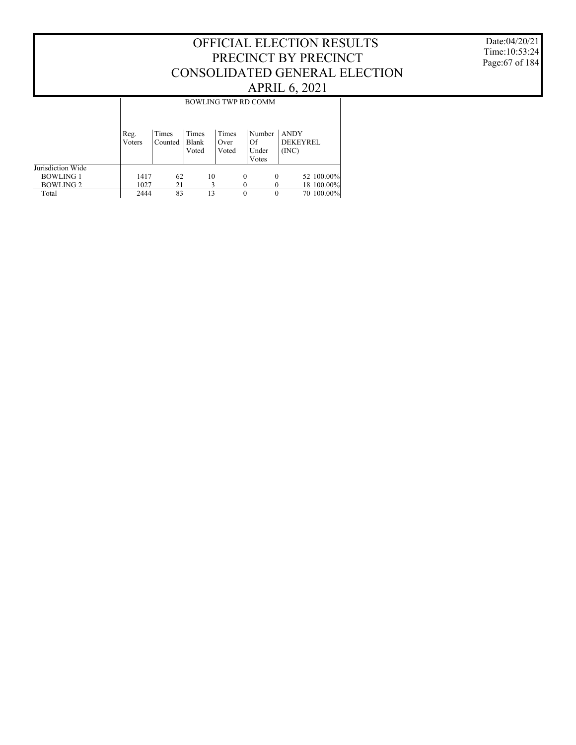# OFFICIAL ELECTION RESULTS
# PRECINCT BY PRECINCT
# CONSOLIDATED GENERAL ELECTION
# APRIL 6, 2021

Date:04/20/21
Time:10:53:24

| | BOWLING TWP RD COMM | | | | | | |
|---|---|---|---|---|---|---|---|
| | Reg. Voters | Times Counted | Times Blank Voted | Times Over Voted | Number Of Under Votes | ANDY DEKEYREL (INC) | |
| Jurisdiction Wide | | | | | | | |
| BOWLING 1 | 1417 | 62 | 10 | 0 | 0 | 52 | 100.00% |
| BOWLING 2 | 1027 | 21 | 3 | 0 | 0 | 18 | 100.00% |
| Total | 2444 | 83 | 13 | 0 | 0 | 70 | 100.00% |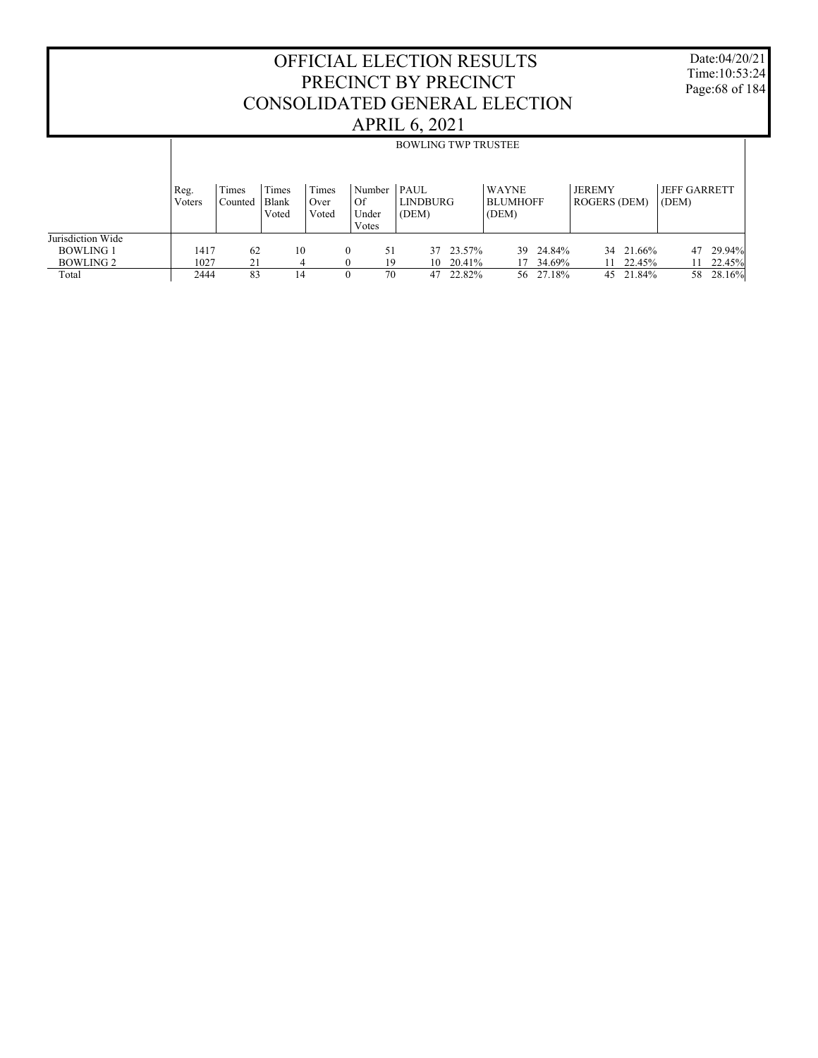# OFFICIAL ELECTION RESULTS
# PRECINCT BY PRECINCT
# CONSOLIDATED GENERAL ELECTION
# APRIL 6, 2021

Date:04/20/21
Time:10:53:24

## BOWLING TWP TRUSTEE

| | Reg. Voters | Times Counted | Times Blank Voted | Times Over Voted | Number Of Under Votes | PAUL LINDBURG (DEM) | | WAYNE BLUMHOFF (DEM) | | JEREMY ROGERS (DEM) | | JEFF GARRETT (DEM) | |
|---|---|---|---|---|---|---|---|---|---|---|---|---|---|
| Jurisdiction Wide | | | | | | | | | | | | | |
| BOWLING 1 | 1417 | 62 | 10 | 0 | 51 | 37 | 23.57% | 39 | 24.84% | 34 | 21.66% | 47 | 29.94% |
| BOWLING 2 | 1027 | 21 | 4 | 0 | 19 | 10 | 20.41% | 17 | 34.69% | 11 | 22.45% | 11 | 22.45% |
| Total | 2444 | 83 | 14 | 0 | 70 | 47 | 22.82% | 56 | 27.18% | 45 | 21.84% | 58 | 28.16% |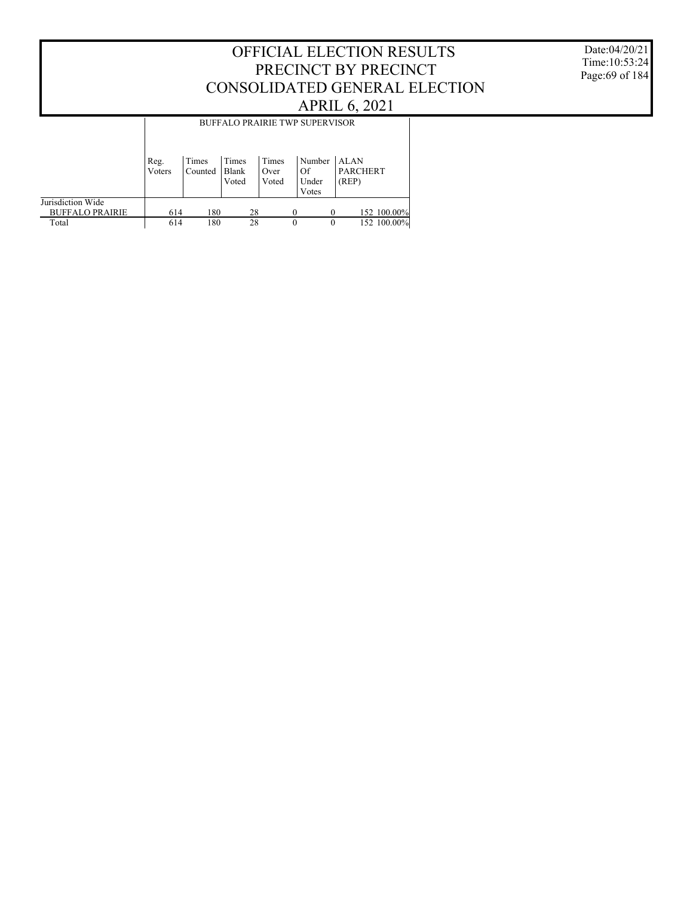# OFFICIAL ELECTION RESULTS
# PRECINCT BY PRECINCT
# CONSOLIDATED GENERAL ELECTION
# APRIL 6, 2021

Date:04/20/21
Time:10:53:24

| | BUFFALO PRAIRIE TWP SUPERVISOR | | | | | | |
|---|---|---|---|---|---|---|---|
| | Reg. Voters | Times Counted | Times Blank Voted | Times Over Voted | Number Of Under Votes | ALAN PARCHERT (REP) | |
| Jurisdiction Wide | | | | | | | |
| BUFFALO PRAIRIE | 614 | 180 | 28 | 0 | 0 | 152 | 100.00% |
| Total | 614 | 180 | 28 | 0 | 0 | 152 | 100.00% |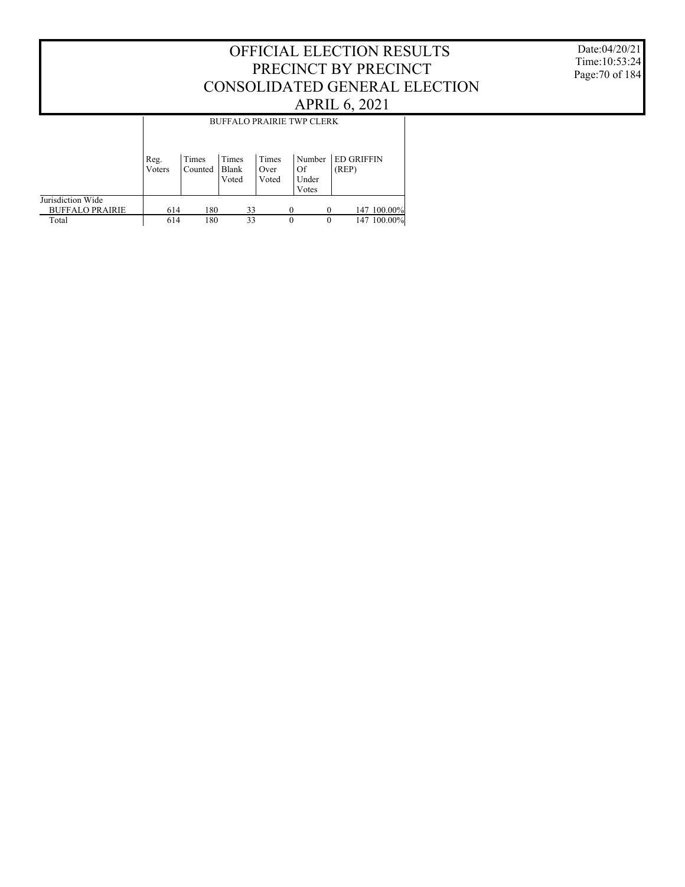# OFFICIAL ELECTION RESULTS
# PRECINCT BY PRECINCT
# CONSOLIDATED GENERAL ELECTION
# APRIL 6, 2021

Date:04/20/21
Time:10:53:24

| | BUFFALO PRAIRIE TWP CLERK | | | | | | |
|---|---|---|---|---|---|---|---|
| | Reg. Voters | Times Counted | Times Blank Voted | Times Over Voted | Number Of Under Votes | ED GRIFFIN (REP) | |
| Jurisdiction Wide | | | | | | | |
| BUFFALO PRAIRIE | 614 | 180 | 33 | 0 | 0 | 147 | 100.00% |
| Total | 614 | 180 | 33 | 0 | 0 | 147 | 100.00% |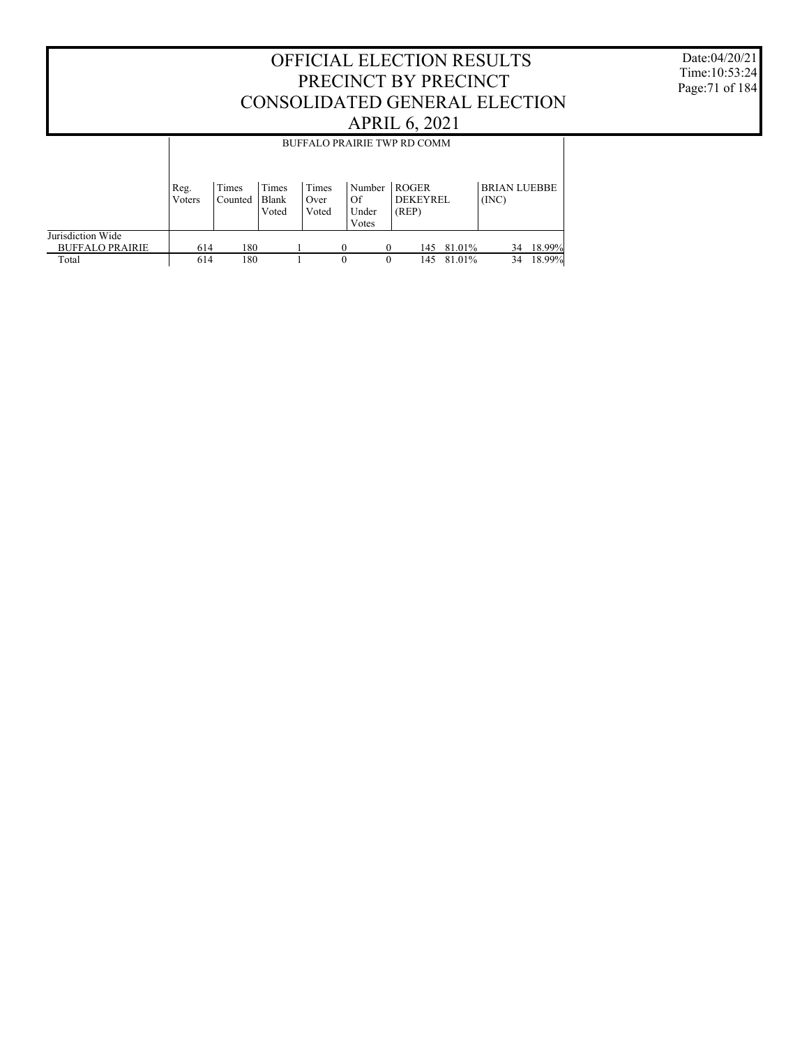# OFFICIAL ELECTION RESULTS
# PRECINCT BY PRECINCT
# CONSOLIDATED GENERAL ELECTION
# APRIL 6, 2021

Date:04/20/21
Time:10:53:24

| | BUFFALO PRAIRIE TWP RD COMM | | | | | | | | |
|---|---|---|---|---|---|---|---|---|---|
| | Reg. Voters | Times Counted | Times Blank Voted | Times Over Voted | Number Of Under Votes | ROGER DEKEYREL (REP) | | BRIAN LUEBBE (INC) | |
| Jurisdiction Wide | | | | | | | | | |
| BUFFALO PRAIRIE | 614 | 180 | 1 | 0 | 0 | 145 | 81.01% | 34 | 18.99% |
| Total | 614 | 180 | 1 | 0 | 0 | 145 | 81.01% | 34 | 18.99% |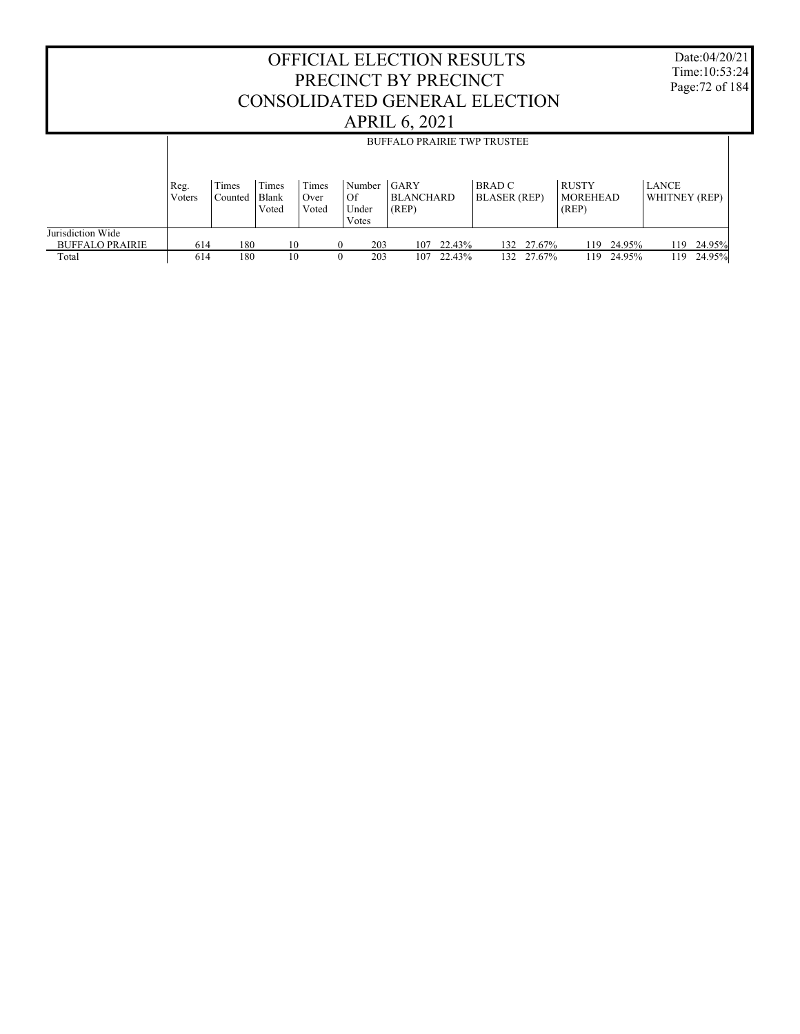# OFFICIAL ELECTION RESULTS
# PRECINCT BY PRECINCT
# CONSOLIDATED GENERAL ELECTION
# APRIL 6, 2021

Date:04/20/21
Time:10:53:24

## BUFFALO PRAIRIE TWP TRUSTEE

| | Reg. Voters | Times Counted | Times Blank Voted | Times Over Voted | Number Of Under Votes | GARY BLANCHARD (REP) | | BRAD C BLASER (REP) | | RUSTY MOREHEAD (REP) | | LANCE WHITNEY (REP) | |
|---|---|---|---|---|---|---|---|---|---|---|---|---|---|
| Jurisdiction Wide | | | | | | | | | | | | | |
| BUFFALO PRAIRIE | 614 | 180 | 10 | 0 | 203 | 107 | 22.43% | 132 | 27.67% | 119 | 24.95% | 119 | 24.95% |
| Total | 614 | 180 | 10 | 0 | 203 | 107 | 22.43% | 132 | 27.67% | 119 | 24.95% | 119 | 24.95% |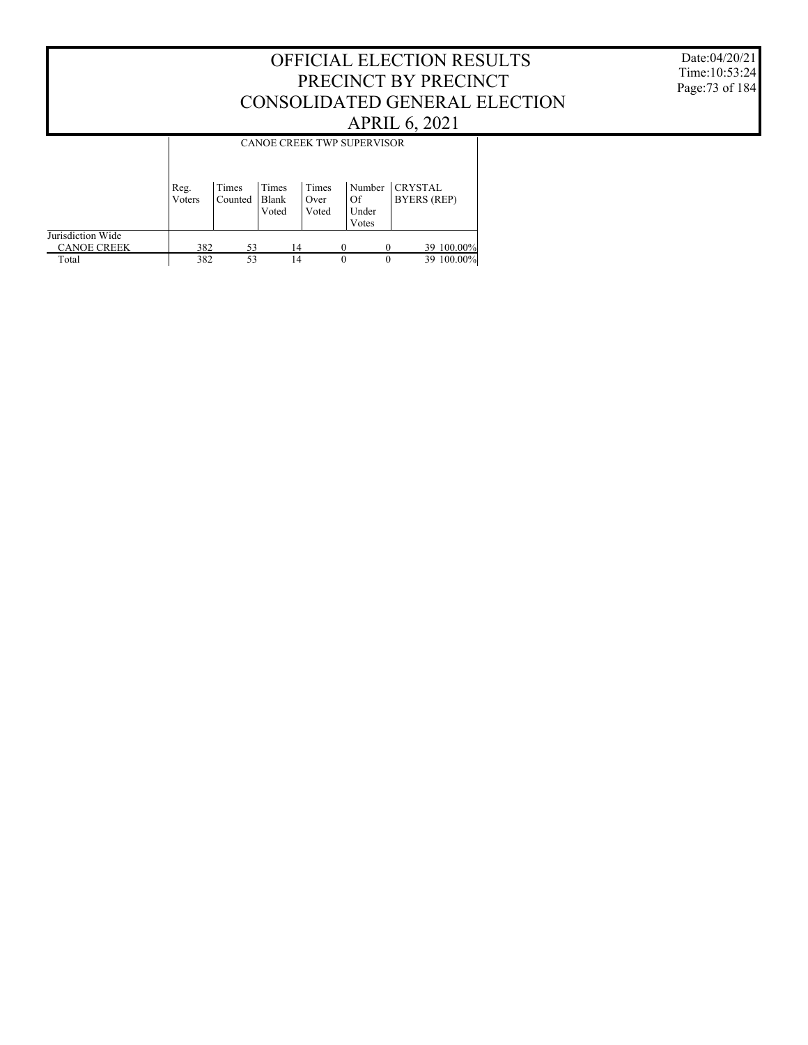# OFFICIAL ELECTION RESULTS
# PRECINCT BY PRECINCT
# CONSOLIDATED GENERAL ELECTION
# APRIL 6, 2021

Date:04/20/21
Time:10:53:24

| | CANOE CREEK TWP SUPERVISOR | | | | | | |
|---|---|---|---|---|---|---|---|
| | Reg. Voters | Times Counted | Times Blank Voted | Times Over Voted | Number Of Under Votes | CRYSTAL BYERS (REP) | |
| Jurisdiction Wide | | | | | | | |
| CANOE CREEK | 382 | 53 | 14 | 0 | 0 | 39 | 100.00% |
| Total | 382 | 53 | 14 | 0 | 0 | 39 | 100.00% |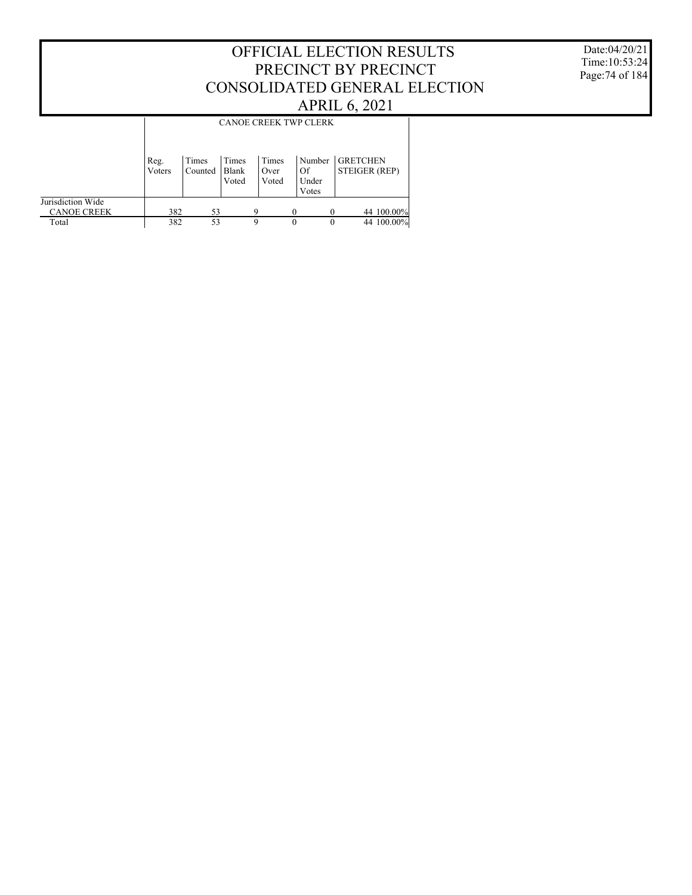# OFFICIAL ELECTION RESULTS
## PRECINCT BY PRECINCT
## CONSOLIDATED GENERAL ELECTION
## APRIL 6, 2021

Date:04/20/21
Time:10:53:24

| | CANOE CREEK TWP CLERK | | | | | | |
|---|---|---|---|---|---|---|---|
| | Reg. Voters | Times Counted | Times Blank Voted | Times Over Voted | Number Of Under Votes | GRETCHEN STEIGER (REP) | |
| Jurisdiction Wide | | | | | | | |
| CANOE CREEK | 382 | 53 | 9 | 0 | 0 | 44 | 100.00% |
| Total | 382 | 53 | 9 | 0 | 0 | 44 | 100.00% |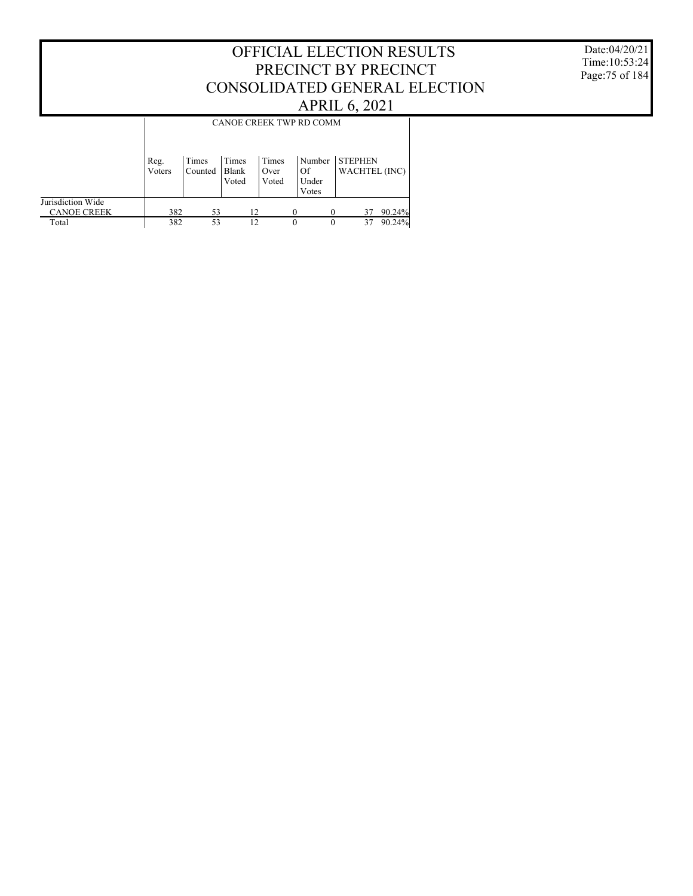# OFFICIAL ELECTION RESULTS
# PRECINCT BY PRECINCT
# CONSOLIDATED GENERAL ELECTION
# APRIL 6, 2021

Date:04/20/21
Time:10:53:24

| | CANOE CREEK TWP RD COMM | | | | | | |
|---|---|---|---|---|---|---|---|
| | Reg. Voters | Times Counted | Times Blank Voted | Times Over Voted | Number Of Under Votes | STEPHEN WACHTEL (INC) | |
| Jurisdiction Wide | | | | | | | |
| CANOE CREEK | 382 | 53 | 12 | 0 | 0 | 37 | 90.24% |
| Total | 382 | 53 | 12 | 0 | 0 | 37 | 90.24% |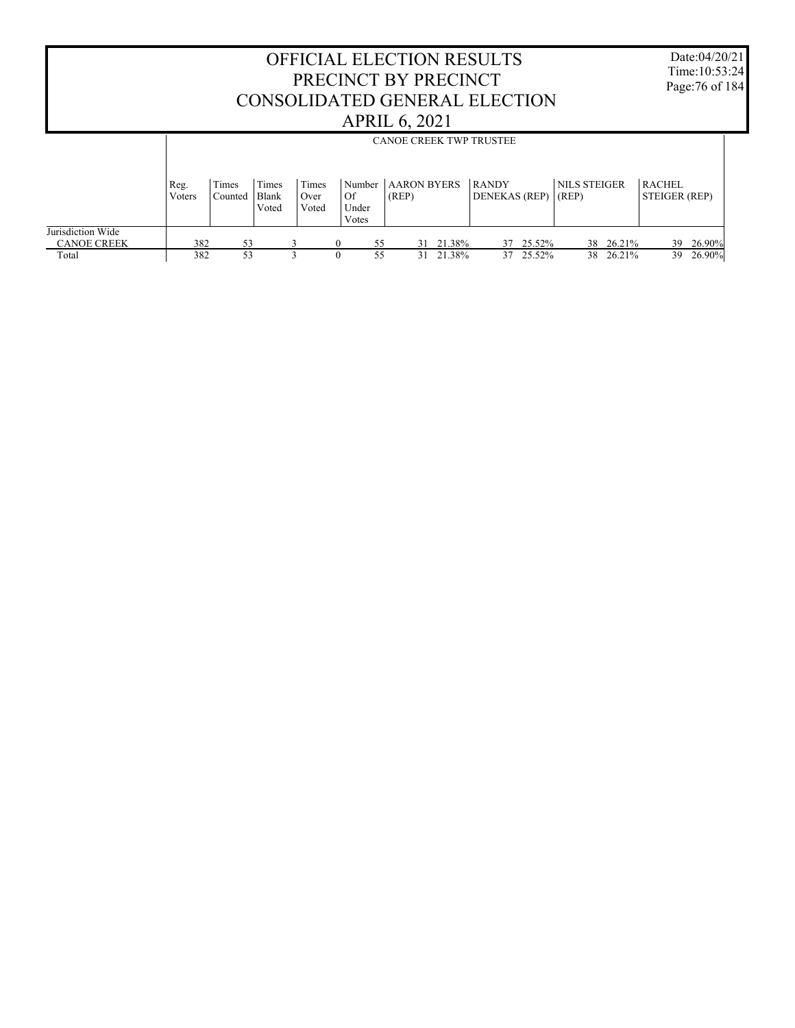# OFFICIAL ELECTION RESULTS
# PRECINCT BY PRECINCT
# CONSOLIDATED GENERAL ELECTION
# APRIL 6, 2021

Date:04/20/21
Time:10:53:24

| | CANOE CREEK TWP TRUSTEE | | | | | | | | | | | | | |
|---|---|---|---|---|---|---|---|---|---|---|---|---|---|---|
| | Reg. Voters | Times Counted | Times Blank Voted | Times Over Voted | Number Of Under Votes | AARON BYERS (REP) | | RANDY DENEKAS (REP) | | NILS STEIGER (REP) | | RACHEL STEIGER (REP) | |
| Jurisdiction Wide | | | | | | | | | | | | | |
| CANOE CREEK | 382 | 53 | 3 | 0 | 55 | 31 | 21.38% | 37 | 25.52% | 38 | 26.21% | 39 | 26.90% |
| Total | 382 | 53 | 3 | 0 | 55 | 31 | 21.38% | 37 | 25.52% | 38 | 26.21% | 39 | 26.90% |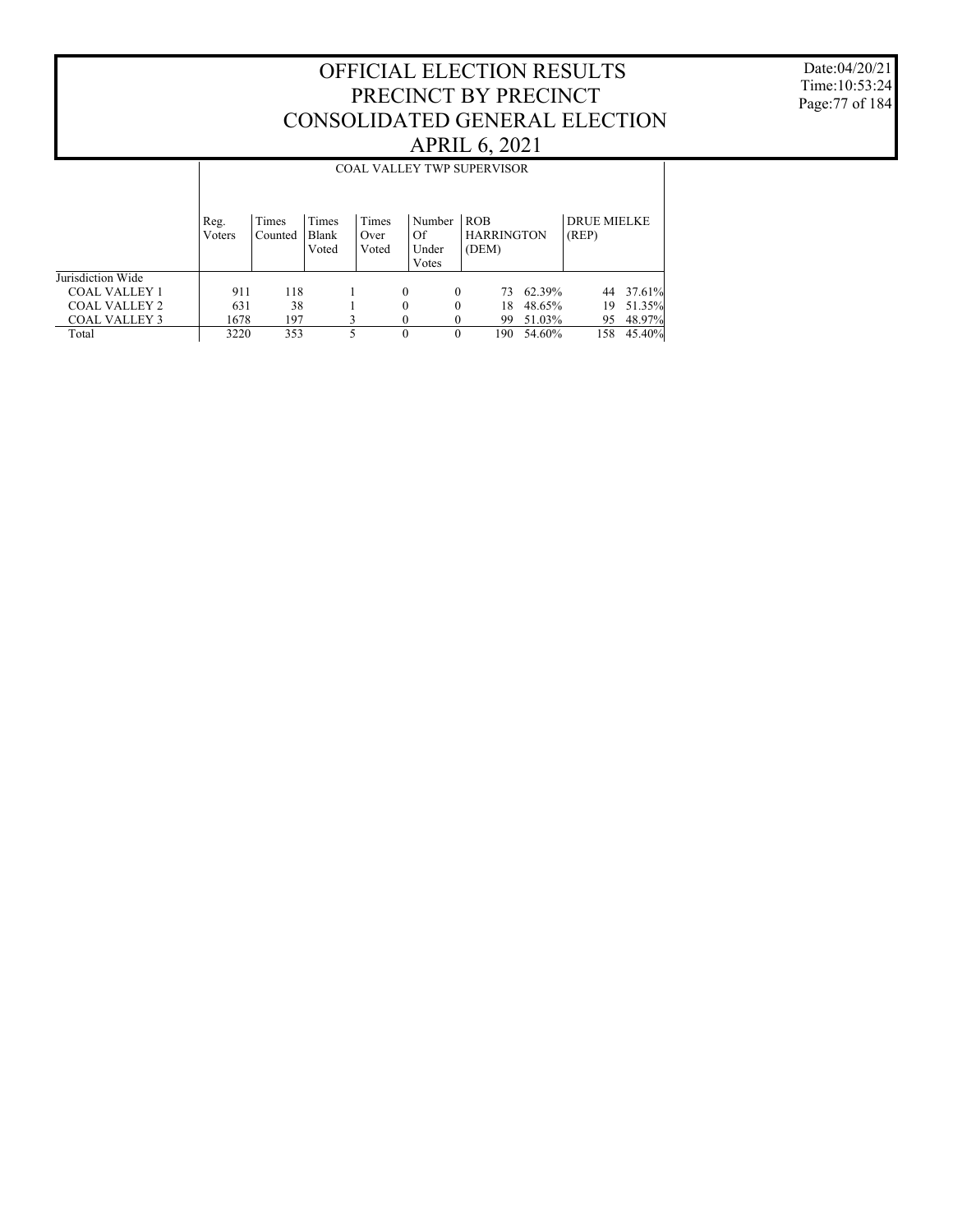# OFFICIAL ELECTION RESULTS
# PRECINCT BY PRECINCT
# CONSOLIDATED GENERAL ELECTION
# APRIL 6, 2021

Date:04/20/21
Time:10:53:24

## COAL VALLEY TWP SUPERVISOR

| | Reg. Voters | Times Counted | Times Blank Voted | Times Over Voted | Number Of Under Votes | ROB HARRINGTON (DEM) | | DRUE MIELKE (REP) | |
|---|---|---|---|---|---|---|---|---|---|
| Jurisdiction Wide | | | | | | | | | |
| COAL VALLEY 1 | 911 | 118 | 1 | 0 | 0 | 73 | 62.39% | 44 | 37.61% |
| COAL VALLEY 2 | 631 | 38 | 1 | 0 | 0 | 18 | 48.65% | 19 | 51.35% |
| COAL VALLEY 3 | 1678 | 197 | 3 | 0 | 0 | 99 | 51.03% | 95 | 48.97% |
| Total | 3220 | 353 | 5 | 0 | 0 | 190 | 54.60% | 158 | 45.40% |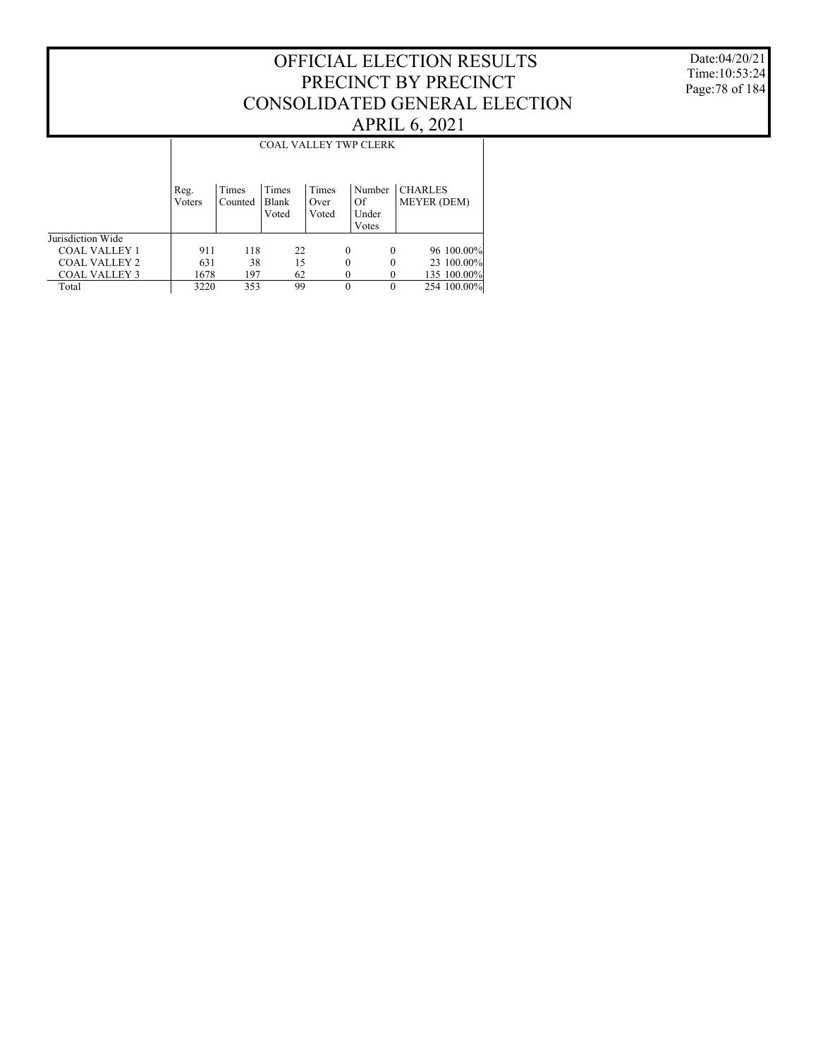# OFFICIAL ELECTION RESULTS
## PRECINCT BY PRECINCT
## CONSOLIDATED GENERAL ELECTION
## APRIL 6, 2021

Date:04/20/21
Time:10:53:24

| | COAL VALLEY TWP CLERK | | | | | | |
|---|---|---|---|---|---|---|---|
| | Reg. Voters | Times Counted | Times Blank Voted | Times Over Voted | Number Of Under Votes | CHARLES MEYER (DEM) | |
| Jurisdiction Wide | | | | | | | |
| COAL VALLEY 1 | 911 | 118 | 22 | 0 | 0 | 96 | 100.00% |
| COAL VALLEY 2 | 631 | 38 | 15 | 0 | 0 | 23 | 100.00% |
| COAL VALLEY 3 | 1678 | 197 | 62 | 0 | 0 | 135 | 100.00% |
| Total | 3220 | 353 | 99 | 0 | 0 | 254 | 100.00% |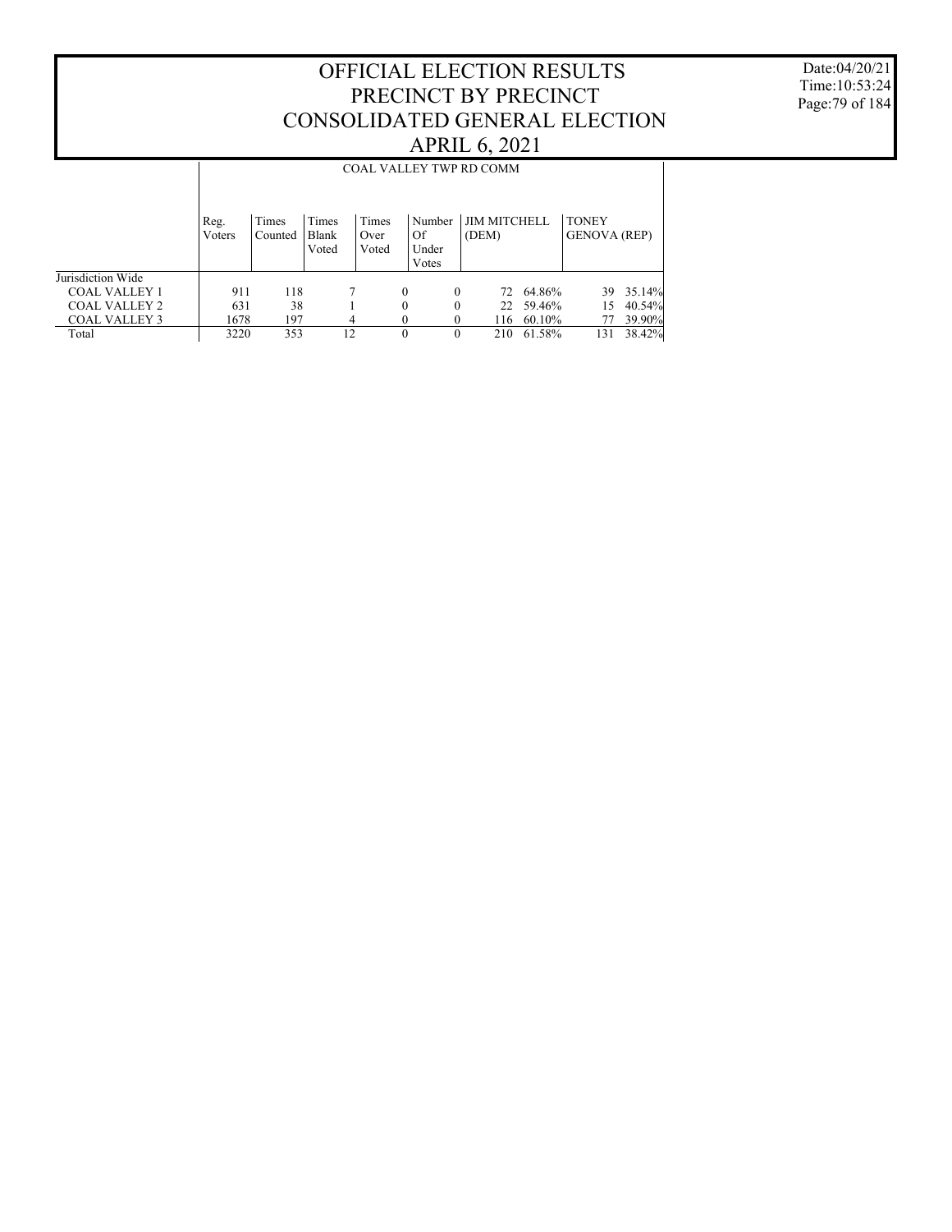# OFFICIAL ELECTION RESULTS
# PRECINCT BY PRECINCT
# CONSOLIDATED GENERAL ELECTION
# APRIL 6, 2021

Date:04/20/21
Time:10:53:24

| | COAL VALLEY TWP RD COMM | | | | | | | | |
|---|---|---|---|---|---|---|---|---|---|
| | Reg. Voters | Times Counted | Times Blank Voted | Times Over Voted | Number Of Under Votes | JIM MITCHELL (DEM) | | TONEY GENOVA (REP) | |
| Jurisdiction Wide | | | | | | | | | |
| COAL VALLEY 1 | 911 | 118 | 7 | 0 | 0 | 72 | 64.86% | 39 | 35.14% |
| COAL VALLEY 2 | 631 | 38 | 1 | 0 | 0 | 22 | 59.46% | 15 | 40.54% |
| COAL VALLEY 3 | 1678 | 197 | 4 | 0 | 0 | 116 | 60.10% | 77 | 39.90% |
| Total | 3220 | 353 | 12 | 0 | 0 | 210 | 61.58% | 131 | 38.42% |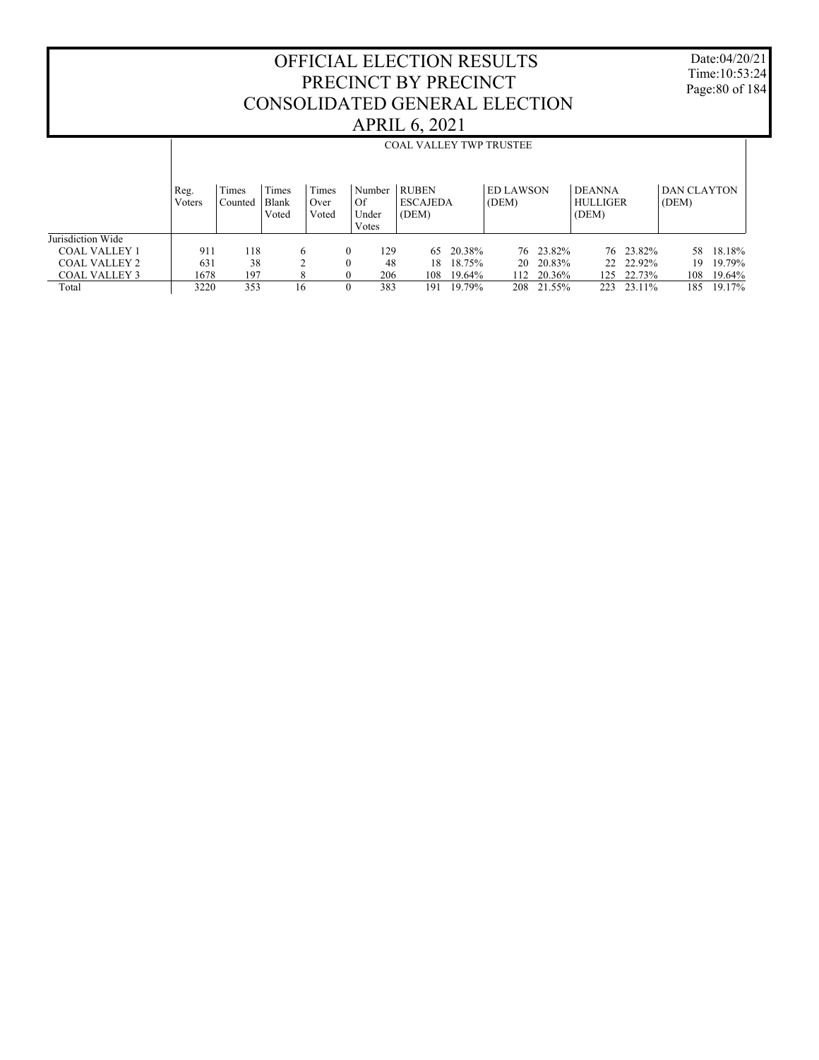# OFFICIAL ELECTION RESULTS
# PRECINCT BY PRECINCT
# CONSOLIDATED GENERAL ELECTION
# APRIL 6, 2021

Date:04/20/21
Time:10:53:24

## COAL VALLEY TWP TRUSTEE

| | Reg. Voters | Times Counted | Times Blank Voted | Times Over Voted | Number Of Under Votes | RUBEN ESCAJEDA (DEM) | | ED LAWSON (DEM) | | DEANNA HULLIGER (DEM) | | DAN CLAYTON (DEM) | |
|---|---|---|---|---|---|---|---|---|---|---|---|---|---|
| Jurisdiction Wide | | | | | | | | | | | | | |
| COAL VALLEY 1 | 911 | 118 | 6 | 0 | 129 | 65 | 20.38% | 76 | 23.82% | 76 | 23.82% | 58 | 18.18% |
| COAL VALLEY 2 | 631 | 38 | 2 | 0 | 48 | 18 | 18.75% | 20 | 20.83% | 22 | 22.92% | 19 | 19.79% |
| COAL VALLEY 3 | 1678 | 197 | 8 | 0 | 206 | 108 | 19.64% | 112 | 20.36% | 125 | 22.73% | 108 | 19.64% |
| Total | 3220 | 353 | 16 | 0 | 383 | 191 | 19.79% | 208 | 21.55% | 223 | 23.11% | 185 | 19.17% |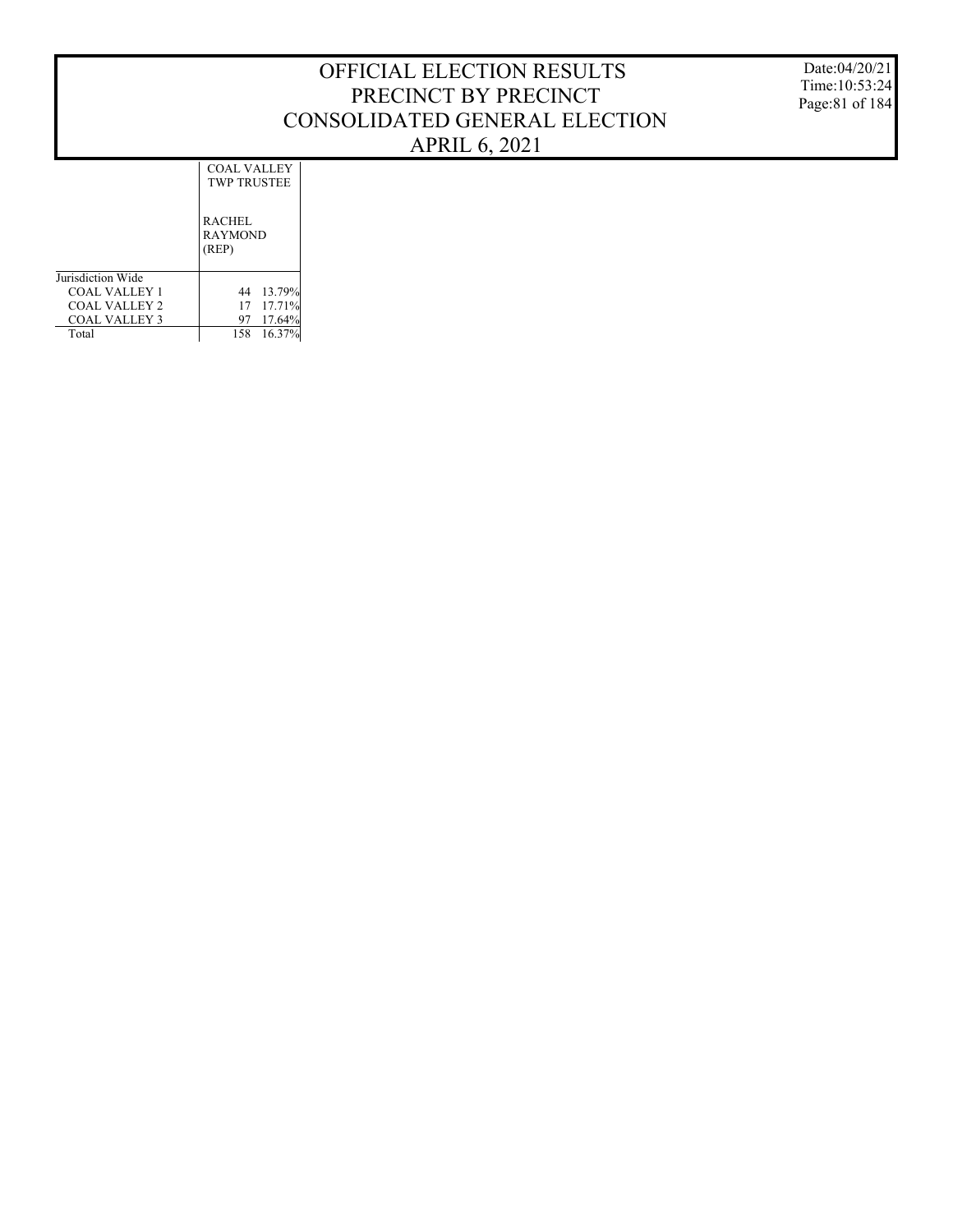# OFFICIAL ELECTION RESULTS
# PRECINCT BY PRECINCT
# CONSOLIDATED GENERAL ELECTION
# APRIL 6, 2021

Date:04/20/21
Time:10:53:24

| | COAL VALLEY TWP TRUSTEE | |
|---|---|---|
| | RACHEL RAYMOND (REP) | |
| Jurisdiction Wide | | |
| COAL VALLEY 1 | 44 | 13.79% |
| COAL VALLEY 2 | 17 | 17.71% |
| COAL VALLEY 3 | 97 | 17.64% |
| Total | 158 | 16.37% |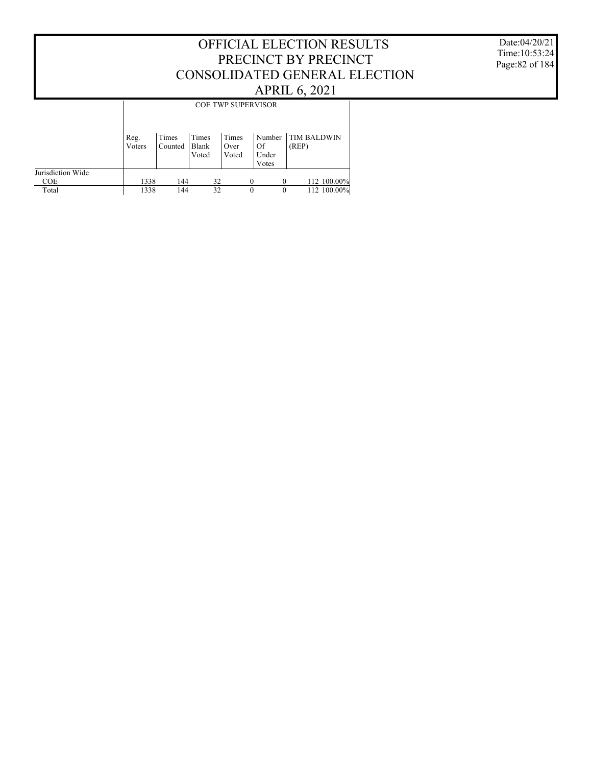# OFFICIAL ELECTION RESULTS
# PRECINCT BY PRECINCT
# CONSOLIDATED GENERAL ELECTION
# APRIL 6, 2021

Date:04/20/21
Time:10:53:24

| | COE TWP SUPERVISOR | | | | | | |
|---|---|---|---|---|---|---|---|
| | Reg. Voters | Times Counted | Times Blank Voted | Times Over Voted | Number Of Under Votes | TIM BALDWIN (REP) | |
| Jurisdiction Wide | | | | | | | |
| COE | 1338 | 144 | 32 | 0 | 0 | 112 | 100.00% |
| Total | 1338 | 144 | 32 | 0 | 0 | 112 | 100.00% |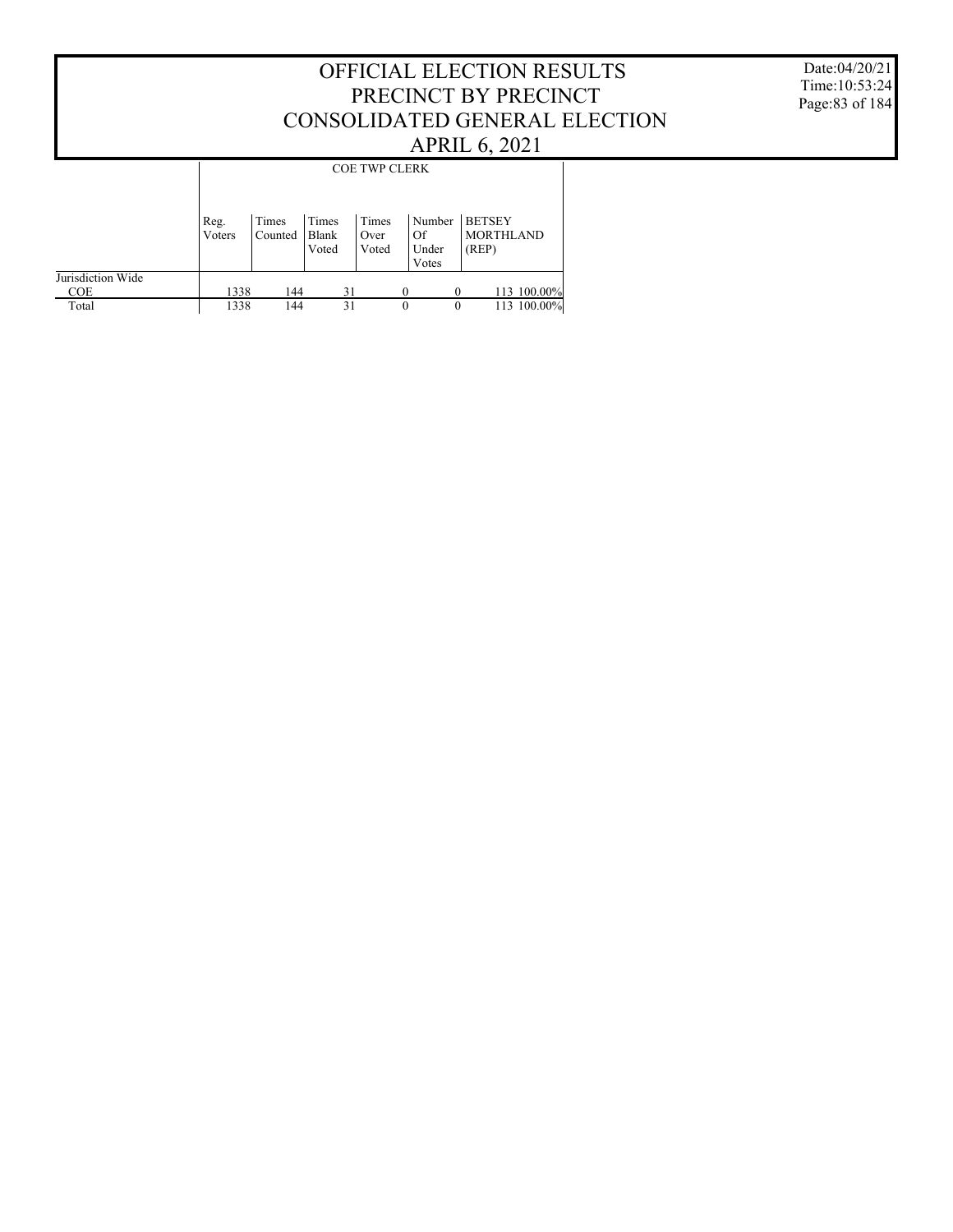# OFFICIAL ELECTION RESULTS
# PRECINCT BY PRECINCT
# CONSOLIDATED GENERAL ELECTION
# APRIL 6, 2021

Date:04/20/21
Time:10:53:24

| | COE TWP CLERK | | | | | | |
|---|---|---|---|---|---|---|---|
| | Reg. Voters | Times Counted | Times Blank Voted | Times Over Voted | Number Of Under Votes | BETSEY MORTHLAND (REP) | |
| Jurisdiction Wide | | | | | | | |
| COE | 1338 | 144 | 31 | 0 | 0 | 113 | 100.00% |
| Total | 1338 | 144 | 31 | 0 | 0 | 113 | 100.00% |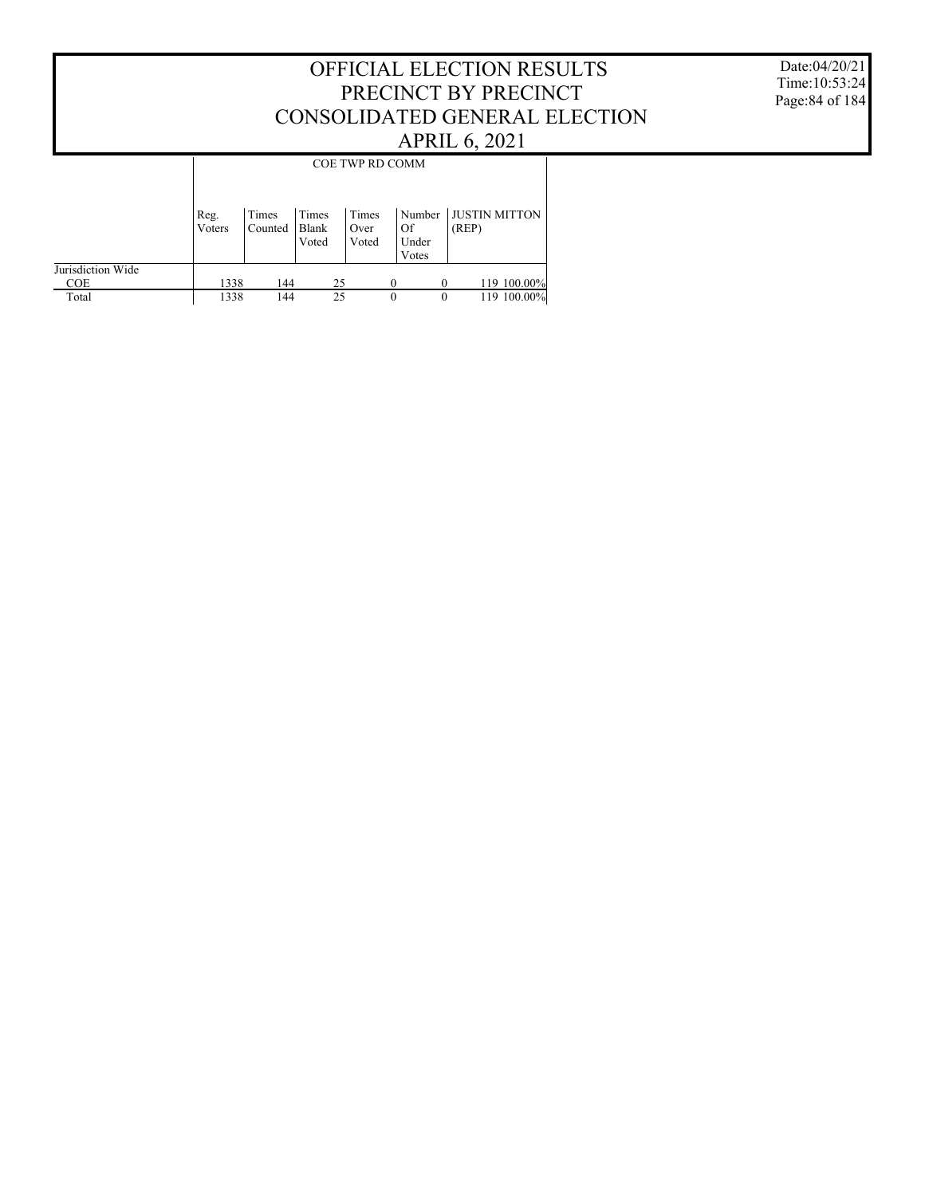# OFFICIAL ELECTION RESULTS
# PRECINCT BY PRECINCT
# CONSOLIDATED GENERAL ELECTION
# APRIL 6, 2021

Date:04/20/21
Time:10:53:24

| | COE TWP RD COMM | | | | | | |
|---|---|---|---|---|---|---|---|
| | Reg. Voters | Times Counted | Times Blank Voted | Times Over Voted | Number Of Under Votes | JUSTIN MITTON (REP) | |
| Jurisdiction Wide | | | | | | | |
| COE | 1338 | 144 | 25 | 0 | 0 | 119 | 100.00% |
| Total | 1338 | 144 | 25 | 0 | 0 | 119 | 100.00% |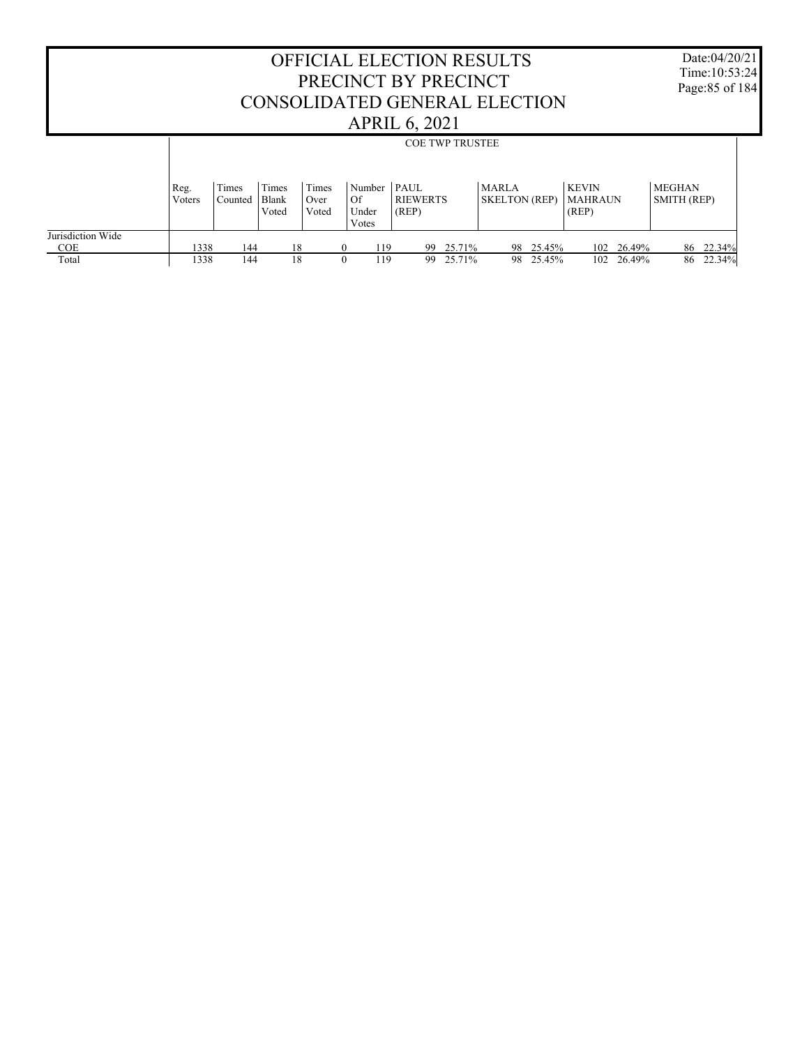# OFFICIAL ELECTION RESULTS
# PRECINCT BY PRECINCT
# CONSOLIDATED GENERAL ELECTION
# APRIL 6, 2021

Date:04/20/21
Time:10:53:24

| | COE TWP TRUSTEE | | | | | | | | | | | | | |
|---|---|---|---|---|---|---|---|---|---|---|---|---|---|---|
| | Reg. Voters | Times Counted | Times Blank Voted | Times Over Voted | Number Of Under Votes | PAUL RIEWERTS (REP) | | MARLA SKELTON (REP) | | KEVIN MAHRAUN (REP) | | MEGHAN SMITH (REP) | | |
| Jurisdiction Wide | | | | | | | | | | | | | | |
| COE | 1338 | 144 | 18 | 0 | 119 | 99 | 25.71% | 98 | 25.45% | 102 | 26.49% | 86 | 22.34% | |
| Total | 1338 | 144 | 18 | 0 | 119 | 99 | 25.71% | 98 | 25.45% | 102 | 26.49% | 86 | 22.34% | |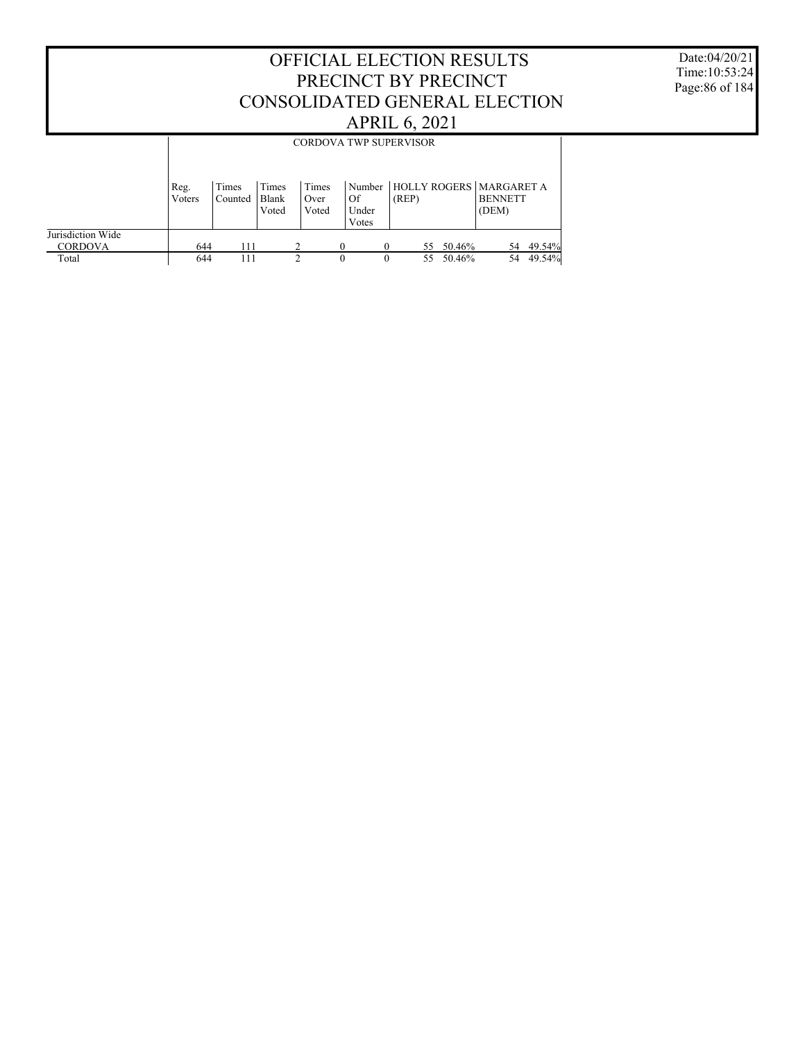# OFFICIAL ELECTION RESULTS
# PRECINCT BY PRECINCT
# CONSOLIDATED GENERAL ELECTION
# APRIL 6, 2021

Date:04/20/21
Time:10:53:24

| | CORDOVA TWP SUPERVISOR | | | | | | | | |
|---|---|---|---|---|---|---|---|---|---|
| | Reg. Voters | Times Counted | Times Blank Voted | Times Over Voted | Number Of Under Votes | HOLLY ROGERS (REP) | | MARGARET A BENNETT (DEM) | |
| Jurisdiction Wide | | | | | | | | | |
| CORDOVA | 644 | 111 | 2 | 0 | 0 | 55 | 50.46% | 54 | 49.54% |
| Total | 644 | 111 | 2 | 0 | 0 | 55 | 50.46% | 54 | 49.54% |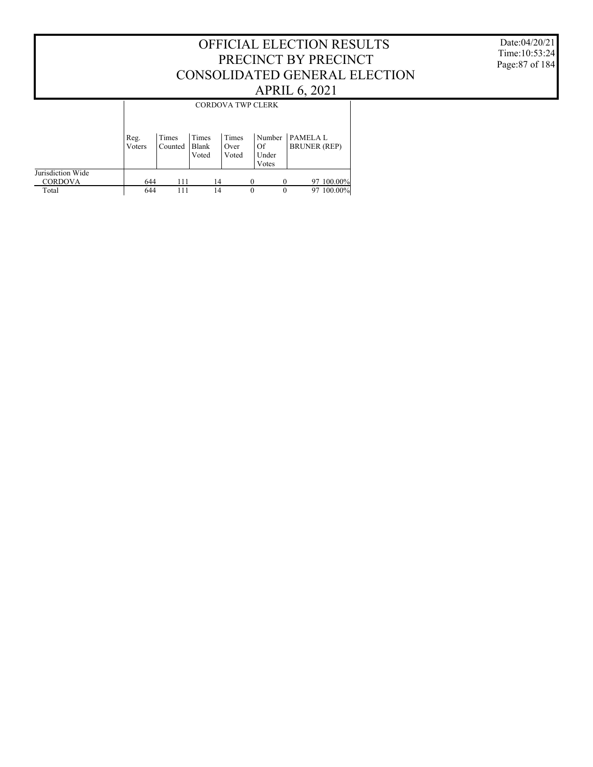# OFFICIAL ELECTION RESULTS
# PRECINCT BY PRECINCT
# CONSOLIDATED GENERAL ELECTION
# APRIL 6, 2021

Date:04/20/21
Time:10:53:24

| | CORDOVA TWP CLERK | | | | | | |
|---|---|---|---|---|---|---|---|
| | Reg. Voters | Times Counted | Times Blank Voted | Times Over Voted | Number Of Under Votes | PAMELA L BRUNER (REP) | |
| Jurisdiction Wide | | | | | | | |
| CORDOVA | 644 | 111 | 14 | 0 | 0 | 97 | 100.00% |
| Total | 644 | 111 | 14 | 0 | 0 | 97 | 100.00% |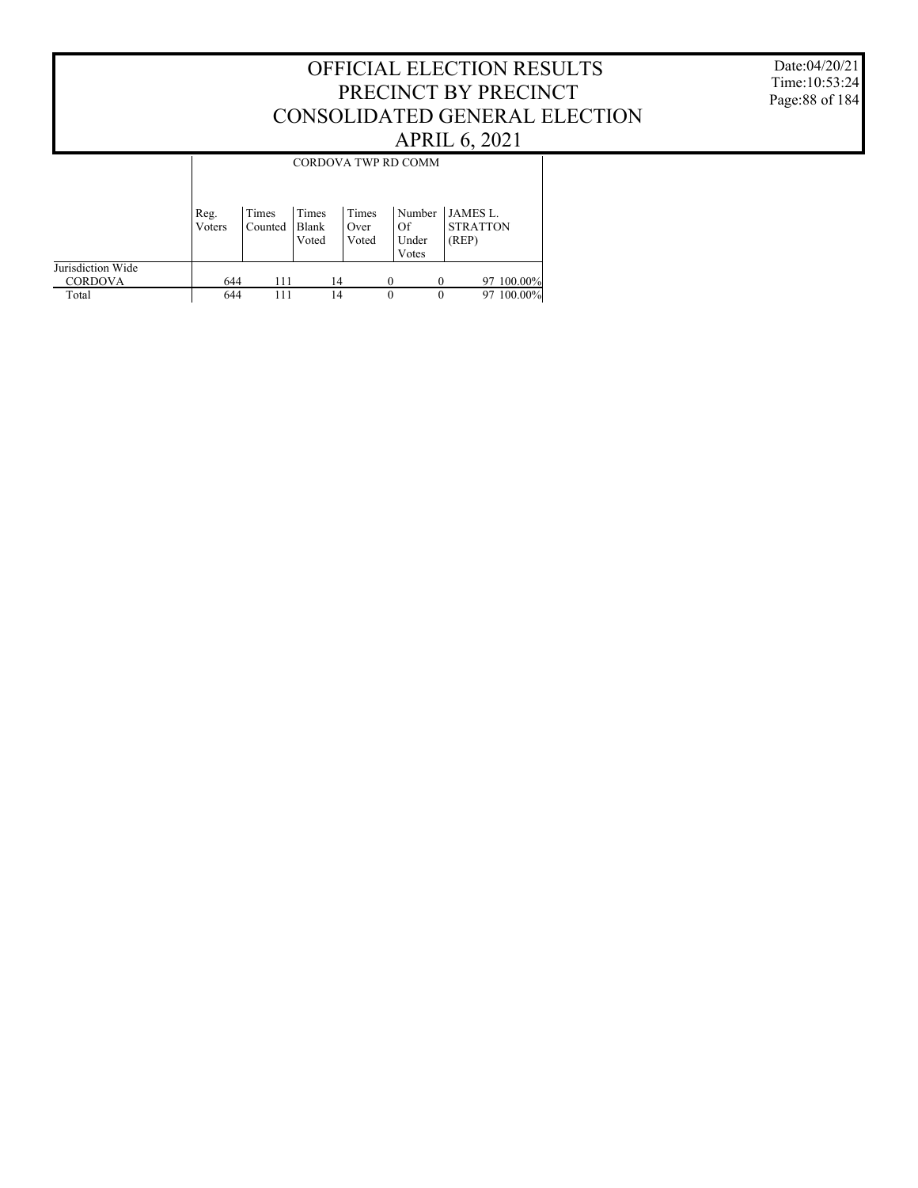# OFFICIAL ELECTION RESULTS
# PRECINCT BY PRECINCT
# CONSOLIDATED GENERAL ELECTION
# APRIL 6, 2021

Date:04/20/21
Time:10:53:24

| | CORDOVA TWP RD COMM | | | | | | |
|---|---|---|---|---|---|---|---|
| | Reg. Voters | Times Counted | Times Blank Voted | Times Over Voted | Number Of Under Votes | JAMES L. STRATTON (REP) | |
| Jurisdiction Wide | | | | | | | |
| CORDOVA | 644 | 111 | 14 | 0 | 0 | 97 | 100.00% |
| Total | 644 | 111 | 14 | 0 | 0 | 97 | 100.00% |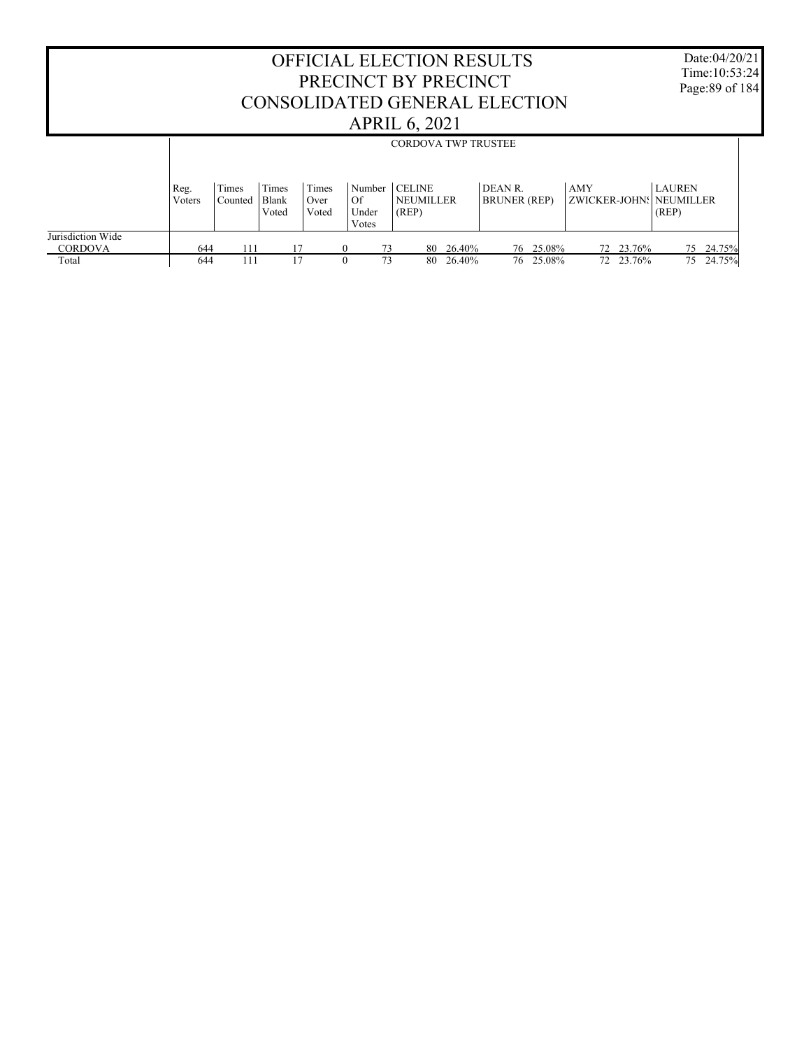# OFFICIAL ELECTION RESULTS
# PRECINCT BY PRECINCT
# CONSOLIDATED GENERAL ELECTION
# APRIL 6, 2021

Date:04/20/21
Time:10:53:24

| | CORDOVA TWP TRUSTEE | | | | | | | | | | | | |
|---|---|---|---|---|---|---|---|---|---|---|---|---|---|
| | Reg. Voters | Times Counted | Times Blank Voted | Times Over Voted | Number Of Under Votes | CELINE NEUMILLER (REP) | | DEAN R. BRUNER (REP) | | AMY ZWICKER-JOHN! | | LAUREN NEUMILLER (REP) | |
| Jurisdiction Wide | | | | | | | | | | | | | |
| CORDOVA | 644 | 111 | 17 | 0 | 73 | 80 | 26.40% | 76 | 25.08% | 72 | 23.76% | 75 | 24.75% |
| Total | 644 | 111 | 17 | 0 | 73 | 80 | 26.40% | 76 | 25.08% | 72 | 23.76% | 75 | 24.75% |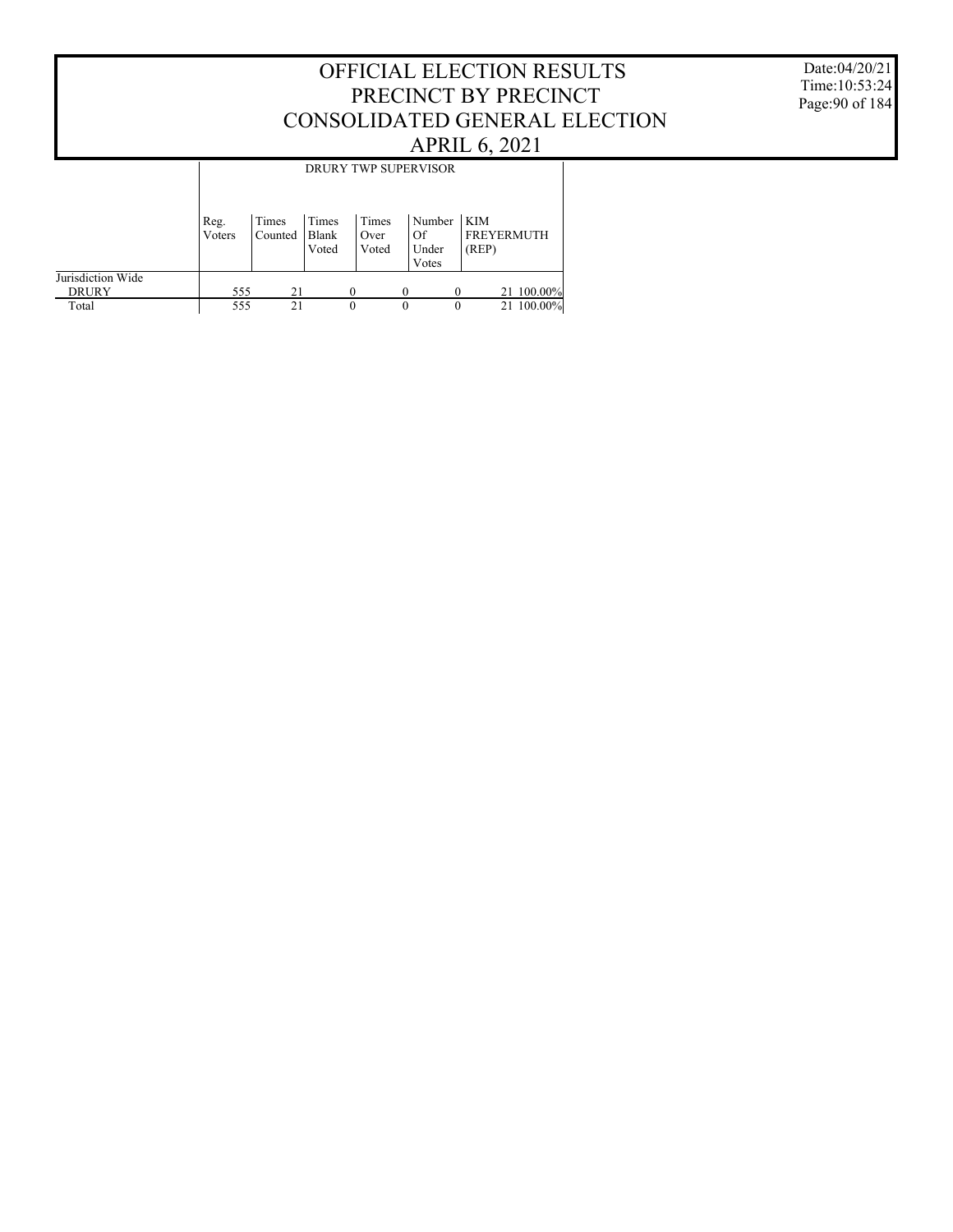# OFFICIAL ELECTION RESULTS
# PRECINCT BY PRECINCT
# CONSOLIDATED GENERAL ELECTION
# APRIL 6, 2021

Date:04/20/21
Time:10:53:24

| | DRURY TWP SUPERVISOR | | | | | | |
|---|---|---|---|---|---|---|---|
| | Reg. Voters | Times Counted | Times Blank Voted | Times Over Voted | Number Of Under Votes | KIM FREYERMUTH (REP) | |
| Jurisdiction Wide | | | | | | | |
| DRURY | 555 | 21 | 0 | 0 | 0 | 21 | 100.00% |
| Total | 555 | 21 | 0 | 0 | 0 | 21 | 100.00% |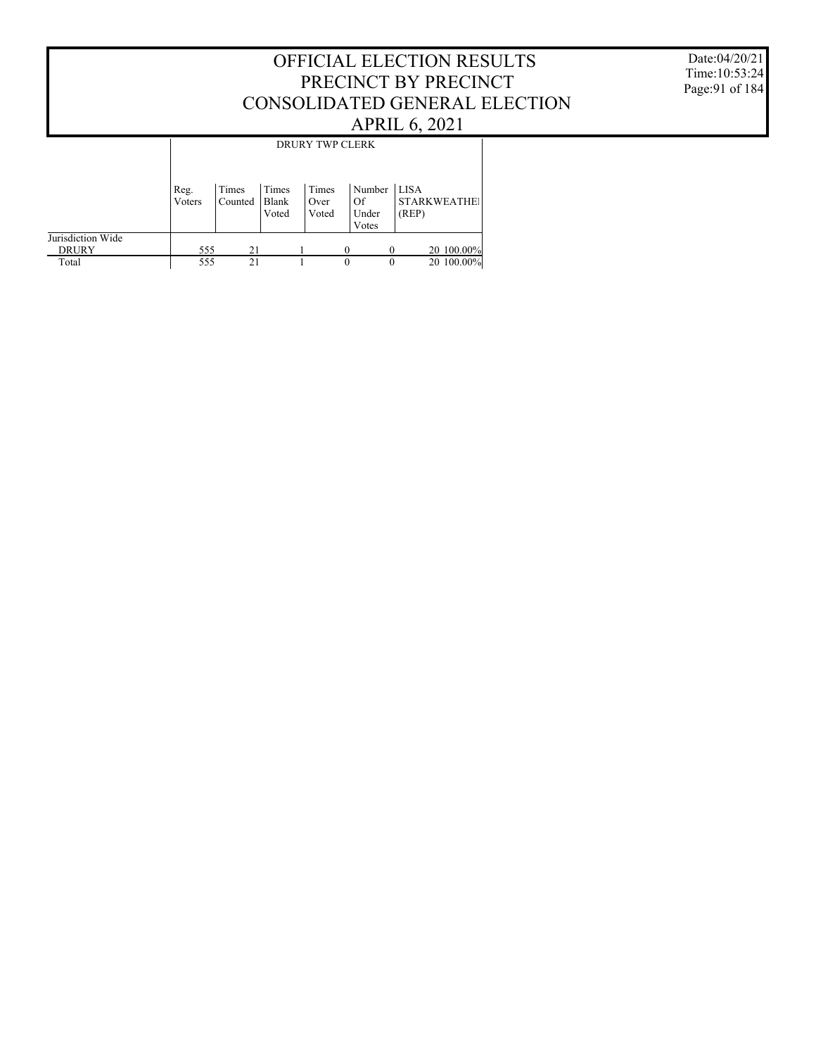# OFFICIAL ELECTION RESULTS
# PRECINCT BY PRECINCT
# CONSOLIDATED GENERAL ELECTION
# APRIL 6, 2021

Date:04/20/21
Time:10:53:24

| | DRURY TWP CLERK | | | | | | |
|---|---|---|---|---|---|---|---|
| | Reg. Voters | Times Counted | Times Blank Voted | Times Over Voted | Number Of Under Votes | LISA STARKWEATHEI (REP) | |
| Jurisdiction Wide | | | | | | | |
| DRURY | 555 | 21 | 1 | 0 | 0 | 20 | 100.00% |
| Total | 555 | 21 | 1 | 0 | 0 | 20 | 100.00% |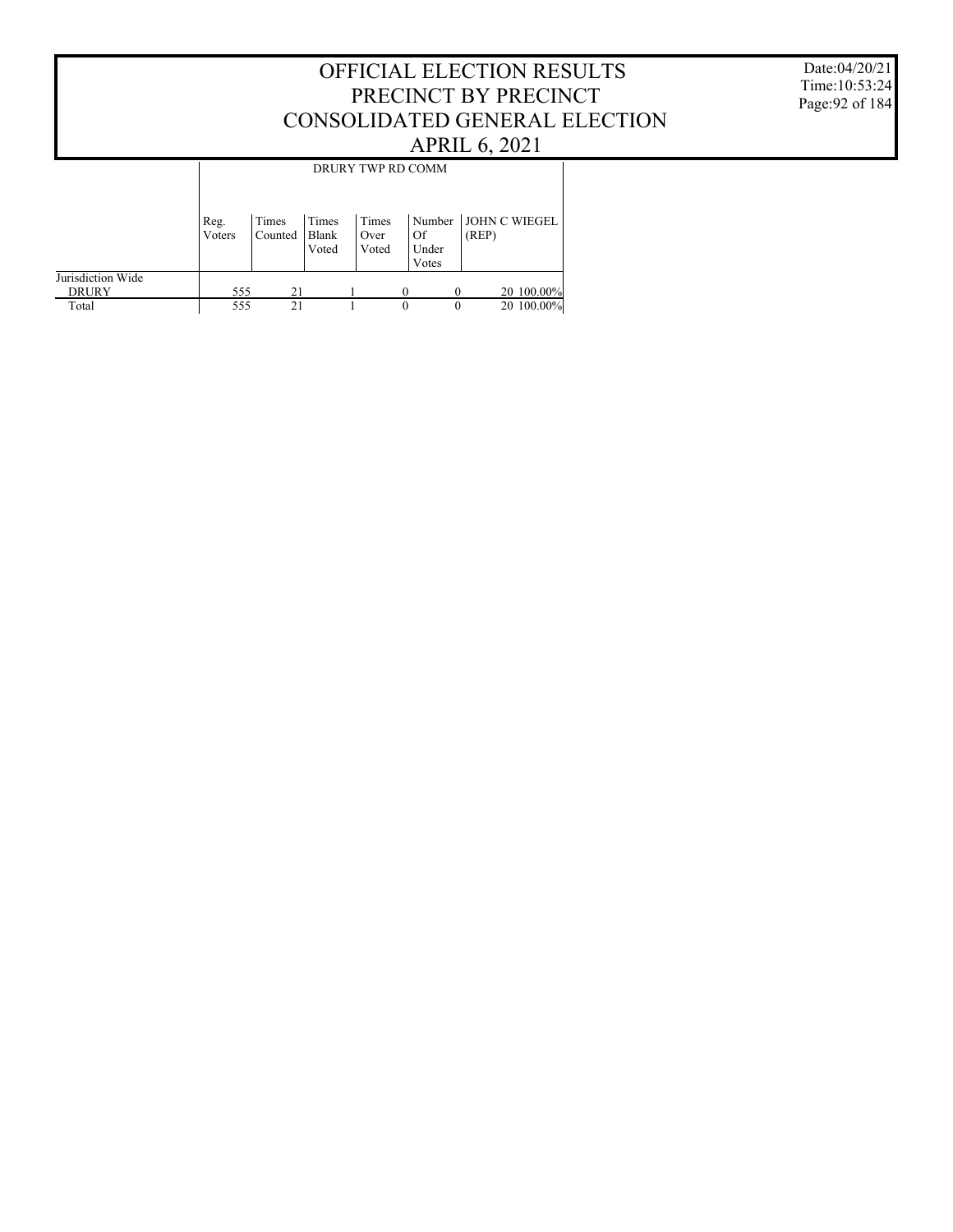# OFFICIAL ELECTION RESULTS
# PRECINCT BY PRECINCT
# CONSOLIDATED GENERAL ELECTION
# APRIL 6, 2021

Date:04/20/21
Time:10:53:24

| | DRURY TWP RD COMM | | | | | | |
|---|---|---|---|---|---|---|---|
| | Reg. Voters | Times Counted | Times Blank Voted | Times Over Voted | Number Of Under Votes | JOHN C WIEGEL (REP) | |
| Jurisdiction Wide | | | | | | | |
| DRURY | 555 | 21 | 1 | 0 | 0 | 20 | 100.00% |
| Total | 555 | 21 | 1 | 0 | 0 | 20 | 100.00% |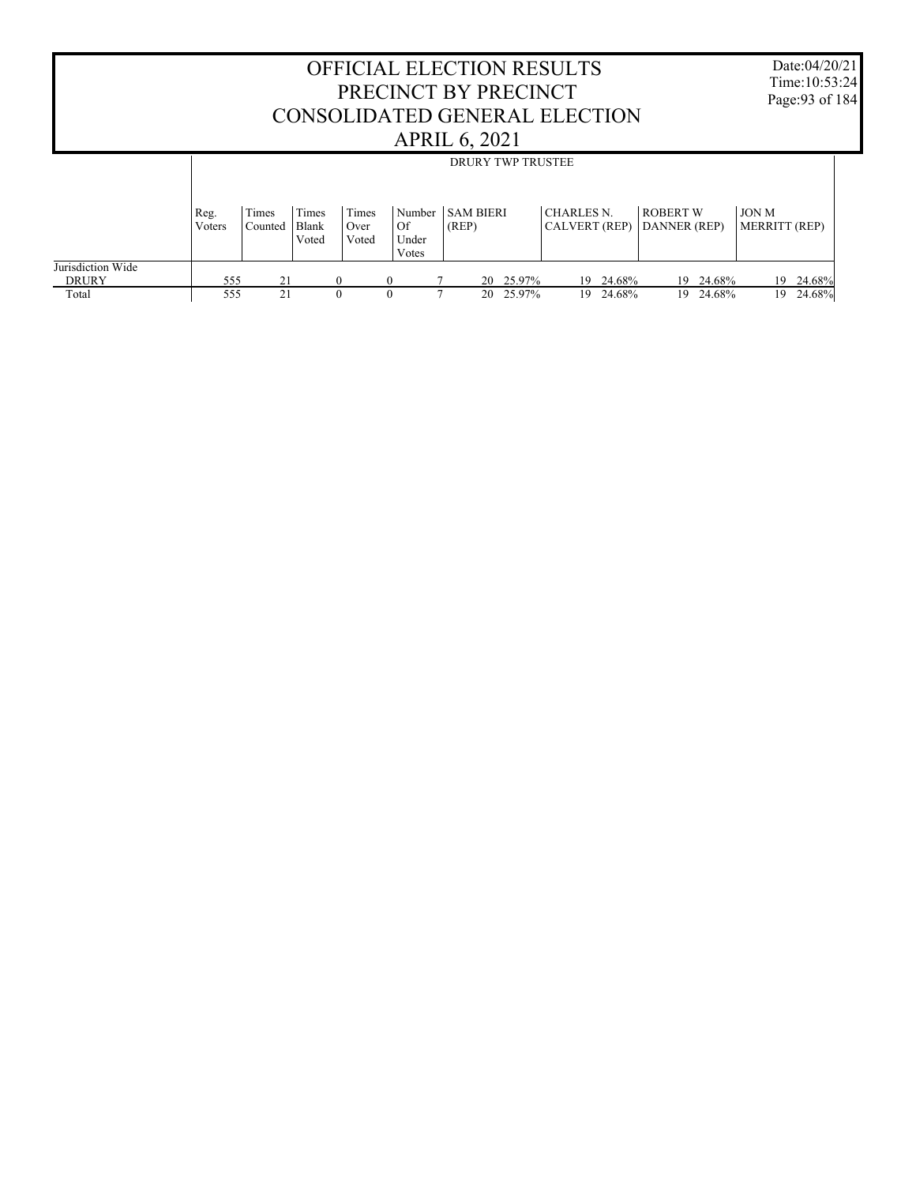# OFFICIAL ELECTION RESULTS
# PRECINCT BY PRECINCT
# CONSOLIDATED GENERAL ELECTION
# APRIL 6, 2021

Date:04/20/21
Time:10:53:24

| | DRURY TWP TRUSTEE | | | | | | | | | | | | | |
|---|---|---|---|---|---|---|---|---|---|---|---|---|---|---|
| | Reg. Voters | Times Counted | Times Blank Voted | Times Over Voted | Number Of Under Votes | SAM BIERI (REP) | | CHARLES N. CALVERT (REP) | | ROBERT W DANNER (REP) | | JON M MERRITT (REP) | |
| Jurisdiction Wide | | | | | | | | | | | | | |
| DRURY | 555 | 21 | 0 | 0 | 7 | 20 | 25.97% | 19 | 24.68% | 19 | 24.68% | 19 | 24.68% |
| Total | 555 | 21 | 0 | 0 | 7 | 20 | 25.97% | 19 | 24.68% | 19 | 24.68% | 19 | 24.68% |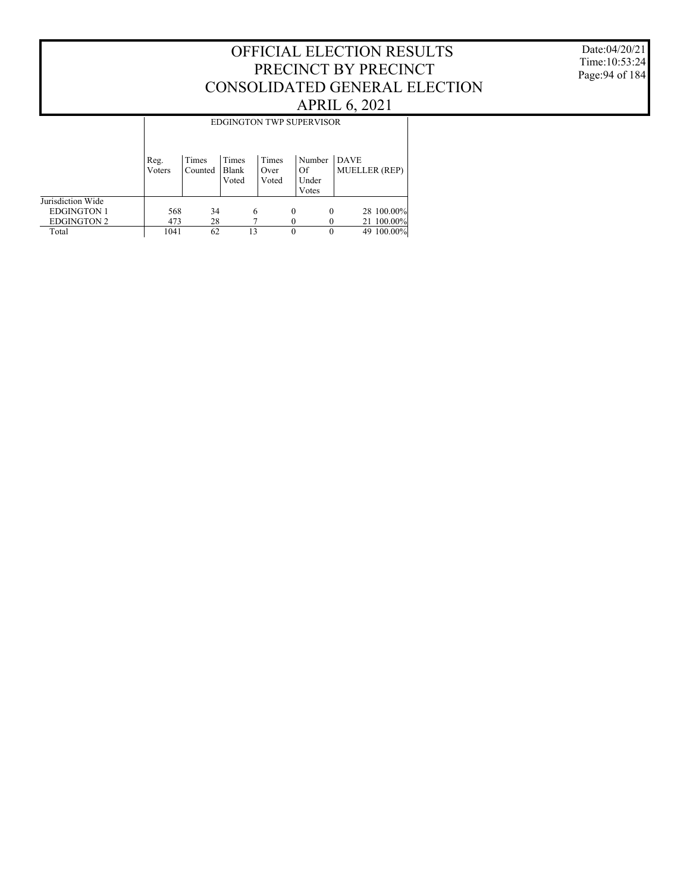# OFFICIAL ELECTION RESULTS
## PRECINCT BY PRECINCT
## CONSOLIDATED GENERAL ELECTION
## APRIL 6, 2021

Date:04/20/21
Time:10:53:24

| | EDGINGTON TWP SUPERVISOR | | | | | | |
|---|---|---|---|---|---|---|---|
| | Reg. Voters | Times Counted | Times Blank Voted | Times Over Voted | Number Of Under Votes | DAVE MUELLER (REP) | |
| Jurisdiction Wide | | | | | | | |
| EDGINGTON 1 | 568 | 34 | 6 | 0 | 0 | 28 | 100.00% |
| EDGINGTON 2 | 473 | 28 | 7 | 0 | 0 | 21 | 100.00% |
| Total | 1041 | 62 | 13 | 0 | 0 | 49 | 100.00% |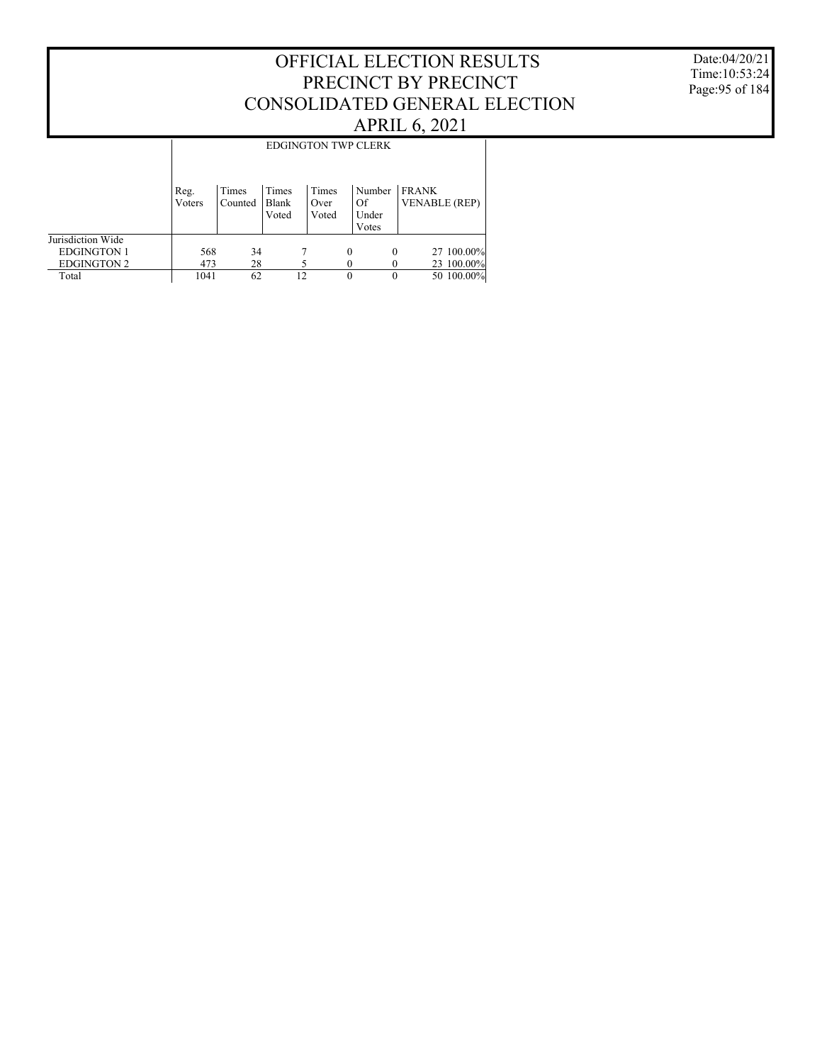# OFFICIAL ELECTION RESULTS
# PRECINCT BY PRECINCT
# CONSOLIDATED GENERAL ELECTION
# APRIL 6, 2021

Date:04/20/21
Time:10:53:24

| | EDGINGTON TWP CLERK | | | | | | |
|---|---|---|---|---|---|---|---|
| | Reg. Voters | Times Counted | Times Blank Voted | Times Over Voted | Number Of Under Votes | FRANK VENABLE (REP) | |
| Jurisdiction Wide | | | | | | | |
| EDGINGTON 1 | 568 | 34 | 7 | 0 | 0 | 27 | 100.00% |
| EDGINGTON 2 | 473 | 28 | 5 | 0 | 0 | 23 | 100.00% |
| Total | 1041 | 62 | 12 | 0 | 0 | 50 | 100.00% |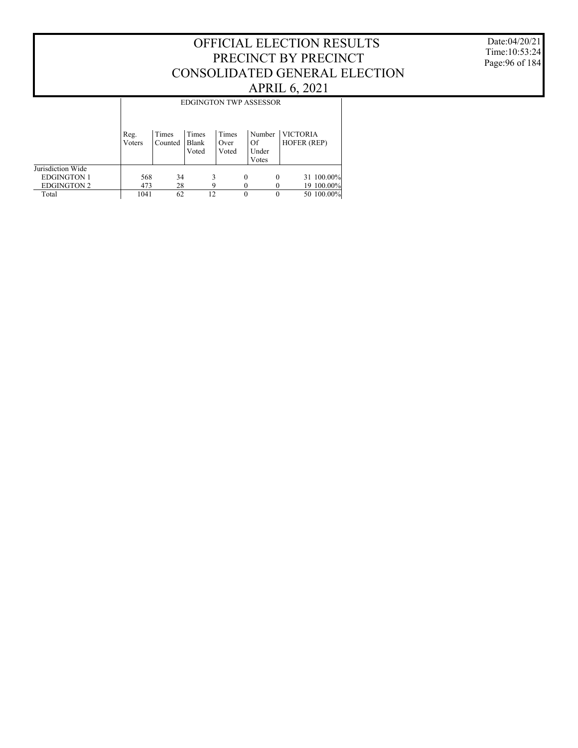# OFFICIAL ELECTION RESULTS
# PRECINCT BY PRECINCT
# CONSOLIDATED GENERAL ELECTION
# APRIL 6, 2021

Date:04/20/21
Time:10:53:24

| | EDGINGTON TWP ASSESSOR | | | | | | |
|---|---|---|---|---|---|---|---|
| | Reg. Voters | Times Counted | Times Blank Voted | Times Over Voted | Number Of Under Votes | VICTORIA HOFER (REP) | |
| Jurisdiction Wide | | | | | | | |
| EDGINGTON 1 | 568 | 34 | 3 | 0 | 0 | 31 | 100.00% |
| EDGINGTON 2 | 473 | 28 | 9 | 0 | 0 | 19 | 100.00% |
| Total | 1041 | 62 | 12 | 0 | 0 | 50 | 100.00% |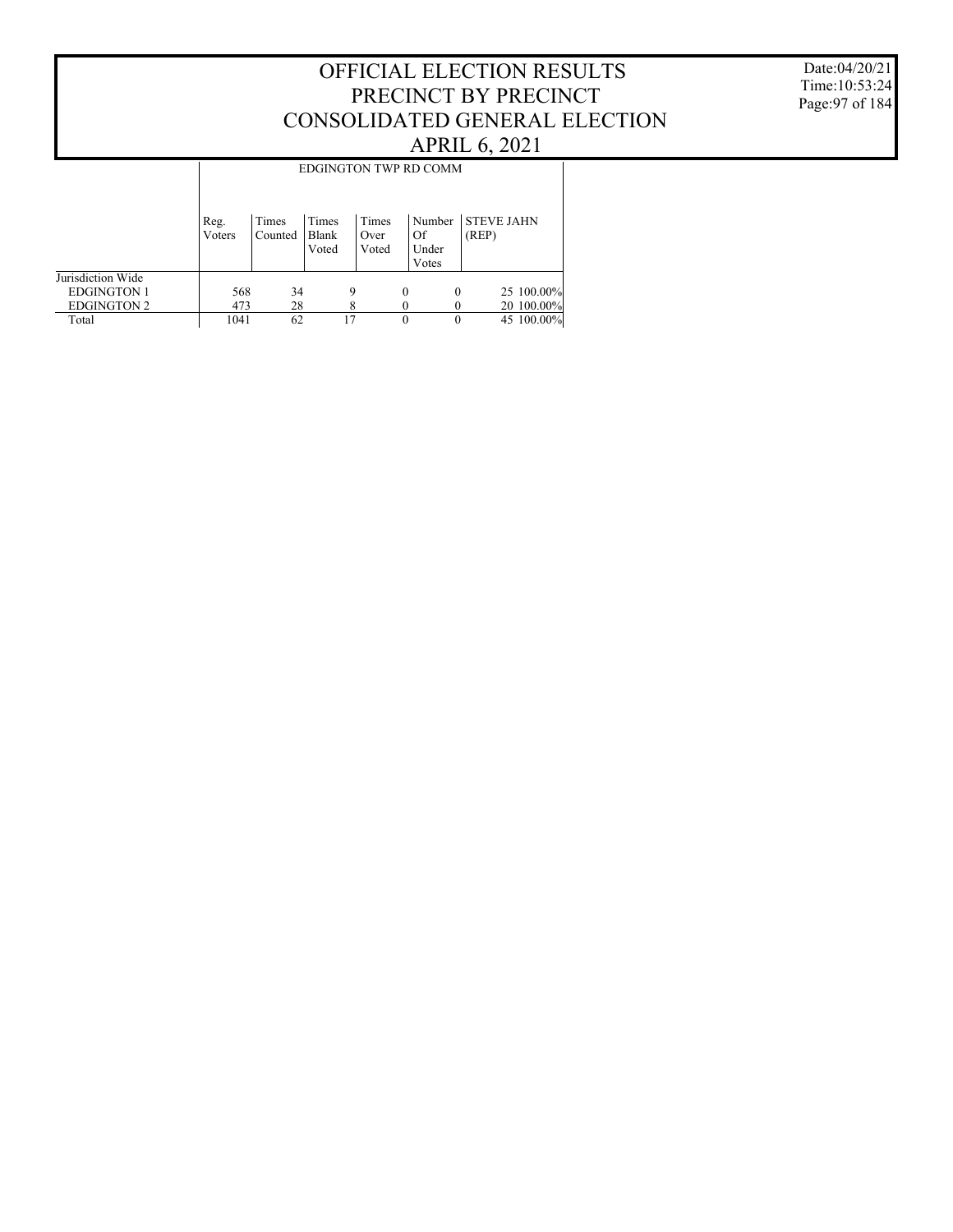# OFFICIAL ELECTION RESULTS
# PRECINCT BY PRECINCT
# CONSOLIDATED GENERAL ELECTION
# APRIL 6, 2021

Date:04/20/21
Time:10:53:24

| | EDGINGTON TWP RD COMM | | | | | |
|---|---|---|---|---|---|---|
| | Reg. Voters | Times Counted | Times Blank Voted | Times Over Voted | Number Of Under Votes | STEVE JAHN (REP) |
| Jurisdiction Wide | | | | | | |
| EDGINGTON 1 | 568 | 34 | 9 | 0 | 0 | 25 100.00% |
| EDGINGTON 2 | 473 | 28 | 8 | 0 | 0 | 20 100.00% |
| Total | 1041 | 62 | 17 | 0 | 0 | 45 100.00% |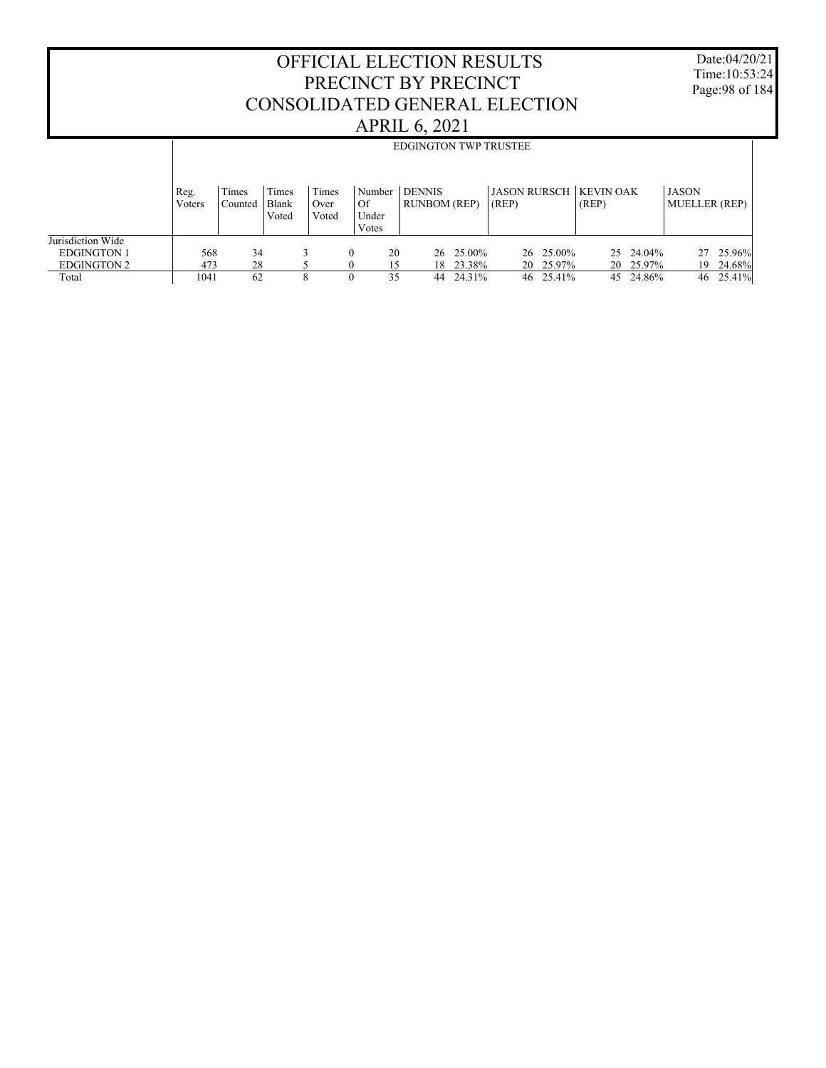# OFFICIAL ELECTION RESULTS
# PRECINCT BY PRECINCT
# CONSOLIDATED GENERAL ELECTION
# APRIL 6, 2021

Date:04/20/21
Time:10:53:24

## EDGINGTON TWP TRUSTEE

| | Reg. Voters | Times Counted | Times Blank Voted | Times Over Voted | Number Of Under Votes | DENNIS RUNBOM (REP) | | JASON RURSCH (REP) | | KEVIN OAK (REP) | | JASON MUELLER (REP) | |
|---|---|---|---|---|---|---|---|---|---|---|---|---|---|
| Jurisdiction Wide | | | | | | | | | | | | | |
| EDGINGTON 1 | 568 | 34 | 3 | 0 | 20 | 26 | 25.00% | 26 | 25.00% | 25 | 24.04% | 27 | 25.96% |
| EDGINGTON 2 | 473 | 28 | 5 | 0 | 15 | 18 | 23.38% | 20 | 25.97% | 20 | 25.97% | 19 | 24.68% |
| Total | 1041 | 62 | 8 | 0 | 35 | 44 | 24.31% | 46 | 25.41% | 45 | 24.86% | 46 | 25.41% |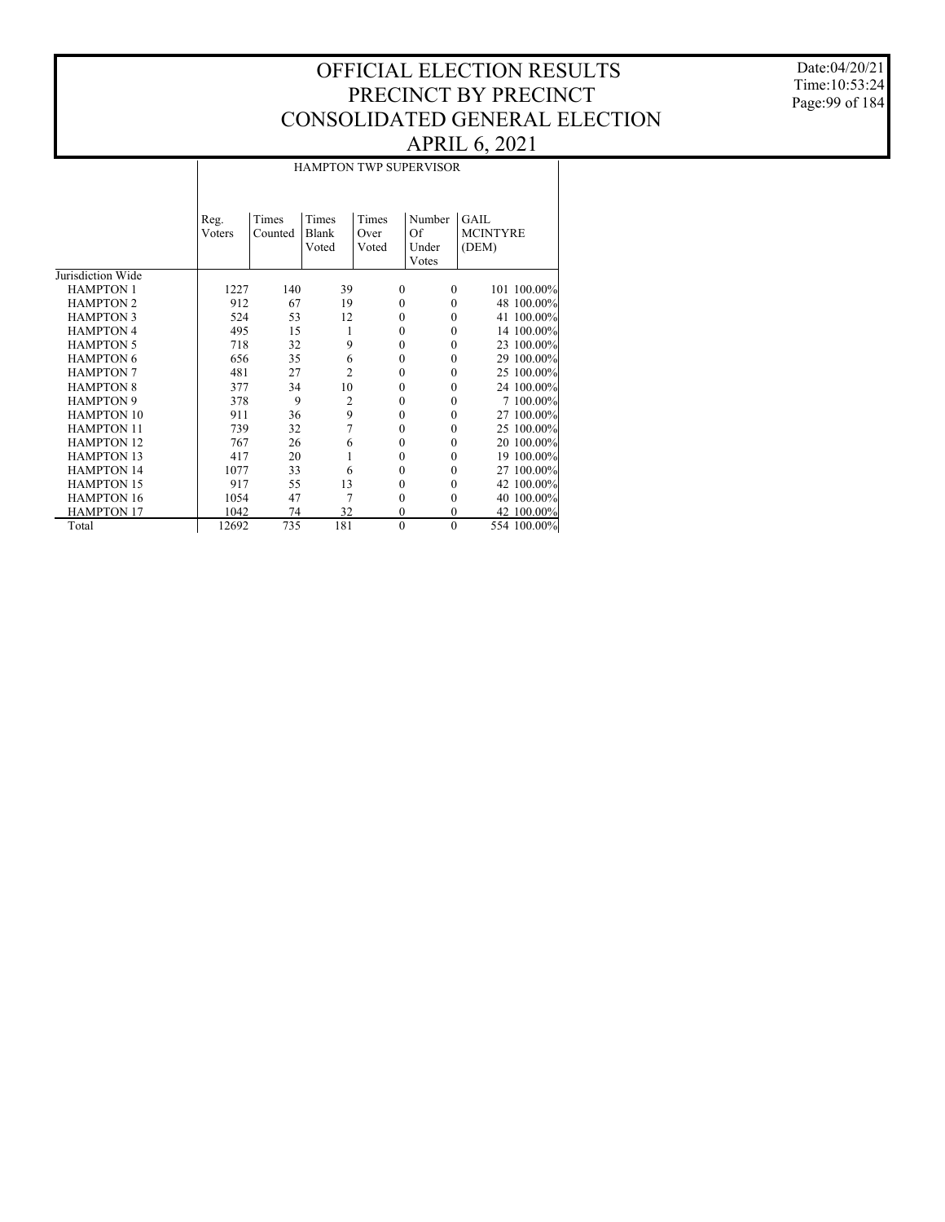# OFFICIAL ELECTION RESULTS
# PRECINCT BY PRECINCT
# CONSOLIDATED GENERAL ELECTION
# APRIL 6, 2021

Date:04/20/21
Time:10:53:24

## HAMPTON TWP SUPERVISOR

| | Reg. Voters | Times Counted | Times Blank Voted | Times Over Voted | Number Of Under Votes | GAIL MCINTYRE (DEM) | |
|---|---|---|---|---|---|---|---|
| Jurisdiction Wide | | | | | | | |
| HAMPTON 1 | 1227 | 140 | 39 | 0 | 0 | 101 | 100.00% |
| HAMPTON 2 | 912 | 67 | 19 | 0 | 0 | 48 | 100.00% |
| HAMPTON 3 | 524 | 53 | 12 | 0 | 0 | 41 | 100.00% |
| HAMPTON 4 | 495 | 15 | 1 | 0 | 0 | 14 | 100.00% |
| HAMPTON 5 | 718 | 32 | 9 | 0 | 0 | 23 | 100.00% |
| HAMPTON 6 | 656 | 35 | 6 | 0 | 0 | 29 | 100.00% |
| HAMPTON 7 | 481 | 27 | 2 | 0 | 0 | 25 | 100.00% |
| HAMPTON 8 | 377 | 34 | 10 | 0 | 0 | 24 | 100.00% |
| HAMPTON 9 | 378 | 9 | 2 | 0 | 0 | 7 | 100.00% |
| HAMPTON 10 | 911 | 36 | 9 | 0 | 0 | 27 | 100.00% |
| HAMPTON 11 | 739 | 32 | 7 | 0 | 0 | 25 | 100.00% |
| HAMPTON 12 | 767 | 26 | 6 | 0 | 0 | 20 | 100.00% |
| HAMPTON 13 | 417 | 20 | 1 | 0 | 0 | 19 | 100.00% |
| HAMPTON 14 | 1077 | 33 | 6 | 0 | 0 | 27 | 100.00% |
| HAMPTON 15 | 917 | 55 | 13 | 0 | 0 | 42 | 100.00% |
| HAMPTON 16 | 1054 | 47 | 7 | 0 | 0 | 40 | 100.00% |
| HAMPTON 17 | 1042 | 74 | 32 | 0 | 0 | 42 | 100.00% |
| Total | 12692 | 735 | 181 | 0 | 0 | 554 | 100.00% |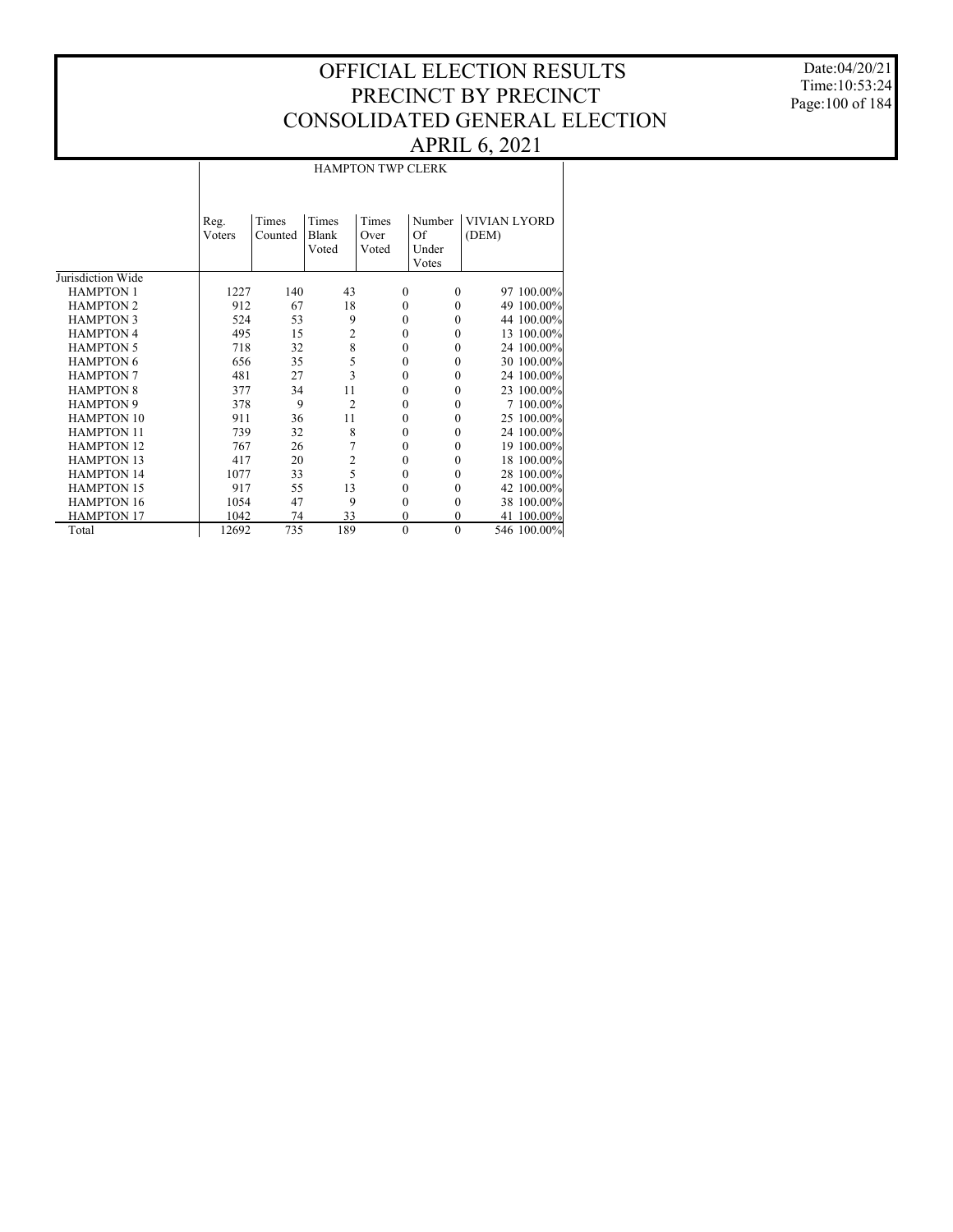# OFFICIAL ELECTION RESULTS
# PRECINCT BY PRECINCT
# CONSOLIDATED GENERAL ELECTION
# APRIL 6, 2021

Date:04/20/21
Time:10:53:24

## HAMPTON TWP CLERK

| | Reg. Voters | Times Counted | Times Blank Voted | Times Over Voted | Number Of Under Votes | VIVIAN LYORD (DEM) | |
|---|---|---|---|---|---|---|---|
| Jurisdiction Wide | | | | | | | |
| HAMPTON 1 | 1227 | 140 | 43 | 0 | 0 | 97 | 100.00% |
| HAMPTON 2 | 912 | 67 | 18 | 0 | 0 | 49 | 100.00% |
| HAMPTON 3 | 524 | 53 | 9 | 0 | 0 | 44 | 100.00% |
| HAMPTON 4 | 495 | 15 | 2 | 0 | 0 | 13 | 100.00% |
| HAMPTON 5 | 718 | 32 | 8 | 0 | 0 | 24 | 100.00% |
| HAMPTON 6 | 656 | 35 | 5 | 0 | 0 | 30 | 100.00% |
| HAMPTON 7 | 481 | 27 | 3 | 0 | 0 | 24 | 100.00% |
| HAMPTON 8 | 377 | 34 | 11 | 0 | 0 | 23 | 100.00% |
| HAMPTON 9 | 378 | 9 | 2 | 0 | 0 | 7 | 100.00% |
| HAMPTON 10 | 911 | 36 | 11 | 0 | 0 | 25 | 100.00% |
| HAMPTON 11 | 739 | 32 | 8 | 0 | 0 | 24 | 100.00% |
| HAMPTON 12 | 767 | 26 | 7 | 0 | 0 | 19 | 100.00% |
| HAMPTON 13 | 417 | 20 | 2 | 0 | 0 | 18 | 100.00% |
| HAMPTON 14 | 1077 | 33 | 5 | 0 | 0 | 28 | 100.00% |
| HAMPTON 15 | 917 | 55 | 13 | 0 | 0 | 42 | 100.00% |
| HAMPTON 16 | 1054 | 47 | 9 | 0 | 0 | 38 | 100.00% |
| HAMPTON 17 | 1042 | 74 | 33 | 0 | 0 | 41 | 100.00% |
| Total | 12692 | 735 | 189 | 0 | 0 | 546 | 100.00% |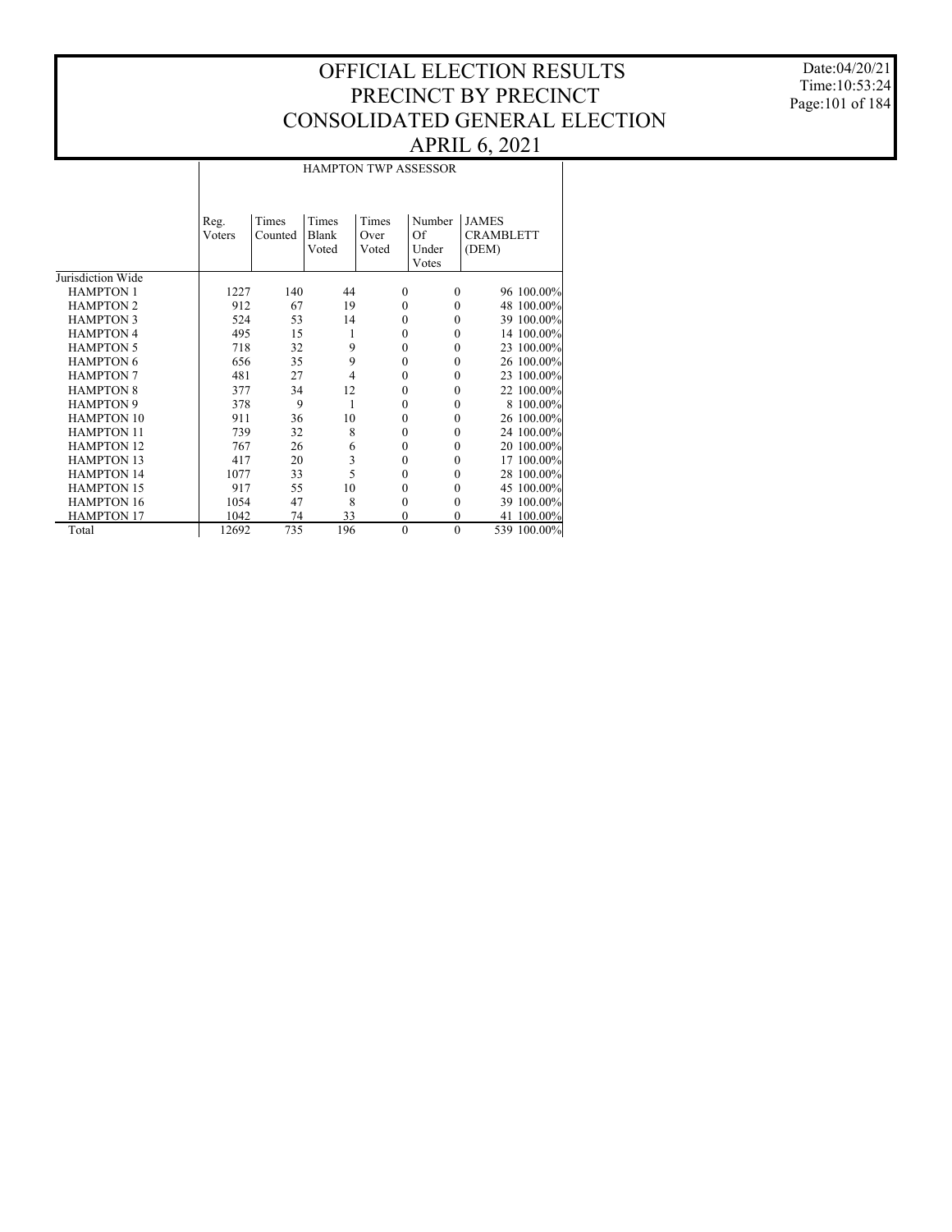# OFFICIAL ELECTION RESULTS
## PRECINCT BY PRECINCT
## CONSOLIDATED GENERAL ELECTION
## APRIL 6, 2021

Date:04/20/21
Time:10:53:24

| | HAMPTON TWP ASSESSOR | | | | | | |
|---|---|---|---|---|---|---|---|
| | Reg. Voters | Times Counted | Times Blank Voted | Times Over Voted | Number Of Under Votes | JAMES CRAMBLETT (DEM) | |
| Jurisdiction Wide | | | | | | | |
| HAMPTON 1 | 1227 | 140 | 44 | 0 | 0 | 96 | 100.00% |
| HAMPTON 2 | 912 | 67 | 19 | 0 | 0 | 48 | 100.00% |
| HAMPTON 3 | 524 | 53 | 14 | 0 | 0 | 39 | 100.00% |
| HAMPTON 4 | 495 | 15 | 1 | 0 | 0 | 14 | 100.00% |
| HAMPTON 5 | 718 | 32 | 9 | 0 | 0 | 23 | 100.00% |
| HAMPTON 6 | 656 | 35 | 9 | 0 | 0 | 26 | 100.00% |
| HAMPTON 7 | 481 | 27 | 4 | 0 | 0 | 23 | 100.00% |
| HAMPTON 8 | 377 | 34 | 12 | 0 | 0 | 22 | 100.00% |
| HAMPTON 9 | 378 | 9 | 1 | 0 | 0 | 8 | 100.00% |
| HAMPTON 10 | 911 | 36 | 10 | 0 | 0 | 26 | 100.00% |
| HAMPTON 11 | 739 | 32 | 8 | 0 | 0 | 24 | 100.00% |
| HAMPTON 12 | 767 | 26 | 6 | 0 | 0 | 20 | 100.00% |
| HAMPTON 13 | 417 | 20 | 3 | 0 | 0 | 17 | 100.00% |
| HAMPTON 14 | 1077 | 33 | 5 | 0 | 0 | 28 | 100.00% |
| HAMPTON 15 | 917 | 55 | 10 | 0 | 0 | 45 | 100.00% |
| HAMPTON 16 | 1054 | 47 | 8 | 0 | 0 | 39 | 100.00% |
| HAMPTON 17 | 1042 | 74 | 33 | 0 | 0 | 41 | 100.00% |
| Total | 12692 | 735 | 196 | 0 | 0 | 539 | 100.00% |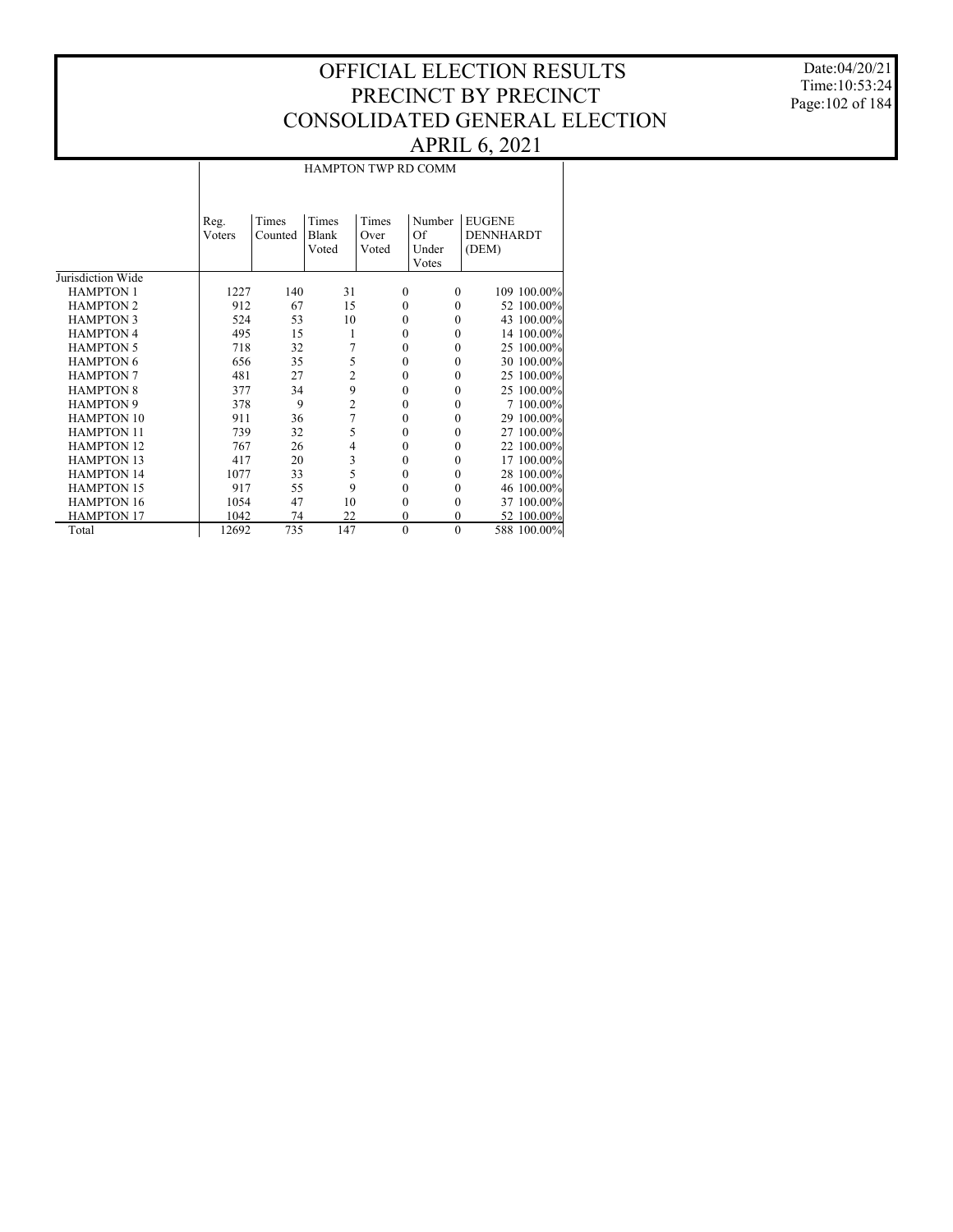# OFFICIAL ELECTION RESULTS
# PRECINCT BY PRECINCT
# CONSOLIDATED GENERAL ELECTION
# APRIL 6, 2021

Date:04/20/21
Time:10:53:24

| | HAMPTON TWP RD COMM | | | | | | |
|---|---|---|---|---|---|---|---|
| | Reg. Voters | Times Counted | Times Blank Voted | Times Over Voted | Number Of Under Votes | EUGENE DENNHARDT (DEM) | |
| Jurisdiction Wide | | | | | | | |
| HAMPTON 1 | 1227 | 140 | 31 | 0 | 0 | 109 | 100.00% |
| HAMPTON 2 | 912 | 67 | 15 | 0 | 0 | 52 | 100.00% |
| HAMPTON 3 | 524 | 53 | 10 | 0 | 0 | 43 | 100.00% |
| HAMPTON 4 | 495 | 15 | 1 | 0 | 0 | 14 | 100.00% |
| HAMPTON 5 | 718 | 32 | 7 | 0 | 0 | 25 | 100.00% |
| HAMPTON 6 | 656 | 35 | 5 | 0 | 0 | 30 | 100.00% |
| HAMPTON 7 | 481 | 27 | 2 | 0 | 0 | 25 | 100.00% |
| HAMPTON 8 | 377 | 34 | 9 | 0 | 0 | 25 | 100.00% |
| HAMPTON 9 | 378 | 9 | 2 | 0 | 0 | 7 | 100.00% |
| HAMPTON 10 | 911 | 36 | 7 | 0 | 0 | 29 | 100.00% |
| HAMPTON 11 | 739 | 32 | 5 | 0 | 0 | 27 | 100.00% |
| HAMPTON 12 | 767 | 26 | 4 | 0 | 0 | 22 | 100.00% |
| HAMPTON 13 | 417 | 20 | 3 | 0 | 0 | 17 | 100.00% |
| HAMPTON 14 | 1077 | 33 | 5 | 0 | 0 | 28 | 100.00% |
| HAMPTON 15 | 917 | 55 | 9 | 0 | 0 | 46 | 100.00% |
| HAMPTON 16 | 1054 | 47 | 10 | 0 | 0 | 37 | 100.00% |
| HAMPTON 17 | 1042 | 74 | 22 | 0 | 0 | 52 | 100.00% |
| Total | 12692 | 735 | 147 | 0 | 0 | 588 | 100.00% |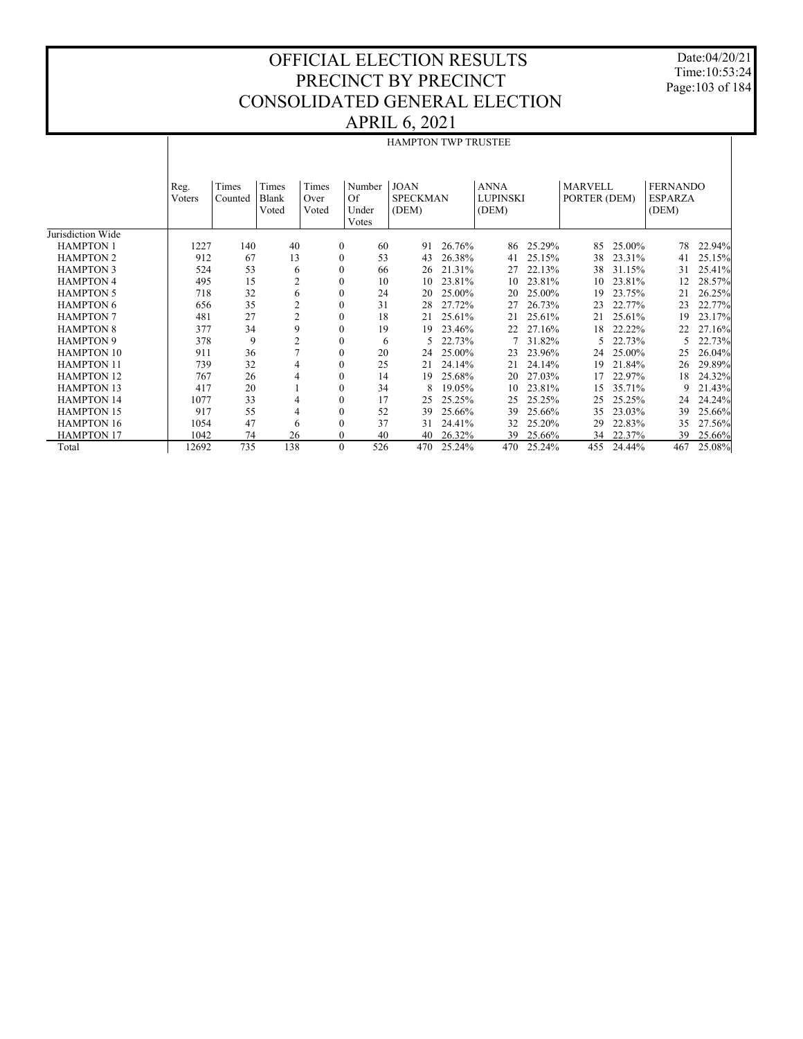# OFFICIAL ELECTION RESULTS
# PRECINCT BY PRECINCT
# CONSOLIDATED GENERAL ELECTION
# APRIL 6, 2021

Date:04/20/21
Time:10:53:24

## HAMPTON TWP TRUSTEE

| | Reg. Voters | Times Counted | Times Blank Voted | Times Over Voted | Number Of Under Votes | JOAN SPECKMAN (DEM) | | ANNA LUPINSKI (DEM) | | MARVELL PORTER (DEM) | | FERNANDO ESPARZA (DEM) | |
|---|---|---|---|---|---|---|---|---|---|---|---|---|---|
| Jurisdiction Wide | | | | | | | | | | | | | |
| HAMPTON 1 | 1227 | 140 | 40 | 0 | 60 | 91 | 26.76% | 86 | 25.29% | 85 | 25.00% | 78 | 22.94% |
| HAMPTON 2 | 912 | 67 | 13 | 0 | 53 | 43 | 26.38% | 41 | 25.15% | 38 | 23.31% | 41 | 25.15% |
| HAMPTON 3 | 524 | 53 | 6 | 0 | 66 | 26 | 21.31% | 27 | 22.13% | 38 | 31.15% | 31 | 25.41% |
| HAMPTON 4 | 495 | 15 | 2 | 0 | 10 | 10 | 23.81% | 10 | 23.81% | 10 | 23.81% | 12 | 28.57% |
| HAMPTON 5 | 718 | 32 | 6 | 0 | 24 | 20 | 25.00% | 20 | 25.00% | 19 | 23.75% | 21 | 26.25% |
| HAMPTON 6 | 656 | 35 | 2 | 0 | 31 | 28 | 27.72% | 27 | 26.73% | 23 | 22.77% | 23 | 22.77% |
| HAMPTON 7 | 481 | 27 | 2 | 0 | 18 | 21 | 25.61% | 21 | 25.61% | 21 | 25.61% | 19 | 23.17% |
| HAMPTON 8 | 377 | 34 | 9 | 0 | 19 | 19 | 23.46% | 22 | 27.16% | 18 | 22.22% | 22 | 27.16% |
| HAMPTON 9 | 378 | 9 | 2 | 0 | 6 | 5 | 22.73% | 7 | 31.82% | 5 | 22.73% | 5 | 22.73% |
| HAMPTON 10 | 911 | 36 | 7 | 0 | 20 | 24 | 25.00% | 23 | 23.96% | 24 | 25.00% | 25 | 26.04% |
| HAMPTON 11 | 739 | 32 | 4 | 0 | 25 | 21 | 24.14% | 21 | 24.14% | 19 | 21.84% | 26 | 29.89% |
| HAMPTON 12 | 767 | 26 | 4 | 0 | 14 | 19 | 25.68% | 20 | 27.03% | 17 | 22.97% | 18 | 24.32% |
| HAMPTON 13 | 417 | 20 | 1 | 0 | 34 | 8 | 19.05% | 10 | 23.81% | 15 | 35.71% | 9 | 21.43% |
| HAMPTON 14 | 1077 | 33 | 4 | 0 | 17 | 25 | 25.25% | 25 | 25.25% | 25 | 25.25% | 24 | 24.24% |
| HAMPTON 15 | 917 | 55 | 4 | 0 | 52 | 39 | 25.66% | 39 | 25.66% | 35 | 23.03% | 39 | 25.66% |
| HAMPTON 16 | 1054 | 47 | 6 | 0 | 37 | 31 | 24.41% | 32 | 25.20% | 29 | 22.83% | 35 | 27.56% |
| HAMPTON 17 | 1042 | 74 | 26 | 0 | 40 | 40 | 26.32% | 39 | 25.66% | 34 | 22.37% | 39 | 25.66% |
| Total | 12692 | 735 | 138 | 0 | 526 | 470 | 25.24% | 470 | 25.24% | 455 | 24.44% | 467 | 25.08% |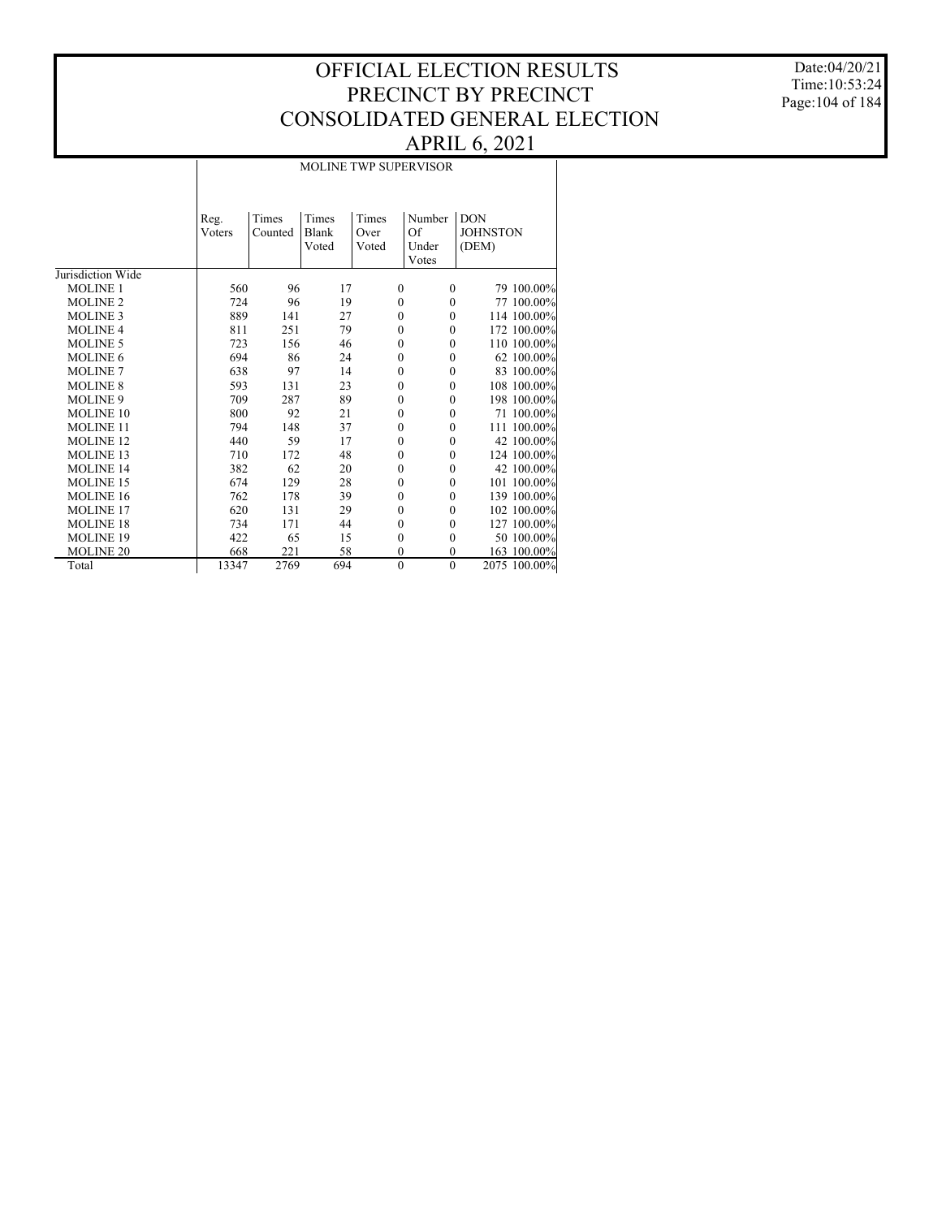# OFFICIAL ELECTION RESULTS
# PRECINCT BY PRECINCT
# CONSOLIDATED GENERAL ELECTION
# APRIL 6, 2021

Date:04/20/21
Time:10:53:24

## MOLINE TWP SUPERVISOR

| | Reg. Voters | Times Counted | Times Blank Voted | Times Over Voted | Number Of Under Votes | DON JOHNSTON (DEM) | |
|---|---|---|---|---|---|---|---|
| Jurisdiction Wide | | | | | | | |
| MOLINE 1 | 560 | 96 | 17 | 0 | 0 | 79 | 100.00% |
| MOLINE 2 | 724 | 96 | 19 | 0 | 0 | 77 | 100.00% |
| MOLINE 3 | 889 | 141 | 27 | 0 | 0 | 114 | 100.00% |
| MOLINE 4 | 811 | 251 | 79 | 0 | 0 | 172 | 100.00% |
| MOLINE 5 | 723 | 156 | 46 | 0 | 0 | 110 | 100.00% |
| MOLINE 6 | 694 | 86 | 24 | 0 | 0 | 62 | 100.00% |
| MOLINE 7 | 638 | 97 | 14 | 0 | 0 | 83 | 100.00% |
| MOLINE 8 | 593 | 131 | 23 | 0 | 0 | 108 | 100.00% |
| MOLINE 9 | 709 | 287 | 89 | 0 | 0 | 198 | 100.00% |
| MOLINE 10 | 800 | 92 | 21 | 0 | 0 | 71 | 100.00% |
| MOLINE 11 | 794 | 148 | 37 | 0 | 0 | 111 | 100.00% |
| MOLINE 12 | 440 | 59 | 17 | 0 | 0 | 42 | 100.00% |
| MOLINE 13 | 710 | 172 | 48 | 0 | 0 | 124 | 100.00% |
| MOLINE 14 | 382 | 62 | 20 | 0 | 0 | 42 | 100.00% |
| MOLINE 15 | 674 | 129 | 28 | 0 | 0 | 101 | 100.00% |
| MOLINE 16 | 762 | 178 | 39 | 0 | 0 | 139 | 100.00% |
| MOLINE 17 | 620 | 131 | 29 | 0 | 0 | 102 | 100.00% |
| MOLINE 18 | 734 | 171 | 44 | 0 | 0 | 127 | 100.00% |
| MOLINE 19 | 422 | 65 | 15 | 0 | 0 | 50 | 100.00% |
| MOLINE 20 | 668 | 221 | 58 | 0 | 0 | 163 | 100.00% |
| Total | 13347 | 2769 | 694 | 0 | 0 | 2075 | 100.00% |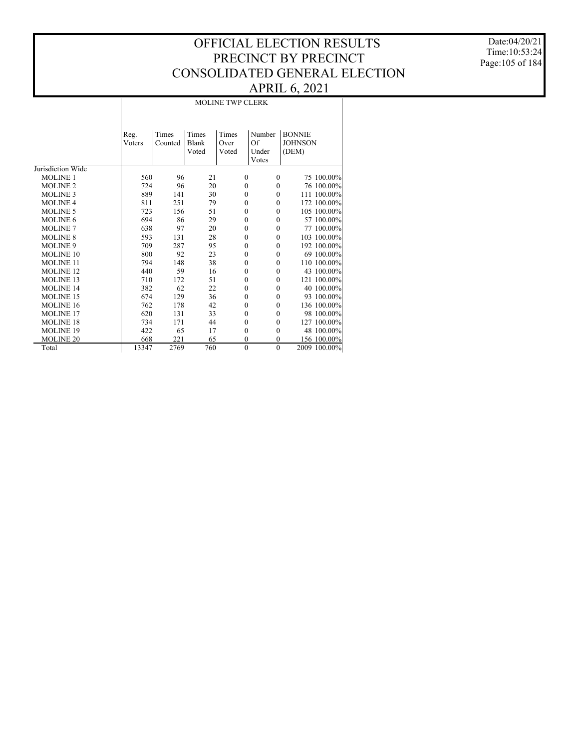# OFFICIAL ELECTION RESULTS
# PRECINCT BY PRECINCT
# CONSOLIDATED GENERAL ELECTION
# APRIL 6, 2021

Date:04/20/21
Time:10:53:24

## MOLINE TWP CLERK

| | Reg. Voters | Times Counted | Times Blank Voted | Times Over Voted | Number Of Under Votes | BONNIE JOHNSON (DEM) | |
|---|---|---|---|---|---|---|---|
| Jurisdiction Wide | | | | | | | |
| MOLINE 1 | 560 | 96 | 21 | 0 | 0 | 75 | 100.00% |
| MOLINE 2 | 724 | 96 | 20 | 0 | 0 | 76 | 100.00% |
| MOLINE 3 | 889 | 141 | 30 | 0 | 0 | 111 | 100.00% |
| MOLINE 4 | 811 | 251 | 79 | 0 | 0 | 172 | 100.00% |
| MOLINE 5 | 723 | 156 | 51 | 0 | 0 | 105 | 100.00% |
| MOLINE 6 | 694 | 86 | 29 | 0 | 0 | 57 | 100.00% |
| MOLINE 7 | 638 | 97 | 20 | 0 | 0 | 77 | 100.00% |
| MOLINE 8 | 593 | 131 | 28 | 0 | 0 | 103 | 100.00% |
| MOLINE 9 | 709 | 287 | 95 | 0 | 0 | 192 | 100.00% |
| MOLINE 10 | 800 | 92 | 23 | 0 | 0 | 69 | 100.00% |
| MOLINE 11 | 794 | 148 | 38 | 0 | 0 | 110 | 100.00% |
| MOLINE 12 | 440 | 59 | 16 | 0 | 0 | 43 | 100.00% |
| MOLINE 13 | 710 | 172 | 51 | 0 | 0 | 121 | 100.00% |
| MOLINE 14 | 382 | 62 | 22 | 0 | 0 | 40 | 100.00% |
| MOLINE 15 | 674 | 129 | 36 | 0 | 0 | 93 | 100.00% |
| MOLINE 16 | 762 | 178 | 42 | 0 | 0 | 136 | 100.00% |
| MOLINE 17 | 620 | 131 | 33 | 0 | 0 | 98 | 100.00% |
| MOLINE 18 | 734 | 171 | 44 | 0 | 0 | 127 | 100.00% |
| MOLINE 19 | 422 | 65 | 17 | 0 | 0 | 48 | 100.00% |
| MOLINE 20 | 668 | 221 | 65 | 0 | 0 | 156 | 100.00% |
| Total | 13347 | 2769 | 760 | 0 | 0 | 2009 | 100.00% |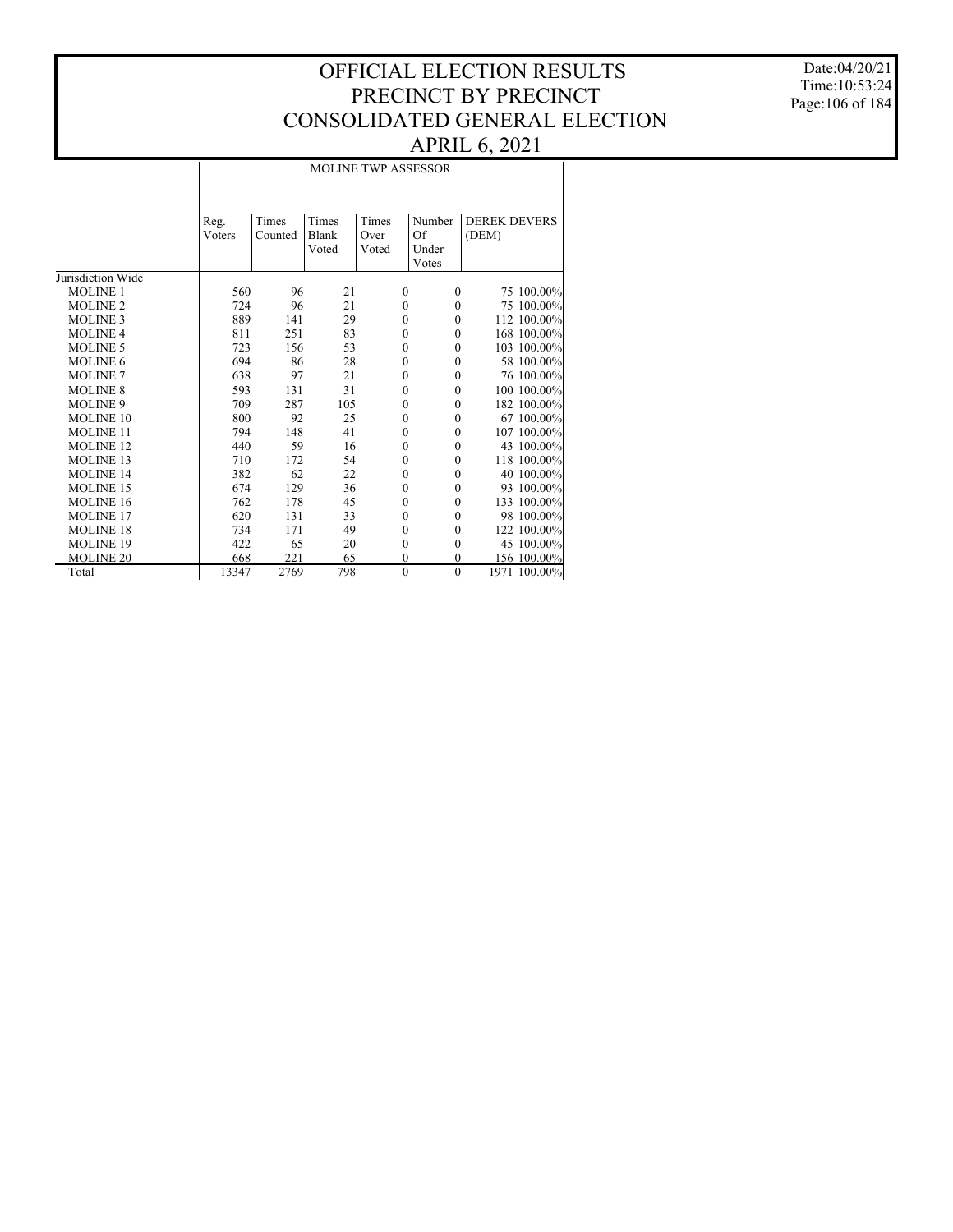# OFFICIAL ELECTION RESULTS
# PRECINCT BY PRECINCT
# CONSOLIDATED GENERAL ELECTION
# APRIL 6, 2021

| | MOLINE TWP ASSESSOR | | | | | | |
|---|---|---|---|---|---|---|---|
| | Reg. Voters | Times Counted | Times Blank Voted | Times Over Voted | Number Of Under Votes | DEREK DEVERS (DEM) | |
| Jurisdiction Wide | | | | | | | |
| MOLINE 1 | 560 | 96 | 21 | 0 | 0 | 75 | 100.00% |
| MOLINE 2 | 724 | 96 | 21 | 0 | 0 | 75 | 100.00% |
| MOLINE 3 | 889 | 141 | 29 | 0 | 0 | 112 | 100.00% |
| MOLINE 4 | 811 | 251 | 83 | 0 | 0 | 168 | 100.00% |
| MOLINE 5 | 723 | 156 | 53 | 0 | 0 | 103 | 100.00% |
| MOLINE 6 | 694 | 86 | 28 | 0 | 0 | 58 | 100.00% |
| MOLINE 7 | 638 | 97 | 21 | 0 | 0 | 76 | 100.00% |
| MOLINE 8 | 593 | 131 | 31 | 0 | 0 | 100 | 100.00% |
| MOLINE 9 | 709 | 287 | 105 | 0 | 0 | 182 | 100.00% |
| MOLINE 10 | 800 | 92 | 25 | 0 | 0 | 67 | 100.00% |
| MOLINE 11 | 794 | 148 | 41 | 0 | 0 | 107 | 100.00% |
| MOLINE 12 | 440 | 59 | 16 | 0 | 0 | 43 | 100.00% |
| MOLINE 13 | 710 | 172 | 54 | 0 | 0 | 118 | 100.00% |
| MOLINE 14 | 382 | 62 | 22 | 0 | 0 | 40 | 100.00% |
| MOLINE 15 | 674 | 129 | 36 | 0 | 0 | 93 | 100.00% |
| MOLINE 16 | 762 | 178 | 45 | 0 | 0 | 133 | 100.00% |
| MOLINE 17 | 620 | 131 | 33 | 0 | 0 | 98 | 100.00% |
| MOLINE 18 | 734 | 171 | 49 | 0 | 0 | 122 | 100.00% |
| MOLINE 19 | 422 | 65 | 20 | 0 | 0 | 45 | 100.00% |
| MOLINE 20 | 668 | 221 | 65 | 0 | 0 | 156 | 100.00% |
| Total | 13347 | 2769 | 798 | 0 | 0 | 1971 | 100.00% |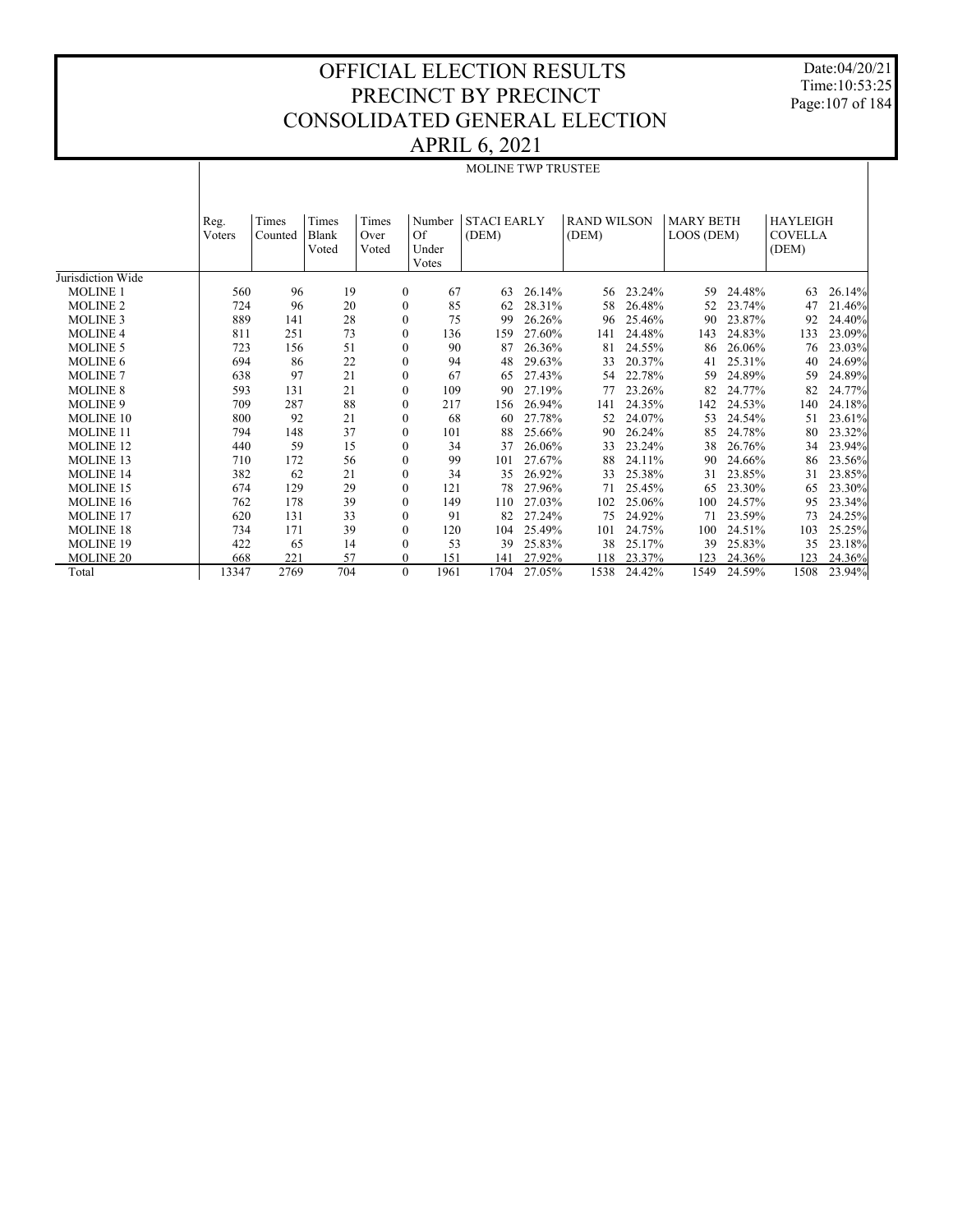# OFFICIAL ELECTION RESULTS
# PRECINCT BY PRECINCT
# CONSOLIDATED GENERAL ELECTION
# APRIL 6, 2021

Date:04/20/21
Time:10:53:25

## MOLINE TWP TRUSTEE

| | Reg. Voters | Times Counted | Times Blank Voted | Times Over Voted | Number Of Under Votes | STACI EARLY (DEM) | | RAND WILSON (DEM) | | MARY BETH LOOS (DEM) | | HAYLEIGH COVELLA (DEM) | |
|---|---|---|---|---|---|---|---|---|---|---|---|---|---|
| Jurisdiction Wide | | | | | | | | | | | | | |
| MOLINE 1 | 560 | 96 | 19 | 0 | 67 | 63 | 26.14% | 56 | 23.24% | 59 | 24.48% | 63 | 26.14% |
| MOLINE 2 | 724 | 96 | 20 | 0 | 85 | 62 | 28.31% | 58 | 26.48% | 52 | 23.74% | 47 | 21.46% |
| MOLINE 3 | 889 | 141 | 28 | 0 | 75 | 99 | 26.26% | 96 | 25.46% | 90 | 23.87% | 92 | 24.40% |
| MOLINE 4 | 811 | 251 | 73 | 0 | 136 | 159 | 27.60% | 141 | 24.48% | 143 | 24.83% | 133 | 23.09% |
| MOLINE 5 | 723 | 156 | 51 | 0 | 90 | 87 | 26.36% | 81 | 24.55% | 86 | 26.06% | 76 | 23.03% |
| MOLINE 6 | 694 | 86 | 22 | 0 | 94 | 48 | 29.63% | 33 | 20.37% | 41 | 25.31% | 40 | 24.69% |
| MOLINE 7 | 638 | 97 | 21 | 0 | 67 | 65 | 27.43% | 54 | 22.78% | 59 | 24.89% | 59 | 24.89% |
| MOLINE 8 | 593 | 131 | 21 | 0 | 109 | 90 | 27.19% | 77 | 23.26% | 82 | 24.77% | 82 | 24.77% |
| MOLINE 9 | 709 | 287 | 88 | 0 | 217 | 156 | 26.94% | 141 | 24.35% | 142 | 24.53% | 140 | 24.18% |
| MOLINE 10 | 800 | 92 | 21 | 0 | 68 | 60 | 27.78% | 52 | 24.07% | 53 | 24.54% | 51 | 23.61% |
| MOLINE 11 | 794 | 148 | 37 | 0 | 101 | 88 | 25.66% | 90 | 26.24% | 85 | 24.78% | 80 | 23.32% |
| MOLINE 12 | 440 | 59 | 15 | 0 | 34 | 37 | 26.06% | 33 | 23.24% | 38 | 26.76% | 34 | 23.94% |
| MOLINE 13 | 710 | 172 | 56 | 0 | 99 | 101 | 27.67% | 88 | 24.11% | 90 | 24.66% | 86 | 23.56% |
| MOLINE 14 | 382 | 62 | 21 | 0 | 34 | 35 | 26.92% | 33 | 25.38% | 31 | 23.85% | 31 | 23.85% |
| MOLINE 15 | 674 | 129 | 29 | 0 | 121 | 78 | 27.96% | 71 | 25.45% | 65 | 23.30% | 65 | 23.30% |
| MOLINE 16 | 762 | 178 | 39 | 0 | 149 | 110 | 27.03% | 102 | 25.06% | 100 | 24.57% | 95 | 23.34% |
| MOLINE 17 | 620 | 131 | 33 | 0 | 91 | 82 | 27.24% | 75 | 24.92% | 71 | 23.59% | 73 | 24.25% |
| MOLINE 18 | 734 | 171 | 39 | 0 | 120 | 104 | 25.49% | 101 | 24.75% | 100 | 24.51% | 103 | 25.25% |
| MOLINE 19 | 422 | 65 | 14 | 0 | 53 | 39 | 25.83% | 38 | 25.17% | 39 | 25.83% | 35 | 23.18% |
| MOLINE 20 | 668 | 221 | 57 | 0 | 151 | 141 | 27.92% | 118 | 23.37% | 123 | 24.36% | 123 | 24.36% |
| Total | 13347 | 2769 | 704 | 0 | 1961 | 1704 | 27.05% | 1538 | 24.42% | 1549 | 24.59% | 1508 | 23.94% |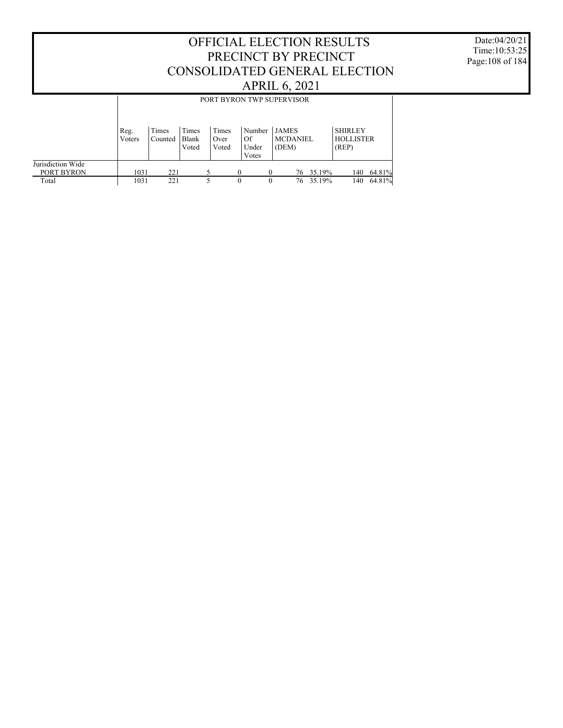# OFFICIAL ELECTION RESULTS
# PRECINCT BY PRECINCT
# CONSOLIDATED GENERAL ELECTION
# APRIL 6, 2021

Date:04/20/21
Time:10:53:25

## PORT BYRON TWP SUPERVISOR

| | Reg. Voters | Times Counted | Times Blank Voted | Times Over Voted | Number Of Under Votes | JAMES MCDANIEL (DEM) | | SHIRLEY HOLLISTER (REP) | |
|---|---|---|---|---|---|---|---|---|---|
| Jurisdiction Wide | | | | | | | | | |
| PORT BYRON | 1031 | 221 | 5 | 0 | 0 | 76 | 35.19% | 140 | 64.81% |
| Total | 1031 | 221 | 5 | 0 | 0 | 76 | 35.19% | 140 | 64.81% |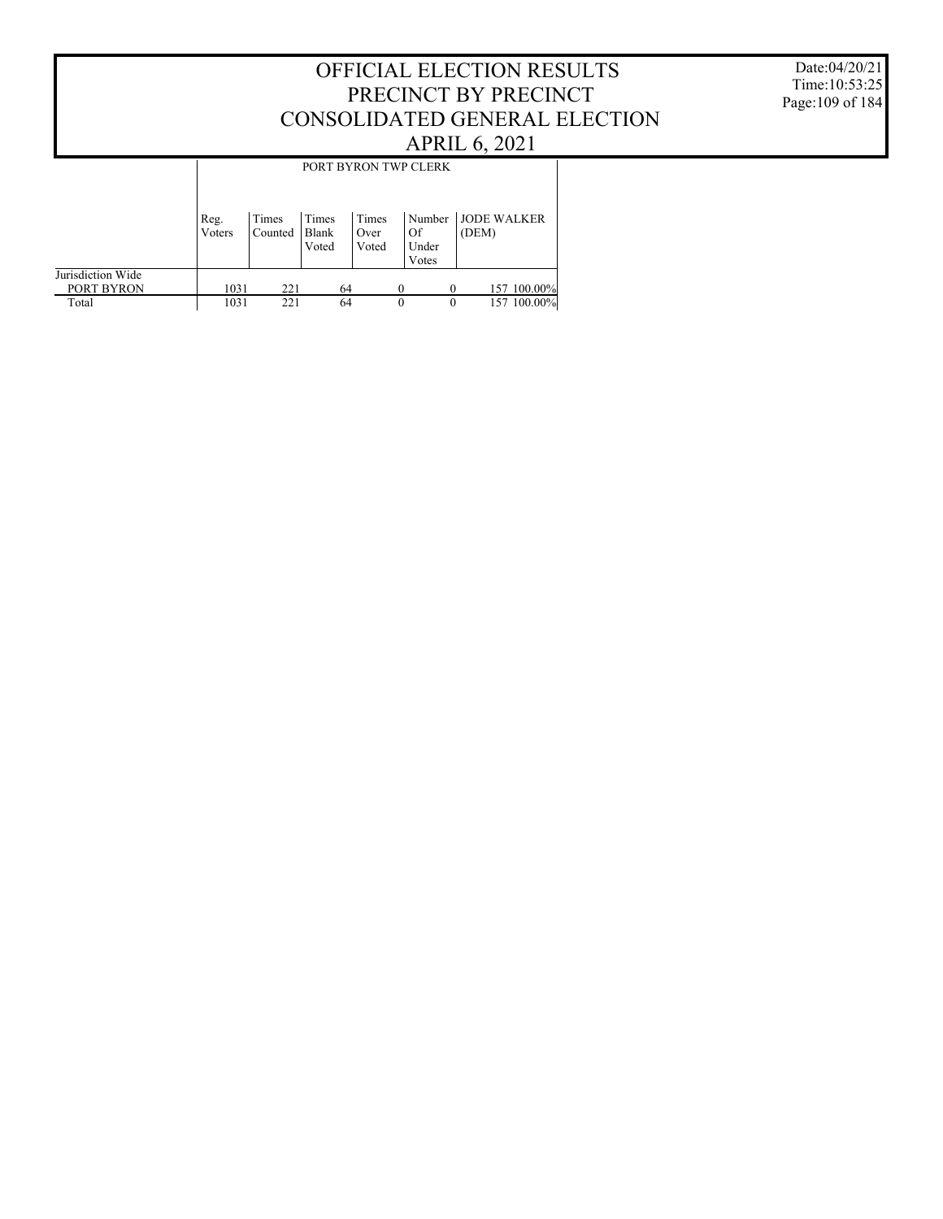# OFFICIAL ELECTION RESULTS
# PRECINCT BY PRECINCT
# CONSOLIDATED GENERAL ELECTION
# APRIL 6, 2021

Date:04/20/21
Time:10:53:25

| | PORT BYRON TWP CLERK | | | | | | |
|---|---|---|---|---|---|---|---|
| | Reg. Voters | Times Counted | Times Blank Voted | Times Over Voted | Number Of Under Votes | JODE WALKER (DEM) | |
| Jurisdiction Wide | | | | | | | |
| PORT BYRON | 1031 | 221 | 64 | 0 | 0 | 157 | 100.00% |
| Total | 1031 | 221 | 64 | 0 | 0 | 157 | 100.00% |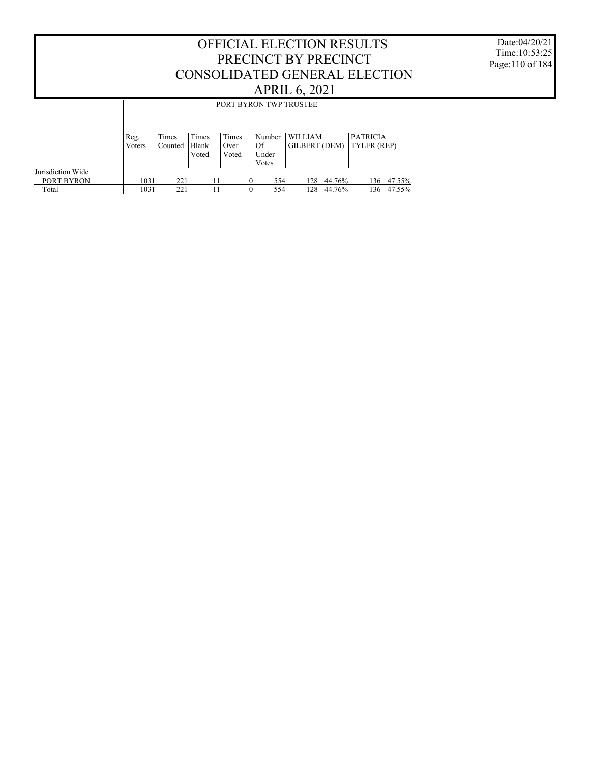# OFFICIAL ELECTION RESULTS
# PRECINCT BY PRECINCT
# CONSOLIDATED GENERAL ELECTION
# APRIL 6, 2021

Date:04/20/21
Time:10:53:25

| | PORT BYRON TWP TRUSTEE | | | | | | | | |
|---|---|---|---|---|---|---|---|---|---|
| | Reg. Voters | Times Counted | Times Blank Voted | Times Over Voted | Number Of Under Votes | WILLIAM GILBERT (DEM) | | PATRICIA TYLER (REP) | |
| Jurisdiction Wide | | | | | | | | | |
| PORT BYRON | 1031 | 221 | 11 | 0 | 554 | 128 | 44.76% | 136 | 47.55% |
| Total | 1031 | 221 | 11 | 0 | 554 | 128 | 44.76% | 136 | 47.55% |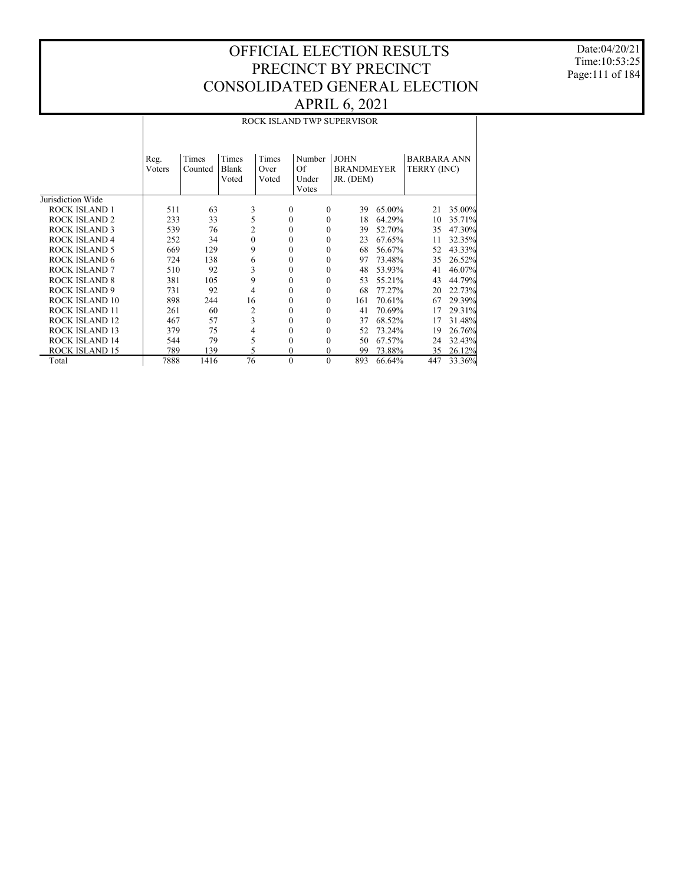# OFFICIAL ELECTION RESULTS
# PRECINCT BY PRECINCT
# CONSOLIDATED GENERAL ELECTION
# APRIL 6, 2021

Date:04/20/21
Time:10:53:25

| | ROCK ISLAND TWP SUPERVISOR | | | | | | | | |
|---|---|---|---|---|---|---|---|---|---|
| | Reg. Voters | Times Counted | Times Blank Voted | Times Over Voted | Number Of Under Votes | JOHN BRANDMEYER JR. (DEM) | | BARBARA ANN TERRY (INC) | |
| Jurisdiction Wide | | | | | | | | | |
| ROCK ISLAND 1 | 511 | 63 | 3 | 0 | 0 | 39 | 65.00% | 21 | 35.00% |
| ROCK ISLAND 2 | 233 | 33 | 5 | 0 | 0 | 18 | 64.29% | 10 | 35.71% |
| ROCK ISLAND 3 | 539 | 76 | 2 | 0 | 0 | 39 | 52.70% | 35 | 47.30% |
| ROCK ISLAND 4 | 252 | 34 | 0 | 0 | 0 | 23 | 67.65% | 11 | 32.35% |
| ROCK ISLAND 5 | 669 | 129 | 9 | 0 | 0 | 68 | 56.67% | 52 | 43.33% |
| ROCK ISLAND 6 | 724 | 138 | 6 | 0 | 0 | 97 | 73.48% | 35 | 26.52% |
| ROCK ISLAND 7 | 510 | 92 | 3 | 0 | 0 | 48 | 53.93% | 41 | 46.07% |
| ROCK ISLAND 8 | 381 | 105 | 9 | 0 | 0 | 53 | 55.21% | 43 | 44.79% |
| ROCK ISLAND 9 | 731 | 92 | 4 | 0 | 0 | 68 | 77.27% | 20 | 22.73% |
| ROCK ISLAND 10 | 898 | 244 | 16 | 0 | 0 | 161 | 70.61% | 67 | 29.39% |
| ROCK ISLAND 11 | 261 | 60 | 2 | 0 | 0 | 41 | 70.69% | 17 | 29.31% |
| ROCK ISLAND 12 | 467 | 57 | 3 | 0 | 0 | 37 | 68.52% | 17 | 31.48% |
| ROCK ISLAND 13 | 379 | 75 | 4 | 0 | 0 | 52 | 73.24% | 19 | 26.76% |
| ROCK ISLAND 14 | 544 | 79 | 5 | 0 | 0 | 50 | 67.57% | 24 | 32.43% |
| ROCK ISLAND 15 | 789 | 139 | 5 | 0 | 0 | 99 | 73.88% | 35 | 26.12% |
| Total | 7888 | 1416 | 76 | 0 | 0 | 893 | 66.64% | 447 | 33.36% |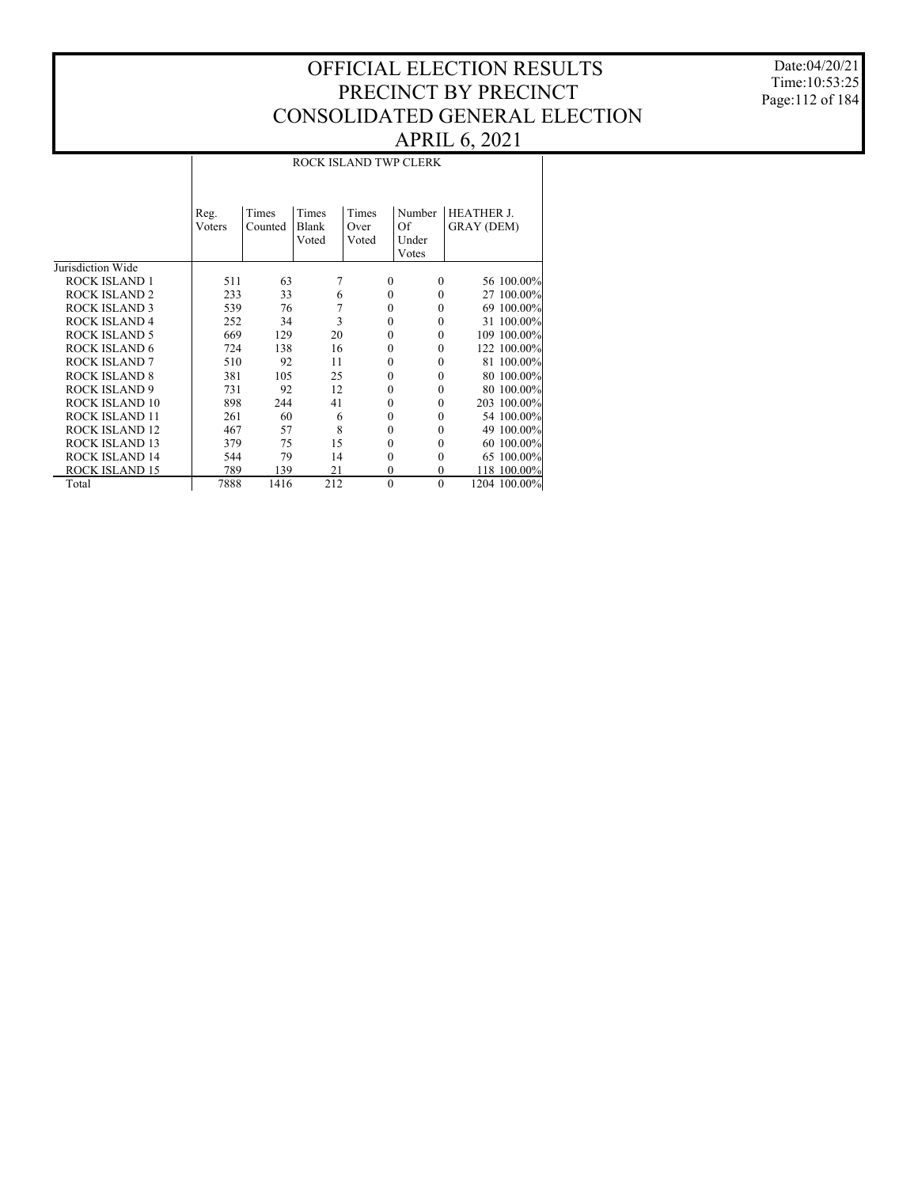# OFFICIAL ELECTION RESULTS
## PRECINCT BY PRECINCT
## CONSOLIDATED GENERAL ELECTION
## APRIL 6, 2021

Date:04/20/21
Time:10:53:25

| | ROCK ISLAND TWP CLERK | | | | | | |
|---|---|---|---|---|---|---|---|
| | Reg. Voters | Times Counted | Times Blank Voted | Times Over Voted | Number Of Under Votes | HEATHER J. GRAY (DEM) | |
| Jurisdiction Wide | | | | | | | |
| ROCK ISLAND 1 | 511 | 63 | 7 | 0 | 0 | 56 | 100.00% |
| ROCK ISLAND 2 | 233 | 33 | 6 | 0 | 0 | 27 | 100.00% |
| ROCK ISLAND 3 | 539 | 76 | 7 | 0 | 0 | 69 | 100.00% |
| ROCK ISLAND 4 | 252 | 34 | 3 | 0 | 0 | 31 | 100.00% |
| ROCK ISLAND 5 | 669 | 129 | 20 | 0 | 0 | 109 | 100.00% |
| ROCK ISLAND 6 | 724 | 138 | 16 | 0 | 0 | 122 | 100.00% |
| ROCK ISLAND 7 | 510 | 92 | 11 | 0 | 0 | 81 | 100.00% |
| ROCK ISLAND 8 | 381 | 105 | 25 | 0 | 0 | 80 | 100.00% |
| ROCK ISLAND 9 | 731 | 92 | 12 | 0 | 0 | 80 | 100.00% |
| ROCK ISLAND 10 | 898 | 244 | 41 | 0 | 0 | 203 | 100.00% |
| ROCK ISLAND 11 | 261 | 60 | 6 | 0 | 0 | 54 | 100.00% |
| ROCK ISLAND 12 | 467 | 57 | 8 | 0 | 0 | 49 | 100.00% |
| ROCK ISLAND 13 | 379 | 75 | 15 | 0 | 0 | 60 | 100.00% |
| ROCK ISLAND 14 | 544 | 79 | 14 | 0 | 0 | 65 | 100.00% |
| ROCK ISLAND 15 | 789 | 139 | 21 | 0 | 0 | 118 | 100.00% |
| Total | 7888 | 1416 | 212 | 0 | 0 | 1204 | 100.00% |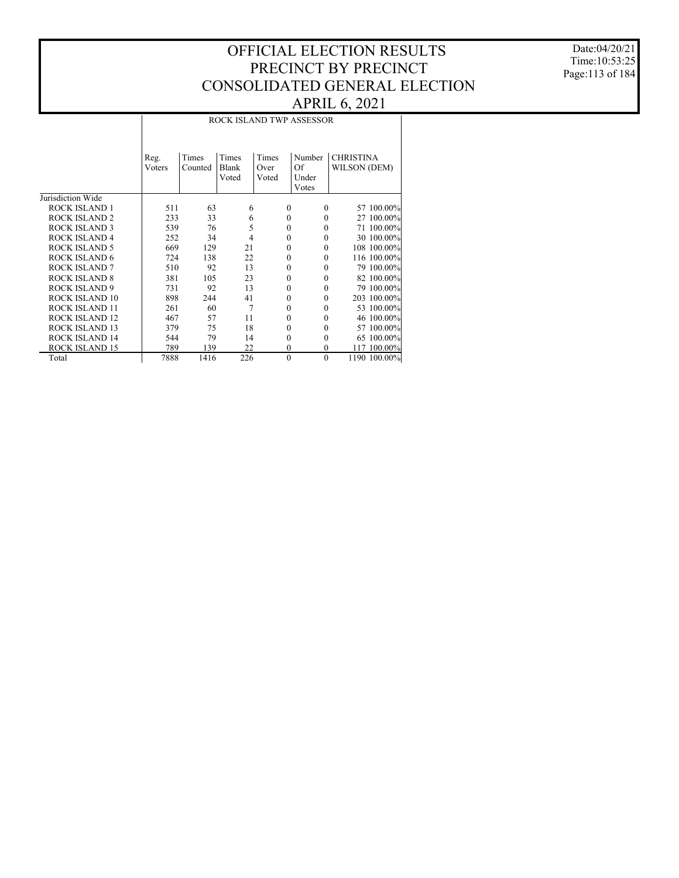# OFFICIAL ELECTION RESULTS
# PRECINCT BY PRECINCT
# CONSOLIDATED GENERAL ELECTION
# APRIL 6, 2021

Date:04/20/21
Time:10:53:25

## ROCK ISLAND TWP ASSESSOR

| | Reg. Voters | Times Counted | Times Blank Voted | Times Over Voted | Number Of Under Votes | CHRISTINA WILSON (DEM) | |
|---|---|---|---|---|---|---|---|
| Jurisdiction Wide | | | | | | | |
| ROCK ISLAND 1 | 511 | 63 | 6 | 0 | 0 | 57 | 100.00% |
| ROCK ISLAND 2 | 233 | 33 | 6 | 0 | 0 | 27 | 100.00% |
| ROCK ISLAND 3 | 539 | 76 | 5 | 0 | 0 | 71 | 100.00% |
| ROCK ISLAND 4 | 252 | 34 | 4 | 0 | 0 | 30 | 100.00% |
| ROCK ISLAND 5 | 669 | 129 | 21 | 0 | 0 | 108 | 100.00% |
| ROCK ISLAND 6 | 724 | 138 | 22 | 0 | 0 | 116 | 100.00% |
| ROCK ISLAND 7 | 510 | 92 | 13 | 0 | 0 | 79 | 100.00% |
| ROCK ISLAND 8 | 381 | 105 | 23 | 0 | 0 | 82 | 100.00% |
| ROCK ISLAND 9 | 731 | 92 | 13 | 0 | 0 | 79 | 100.00% |
| ROCK ISLAND 10 | 898 | 244 | 41 | 0 | 0 | 203 | 100.00% |
| ROCK ISLAND 11 | 261 | 60 | 7 | 0 | 0 | 53 | 100.00% |
| ROCK ISLAND 12 | 467 | 57 | 11 | 0 | 0 | 46 | 100.00% |
| ROCK ISLAND 13 | 379 | 75 | 18 | 0 | 0 | 57 | 100.00% |
| ROCK ISLAND 14 | 544 | 79 | 14 | 0 | 0 | 65 | 100.00% |
| ROCK ISLAND 15 | 789 | 139 | 22 | 0 | 0 | 117 | 100.00% |
| Total | 7888 | 1416 | 226 | 0 | 0 | 1190 | 100.00% |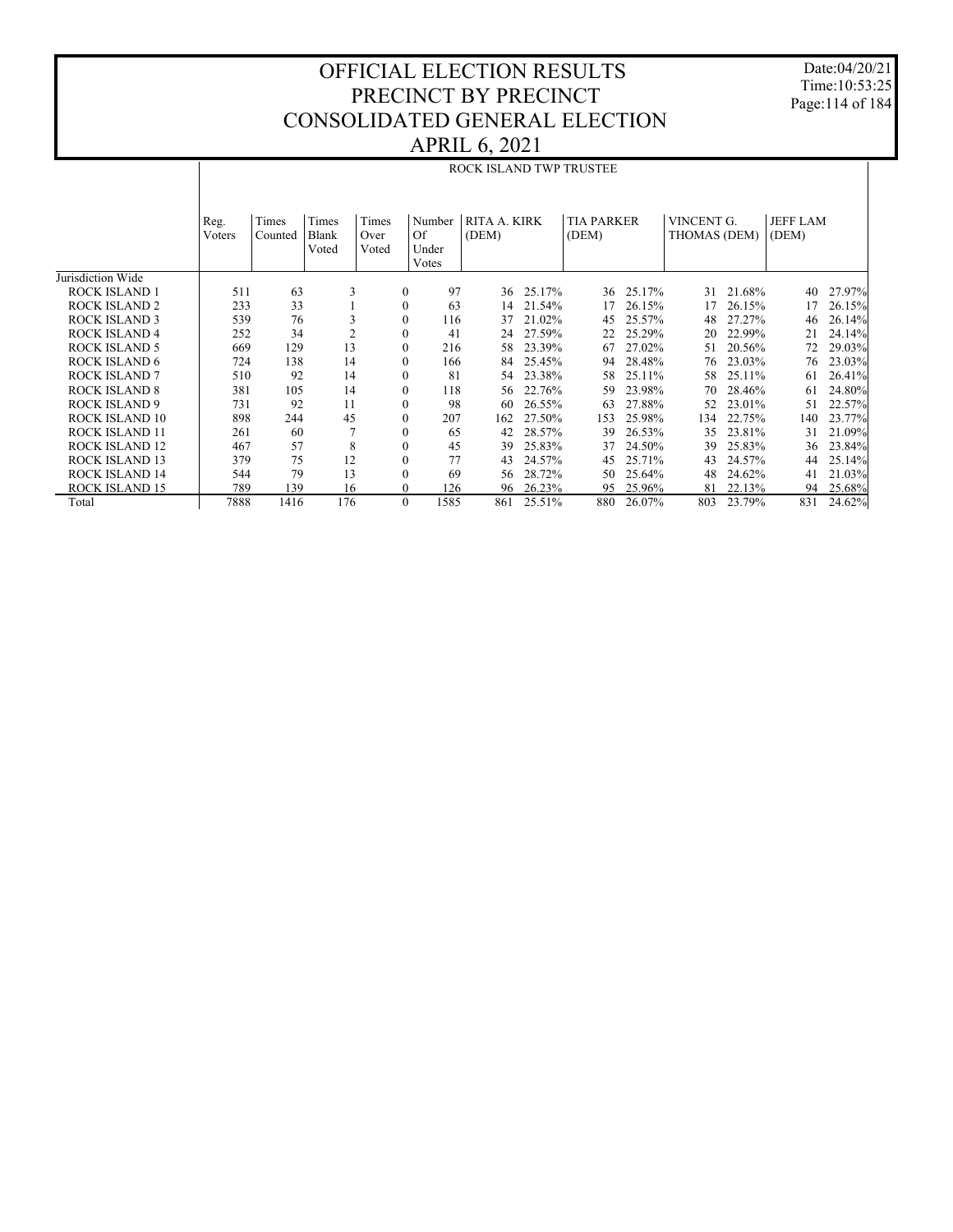# OFFICIAL ELECTION RESULTS
# PRECINCT BY PRECINCT
# CONSOLIDATED GENERAL ELECTION
# APRIL 6, 2021

Date:04/20/21
Time:10:53:25

## ROCK ISLAND TWP TRUSTEE

| | Reg. Voters | Times Counted | Times Blank Voted | Times Over Voted | Number Of Under Votes | RITA A. KIRK (DEM) | | TIA PARKER (DEM) | | VINCENT G. THOMAS (DEM) | | JEFF LAM (DEM) | |
|---|---|---|---|---|---|---|---|---|---|---|---|---|---|
| Jurisdiction Wide | | | | | | | | | | | | | |
| ROCK ISLAND 1 | 511 | 63 | 3 | 0 | 97 | 36 | 25.17% | 36 | 25.17% | 31 | 21.68% | 40 | 27.97% |
| ROCK ISLAND 2 | 233 | 33 | 1 | 0 | 63 | 14 | 21.54% | 17 | 26.15% | 17 | 26.15% | 17 | 26.15% |
| ROCK ISLAND 3 | 539 | 76 | 3 | 0 | 116 | 37 | 21.02% | 45 | 25.57% | 48 | 27.27% | 46 | 26.14% |
| ROCK ISLAND 4 | 252 | 34 | 2 | 0 | 41 | 24 | 27.59% | 22 | 25.29% | 20 | 22.99% | 21 | 24.14% |
| ROCK ISLAND 5 | 669 | 129 | 13 | 0 | 216 | 58 | 23.39% | 67 | 27.02% | 51 | 20.56% | 72 | 29.03% |
| ROCK ISLAND 6 | 724 | 138 | 14 | 0 | 166 | 84 | 25.45% | 94 | 28.48% | 76 | 23.03% | 76 | 23.03% |
| ROCK ISLAND 7 | 510 | 92 | 14 | 0 | 81 | 54 | 23.38% | 58 | 25.11% | 58 | 25.11% | 61 | 26.41% |
| ROCK ISLAND 8 | 381 | 105 | 14 | 0 | 118 | 56 | 22.76% | 59 | 23.98% | 70 | 28.46% | 61 | 24.80% |
| ROCK ISLAND 9 | 731 | 92 | 11 | 0 | 98 | 60 | 26.55% | 63 | 27.88% | 52 | 23.01% | 51 | 22.57% |
| ROCK ISLAND 10 | 898 | 244 | 45 | 0 | 207 | 162 | 27.50% | 153 | 25.98% | 134 | 22.75% | 140 | 23.77% |
| ROCK ISLAND 11 | 261 | 60 | 7 | 0 | 65 | 42 | 28.57% | 39 | 26.53% | 35 | 23.81% | 31 | 21.09% |
| ROCK ISLAND 12 | 467 | 57 | 8 | 0 | 45 | 39 | 25.83% | 37 | 24.50% | 39 | 25.83% | 36 | 23.84% |
| ROCK ISLAND 13 | 379 | 75 | 12 | 0 | 77 | 43 | 24.57% | 45 | 25.71% | 43 | 24.57% | 44 | 25.14% |
| ROCK ISLAND 14 | 544 | 79 | 13 | 0 | 69 | 56 | 28.72% | 50 | 25.64% | 48 | 24.62% | 41 | 21.03% |
| ROCK ISLAND 15 | 789 | 139 | 16 | 0 | 126 | 96 | 26.23% | 95 | 25.96% | 81 | 22.13% | 94 | 25.68% |
| Total | 7888 | 1416 | 176 | 0 | 1585 | 861 | 25.51% | 880 | 26.07% | 803 | 23.79% | 831 | 24.62% |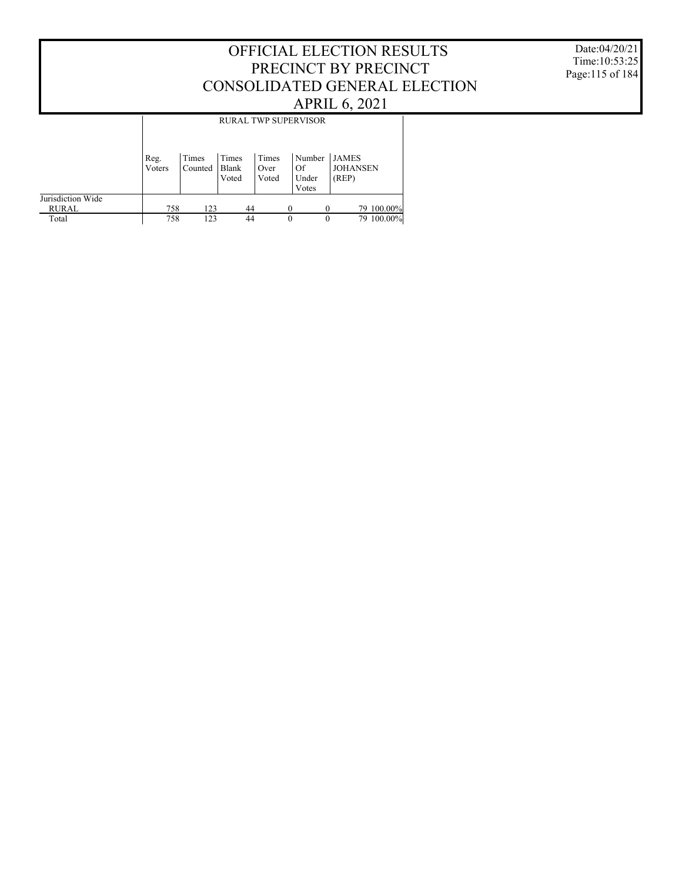# OFFICIAL ELECTION RESULTS PRECINCT BY PRECINCT CONSOLIDATED GENERAL ELECTION APRIL 6, 2021

Date:04/20/21
Time:10:53:25

| | RURAL TWP SUPERVISOR | | | | | | |
|---|---|---|---|---|---|---|---|
| | Reg. Voters | Times Counted | Times Blank Voted | Times Over Voted | Number Of Under Votes | JAMES JOHANSEN (REP) | |
| Jurisdiction Wide | | | | | | | |
| RURAL | 758 | 123 | 44 | 0 | 0 | 79 | 100.00% |
| Total | 758 | 123 | 44 | 0 | 0 | 79 | 100.00% |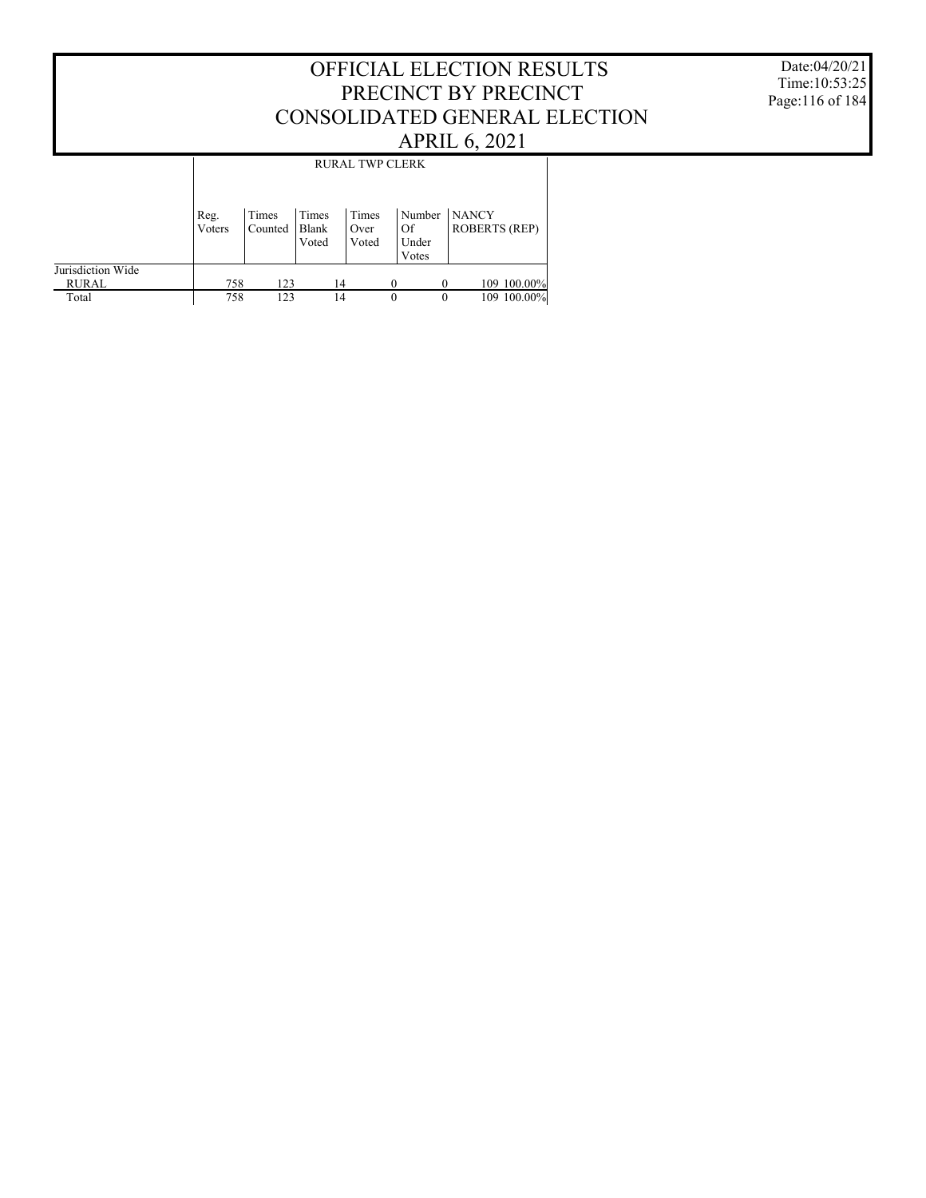# OFFICIAL ELECTION RESULTS
# PRECINCT BY PRECINCT
# CONSOLIDATED GENERAL ELECTION
# APRIL 6, 2021

Date:04/20/21
Time:10:53:25

| | RURAL TWP CLERK | | | | | | |
|---|---|---|---|---|---|---|---|
| | Reg. Voters | Times Counted | Times Blank Voted | Times Over Voted | Number Of Under Votes | NANCY ROBERTS (REP) | |
| Jurisdiction Wide | | | | | | | |
| RURAL | 758 | 123 | 14 | 0 | 0 | 109 | 100.00% |
| Total | 758 | 123 | 14 | 0 | 0 | 109 | 100.00% |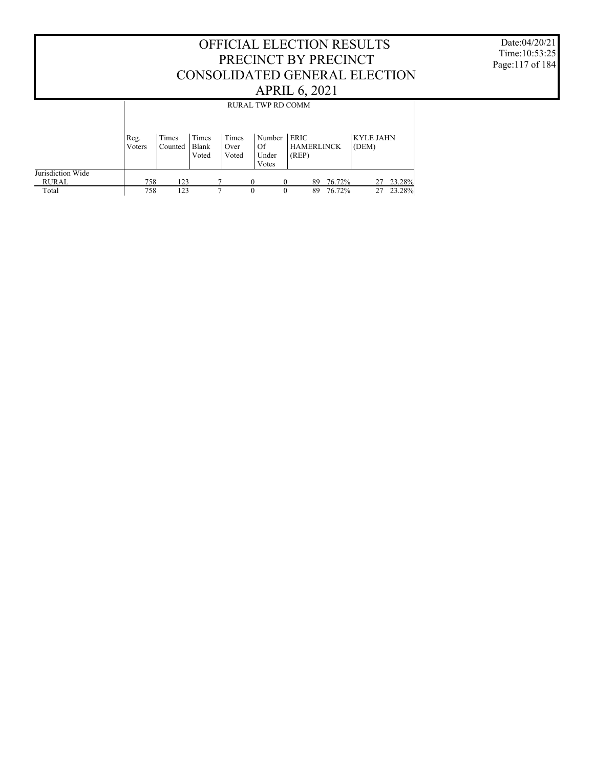# OFFICIAL ELECTION RESULTS
# PRECINCT BY PRECINCT
# CONSOLIDATED GENERAL ELECTION
# APRIL 6, 2021

RURAL TWP RD COMM

| | Reg. Voters | Times Counted | Times Blank Voted | Times Over Voted | Number Of Under Votes | ERIC HAMERLINCK (REP) | | KYLE JAHN (DEM) | |
|---|---|---|---|---|---|---|---|---|---|
| Jurisdiction Wide | | | | | | | | | |
| RURAL | 758 | 123 | 7 | 0 | 0 | 89 | 76.72% | 27 | 23.28% |
| Total | 758 | 123 | 7 | 0 | 0 | 89 | 76.72% | 27 | 23.28% |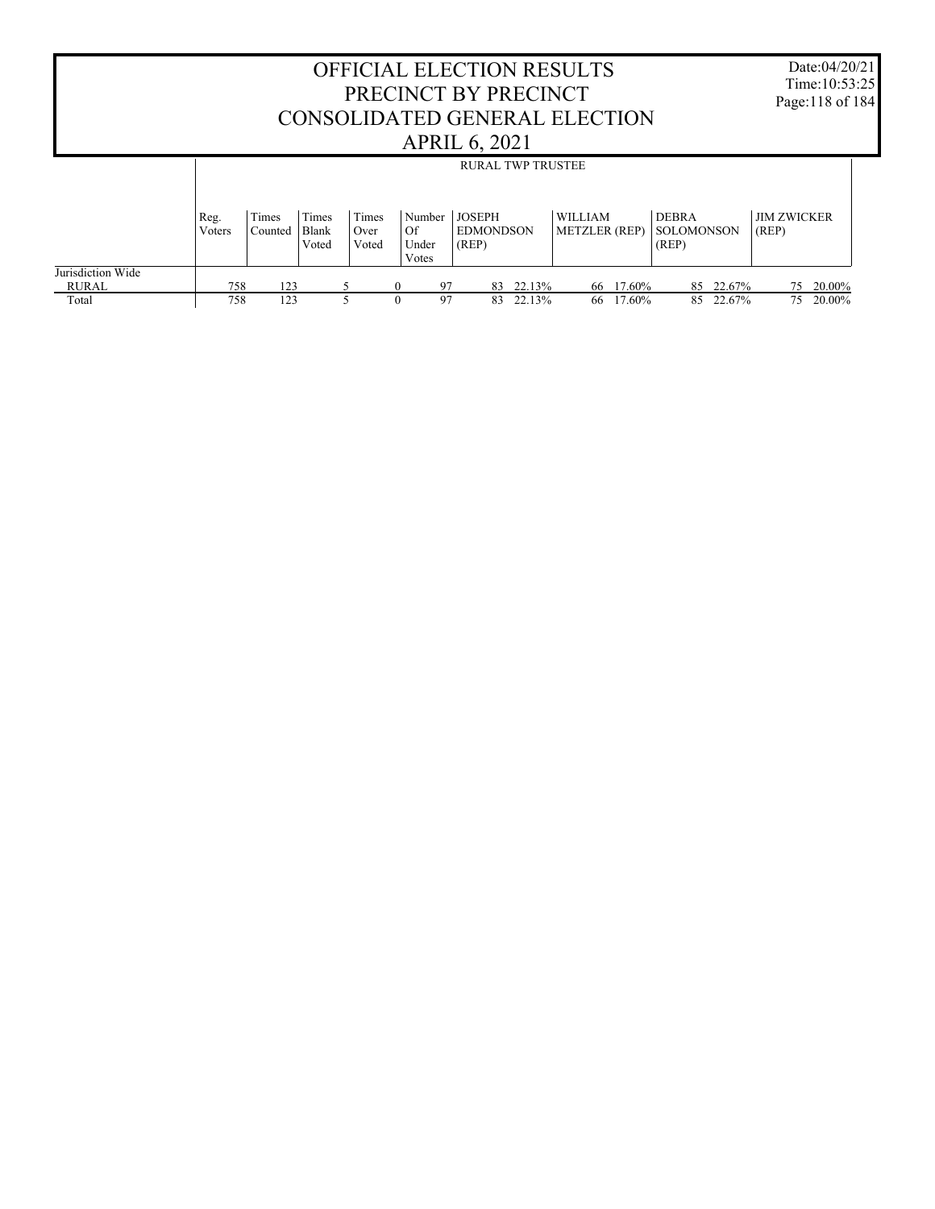# OFFICIAL ELECTION RESULTS
# PRECINCT BY PRECINCT
# CONSOLIDATED GENERAL ELECTION
# APRIL 6, 2021

Date:04/20/21
Time:10:53:25

| | RURAL TWP TRUSTEE | | | | | | | | | | | | |
|---|---|---|---|---|---|---|---|---|---|---|---|---|---|
| | Reg. Voters | Times Counted | Times Blank Voted | Times Over Voted | Number Of Under Votes | JOSEPH EDMONDSON (REP) | | WILLIAM METZLER (REP) | | DEBRA SOLOMONSON (REP) | | JIM ZWICKER (REP) | |
| Jurisdiction Wide | | | | | | | | | | | | | |
| RURAL | 758 | 123 | 5 | 0 | 97 | 83 | 22.13% | 66 | 17.60% | 85 | 22.67% | 75 | 20.00% |
| Total | 758 | 123 | 5 | 0 | 97 | 83 | 22.13% | 66 | 17.60% | 85 | 22.67% | 75 | 20.00% |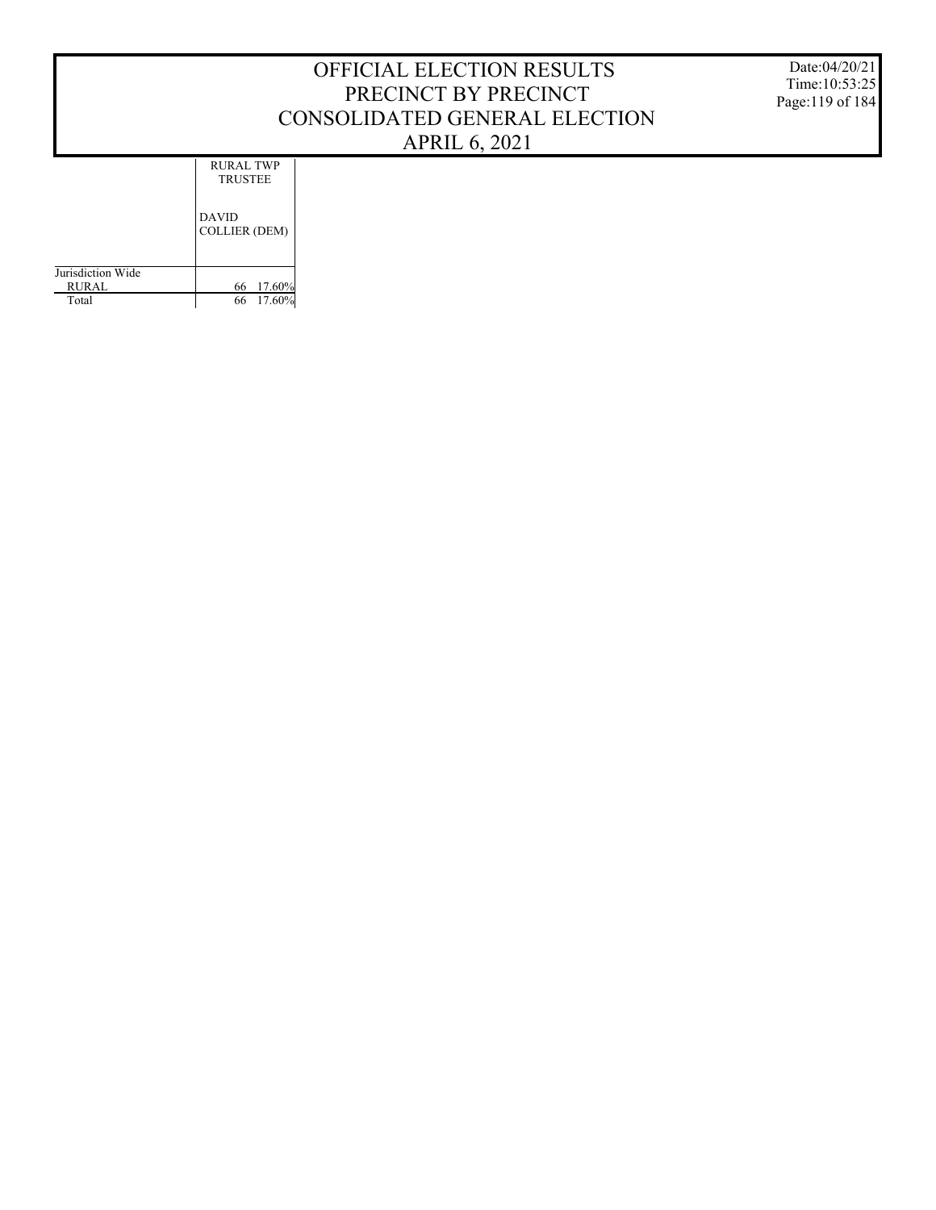| | RURAL TWP TRUSTEE | |
|---|---|---|
| | DAVID COLLIER (DEM) | |
| Jurisdiction Wide | | |
| RURAL | 66 | 17.60% |
| Total | 66 | 17.60% |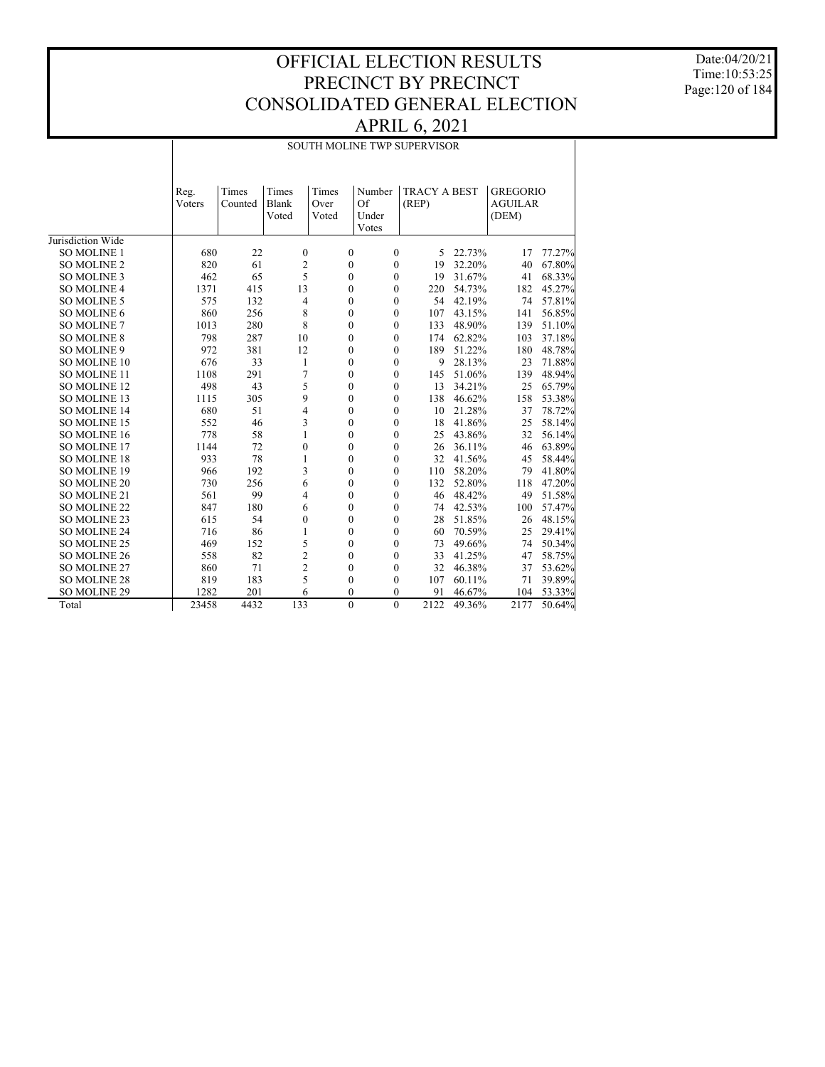# OFFICIAL ELECTION RESULTS
# PRECINCT BY PRECINCT
# CONSOLIDATED GENERAL ELECTION
# APRIL 6, 2021

Date:04/20/21
Time:10:53:25

## SOUTH MOLINE TWP SUPERVISOR

| | Reg. Voters | Times Counted | Times Blank Voted | Times Over Voted | Number Of Under Votes | TRACY A BEST (REP) | | GREGORIO AGUILAR (DEM) | |
|---|---|---|---|---|---|---|---|---|---|
| Jurisdiction Wide | | | | | | | | | |
| SO MOLINE 1 | 680 | 22 | 0 | 0 | 0 | 5 | 22.73% | 17 | 77.27% |
| SO MOLINE 2 | 820 | 61 | 2 | 0 | 0 | 19 | 32.20% | 40 | 67.80% |
| SO MOLINE 3 | 462 | 65 | 5 | 0 | 0 | 19 | 31.67% | 41 | 68.33% |
| SO MOLINE 4 | 1371 | 415 | 13 | 0 | 0 | 220 | 54.73% | 182 | 45.27% |
| SO MOLINE 5 | 575 | 132 | 4 | 0 | 0 | 54 | 42.19% | 74 | 57.81% |
| SO MOLINE 6 | 860 | 256 | 8 | 0 | 0 | 107 | 43.15% | 141 | 56.85% |
| SO MOLINE 7 | 1013 | 280 | 8 | 0 | 0 | 133 | 48.90% | 139 | 51.10% |
| SO MOLINE 8 | 798 | 287 | 10 | 0 | 0 | 174 | 62.82% | 103 | 37.18% |
| SO MOLINE 9 | 972 | 381 | 12 | 0 | 0 | 189 | 51.22% | 180 | 48.78% |
| SO MOLINE 10 | 676 | 33 | 1 | 0 | 0 | 9 | 28.13% | 23 | 71.88% |
| SO MOLINE 11 | 1108 | 291 | 7 | 0 | 0 | 145 | 51.06% | 139 | 48.94% |
| SO MOLINE 12 | 498 | 43 | 5 | 0 | 0 | 13 | 34.21% | 25 | 65.79% |
| SO MOLINE 13 | 1115 | 305 | 9 | 0 | 0 | 138 | 46.62% | 158 | 53.38% |
| SO MOLINE 14 | 680 | 51 | 4 | 0 | 0 | 10 | 21.28% | 37 | 78.72% |
| SO MOLINE 15 | 552 | 46 | 3 | 0 | 0 | 18 | 41.86% | 25 | 58.14% |
| SO MOLINE 16 | 778 | 58 | 1 | 0 | 0 | 25 | 43.86% | 32 | 56.14% |
| SO MOLINE 17 | 1144 | 72 | 0 | 0 | 0 | 26 | 36.11% | 46 | 63.89% |
| SO MOLINE 18 | 933 | 78 | 1 | 0 | 0 | 32 | 41.56% | 45 | 58.44% |
| SO MOLINE 19 | 966 | 192 | 3 | 0 | 0 | 110 | 58.20% | 79 | 41.80% |
| SO MOLINE 20 | 730 | 256 | 6 | 0 | 0 | 132 | 52.80% | 118 | 47.20% |
| SO MOLINE 21 | 561 | 99 | 4 | 0 | 0 | 46 | 48.42% | 49 | 51.58% |
| SO MOLINE 22 | 847 | 180 | 6 | 0 | 0 | 74 | 42.53% | 100 | 57.47% |
| SO MOLINE 23 | 615 | 54 | 0 | 0 | 0 | 28 | 51.85% | 26 | 48.15% |
| SO MOLINE 24 | 716 | 86 | 1 | 0 | 0 | 60 | 70.59% | 25 | 29.41% |
| SO MOLINE 25 | 469 | 152 | 5 | 0 | 0 | 73 | 49.66% | 74 | 50.34% |
| SO MOLINE 26 | 558 | 82 | 2 | 0 | 0 | 33 | 41.25% | 47 | 58.75% |
| SO MOLINE 27 | 860 | 71 | 2 | 0 | 0 | 32 | 46.38% | 37 | 53.62% |
| SO MOLINE 28 | 819 | 183 | 5 | 0 | 0 | 107 | 60.11% | 71 | 39.89% |
| SO MOLINE 29 | 1282 | 201 | 6 | 0 | 0 | 91 | 46.67% | 104 | 53.33% |
| Total | 23458 | 4432 | 133 | 0 | 0 | 2122 | 49.36% | 2177 | 50.64% |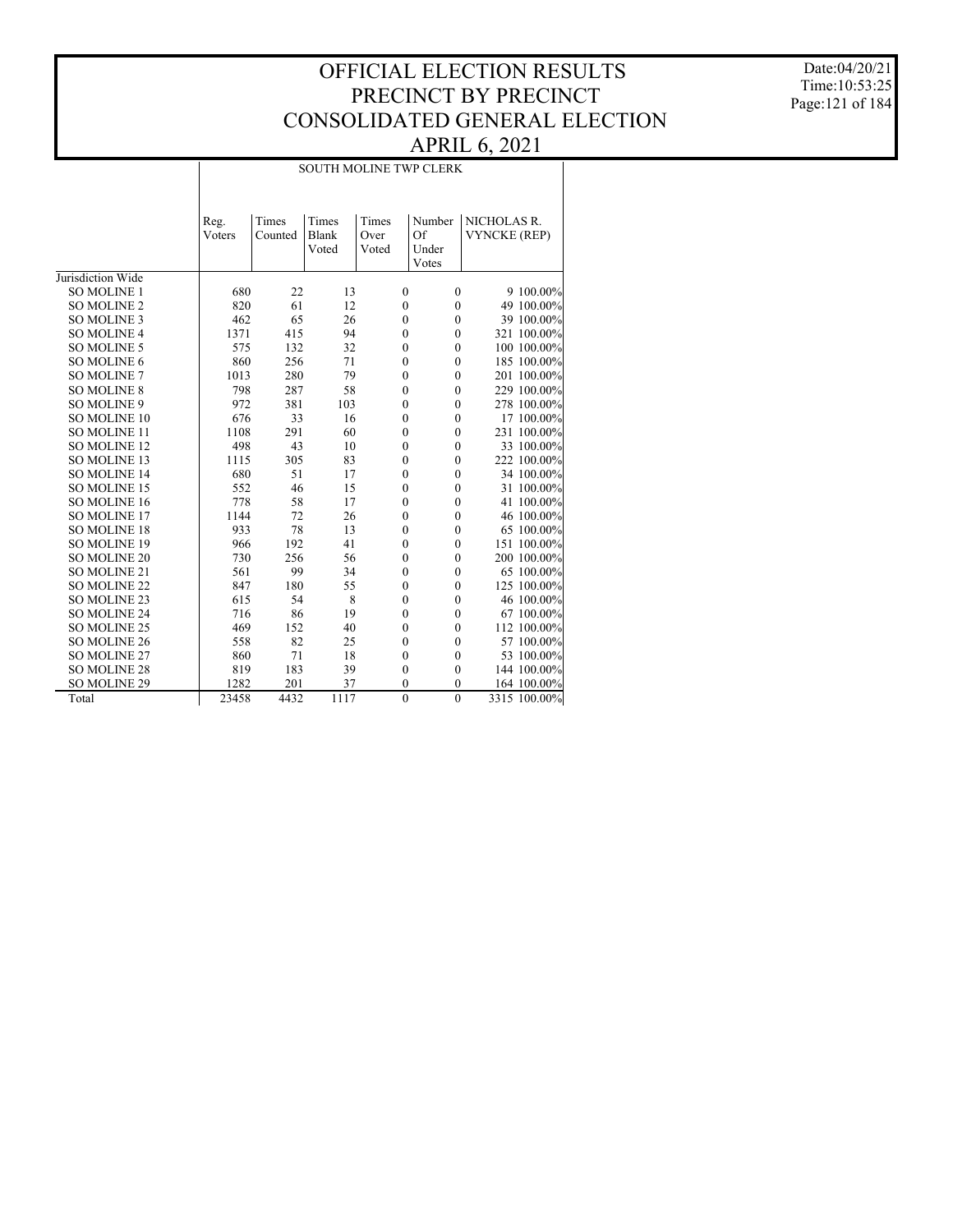# OFFICIAL ELECTION RESULTS
# PRECINCT BY PRECINCT
# CONSOLIDATED GENERAL ELECTION
# APRIL 6, 2021

Date:04/20/21
Time:10:53:25

## SOUTH MOLINE TWP CLERK

| | Reg. Voters | Times Counted | Times Blank Voted | Times Over Voted | Number Of Under Votes | NICHOLAS R. VYNCKE (REP) | |
|---|---|---|---|---|---|---|---|
| Jurisdiction Wide | | | | | | | |
| SO MOLINE 1 | 680 | 22 | 13 | 0 | 0 | 9 | 100.00% |
| SO MOLINE 2 | 820 | 61 | 12 | 0 | 0 | 49 | 100.00% |
| SO MOLINE 3 | 462 | 65 | 26 | 0 | 0 | 39 | 100.00% |
| SO MOLINE 4 | 1371 | 415 | 94 | 0 | 0 | 321 | 100.00% |
| SO MOLINE 5 | 575 | 132 | 32 | 0 | 0 | 100 | 100.00% |
| SO MOLINE 6 | 860 | 256 | 71 | 0 | 0 | 185 | 100.00% |
| SO MOLINE 7 | 1013 | 280 | 79 | 0 | 0 | 201 | 100.00% |
| SO MOLINE 8 | 798 | 287 | 58 | 0 | 0 | 229 | 100.00% |
| SO MOLINE 9 | 972 | 381 | 103 | 0 | 0 | 278 | 100.00% |
| SO MOLINE 10 | 676 | 33 | 16 | 0 | 0 | 17 | 100.00% |
| SO MOLINE 11 | 1108 | 291 | 60 | 0 | 0 | 231 | 100.00% |
| SO MOLINE 12 | 498 | 43 | 10 | 0 | 0 | 33 | 100.00% |
| SO MOLINE 13 | 1115 | 305 | 83 | 0 | 0 | 222 | 100.00% |
| SO MOLINE 14 | 680 | 51 | 17 | 0 | 0 | 34 | 100.00% |
| SO MOLINE 15 | 552 | 46 | 15 | 0 | 0 | 31 | 100.00% |
| SO MOLINE 16 | 778 | 58 | 17 | 0 | 0 | 41 | 100.00% |
| SO MOLINE 17 | 1144 | 72 | 26 | 0 | 0 | 46 | 100.00% |
| SO MOLINE 18 | 933 | 78 | 13 | 0 | 0 | 65 | 100.00% |
| SO MOLINE 19 | 966 | 192 | 41 | 0 | 0 | 151 | 100.00% |
| SO MOLINE 20 | 730 | 256 | 56 | 0 | 0 | 200 | 100.00% |
| SO MOLINE 21 | 561 | 99 | 34 | 0 | 0 | 65 | 100.00% |
| SO MOLINE 22 | 847 | 180 | 55 | 0 | 0 | 125 | 100.00% |
| SO MOLINE 23 | 615 | 54 | 8 | 0 | 0 | 46 | 100.00% |
| SO MOLINE 24 | 716 | 86 | 19 | 0 | 0 | 67 | 100.00% |
| SO MOLINE 25 | 469 | 152 | 40 | 0 | 0 | 112 | 100.00% |
| SO MOLINE 26 | 558 | 82 | 25 | 0 | 0 | 57 | 100.00% |
| SO MOLINE 27 | 860 | 71 | 18 | 0 | 0 | 53 | 100.00% |
| SO MOLINE 28 | 819 | 183 | 39 | 0 | 0 | 144 | 100.00% |
| SO MOLINE 29 | 1282 | 201 | 37 | 0 | 0 | 164 | 100.00% |
| Total | 23458 | 4432 | 1117 | 0 | 0 | 3315 | 100.00% |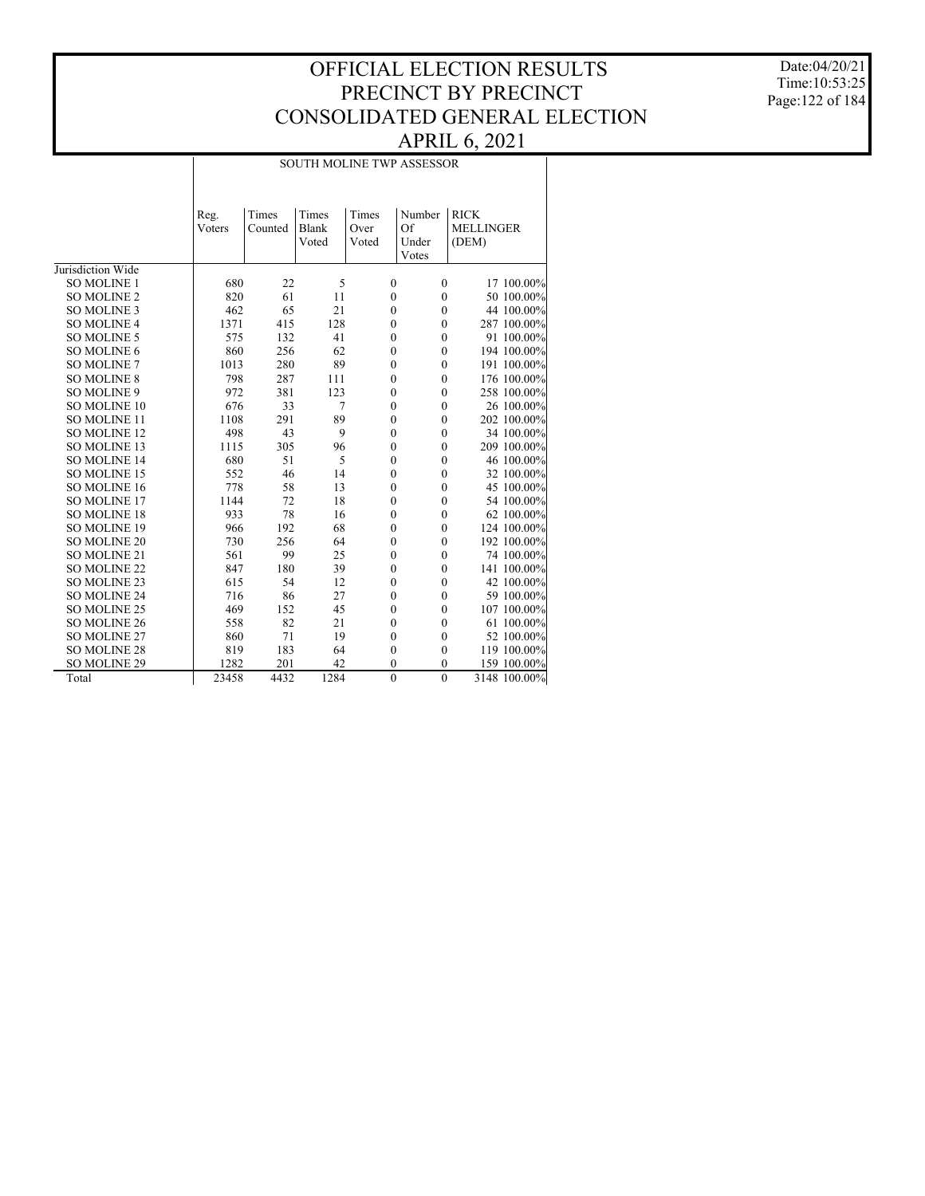# OFFICIAL ELECTION RESULTS
# PRECINCT BY PRECINCT
# CONSOLIDATED GENERAL ELECTION
# APRIL 6, 2021

Date:04/20/21
Time:10:53:25

## SOUTH MOLINE TWP ASSESSOR

| | Reg. Voters | Times Counted | Times Blank Voted | Times Over Voted | Number Of Under Votes | RICK MELLINGER (DEM) | |
|---|---|---|---|---|---|---|---|
| Jurisdiction Wide | | | | | | | |
| SO MOLINE 1 | 680 | 22 | 5 | 0 | 0 | 17 | 100.00% |
| SO MOLINE 2 | 820 | 61 | 11 | 0 | 0 | 50 | 100.00% |
| SO MOLINE 3 | 462 | 65 | 21 | 0 | 0 | 44 | 100.00% |
| SO MOLINE 4 | 1371 | 415 | 128 | 0 | 0 | 287 | 100.00% |
| SO MOLINE 5 | 575 | 132 | 41 | 0 | 0 | 91 | 100.00% |
| SO MOLINE 6 | 860 | 256 | 62 | 0 | 0 | 194 | 100.00% |
| SO MOLINE 7 | 1013 | 280 | 89 | 0 | 0 | 191 | 100.00% |
| SO MOLINE 8 | 798 | 287 | 111 | 0 | 0 | 176 | 100.00% |
| SO MOLINE 9 | 972 | 381 | 123 | 0 | 0 | 258 | 100.00% |
| SO MOLINE 10 | 676 | 33 | 7 | 0 | 0 | 26 | 100.00% |
| SO MOLINE 11 | 1108 | 291 | 89 | 0 | 0 | 202 | 100.00% |
| SO MOLINE 12 | 498 | 43 | 9 | 0 | 0 | 34 | 100.00% |
| SO MOLINE 13 | 1115 | 305 | 96 | 0 | 0 | 209 | 100.00% |
| SO MOLINE 14 | 680 | 51 | 5 | 0 | 0 | 46 | 100.00% |
| SO MOLINE 15 | 552 | 46 | 14 | 0 | 0 | 32 | 100.00% |
| SO MOLINE 16 | 778 | 58 | 13 | 0 | 0 | 45 | 100.00% |
| SO MOLINE 17 | 1144 | 72 | 18 | 0 | 0 | 54 | 100.00% |
| SO MOLINE 18 | 933 | 78 | 16 | 0 | 0 | 62 | 100.00% |
| SO MOLINE 19 | 966 | 192 | 68 | 0 | 0 | 124 | 100.00% |
| SO MOLINE 20 | 730 | 256 | 64 | 0 | 0 | 192 | 100.00% |
| SO MOLINE 21 | 561 | 99 | 25 | 0 | 0 | 74 | 100.00% |
| SO MOLINE 22 | 847 | 180 | 39 | 0 | 0 | 141 | 100.00% |
| SO MOLINE 23 | 615 | 54 | 12 | 0 | 0 | 42 | 100.00% |
| SO MOLINE 24 | 716 | 86 | 27 | 0 | 0 | 59 | 100.00% |
| SO MOLINE 25 | 469 | 152 | 45 | 0 | 0 | 107 | 100.00% |
| SO MOLINE 26 | 558 | 82 | 21 | 0 | 0 | 61 | 100.00% |
| SO MOLINE 27 | 860 | 71 | 19 | 0 | 0 | 52 | 100.00% |
| SO MOLINE 28 | 819 | 183 | 64 | 0 | 0 | 119 | 100.00% |
| SO MOLINE 29 | 1282 | 201 | 42 | 0 | 0 | 159 | 100.00% |
| Total | 23458 | 4432 | 1284 | 0 | 0 | 3148 | 100.00% |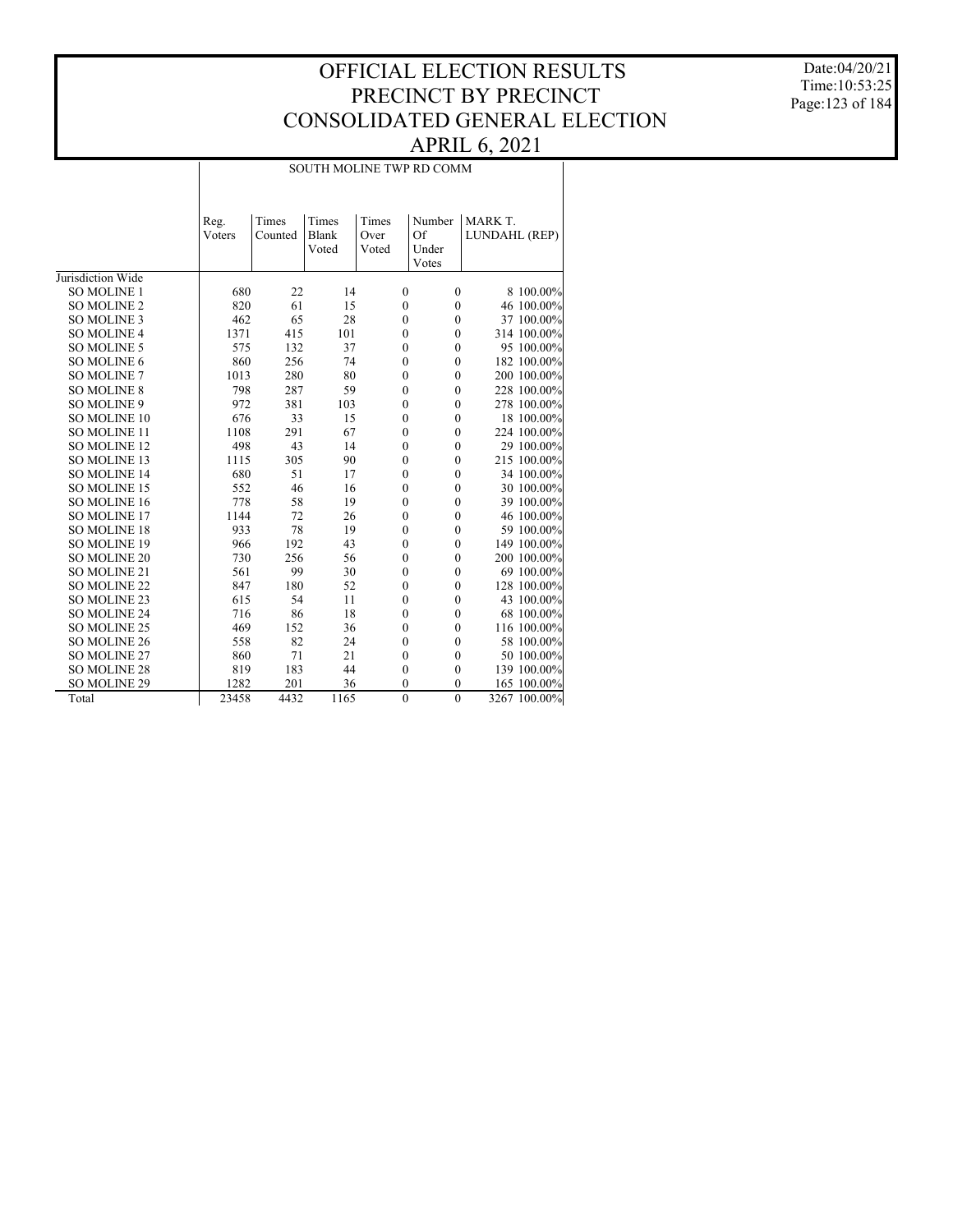# OFFICIAL ELECTION RESULTS
# PRECINCT BY PRECINCT
# CONSOLIDATED GENERAL ELECTION
# APRIL 6, 2021

Date:04/20/21
Time:10:53:25

## SOUTH MOLINE TWP RD COMM

| | Reg. Voters | Times Counted | Times Blank Voted | Times Over Voted | Number Of Under Votes | MARK T. LUNDAHL (REP) | |
|---|---|---|---|---|---|---|---|
| Jurisdiction Wide | | | | | | | |
| SO MOLINE 1 | 680 | 22 | 14 | 0 | 0 | 8 | 100.00% |
| SO MOLINE 2 | 820 | 61 | 15 | 0 | 0 | 46 | 100.00% |
| SO MOLINE 3 | 462 | 65 | 28 | 0 | 0 | 37 | 100.00% |
| SO MOLINE 4 | 1371 | 415 | 101 | 0 | 0 | 314 | 100.00% |
| SO MOLINE 5 | 575 | 132 | 37 | 0 | 0 | 95 | 100.00% |
| SO MOLINE 6 | 860 | 256 | 74 | 0 | 0 | 182 | 100.00% |
| SO MOLINE 7 | 1013 | 280 | 80 | 0 | 0 | 200 | 100.00% |
| SO MOLINE 8 | 798 | 287 | 59 | 0 | 0 | 228 | 100.00% |
| SO MOLINE 9 | 972 | 381 | 103 | 0 | 0 | 278 | 100.00% |
| SO MOLINE 10 | 676 | 33 | 15 | 0 | 0 | 18 | 100.00% |
| SO MOLINE 11 | 1108 | 291 | 67 | 0 | 0 | 224 | 100.00% |
| SO MOLINE 12 | 498 | 43 | 14 | 0 | 0 | 29 | 100.00% |
| SO MOLINE 13 | 1115 | 305 | 90 | 0 | 0 | 215 | 100.00% |
| SO MOLINE 14 | 680 | 51 | 17 | 0 | 0 | 34 | 100.00% |
| SO MOLINE 15 | 552 | 46 | 16 | 0 | 0 | 30 | 100.00% |
| SO MOLINE 16 | 778 | 58 | 19 | 0 | 0 | 39 | 100.00% |
| SO MOLINE 17 | 1144 | 72 | 26 | 0 | 0 | 46 | 100.00% |
| SO MOLINE 18 | 933 | 78 | 19 | 0 | 0 | 59 | 100.00% |
| SO MOLINE 19 | 966 | 192 | 43 | 0 | 0 | 149 | 100.00% |
| SO MOLINE 20 | 730 | 256 | 56 | 0 | 0 | 200 | 100.00% |
| SO MOLINE 21 | 561 | 99 | 30 | 0 | 0 | 69 | 100.00% |
| SO MOLINE 22 | 847 | 180 | 52 | 0 | 0 | 128 | 100.00% |
| SO MOLINE 23 | 615 | 54 | 11 | 0 | 0 | 43 | 100.00% |
| SO MOLINE 24 | 716 | 86 | 18 | 0 | 0 | 68 | 100.00% |
| SO MOLINE 25 | 469 | 152 | 36 | 0 | 0 | 116 | 100.00% |
| SO MOLINE 26 | 558 | 82 | 24 | 0 | 0 | 58 | 100.00% |
| SO MOLINE 27 | 860 | 71 | 21 | 0 | 0 | 50 | 100.00% |
| SO MOLINE 28 | 819 | 183 | 44 | 0 | 0 | 139 | 100.00% |
| SO MOLINE 29 | 1282 | 201 | 36 | 0 | 0 | 165 | 100.00% |
| Total | 23458 | 4432 | 1165 | 0 | 0 | 3267 | 100.00% |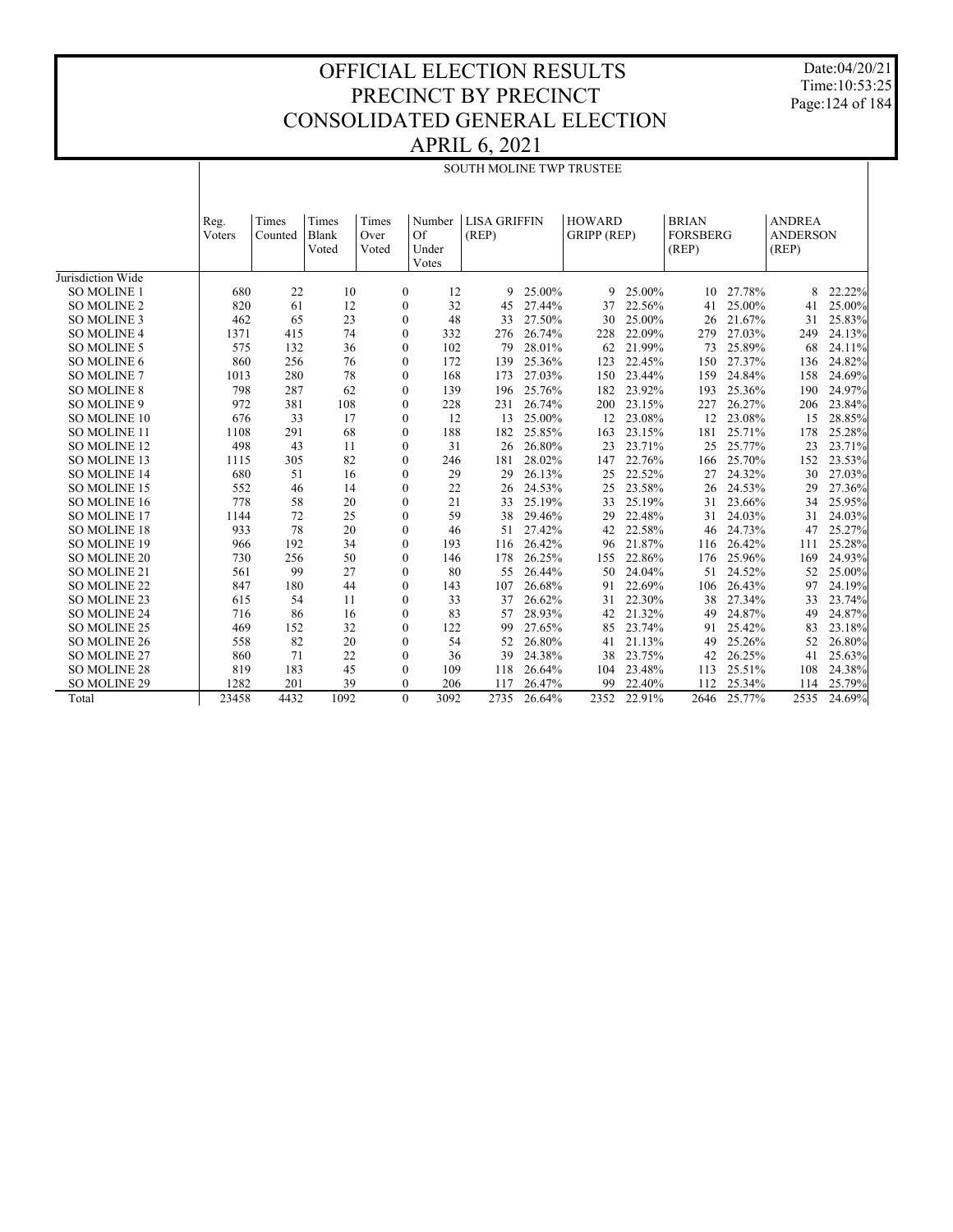# OFFICIAL ELECTION RESULTS
# PRECINCT BY PRECINCT
# CONSOLIDATED GENERAL ELECTION
# APRIL 6, 2021

## SOUTH MOLINE TWP TRUSTEE

| | Reg. Voters | Times Counted | Times Blank Voted | Times Over Voted | Number Of Under Votes | LISA GRIFFIN (REP) | | HOWARD GRIPP (REP) | | BRIAN FORSBERG (REP) | | ANDREA ANDERSON (REP) | |
|---|---|---|---|---|---|---|---|---|---|---|---|---|---|
| Jurisdiction Wide | | | | | | | | | | | | | |
| SO MOLINE 1 | 680 | 22 | 10 | 0 | 12 | 9 | 25.00% | 9 | 25.00% | 10 | 27.78% | 8 | 22.22% |
| SO MOLINE 2 | 820 | 61 | 12 | 0 | 32 | 45 | 27.44% | 37 | 22.56% | 41 | 25.00% | 41 | 25.00% |
| SO MOLINE 3 | 462 | 65 | 23 | 0 | 48 | 33 | 27.50% | 30 | 25.00% | 26 | 21.67% | 31 | 25.83% |
| SO MOLINE 4 | 1371 | 415 | 74 | 0 | 332 | 276 | 26.74% | 228 | 22.09% | 279 | 27.03% | 249 | 24.13% |
| SO MOLINE 5 | 575 | 132 | 36 | 0 | 102 | 79 | 28.01% | 62 | 21.99% | 73 | 25.89% | 68 | 24.11% |
| SO MOLINE 6 | 860 | 256 | 76 | 0 | 172 | 139 | 25.36% | 123 | 22.45% | 150 | 27.37% | 136 | 24.82% |
| SO MOLINE 7 | 1013 | 280 | 78 | 0 | 168 | 173 | 27.03% | 150 | 23.44% | 159 | 24.84% | 158 | 24.69% |
| SO MOLINE 8 | 798 | 287 | 62 | 0 | 139 | 196 | 25.76% | 182 | 23.92% | 193 | 25.36% | 190 | 24.97% |
| SO MOLINE 9 | 972 | 381 | 108 | 0 | 228 | 231 | 26.74% | 200 | 23.15% | 227 | 26.27% | 206 | 23.84% |
| SO MOLINE 10 | 676 | 33 | 17 | 0 | 12 | 13 | 25.00% | 12 | 23.08% | 12 | 23.08% | 15 | 28.85% |
| SO MOLINE 11 | 1108 | 291 | 68 | 0 | 188 | 182 | 25.85% | 163 | 23.15% | 181 | 25.71% | 178 | 25.28% |
| SO MOLINE 12 | 498 | 43 | 11 | 0 | 31 | 26 | 26.80% | 23 | 23.71% | 25 | 25.77% | 23 | 23.71% |
| SO MOLINE 13 | 1115 | 305 | 82 | 0 | 246 | 181 | 28.02% | 147 | 22.76% | 166 | 25.70% | 152 | 23.53% |
| SO MOLINE 14 | 680 | 51 | 16 | 0 | 29 | 29 | 26.13% | 25 | 22.52% | 27 | 24.32% | 30 | 27.03% |
| SO MOLINE 15 | 552 | 46 | 14 | 0 | 22 | 26 | 24.53% | 25 | 23.58% | 26 | 24.53% | 29 | 27.36% |
| SO MOLINE 16 | 778 | 58 | 20 | 0 | 21 | 33 | 25.19% | 33 | 25.19% | 31 | 23.66% | 34 | 25.95% |
| SO MOLINE 17 | 1144 | 72 | 25 | 0 | 59 | 38 | 29.46% | 29 | 22.48% | 31 | 24.03% | 31 | 24.03% |
| SO MOLINE 18 | 933 | 78 | 20 | 0 | 46 | 51 | 27.42% | 42 | 22.58% | 46 | 24.73% | 47 | 25.27% |
| SO MOLINE 19 | 966 | 192 | 34 | 0 | 193 | 116 | 26.42% | 96 | 21.87% | 116 | 26.42% | 111 | 25.28% |
| SO MOLINE 20 | 730 | 256 | 50 | 0 | 146 | 178 | 26.25% | 155 | 22.86% | 176 | 25.96% | 169 | 24.93% |
| SO MOLINE 21 | 561 | 99 | 27 | 0 | 80 | 55 | 26.44% | 50 | 24.04% | 51 | 24.52% | 52 | 25.00% |
| SO MOLINE 22 | 847 | 180 | 44 | 0 | 143 | 107 | 26.68% | 91 | 22.69% | 106 | 26.43% | 97 | 24.19% |
| SO MOLINE 23 | 615 | 54 | 11 | 0 | 33 | 37 | 26.62% | 31 | 22.30% | 38 | 27.34% | 33 | 23.74% |
| SO MOLINE 24 | 716 | 86 | 16 | 0 | 83 | 57 | 28.93% | 42 | 21.32% | 49 | 24.87% | 49 | 24.87% |
| SO MOLINE 25 | 469 | 152 | 32 | 0 | 122 | 99 | 27.65% | 85 | 23.74% | 91 | 25.42% | 83 | 23.18% |
| SO MOLINE 26 | 558 | 82 | 20 | 0 | 54 | 52 | 26.80% | 41 | 21.13% | 49 | 25.26% | 52 | 26.80% |
| SO MOLINE 27 | 860 | 71 | 22 | 0 | 36 | 39 | 24.38% | 38 | 23.75% | 42 | 26.25% | 41 | 25.63% |
| SO MOLINE 28 | 819 | 183 | 45 | 0 | 109 | 118 | 26.64% | 104 | 23.48% | 113 | 25.51% | 108 | 24.38% |
| SO MOLINE 29 | 1282 | 201 | 39 | 0 | 206 | 117 | 26.47% | 99 | 22.40% | 112 | 25.34% | 114 | 25.79% |
| Total | 23458 | 4432 | 1092 | 0 | 3092 | 2735 | 26.64% | 2352 | 22.91% | 2646 | 25.77% | 2535 | 24.69% |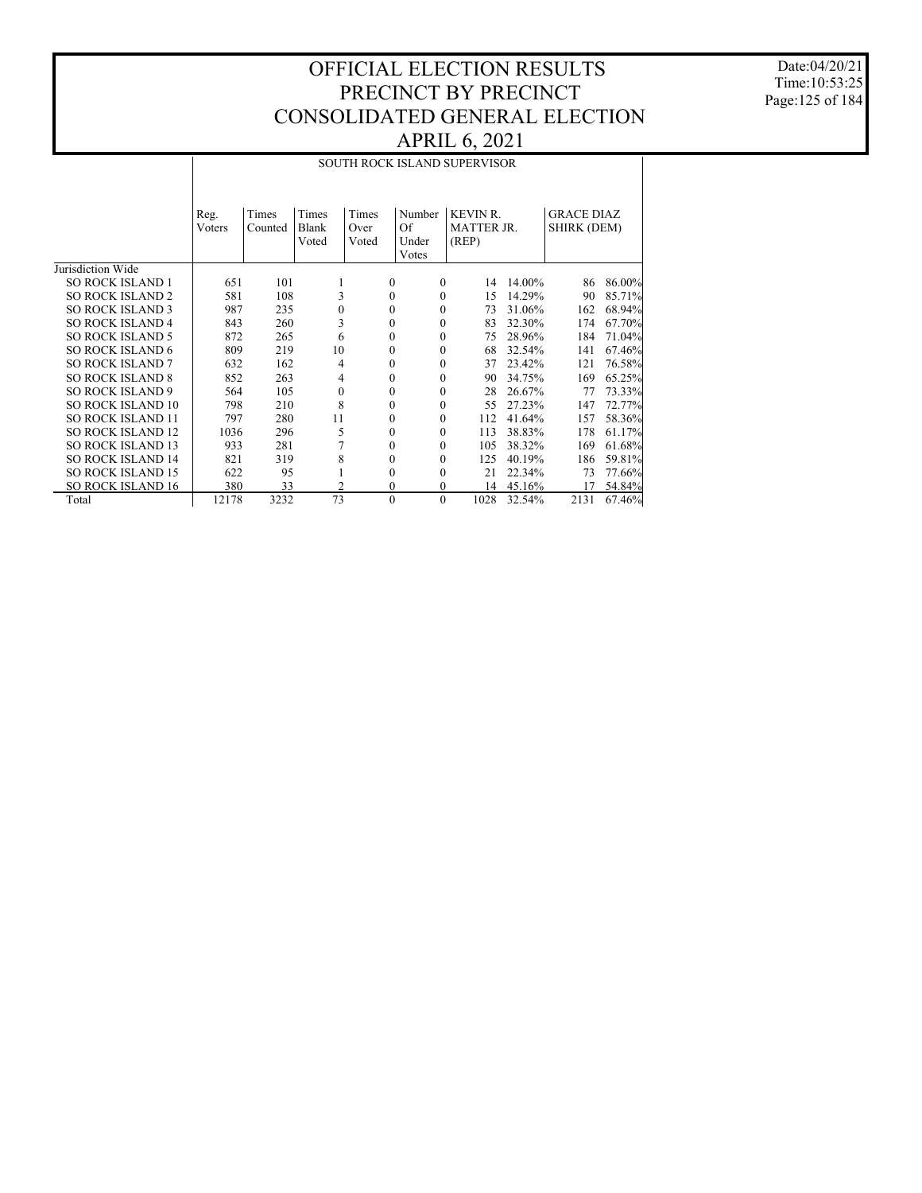# OFFICIAL ELECTION RESULTS PRECINCT BY PRECINCT CONSOLIDATED GENERAL ELECTION APRIL 6, 2021

## SOUTH ROCK ISLAND SUPERVISOR

| | Reg. Voters | Times Counted | Times Blank Voted | Times Over Voted | Number Of Under Votes | KEVIN R. MATTER JR. (REP) | | GRACE DIAZ SHIRK (DEM) | |
|---|---|---|---|---|---|---|---|---|---|
| Jurisdiction Wide | | | | | | | | | |
| SO ROCK ISLAND 1 | 651 | 101 | 1 | 0 | 0 | 14 | 14.00% | 86 | 86.00% |
| SO ROCK ISLAND 2 | 581 | 108 | 3 | 0 | 0 | 15 | 14.29% | 90 | 85.71% |
| SO ROCK ISLAND 3 | 987 | 235 | 0 | 0 | 0 | 73 | 31.06% | 162 | 68.94% |
| SO ROCK ISLAND 4 | 843 | 260 | 3 | 0 | 0 | 83 | 32.30% | 174 | 67.70% |
| SO ROCK ISLAND 5 | 872 | 265 | 6 | 0 | 0 | 75 | 28.96% | 184 | 71.04% |
| SO ROCK ISLAND 6 | 809 | 219 | 10 | 0 | 0 | 68 | 32.54% | 141 | 67.46% |
| SO ROCK ISLAND 7 | 632 | 162 | 4 | 0 | 0 | 37 | 23.42% | 121 | 76.58% |
| SO ROCK ISLAND 8 | 852 | 263 | 4 | 0 | 0 | 90 | 34.75% | 169 | 65.25% |
| SO ROCK ISLAND 9 | 564 | 105 | 0 | 0 | 0 | 28 | 26.67% | 77 | 73.33% |
| SO ROCK ISLAND 10 | 798 | 210 | 8 | 0 | 0 | 55 | 27.23% | 147 | 72.77% |
| SO ROCK ISLAND 11 | 797 | 280 | 11 | 0 | 0 | 112 | 41.64% | 157 | 58.36% |
| SO ROCK ISLAND 12 | 1036 | 296 | 5 | 0 | 0 | 113 | 38.83% | 178 | 61.17% |
| SO ROCK ISLAND 13 | 933 | 281 | 7 | 0 | 0 | 105 | 38.32% | 169 | 61.68% |
| SO ROCK ISLAND 14 | 821 | 319 | 8 | 0 | 0 | 125 | 40.19% | 186 | 59.81% |
| SO ROCK ISLAND 15 | 622 | 95 | 1 | 0 | 0 | 21 | 22.34% | 73 | 77.66% |
| SO ROCK ISLAND 16 | 380 | 33 | 2 | 0 | 0 | 14 | 45.16% | 17 | 54.84% |
| Total | 12178 | 3232 | 73 | 0 | 0 | 1028 | 32.54% | 2131 | 67.46% |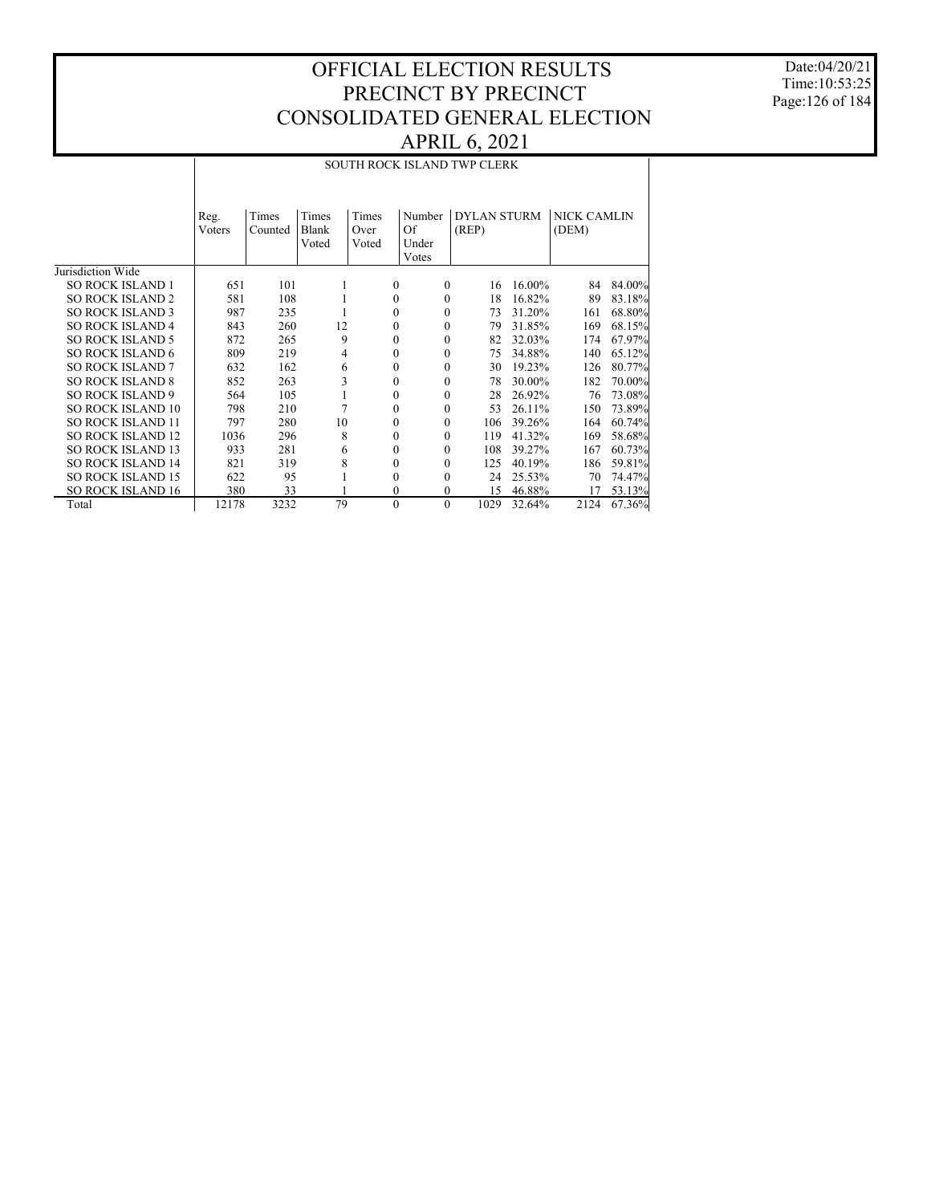# OFFICIAL ELECTION RESULTS
# PRECINCT BY PRECINCT
# CONSOLIDATED GENERAL ELECTION
# APRIL 6, 2021

Date:04/20/21
Time:10:53:25

## SOUTH ROCK ISLAND TWP CLERK

| | Reg. Voters | Times Counted | Times Blank Voted | Times Over Voted | Number Of Under Votes | DYLAN STURM (REP) | | NICK CAMLIN (DEM) | |
|---|---|---|---|---|---|---|---|---|---|
| Jurisdiction Wide | | | | | | | | | |
| SO ROCK ISLAND 1 | 651 | 101 | 1 | 0 | 0 | 16 | 16.00% | 84 | 84.00% |
| SO ROCK ISLAND 2 | 581 | 108 | 1 | 0 | 0 | 18 | 16.82% | 89 | 83.18% |
| SO ROCK ISLAND 3 | 987 | 235 | 1 | 0 | 0 | 73 | 31.20% | 161 | 68.80% |
| SO ROCK ISLAND 4 | 843 | 260 | 12 | 0 | 0 | 79 | 31.85% | 169 | 68.15% |
| SO ROCK ISLAND 5 | 872 | 265 | 9 | 0 | 0 | 82 | 32.03% | 174 | 67.97% |
| SO ROCK ISLAND 6 | 809 | 219 | 4 | 0 | 0 | 75 | 34.88% | 140 | 65.12% |
| SO ROCK ISLAND 7 | 632 | 162 | 6 | 0 | 0 | 30 | 19.23% | 126 | 80.77% |
| SO ROCK ISLAND 8 | 852 | 263 | 3 | 0 | 0 | 78 | 30.00% | 182 | 70.00% |
| SO ROCK ISLAND 9 | 564 | 105 | 1 | 0 | 0 | 28 | 26.92% | 76 | 73.08% |
| SO ROCK ISLAND 10 | 798 | 210 | 7 | 0 | 0 | 53 | 26.11% | 150 | 73.89% |
| SO ROCK ISLAND 11 | 797 | 280 | 10 | 0 | 0 | 106 | 39.26% | 164 | 60.74% |
| SO ROCK ISLAND 12 | 1036 | 296 | 8 | 0 | 0 | 119 | 41.32% | 169 | 58.68% |
| SO ROCK ISLAND 13 | 933 | 281 | 6 | 0 | 0 | 108 | 39.27% | 167 | 60.73% |
| SO ROCK ISLAND 14 | 821 | 319 | 8 | 0 | 0 | 125 | 40.19% | 186 | 59.81% |
| SO ROCK ISLAND 15 | 622 | 95 | 1 | 0 | 0 | 24 | 25.53% | 70 | 74.47% |
| SO ROCK ISLAND 16 | 380 | 33 | 1 | 0 | 0 | 15 | 46.88% | 17 | 53.13% |
| Total | 12178 | 3232 | 79 | 0 | 0 | 1029 | 32.64% | 2124 | 67.36% |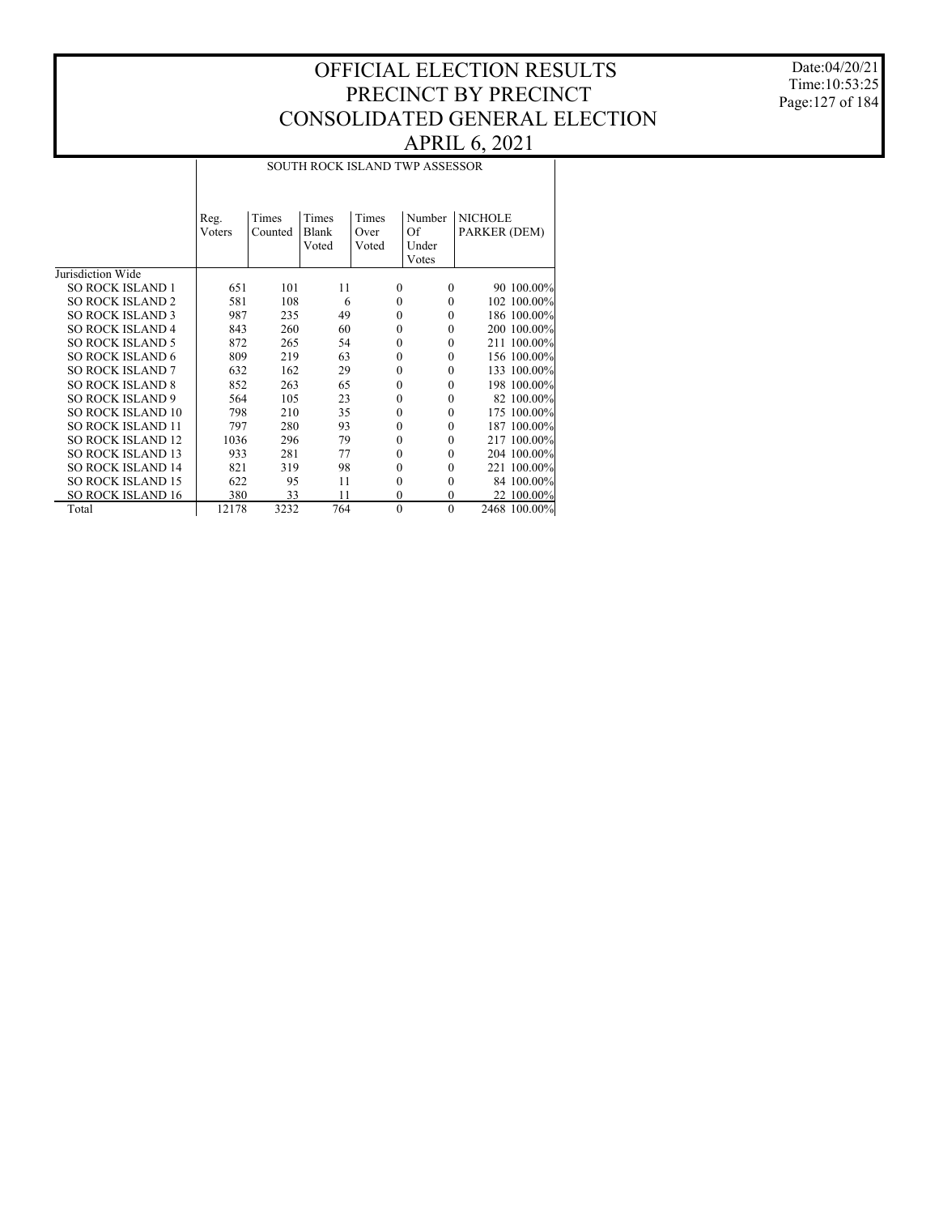# OFFICIAL ELECTION RESULTS
# PRECINCT BY PRECINCT
# CONSOLIDATED GENERAL ELECTION
# APRIL 6, 2021

Date:04/20/21
Time:10:53:25

## SOUTH ROCK ISLAND TWP ASSESSOR

| | Reg. Voters | Times Counted | Times Blank Voted | Times Over Voted | Number Of Under Votes | NICHOLE PARKER (DEM) | |
|---|---|---|---|---|---|---|---|
| Jurisdiction Wide | | | | | | | |
| SO ROCK ISLAND 1 | 651 | 101 | 11 | 0 | 0 | 90 | 100.00% |
| SO ROCK ISLAND 2 | 581 | 108 | 6 | 0 | 0 | 102 | 100.00% |
| SO ROCK ISLAND 3 | 987 | 235 | 49 | 0 | 0 | 186 | 100.00% |
| SO ROCK ISLAND 4 | 843 | 260 | 60 | 0 | 0 | 200 | 100.00% |
| SO ROCK ISLAND 5 | 872 | 265 | 54 | 0 | 0 | 211 | 100.00% |
| SO ROCK ISLAND 6 | 809 | 219 | 63 | 0 | 0 | 156 | 100.00% |
| SO ROCK ISLAND 7 | 632 | 162 | 29 | 0 | 0 | 133 | 100.00% |
| SO ROCK ISLAND 8 | 852 | 263 | 65 | 0 | 0 | 198 | 100.00% |
| SO ROCK ISLAND 9 | 564 | 105 | 23 | 0 | 0 | 82 | 100.00% |
| SO ROCK ISLAND 10 | 798 | 210 | 35 | 0 | 0 | 175 | 100.00% |
| SO ROCK ISLAND 11 | 797 | 280 | 93 | 0 | 0 | 187 | 100.00% |
| SO ROCK ISLAND 12 | 1036 | 296 | 79 | 0 | 0 | 217 | 100.00% |
| SO ROCK ISLAND 13 | 933 | 281 | 77 | 0 | 0 | 204 | 100.00% |
| SO ROCK ISLAND 14 | 821 | 319 | 98 | 0 | 0 | 221 | 100.00% |
| SO ROCK ISLAND 15 | 622 | 95 | 11 | 0 | 0 | 84 | 100.00% |
| SO ROCK ISLAND 16 | 380 | 33 | 11 | 0 | 0 | 22 | 100.00% |
| Total | 12178 | 3232 | 764 | 0 | 0 | 2468 | 100.00% |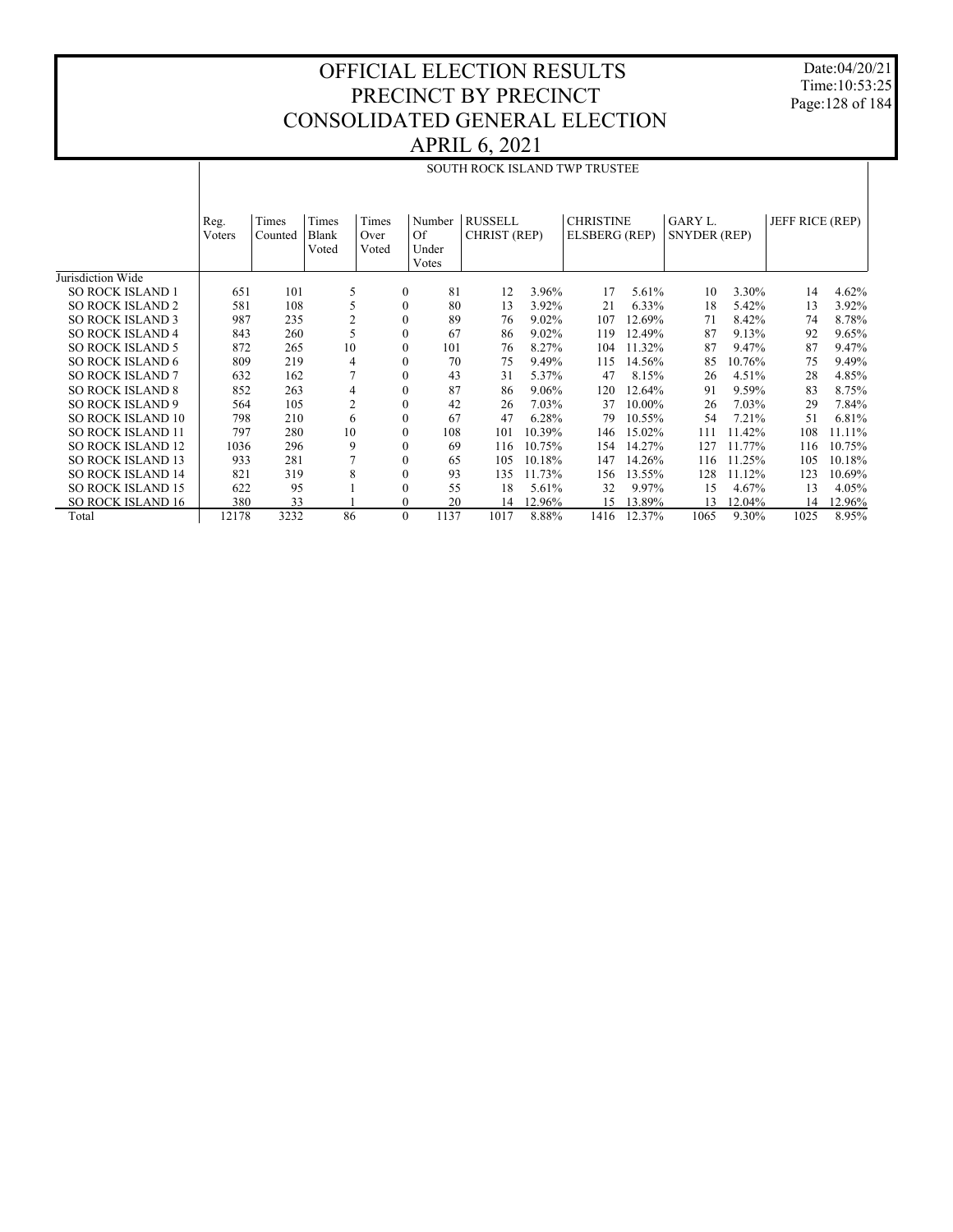# OFFICIAL ELECTION RESULTS
# PRECINCT BY PRECINCT
# CONSOLIDATED GENERAL ELECTION
# APRIL 6, 2021

Date:04/20/21
Time:10:53:25

## SOUTH ROCK ISLAND TWP TRUSTEE

| | Reg. Voters | Times Counted | Times Blank Voted | Times Over Voted | Number Of Under Votes | RUSSELL CHRIST (REP) | | CHRISTINE ELSBERG (REP) | | GARY L. SNYDER (REP) | | JEFF RICE (REP) | |
|---|---|---|---|---|---|---|---|---|---|---|---|---|---|
| Jurisdiction Wide | | | | | | | | | | | | | |
| SO ROCK ISLAND 1 | 651 | 101 | 5 | 0 | 81 | 12 | 3.96% | 17 | 5.61% | 10 | 3.30% | 14 | 4.62% |
| SO ROCK ISLAND 2 | 581 | 108 | 5 | 0 | 80 | 13 | 3.92% | 21 | 6.33% | 18 | 5.42% | 13 | 3.92% |
| SO ROCK ISLAND 3 | 987 | 235 | 2 | 0 | 89 | 76 | 9.02% | 107 | 12.69% | 71 | 8.42% | 74 | 8.78% |
| SO ROCK ISLAND 4 | 843 | 260 | 5 | 0 | 67 | 86 | 9.02% | 119 | 12.49% | 87 | 9.13% | 92 | 9.65% |
| SO ROCK ISLAND 5 | 872 | 265 | 10 | 0 | 101 | 76 | 8.27% | 104 | 11.32% | 87 | 9.47% | 87 | 9.47% |
| SO ROCK ISLAND 6 | 809 | 219 | 4 | 0 | 70 | 75 | 9.49% | 115 | 14.56% | 85 | 10.76% | 75 | 9.49% |
| SO ROCK ISLAND 7 | 632 | 162 | 7 | 0 | 43 | 31 | 5.37% | 47 | 8.15% | 26 | 4.51% | 28 | 4.85% |
| SO ROCK ISLAND 8 | 852 | 263 | 4 | 0 | 87 | 86 | 9.06% | 120 | 12.64% | 91 | 9.59% | 83 | 8.75% |
| SO ROCK ISLAND 9 | 564 | 105 | 2 | 0 | 42 | 26 | 7.03% | 37 | 10.00% | 26 | 7.03% | 29 | 7.84% |
| SO ROCK ISLAND 10 | 798 | 210 | 6 | 0 | 67 | 47 | 6.28% | 79 | 10.55% | 54 | 7.21% | 51 | 6.81% |
| SO ROCK ISLAND 11 | 797 | 280 | 10 | 0 | 108 | 101 | 10.39% | 146 | 15.02% | 111 | 11.42% | 108 | 11.11% |
| SO ROCK ISLAND 12 | 1036 | 296 | 9 | 0 | 69 | 116 | 10.75% | 154 | 14.27% | 127 | 11.77% | 116 | 10.75% |
| SO ROCK ISLAND 13 | 933 | 281 | 7 | 0 | 65 | 105 | 10.18% | 147 | 14.26% | 116 | 11.25% | 105 | 10.18% |
| SO ROCK ISLAND 14 | 821 | 319 | 8 | 0 | 93 | 135 | 11.73% | 156 | 13.55% | 128 | 11.12% | 123 | 10.69% |
| SO ROCK ISLAND 15 | 622 | 95 | 1 | 0 | 55 | 18 | 5.61% | 32 | 9.97% | 15 | 4.67% | 13 | 4.05% |
| SO ROCK ISLAND 16 | 380 | 33 | 1 | 0 | 20 | 14 | 12.96% | 15 | 13.89% | 13 | 12.04% | 14 | 12.96% |
| Total | 12178 | 3232 | 86 | 0 | 1137 | 1017 | 8.88% | 1416 | 12.37% | 1065 | 9.30% | 1025 | 8.95% |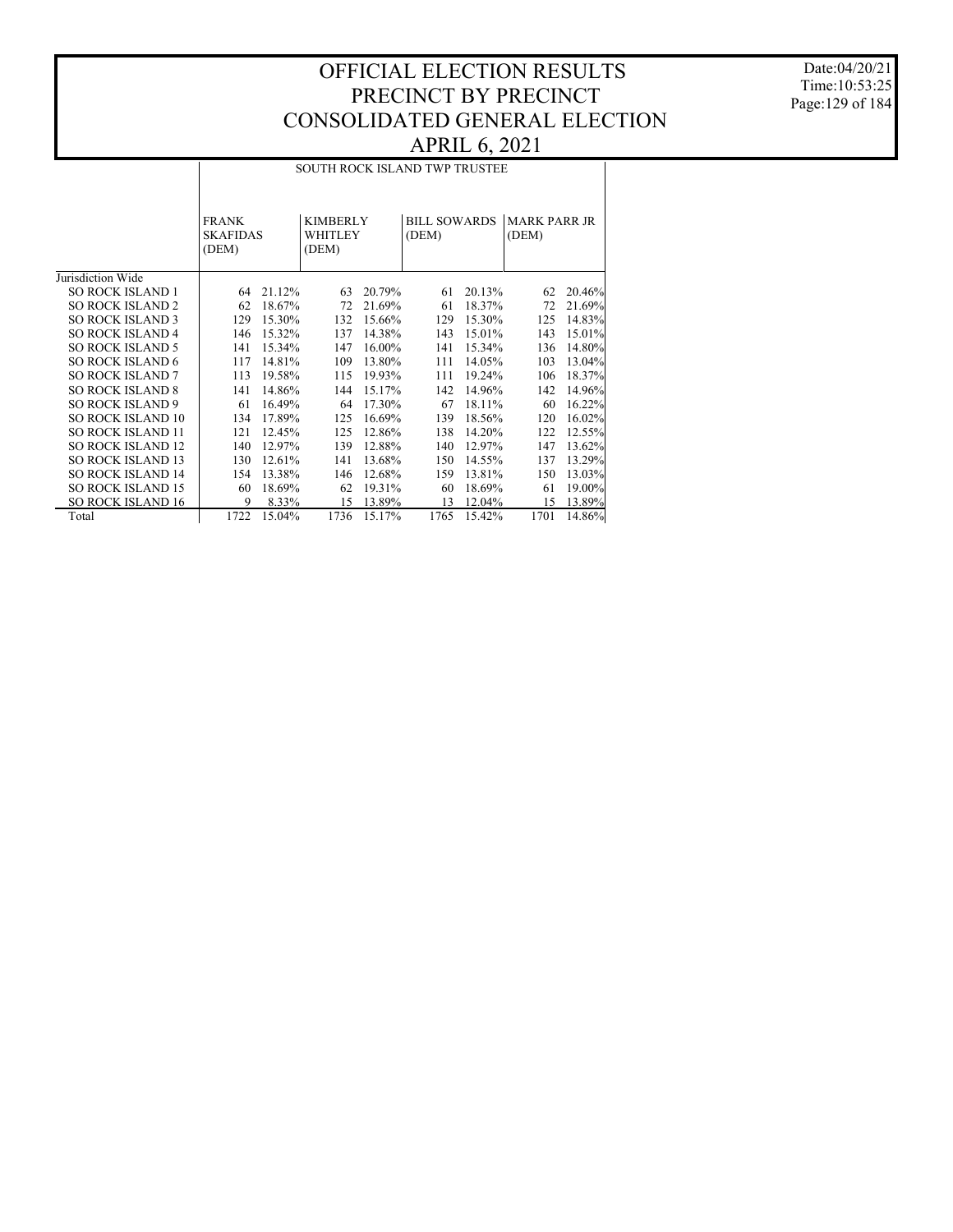# OFFICIAL ELECTION RESULTS
# PRECINCT BY PRECINCT
# CONSOLIDATED GENERAL ELECTION
# APRIL 6, 2021

| | SOUTH ROCK ISLAND TWP TRUSTEE | | | | | | | |
|---|---|---|---|---|---|---|---|---|
| | FRANK SKAFIDAS (DEM) | | KIMBERLY WHITLEY (DEM) | | BILL SOWARDS (DEM) | | MARK PARR JR (DEM) | |
| Jurisdiction Wide | | | | | | | | |
| SO ROCK ISLAND 1 | 64 | 21.12% | 63 | 20.79% | 61 | 20.13% | 62 | 20.46% |
| SO ROCK ISLAND 2 | 62 | 18.67% | 72 | 21.69% | 61 | 18.37% | 72 | 21.69% |
| SO ROCK ISLAND 3 | 129 | 15.30% | 132 | 15.66% | 129 | 15.30% | 125 | 14.83% |
| SO ROCK ISLAND 4 | 146 | 15.32% | 137 | 14.38% | 143 | 15.01% | 143 | 15.01% |
| SO ROCK ISLAND 5 | 141 | 15.34% | 147 | 16.00% | 141 | 15.34% | 136 | 14.80% |
| SO ROCK ISLAND 6 | 117 | 14.81% | 109 | 13.80% | 111 | 14.05% | 103 | 13.04% |
| SO ROCK ISLAND 7 | 113 | 19.58% | 115 | 19.93% | 111 | 19.24% | 106 | 18.37% |
| SO ROCK ISLAND 8 | 141 | 14.86% | 144 | 15.17% | 142 | 14.96% | 142 | 14.96% |
| SO ROCK ISLAND 9 | 61 | 16.49% | 64 | 17.30% | 67 | 18.11% | 60 | 16.22% |
| SO ROCK ISLAND 10 | 134 | 17.89% | 125 | 16.69% | 139 | 18.56% | 120 | 16.02% |
| SO ROCK ISLAND 11 | 121 | 12.45% | 125 | 12.86% | 138 | 14.20% | 122 | 12.55% |
| SO ROCK ISLAND 12 | 140 | 12.97% | 139 | 12.88% | 140 | 12.97% | 147 | 13.62% |
| SO ROCK ISLAND 13 | 130 | 12.61% | 141 | 13.68% | 150 | 14.55% | 137 | 13.29% |
| SO ROCK ISLAND 14 | 154 | 13.38% | 146 | 12.68% | 159 | 13.81% | 150 | 13.03% |
| SO ROCK ISLAND 15 | 60 | 18.69% | 62 | 19.31% | 60 | 18.69% | 61 | 19.00% |
| SO ROCK ISLAND 16 | 9 | 8.33% | 15 | 13.89% | 13 | 12.04% | 15 | 13.89% |
| Total | 1722 | 15.04% | 1736 | 15.17% | 1765 | 15.42% | 1701 | 14.86% |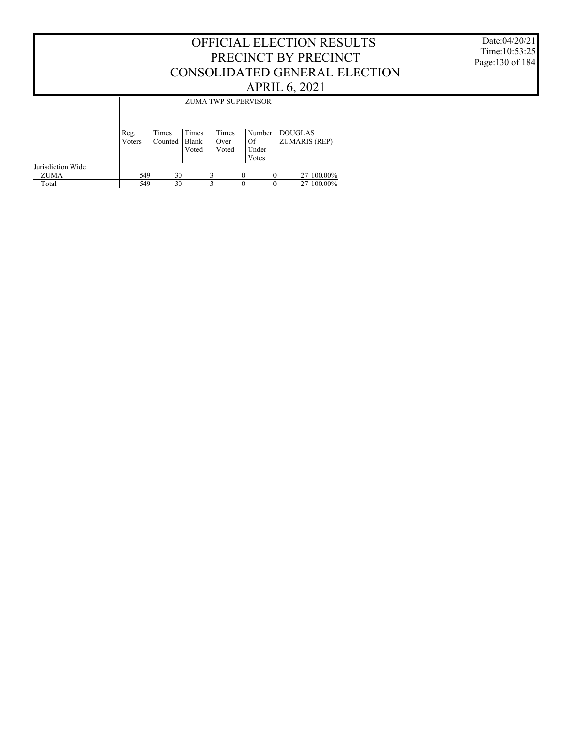# OFFICIAL ELECTION RESULTS
# PRECINCT BY PRECINCT
# CONSOLIDATED GENERAL ELECTION
# APRIL 6, 2021

Date:04/20/21
Time:10:53:25

| | ZUMA TWP SUPERVISOR | | | | | | |
|---|---|---|---|---|---|---|---|
| | Reg. Voters | Times Counted | Times Blank Voted | Times Over Voted | Number Of Under Votes | DOUGLAS ZUMARIS (REP) | |
| Jurisdiction Wide | | | | | | | |
| ZUMA | 549 | 30 | 3 | 0 | 0 | 27 | 100.00% |
| Total | 549 | 30 | 3 | 0 | 0 | 27 | 100.00% |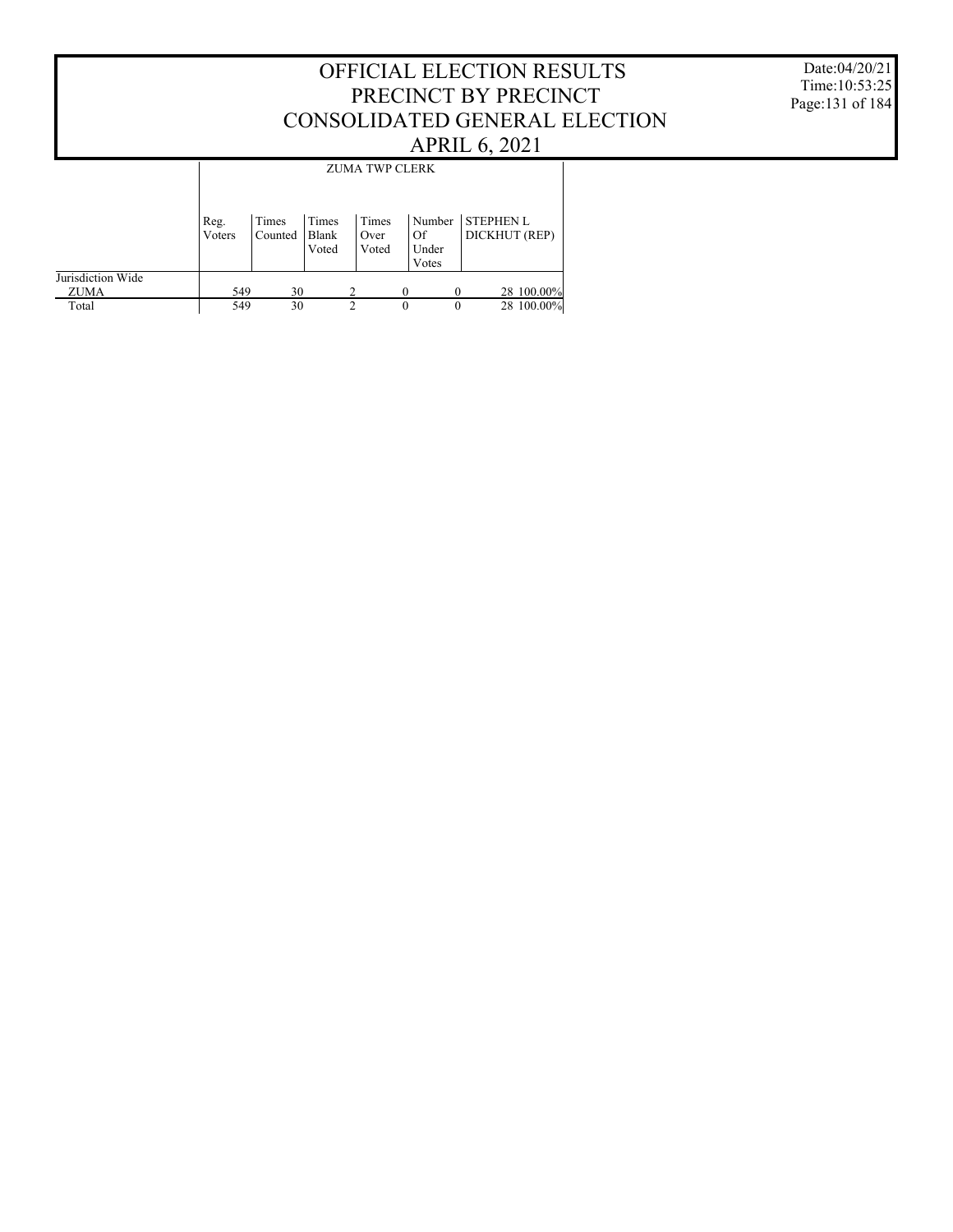# OFFICIAL ELECTION RESULTS PRECINCT BY PRECINCT CONSOLIDATED GENERAL ELECTION APRIL 6, 2021

Date:04/20/21
Time:10:53:25

| | ZUMA TWP CLERK | | | | | | |
|---|---|---|---|---|---|---|---|
| | Reg. Voters | Times Counted | Times Blank Voted | Times Over Voted | Number Of Under Votes | STEPHEN L DICKHUT (REP) | |
| Jurisdiction Wide | | | | | | | |
| ZUMA | 549 | 30 | 2 | 0 | 0 | 28 | 100.00% |
| Total | 549 | 30 | 2 | 0 | 0 | 28 | 100.00% |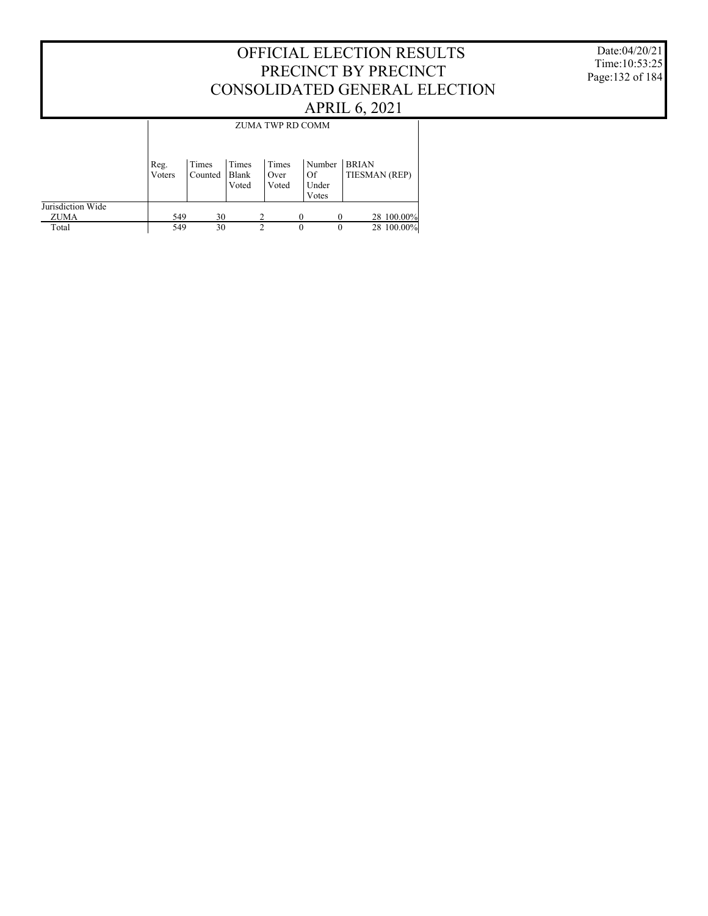# OFFICIAL ELECTION RESULTS
# PRECINCT BY PRECINCT
# CONSOLIDATED GENERAL ELECTION
# APRIL 6, 2021

Date:04/20/21
Time:10:53:25

| | ZUMA TWP RD COMM | | | | | | |
|---|---|---|---|---|---|---|---|
| | Reg. Voters | Times Counted | Times Blank Voted | Times Over Voted | Number Of Under Votes | BRIAN TIESMAN (REP) | |
| Jurisdiction Wide | | | | | | | |
| ZUMA | 549 | 30 | 2 | 0 | 0 | 28 | 100.00% |
| Total | 549 | 30 | 2 | 0 | 0 | 28 | 100.00% |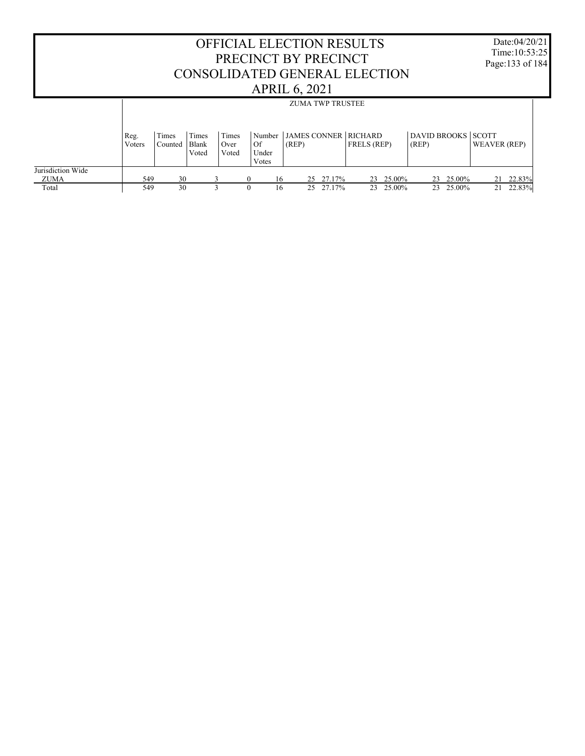# OFFICIAL ELECTION RESULTS
# PRECINCT BY PRECINCT
# CONSOLIDATED GENERAL ELECTION
# APRIL 6, 2021

Date:04/20/21
Time:10:53:25

| | ZUMA TWP TRUSTEE | | | | | | | | | | | | |
|---|---|---|---|---|---|---|---|---|---|---|---|---|---|
| | Reg. Voters | Times Counted | Times Blank Voted | Times Over Voted | Number Of Under Votes | JAMES CONNER (REP) | | RICHARD FRELS (REP) | | DAVID BROOKS (REP) | | SCOTT WEAVER (REP) | |
| Jurisdiction Wide | | | | | | | | | | | | | |
| ZUMA | 549 | 30 | 3 | 0 | 16 | 25 | 27.17% | 23 | 25.00% | 23 | 25.00% | 21 | 22.83% |
| Total | 549 | 30 | 3 | 0 | 16 | 25 | 27.17% | 23 | 25.00% | 23 | 25.00% | 21 | 22.83% |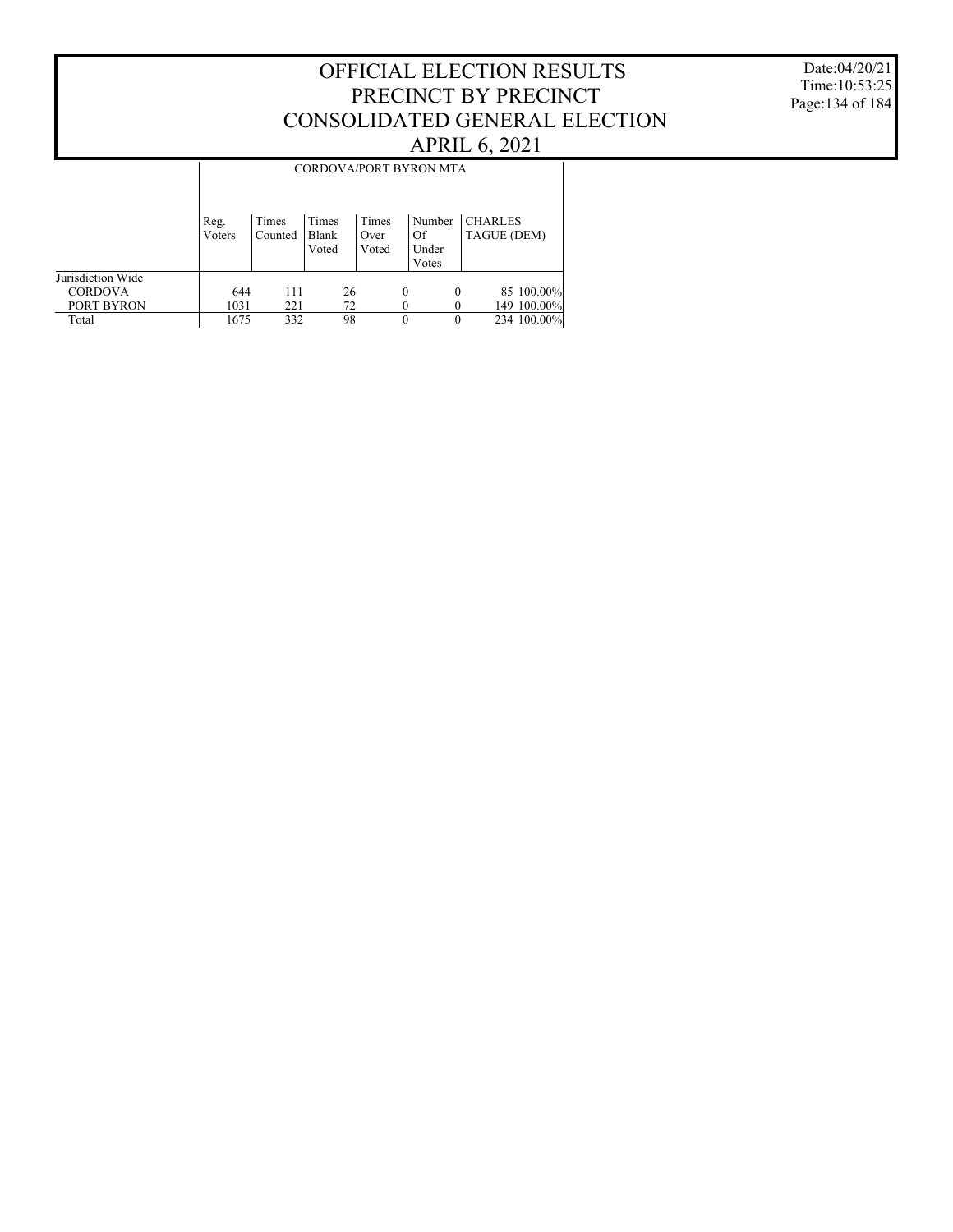# OFFICIAL ELECTION RESULTS
# PRECINCT BY PRECINCT
# CONSOLIDATED GENERAL ELECTION
# APRIL 6, 2021

Date:04/20/21
Time:10:53:25

| | CORDOVA/PORT BYRON MTA | | | | | | |
|---|---|---|---|---|---|---|---|
| | Reg. Voters | Times Counted | Times Blank Voted | Times Over Voted | Number Of Under Votes | CHARLES TAGUE (DEM) | |
| Jurisdiction Wide | | | | | | | |
| CORDOVA | 644 | 111 | 26 | 0 | 0 | 85 | 100.00% |
| PORT BYRON | 1031 | 221 | 72 | 0 | 0 | 149 | 100.00% |
| Total | 1675 | 332 | 98 | 0 | 0 | 234 | 100.00% |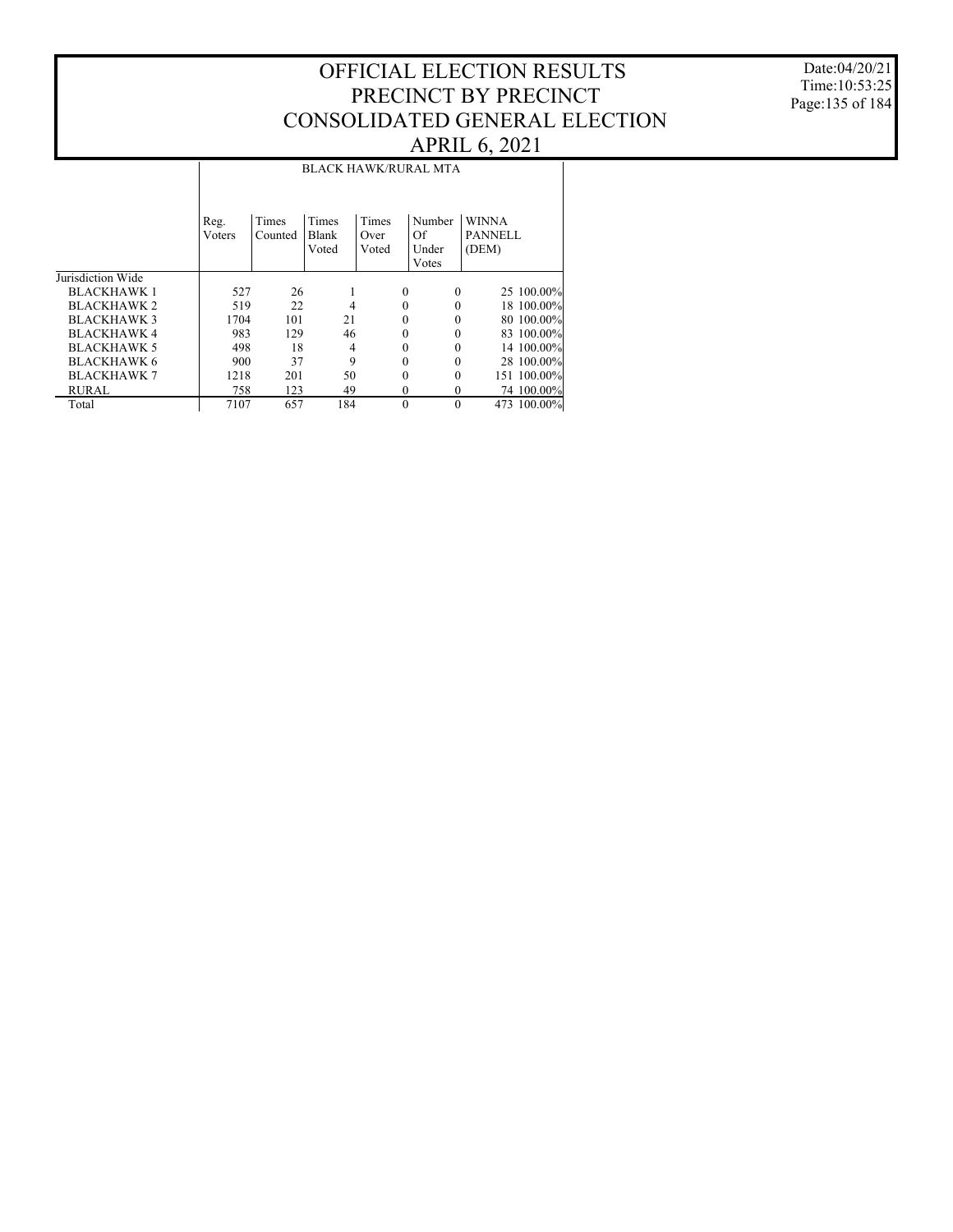# OFFICIAL ELECTION RESULTS
# PRECINCT BY PRECINCT
# CONSOLIDATED GENERAL ELECTION
# APRIL 6, 2021

Date:04/20/21
Time:10:53:25

BLACK HAWK/RURAL MTA

| | Reg. Voters | Times Counted | Times Blank Voted | Times Over Voted | Number Of Under Votes | WINNA PANNELL (DEM) | |
|---|---|---|---|---|---|---|---|
| Jurisdiction Wide | | | | | | | |
| BLACKHAWK 1 | 527 | 26 | 1 | 0 | 0 | 25 | 100.00% |
| BLACKHAWK 2 | 519 | 22 | 4 | 0 | 0 | 18 | 100.00% |
| BLACKHAWK 3 | 1704 | 101 | 21 | 0 | 0 | 80 | 100.00% |
| BLACKHAWK 4 | 983 | 129 | 46 | 0 | 0 | 83 | 100.00% |
| BLACKHAWK 5 | 498 | 18 | 4 | 0 | 0 | 14 | 100.00% |
| BLACKHAWK 6 | 900 | 37 | 9 | 0 | 0 | 28 | 100.00% |
| BLACKHAWK 7 | 1218 | 201 | 50 | 0 | 0 | 151 | 100.00% |
| RURAL | 758 | 123 | 49 | 0 | 0 | 74 | 100.00% |
| Total | 7107 | 657 | 184 | 0 | 0 | 473 | 100.00% |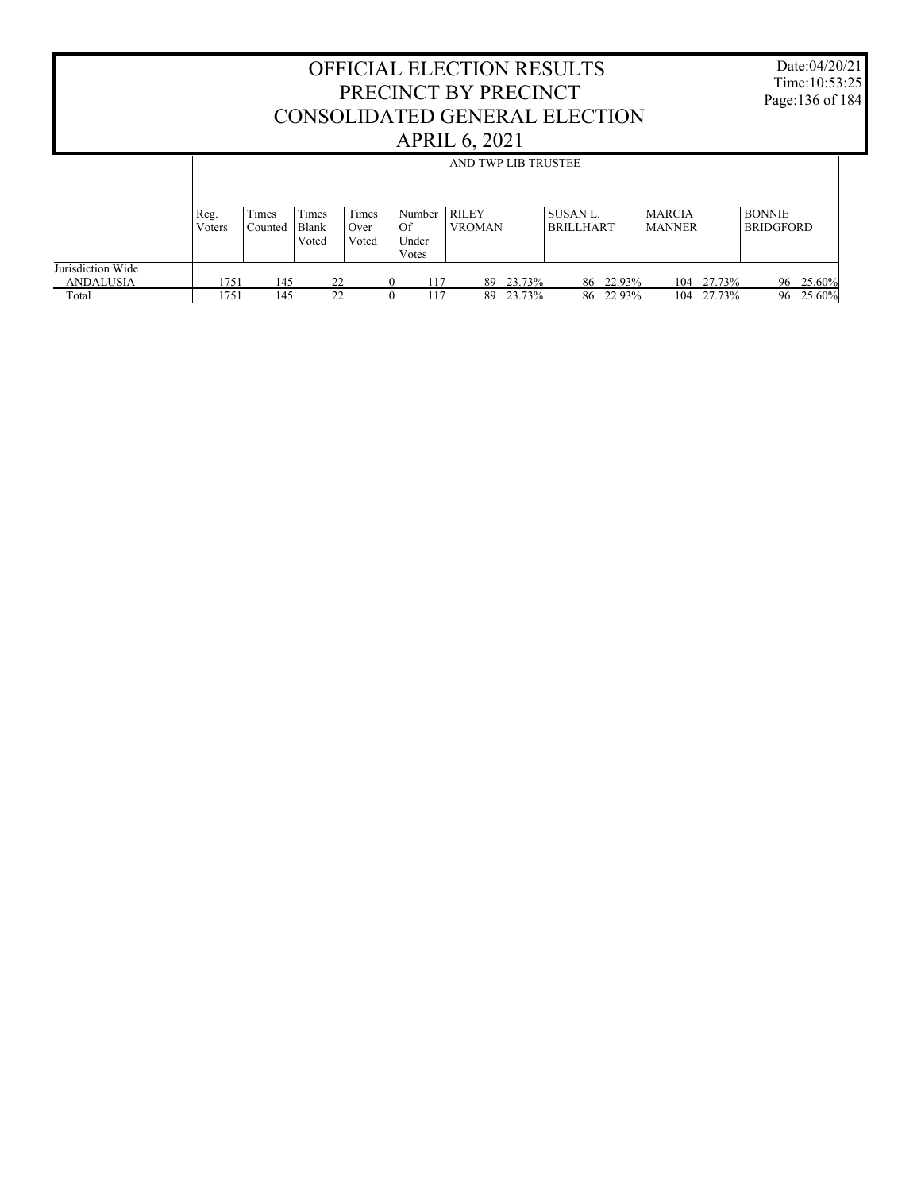# OFFICIAL ELECTION RESULTS
# PRECINCT BY PRECINCT
# CONSOLIDATED GENERAL ELECTION
# APRIL 6, 2021

Date:04/20/21
Time:10:53:25

| | AND TWP LIB TRUSTEE | | | | | | | | | | | | | |
|---|---|---|---|---|---|---|---|---|---|---|---|---|---|---|
| | Reg. Voters | Times Counted | Times Blank Voted | Times Over Voted | Number Of Under Votes | RILEY VROMAN | | SUSAN L. BRILLHART | | MARCIA MANNER | | BONNIE BRIDGFORD | | |
| Jurisdiction Wide | | | | | | | | | | | | | | |
| ANDALUSIA | 1751 | 145 | 22 | 0 | 117 | 89 | 23.73% | 86 | 22.93% | 104 | 27.73% | 96 | 25.60% | |
| Total | 1751 | 145 | 22 | 0 | 117 | 89 | 23.73% | 86 | 22.93% | 104 | 27.73% | 96 | 25.60% | |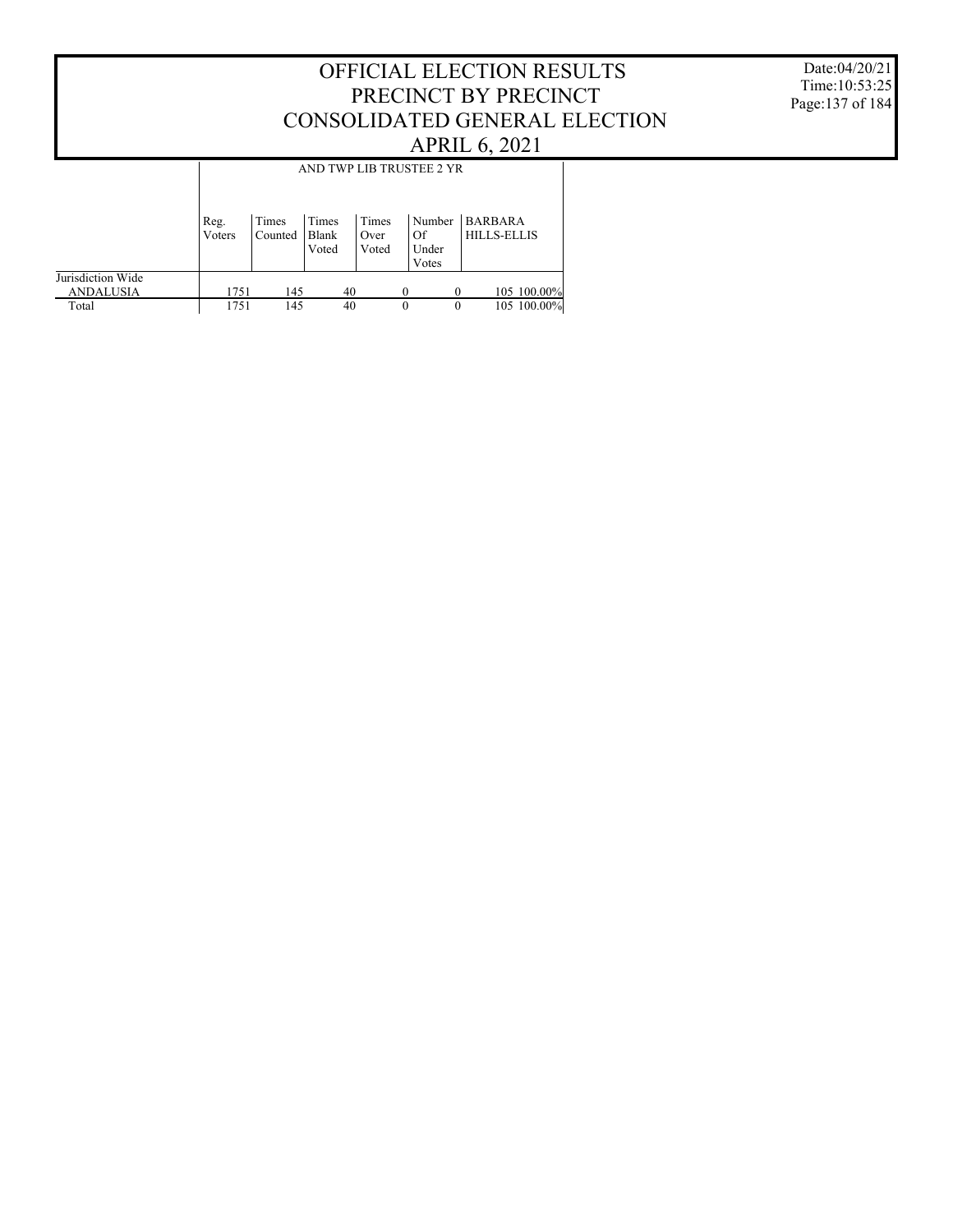# OFFICIAL ELECTION RESULTS
# PRECINCT BY PRECINCT
# CONSOLIDATED GENERAL ELECTION
# APRIL 6, 2021

Date:04/20/21
Time:10:53:25

| | AND TWP LIB TRUSTEE 2 YR | | | | | |
|---|---|---|---|---|---|---|
| | Reg. Voters | Times Counted | Times Blank Voted | Times Over Voted | Number Of Under Votes | BARBARA HILLS-ELLIS |
| Jurisdiction Wide | | | | | | |
| ANDALUSIA | 1751 | 145 | 40 | 0 | 0 | 105 100.00% |
| Total | 1751 | 145 | 40 | 0 | 0 | 105 100.00% |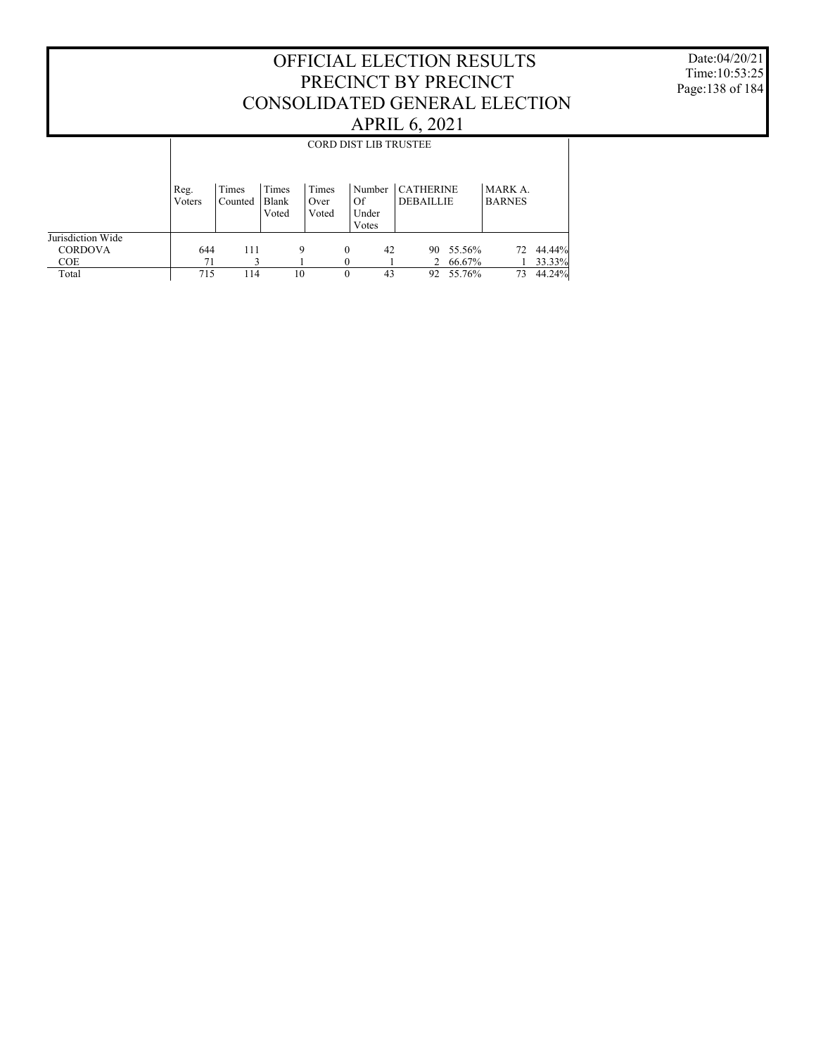# OFFICIAL ELECTION RESULTS
# PRECINCT BY PRECINCT
# CONSOLIDATED GENERAL ELECTION
# APRIL 6, 2021

Date:04/20/21
Time:10:53:25

CORD DIST LIB TRUSTEE

| | Reg. Voters | Times Counted | Times Blank Voted | Times Over Voted | Number Of Under Votes | CATHERINE DEBAILLIE | | MARK A. BARNES | |
|---|---|---|---|---|---|---|---|---|---|
| Jurisdiction Wide | | | | | | | | | |
| CORDOVA | 644 | 111 | 9 | 0 | 42 | 90 | 55.56% | 72 | 44.44% |
| COE | 71 | 3 | 1 | 0 | 1 | 2 | 66.67% | 1 | 33.33% |
| Total | 715 | 114 | 10 | 0 | 43 | 92 | 55.76% | 73 | 44.24% |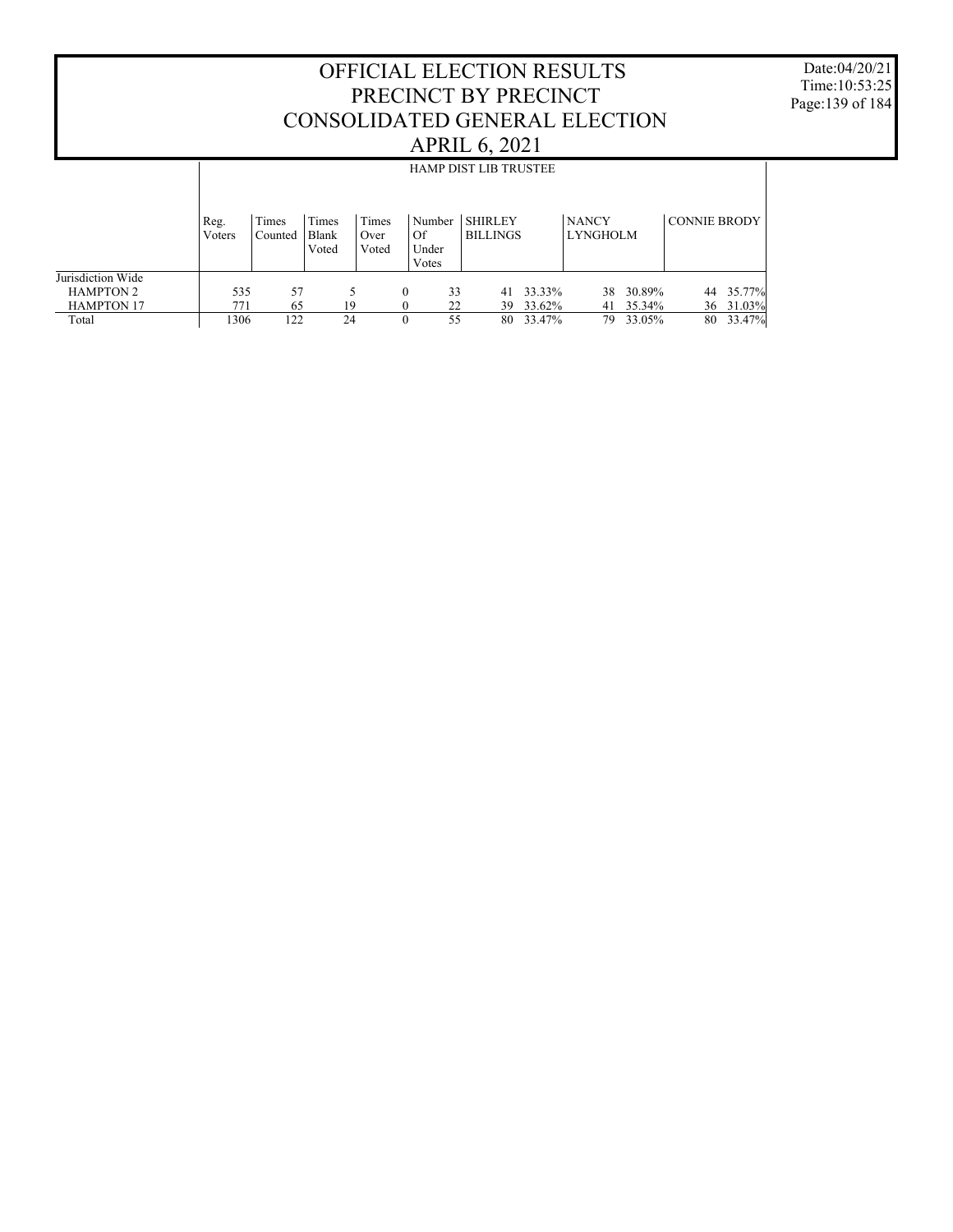# OFFICIAL ELECTION RESULTS
# PRECINCT BY PRECINCT
# CONSOLIDATED GENERAL ELECTION
# APRIL 6, 2021

Date:04/20/21
Time:10:53:25

| | HAMP DIST LIB TRUSTEE | | | | | | | | | | | |
|---|---|---|---|---|---|---|---|---|---|---|---|---|
| | Reg. Voters | Times Counted | Times Blank Voted | Times Over Voted | Number Of Under Votes | SHIRLEY BILLINGS | | NANCY LYNGHOLM | | CONNIE BRODY | |
| Jurisdiction Wide | | | | | | | | | | | |
| HAMPTON 2 | 535 | 57 | 5 | 0 | 33 | 41 | 33.33% | 38 | 30.89% | 44 | 35.77% |
| HAMPTON 17 | 771 | 65 | 19 | 0 | 22 | 39 | 33.62% | 41 | 35.34% | 36 | 31.03% |
| Total | 1306 | 122 | 24 | 0 | 55 | 80 | 33.47% | 79 | 33.05% | 80 | 33.47% |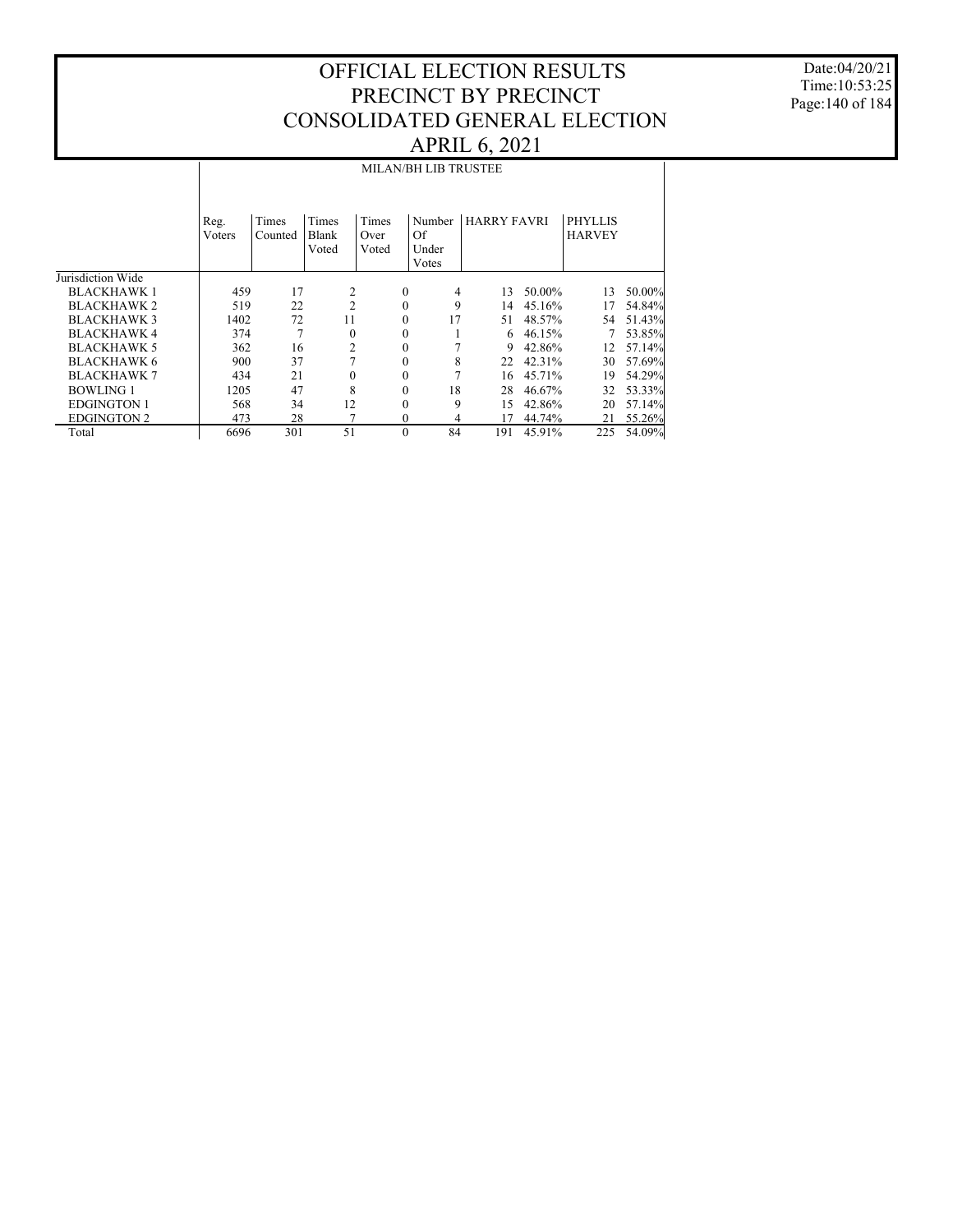# OFFICIAL ELECTION RESULTS
# PRECINCT BY PRECINCT
# CONSOLIDATED GENERAL ELECTION
# APRIL 6, 2021

Date:04/20/21
Time:10:53:25

| | MILAN/BH LIB TRUSTEE | | | | | | | | |
|---|---|---|---|---|---|---|---|---|---|
| | Reg. Voters | Times Counted | Times Blank Voted | Times Over Voted | Number Of Under Votes | HARRY FAVRI | | PHYLLIS HARVEY | |
| Jurisdiction Wide | | | | | | | | | |
| BLACKHAWK 1 | 459 | 17 | 2 | 0 | 4 | 13 | 50.00% | 13 | 50.00% |
| BLACKHAWK 2 | 519 | 22 | 2 | 0 | 9 | 14 | 45.16% | 17 | 54.84% |
| BLACKHAWK 3 | 1402 | 72 | 11 | 0 | 17 | 51 | 48.57% | 54 | 51.43% |
| BLACKHAWK 4 | 374 | 7 | 0 | 0 | 1 | 6 | 46.15% | 7 | 53.85% |
| BLACKHAWK 5 | 362 | 16 | 2 | 0 | 7 | 9 | 42.86% | 12 | 57.14% |
| BLACKHAWK 6 | 900 | 37 | 7 | 0 | 8 | 22 | 42.31% | 30 | 57.69% |
| BLACKHAWK 7 | 434 | 21 | 0 | 0 | 7 | 16 | 45.71% | 19 | 54.29% |
| BOWLING 1 | 1205 | 47 | 8 | 0 | 18 | 28 | 46.67% | 32 | 53.33% |
| EDGINGTON 1 | 568 | 34 | 12 | 0 | 9 | 15 | 42.86% | 20 | 57.14% |
| EDGINGTON 2 | 473 | 28 | 7 | 0 | 4 | 17 | 44.74% | 21 | 55.26% |
| Total | 6696 | 301 | 51 | 0 | 84 | 191 | 45.91% | 225 | 54.09% |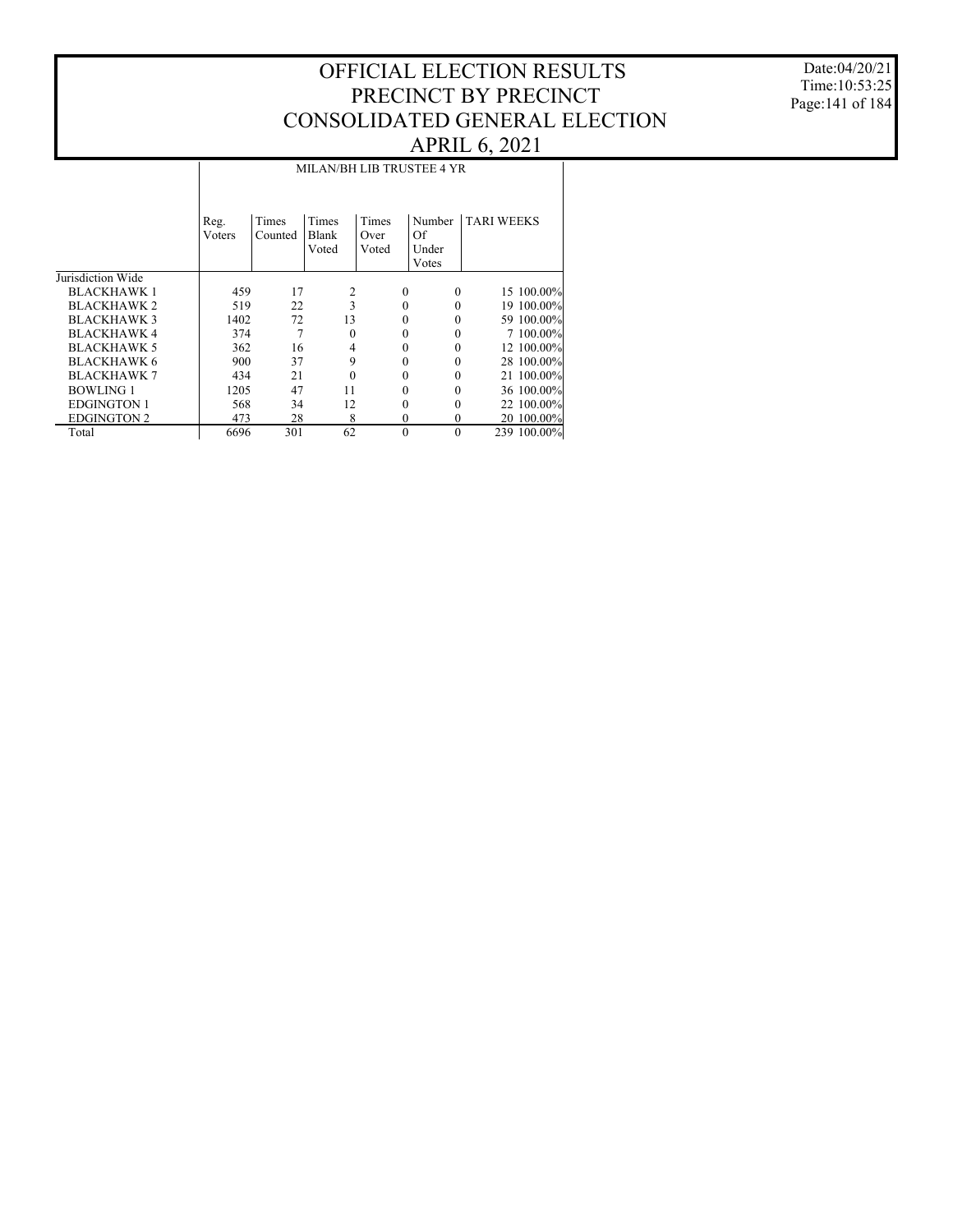# OFFICIAL ELECTION RESULTS
# PRECINCT BY PRECINCT
# CONSOLIDATED GENERAL ELECTION
# APRIL 6, 2021

Date:04/20/21
Time:10:53:25

| | MILAN/BH LIB TRUSTEE 4 YR | | | | | | |
|---|---|---|---|---|---|---|---|
| | Reg. Voters | Times Counted | Times Blank Voted | Times Over Voted | Number Of Under Votes | TARI WEEKS | |
| Jurisdiction Wide | | | | | | | |
| BLACKHAWK 1 | 459 | 17 | 2 | 0 | 0 | 15 | 100.00% |
| BLACKHAWK 2 | 519 | 22 | 3 | 0 | 0 | 19 | 100.00% |
| BLACKHAWK 3 | 1402 | 72 | 13 | 0 | 0 | 59 | 100.00% |
| BLACKHAWK 4 | 374 | 7 | 0 | 0 | 0 | 7 | 100.00% |
| BLACKHAWK 5 | 362 | 16 | 4 | 0 | 0 | 12 | 100.00% |
| BLACKHAWK 6 | 900 | 37 | 9 | 0 | 0 | 28 | 100.00% |
| BLACKHAWK 7 | 434 | 21 | 0 | 0 | 0 | 21 | 100.00% |
| BOWLING 1 | 1205 | 47 | 11 | 0 | 0 | 36 | 100.00% |
| EDGINGTON 1 | 568 | 34 | 12 | 0 | 0 | 22 | 100.00% |
| EDGINGTON 2 | 473 | 28 | 8 | 0 | 0 | 20 | 100.00% |
| Total | 6696 | 301 | 62 | 0 | 0 | 239 | 100.00% |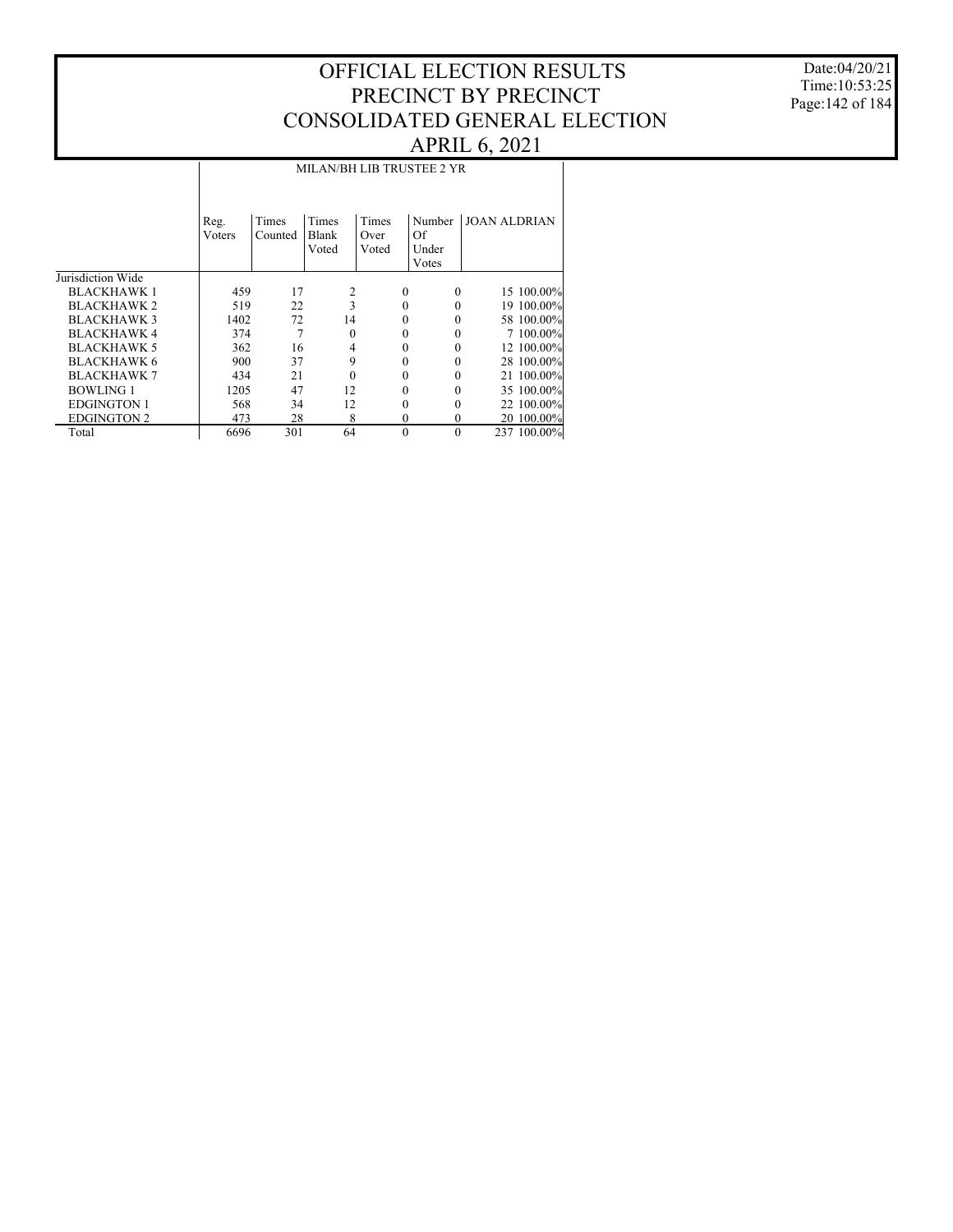# OFFICIAL ELECTION RESULTS
# PRECINCT BY PRECINCT
# CONSOLIDATED GENERAL ELECTION
# APRIL 6, 2021

Date:04/20/21
Time:10:53:25

| | MILAN/BH LIB TRUSTEE 2 YR | | | | | | |
|---|---|---|---|---|---|---|---|
| | Reg. Voters | Times Counted | Times Blank Voted | Times Over Voted | Number Of Under Votes | JOAN ALDRIAN | |
| Jurisdiction Wide | | | | | | | |
| BLACKHAWK 1 | 459 | 17 | 2 | 0 | 0 | 15 | 100.00% |
| BLACKHAWK 2 | 519 | 22 | 3 | 0 | 0 | 19 | 100.00% |
| BLACKHAWK 3 | 1402 | 72 | 14 | 0 | 0 | 58 | 100.00% |
| BLACKHAWK 4 | 374 | 7 | 0 | 0 | 0 | 7 | 100.00% |
| BLACKHAWK 5 | 362 | 16 | 4 | 0 | 0 | 12 | 100.00% |
| BLACKHAWK 6 | 900 | 37 | 9 | 0 | 0 | 28 | 100.00% |
| BLACKHAWK 7 | 434 | 21 | 0 | 0 | 0 | 21 | 100.00% |
| BOWLING 1 | 1205 | 47 | 12 | 0 | 0 | 35 | 100.00% |
| EDGINGTON 1 | 568 | 34 | 12 | 0 | 0 | 22 | 100.00% |
| EDGINGTON 2 | 473 | 28 | 8 | 0 | 0 | 20 | 100.00% |
| Total | 6696 | 301 | 64 | 0 | 0 | 237 | 100.00% |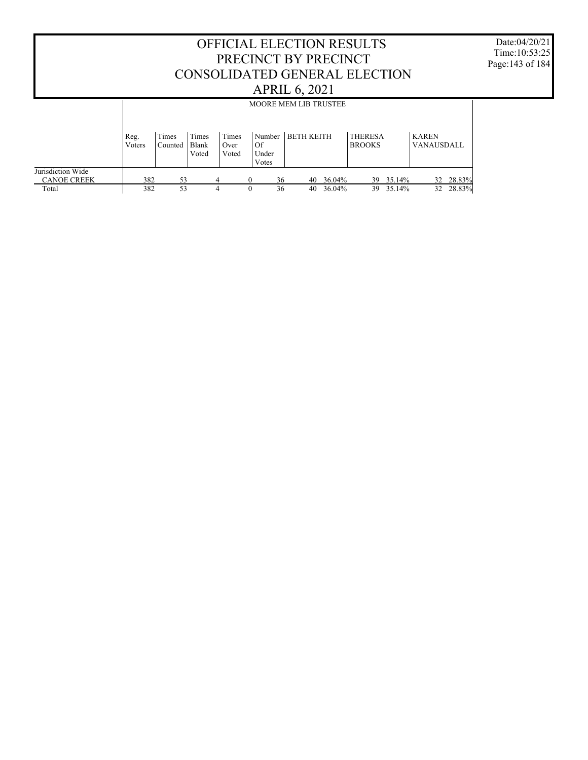# OFFICIAL ELECTION RESULTS
# PRECINCT BY PRECINCT
# CONSOLIDATED GENERAL ELECTION
# APRIL 6, 2021

Date:04/20/21
Time:10:53:25

| | MOORE MEM LIB TRUSTEE | | | | | | | | | | | |
|---|---|---|---|---|---|---|---|---|---|---|---|---|
| | Reg. Voters | Times Counted | Times Blank Voted | Times Over Voted | Number Of Under Votes | BETH KEITH | | THERESA BROOKS | | KAREN VANAUSDALL | |
| Jurisdiction Wide | | | | | | | | | | | |
| CANOE CREEK | 382 | 53 | 4 | 0 | 36 | 40 | 36.04% | 39 | 35.14% | 32 | 28.83% |
| Total | 382 | 53 | 4 | 0 | 36 | 40 | 36.04% | 39 | 35.14% | 32 | 28.83% |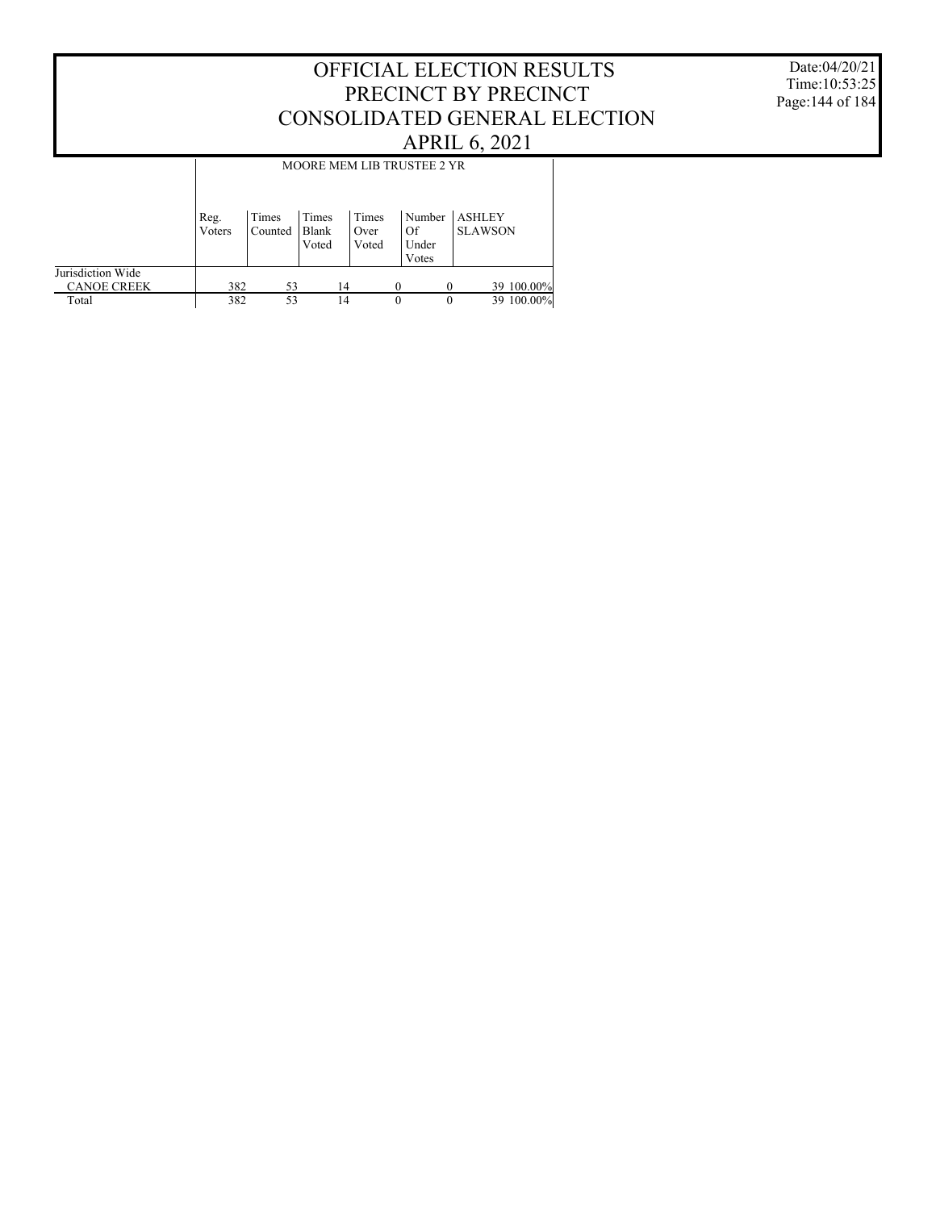# OFFICIAL ELECTION RESULTS
## PRECINCT BY PRECINCT
## CONSOLIDATED GENERAL ELECTION
## APRIL 6, 2021

Date:04/20/21
Time:10:53:25

| | MOORE MEM LIB TRUSTEE 2 YR | | | | | | |
|---|---|---|---|---|---|---|---|
| | Reg. Voters | Times Counted | Times Blank Voted | Times Over Voted | Number Of Under Votes | ASHLEY SLAWSON | |
| Jurisdiction Wide | | | | | | | |
| CANOE CREEK | 382 | 53 | 14 | 0 | 0 | 39 | 100.00% |
| Total | 382 | 53 | 14 | 0 | 0 | 39 | 100.00% |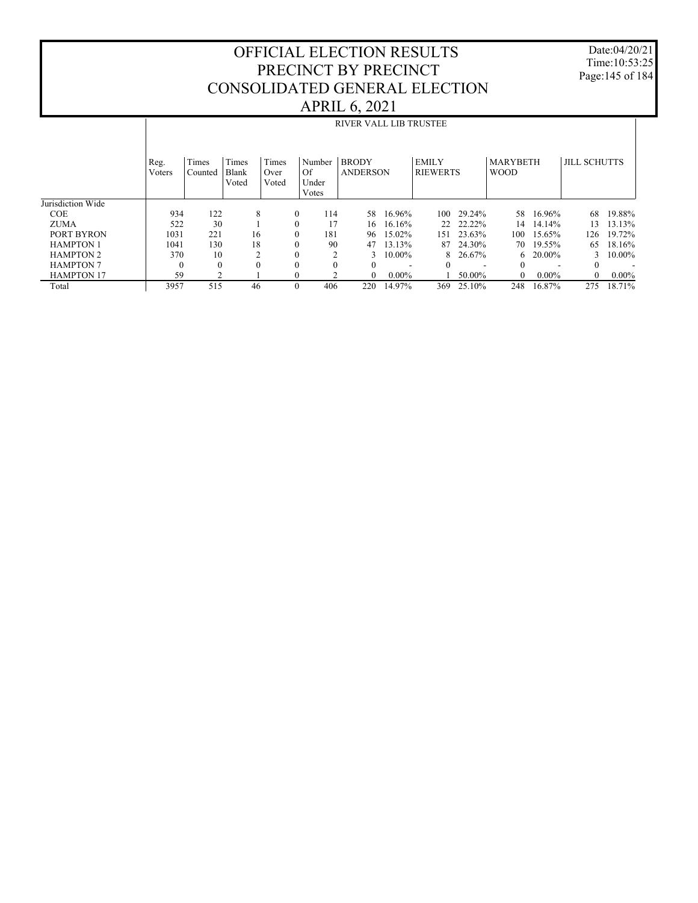# OFFICIAL ELECTION RESULTS
# PRECINCT BY PRECINCT
# CONSOLIDATED GENERAL ELECTION
# APRIL 6, 2021

Date:04/20/21
Time:10:53:25

## RIVER VALL LIB TRUSTEE

| | Reg. Voters | Times Counted | Times Blank Voted | Times Over Voted | Number Of Under Votes | BRODY ANDERSON | | EMILY RIEWERTS | | MARYBETH WOOD | | JILL SCHUTTS | |
|---|---|---|---|---|---|---|---|---|---|---|---|---|---|
| Jurisdiction Wide | | | | | | | | | | | | | |
| COE | 934 | 122 | 8 | 0 | 114 | 58 | 16.96% | 100 | 29.24% | 58 | 16.96% | 68 | 19.88% |
| ZUMA | 522 | 30 | 1 | 0 | 17 | 16 | 16.16% | 22 | 22.22% | 14 | 14.14% | 13 | 13.13% |
| PORT BYRON | 1031 | 221 | 16 | 0 | 181 | 96 | 15.02% | 151 | 23.63% | 100 | 15.65% | 126 | 19.72% |
| HAMPTON 1 | 1041 | 130 | 18 | 0 | 90 | 47 | 13.13% | 87 | 24.30% | 70 | 19.55% | 65 | 18.16% |
| HAMPTON 2 | 370 | 10 | 2 | 0 | 2 | 3 | 10.00% | 8 | 26.67% | 6 | 20.00% | 3 | 10.00% |
| HAMPTON 7 | 0 | 0 | 0 | 0 | 0 | 0 | - | 0 | - | 0 | - | 0 | - |
| HAMPTON 17 | 59 | 2 | 1 | 0 | 2 | 0 | 0.00% | 1 | 50.00% | 0 | 0.00% | 0 | 0.00% |
| Total | 3957 | 515 | 46 | 0 | 406 | 220 | 14.97% | 369 | 25.10% | 248 | 16.87% | 275 | 18.71% |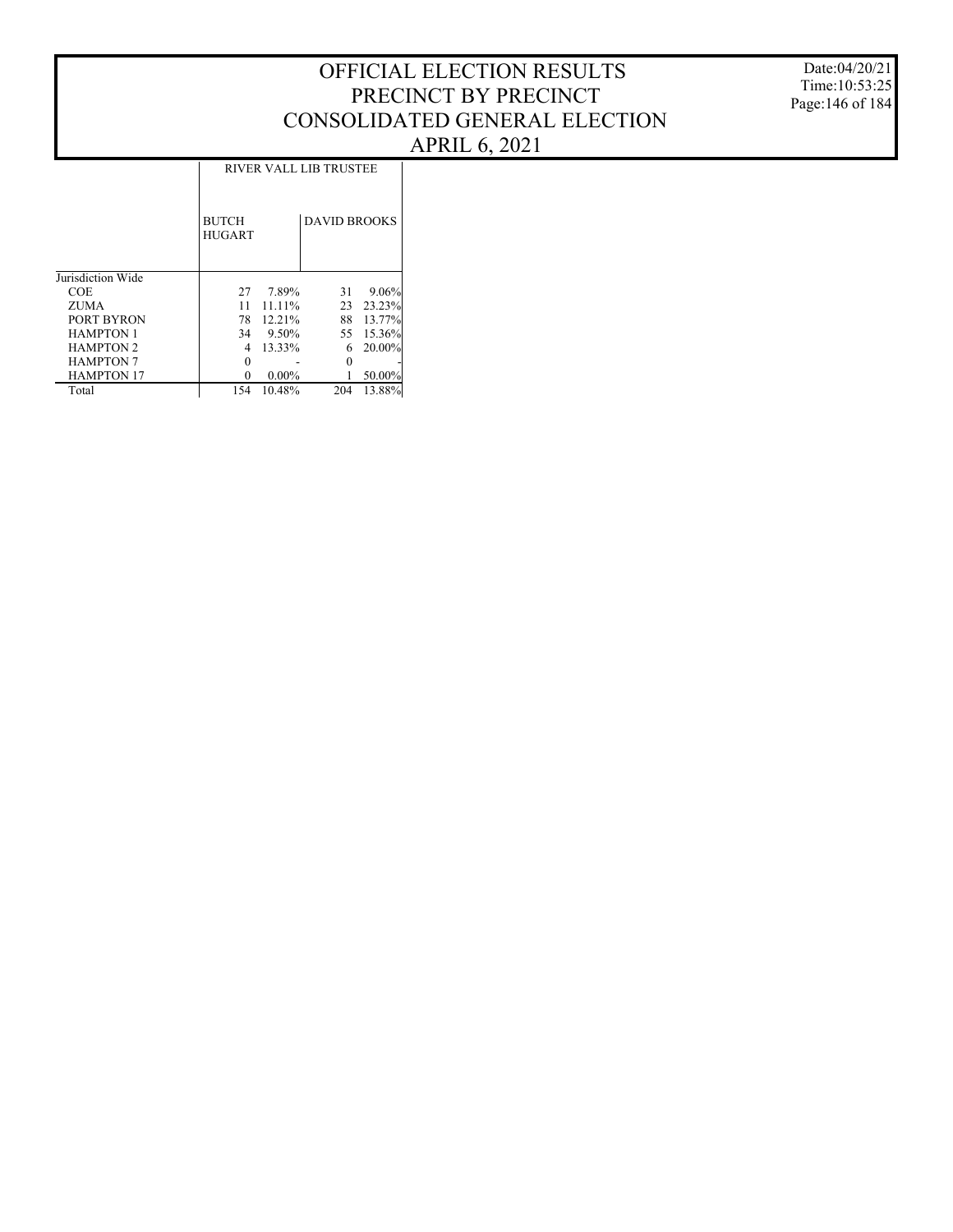# OFFICIAL ELECTION RESULTS
# PRECINCT BY PRECINCT
# CONSOLIDATED GENERAL ELECTION
# APRIL 6, 2021

Date:04/20/21
Time:10:53:25

| | RIVER VALL LIB TRUSTEE | | | |
|---|---|---|---|---|
| | BUTCH HUGART | | DAVID BROOKS | |
| Jurisdiction Wide | | | | |
| COE | 27 | 7.89% | 31 | 9.06% |
| ZUMA | 11 | 11.11% | 23 | 23.23% |
| PORT BYRON | 78 | 12.21% | 88 | 13.77% |
| HAMPTON 1 | 34 | 9.50% | 55 | 15.36% |
| HAMPTON 2 | 4 | 13.33% | 6 | 20.00% |
| HAMPTON 7 | 0 | - | 0 | - |
| HAMPTON 17 | 0 | 0.00% | 1 | 50.00% |
| Total | 154 | 10.48% | 204 | 13.88% |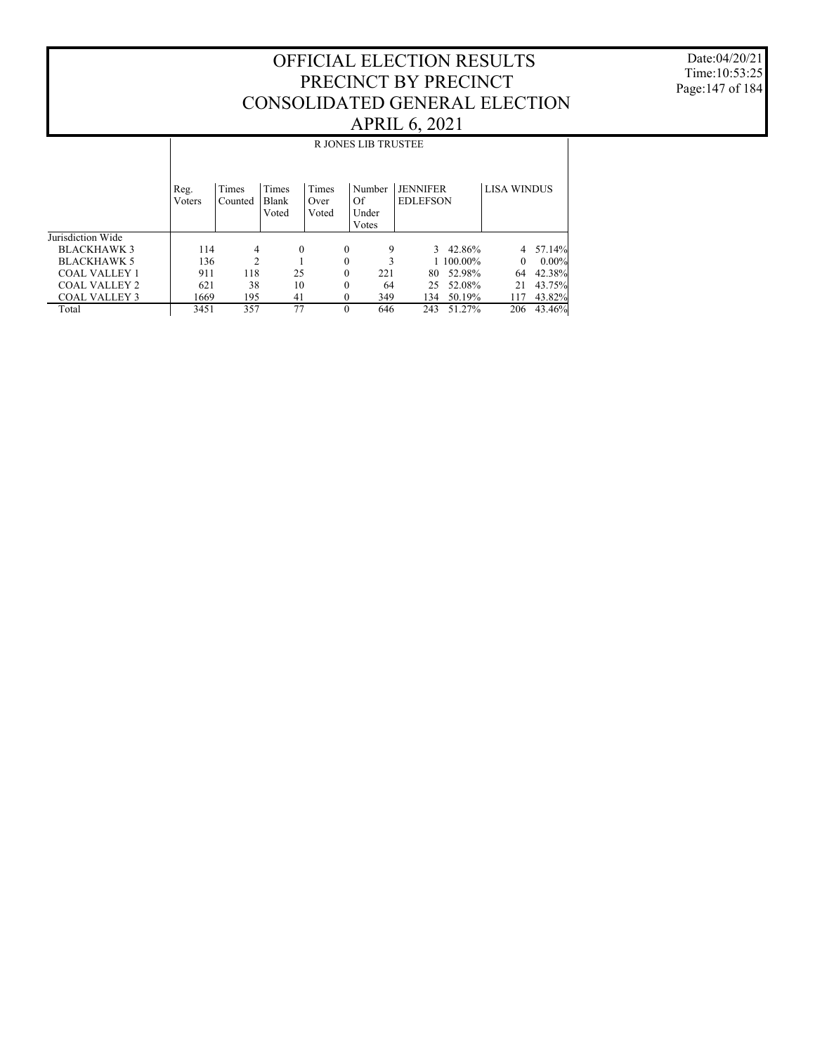# OFFICIAL ELECTION RESULTS
# PRECINCT BY PRECINCT
# CONSOLIDATED GENERAL ELECTION
# APRIL 6, 2021

Date:04/20/21
Time:10:53:25

| | R JONES LIB TRUSTEE | | | | | | | | |
|---|---|---|---|---|---|---|---|---|---|
| | Reg. Voters | Times Counted | Times Blank Voted | Times Over Voted | Number Of Under Votes | JENNIFER EDLEFSON | | LISA WINDUS | |
| Jurisdiction Wide | | | | | | | | | |
| BLACKHAWK 3 | 114 | 4 | 0 | 0 | 9 | 3 | 42.86% | 4 | 57.14% |
| BLACKHAWK 5 | 136 | 2 | 1 | 0 | 3 | 1 | 100.00% | 0 | 0.00% |
| COAL VALLEY 1 | 911 | 118 | 25 | 0 | 221 | 80 | 52.98% | 64 | 42.38% |
| COAL VALLEY 2 | 621 | 38 | 10 | 0 | 64 | 25 | 52.08% | 21 | 43.75% |
| COAL VALLEY 3 | 1669 | 195 | 41 | 0 | 349 | 134 | 50.19% | 117 | 43.82% |
| Total | 3451 | 357 | 77 | 0 | 646 | 243 | 51.27% | 206 | 43.46% |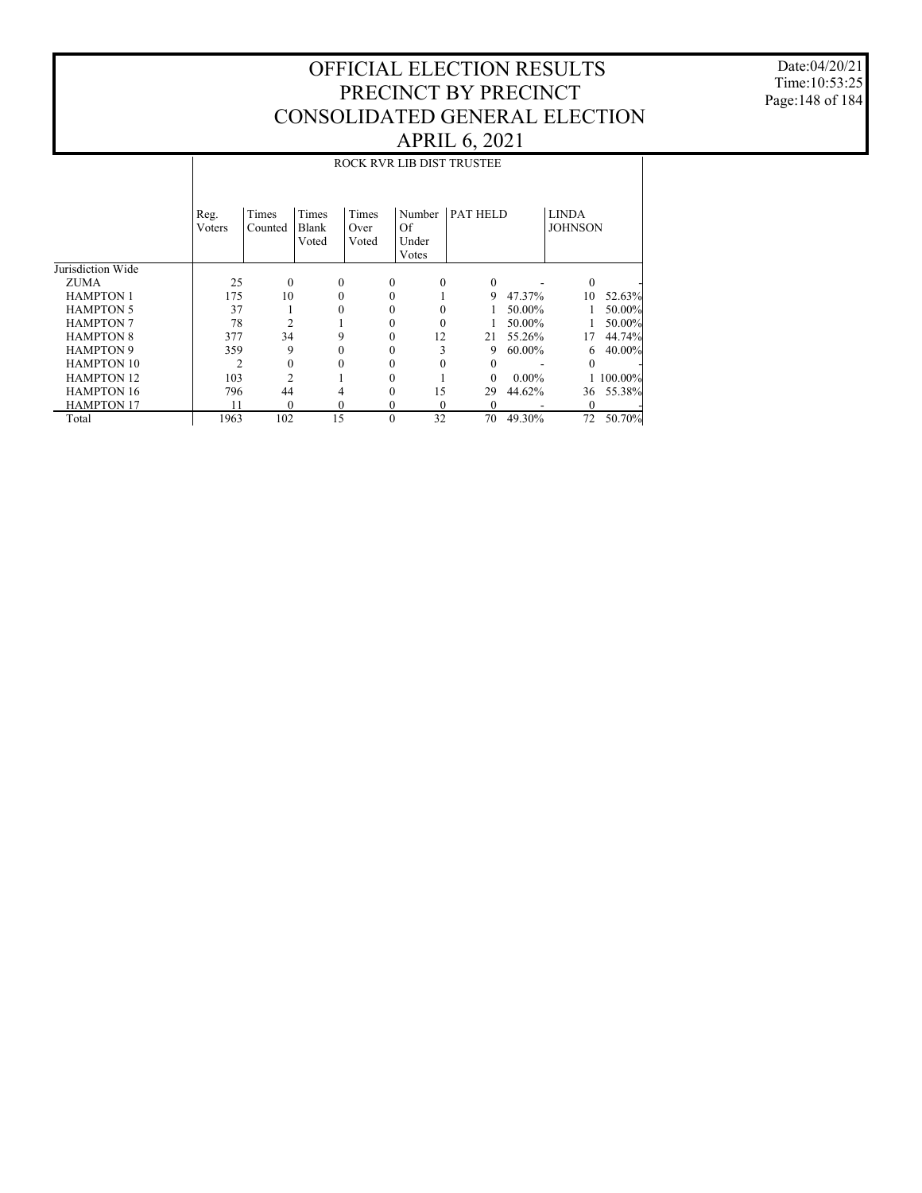# OFFICIAL ELECTION RESULTS
# PRECINCT BY PRECINCT
# CONSOLIDATED GENERAL ELECTION
# APRIL 6, 2021

Date:04/20/21
Time:10:53:25

## ROCK RVR LIB DIST TRUSTEE

| | Reg. Voters | Times Counted | Times Blank Voted | Times Over Voted | Number Of Under Votes | PAT HELD | | LINDA JOHNSON | |
|---|---|---|---|---|---|---|---|---|---|
| Jurisdiction Wide | | | | | | | | | |
| ZUMA | 25 | 0 | 0 | 0 | 0 | 0 | - | 0 | - |
| HAMPTON 1 | 175 | 10 | 0 | 0 | 1 | 9 | 47.37% | 10 | 52.63% |
| HAMPTON 5 | 37 | 1 | 0 | 0 | 0 | 1 | 50.00% | 1 | 50.00% |
| HAMPTON 7 | 78 | 2 | 1 | 0 | 0 | 1 | 50.00% | 1 | 50.00% |
| HAMPTON 8 | 377 | 34 | 9 | 0 | 12 | 21 | 55.26% | 17 | 44.74% |
| HAMPTON 9 | 359 | 9 | 0 | 0 | 3 | 9 | 60.00% | 6 | 40.00% |
| HAMPTON 10 | 2 | 0 | 0 | 0 | 0 | 0 | - | 0 | - |
| HAMPTON 12 | 103 | 2 | 1 | 0 | 1 | 0 | 0.00% | 1 | 100.00% |
| HAMPTON 16 | 796 | 44 | 4 | 0 | 15 | 29 | 44.62% | 36 | 55.38% |
| HAMPTON 17 | 11 | 0 | 0 | 0 | 0 | 0 | - | 0 | - |
| Total | 1963 | 102 | 15 | 0 | 32 | 70 | 49.30% | 72 | 50.70% |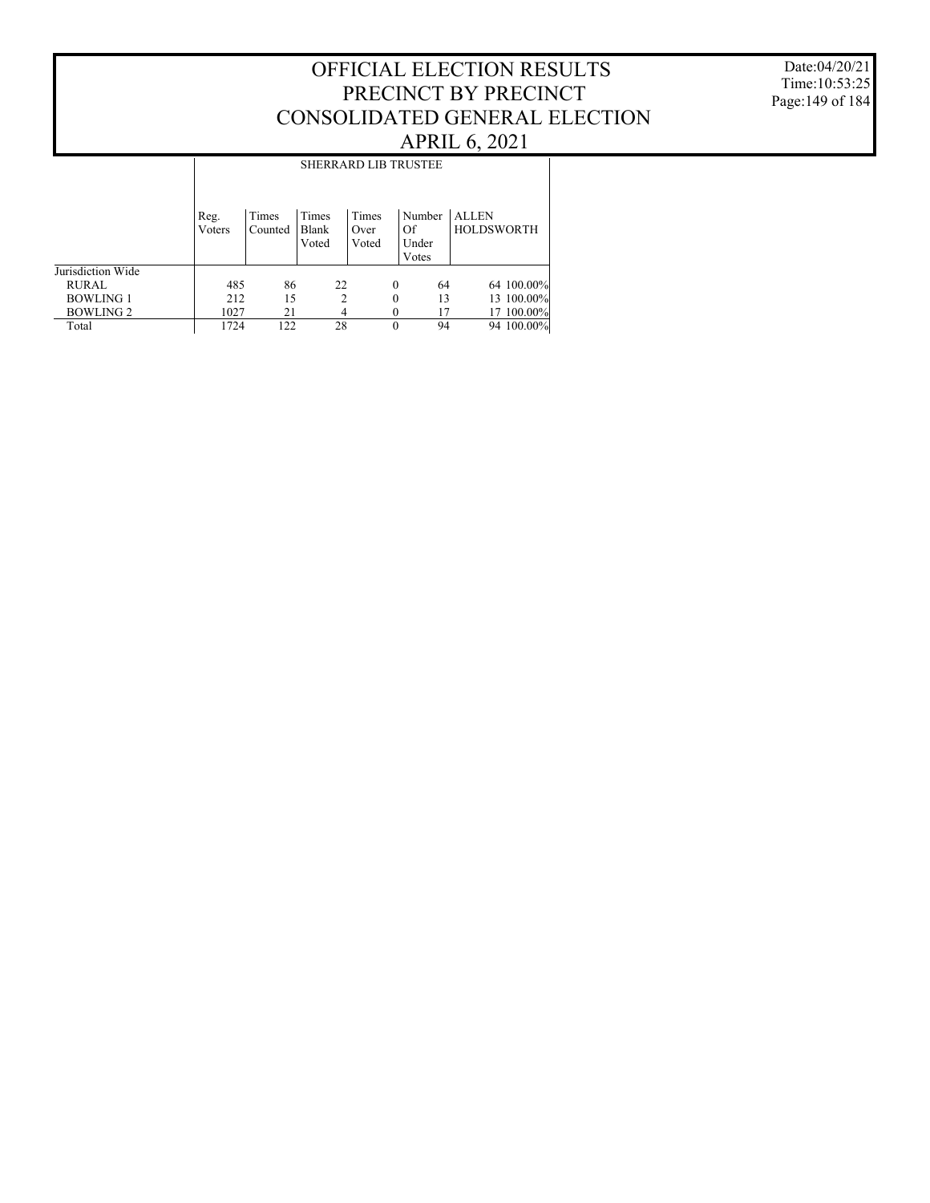# OFFICIAL ELECTION RESULTS
# PRECINCT BY PRECINCT
# CONSOLIDATED GENERAL ELECTION
# APRIL 6, 2021

Date:04/20/21
Time:10:53:25

| | SHERRARD LIB TRUSTEE | | | | | | |
|---|---|---|---|---|---|---|---|
| | Reg. Voters | Times Counted | Times Blank Voted | Times Over Voted | Number Of Under Votes | ALLEN HOLDSWORTH | |
| Jurisdiction Wide | | | | | | | |
| RURAL | 485 | 86 | 22 | 0 | 64 | 64 | 100.00% |
| BOWLING 1 | 212 | 15 | 2 | 0 | 13 | 13 | 100.00% |
| BOWLING 2 | 1027 | 21 | 4 | 0 | 17 | 17 | 100.00% |
| Total | 1724 | 122 | 28 | 0 | 94 | 94 | 100.00% |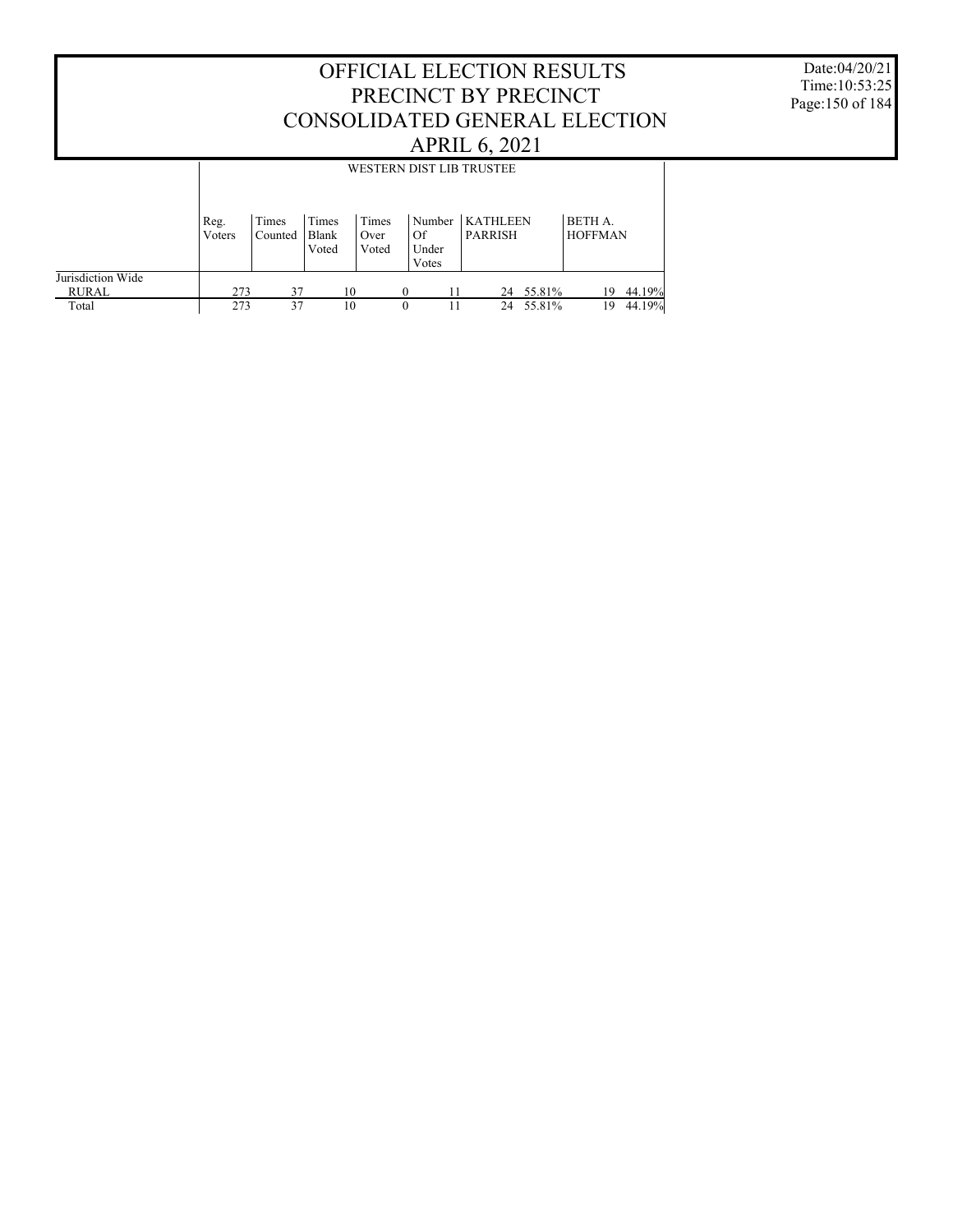# OFFICIAL ELECTION RESULTS
# PRECINCT BY PRECINCT
# CONSOLIDATED GENERAL ELECTION
# APRIL 6, 2021

Date:04/20/21
Time:10:53:25

| | WESTERN DIST LIB TRUSTEE | | | | | | | | |
|---|---|---|---|---|---|---|---|---|---|
| | Reg. Voters | Times Counted | Times Blank Voted | Times Over Voted | Number Of Under Votes | KATHLEEN PARRISH | | BETH A. HOFFMAN | |
| Jurisdiction Wide | | | | | | | | | |
| RURAL | 273 | 37 | 10 | 0 | 11 | 24 | 55.81% | 19 | 44.19% |
| Total | 273 | 37 | 10 | 0 | 11 | 24 | 55.81% | 19 | 44.19% |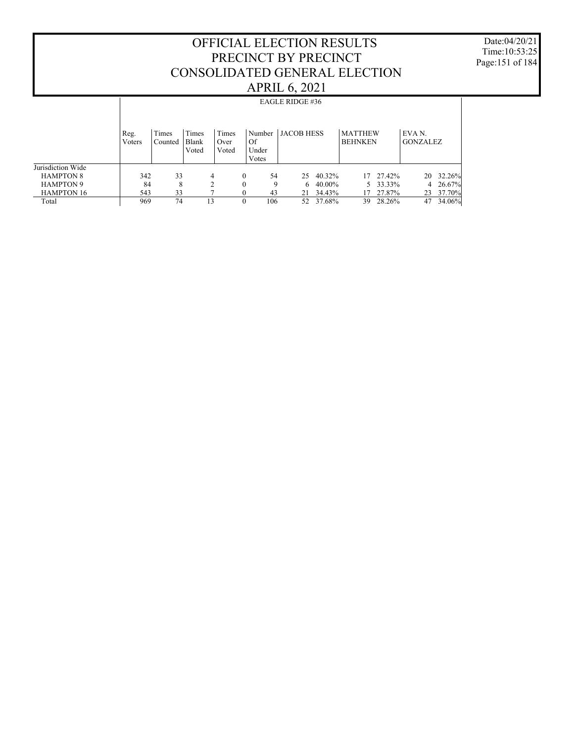# OFFICIAL ELECTION RESULTS
# PRECINCT BY PRECINCT
# CONSOLIDATED GENERAL ELECTION
# APRIL 6, 2021

Date:04/20/21
Time:10:53:25

## EAGLE RIDGE #36

| | Reg. Voters | Times Counted | Times Blank Voted | Times Over Voted | Number Of Under Votes | JACOB HESS | | MATTHEW BEHNKEN | | EVA N. GONZALEZ | |
|---|---|---|---|---|---|---|---|---|---|---|---|
| Jurisdiction Wide | | | | | | | | | | | |
| HAMPTON 8 | 342 | 33 | 4 | 0 | 54 | 25 | 40.32% | 17 | 27.42% | 20 | 32.26% |
| HAMPTON 9 | 84 | 8 | 2 | 0 | 9 | 6 | 40.00% | 5 | 33.33% | 4 | 26.67% |
| HAMPTON 16 | 543 | 33 | 7 | 0 | 43 | 21 | 34.43% | 17 | 27.87% | 23 | 37.70% |
| Total | 969 | 74 | 13 | 0 | 106 | 52 | 37.68% | 39 | 28.26% | 47 | 34.06% |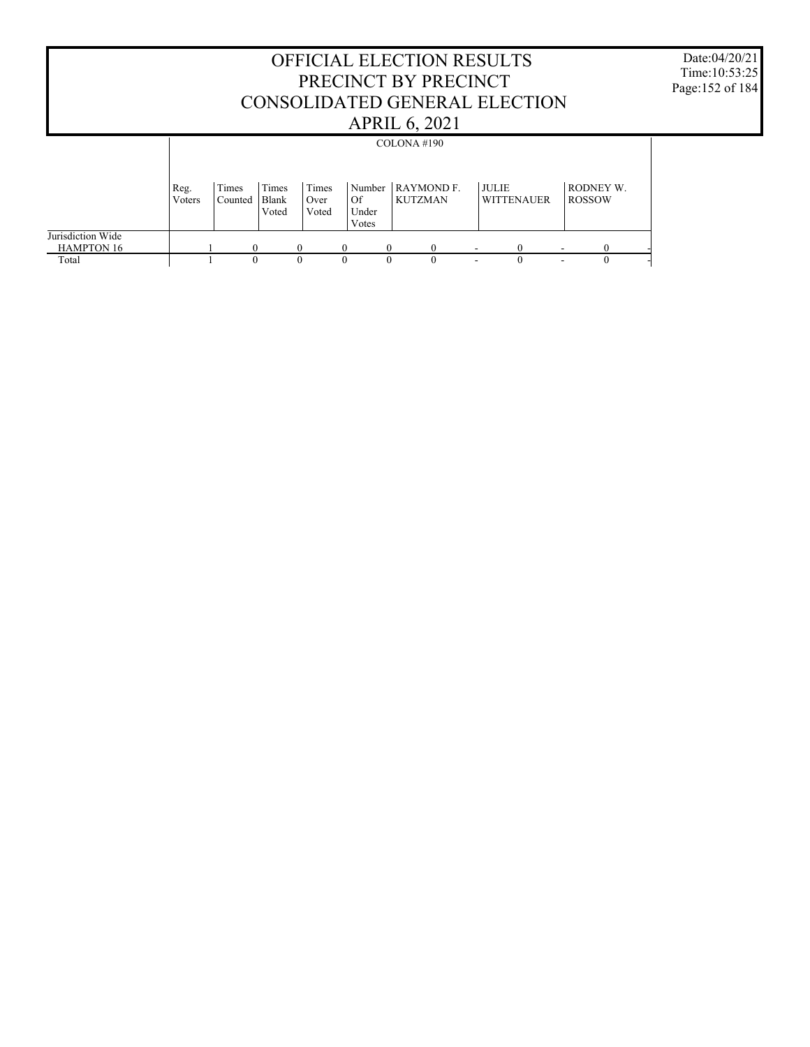# OFFICIAL ELECTION RESULTS
# PRECINCT BY PRECINCT
# CONSOLIDATED GENERAL ELECTION
# APRIL 6, 2021

Date:04/20/21
Time:10:53:25

COLONA #190

| | Reg. Voters | Times Counted | Times Blank Voted | Times Over Voted | Number Of Under Votes | RAYMOND F. KUTZMAN | | JULIE WITTENAUER | | RODNEY W. ROSSOW | |
|---|---|---|---|---|---|---|---|---|---|---|---|
| Jurisdiction Wide | | | | | | | | | | | |
| HAMPTON 16 | 1 | 0 | 0 | 0 | 0 | 0 | - | 0 | - | 0 | - |
| Total | 1 | 0 | 0 | 0 | 0 | 0 | - | 0 | - | 0 | - |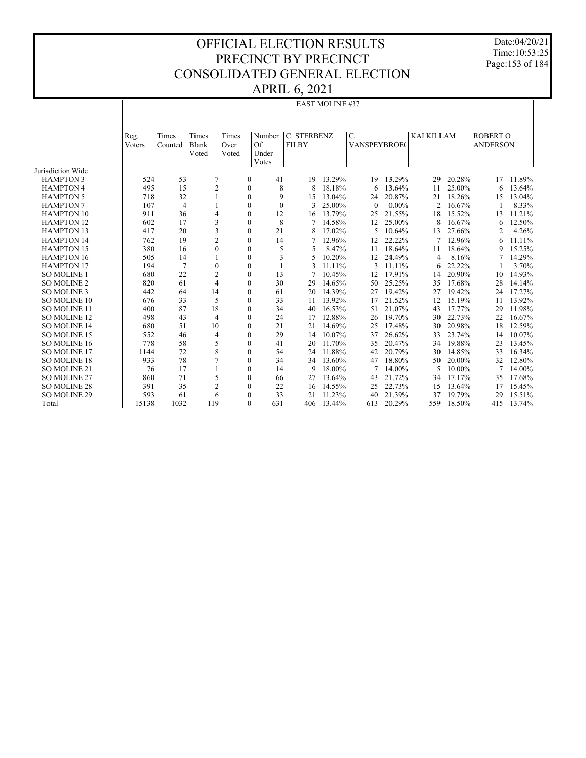# OFFICIAL ELECTION RESULTS
# PRECINCT BY PRECINCT
# CONSOLIDATED GENERAL ELECTION
# APRIL 6, 2021

Date:04/20/21
Time:10:53:25

## EAST MOLINE #37

| | Reg. Voters | Times Counted | Times Blank Voted | Times Over Voted | Number Of Under Votes | C. STERBENZ FILBY | | C. VANSPEYBROE( | | KAI KILLAM | | ROBERT O ANDERSON | |
|---|---|---|---|---|---|---|---|---|---|---|---|---|---|
| Jurisdiction Wide | | | | | | | | | | | | | |
| HAMPTON 3 | 524 | 53 | 7 | 0 | 41 | 19 | 13.29% | 19 | 13.29% | 29 | 20.28% | 17 | 11.89% |
| HAMPTON 4 | 495 | 15 | 2 | 0 | 8 | 8 | 18.18% | 6 | 13.64% | 11 | 25.00% | 6 | 13.64% |
| HAMPTON 5 | 718 | 32 | 1 | 0 | 9 | 15 | 13.04% | 24 | 20.87% | 21 | 18.26% | 15 | 13.04% |
| HAMPTON 7 | 107 | 4 | 1 | 0 | 0 | 3 | 25.00% | 0 | 0.00% | 2 | 16.67% | 1 | 8.33% |
| HAMPTON 10 | 911 | 36 | 4 | 0 | 12 | 16 | 13.79% | 25 | 21.55% | 18 | 15.52% | 13 | 11.21% |
| HAMPTON 12 | 602 | 17 | 3 | 0 | 8 | 7 | 14.58% | 12 | 25.00% | 8 | 16.67% | 6 | 12.50% |
| HAMPTON 13 | 417 | 20 | 3 | 0 | 21 | 8 | 17.02% | 5 | 10.64% | 13 | 27.66% | 2 | 4.26% |
| HAMPTON 14 | 762 | 19 | 2 | 0 | 14 | 7 | 12.96% | 12 | 22.22% | 7 | 12.96% | 6 | 11.11% |
| HAMPTON 15 | 380 | 16 | 0 | 0 | 5 | 5 | 8.47% | 11 | 18.64% | 11 | 18.64% | 9 | 15.25% |
| HAMPTON 16 | 505 | 14 | 1 | 0 | 3 | 5 | 10.20% | 12 | 24.49% | 4 | 8.16% | 7 | 14.29% |
| HAMPTON 17 | 194 | 7 | 0 | 0 | 1 | 3 | 11.11% | 3 | 11.11% | 6 | 22.22% | 1 | 3.70% |
| SO MOLINE 1 | 680 | 22 | 2 | 0 | 13 | 7 | 10.45% | 12 | 17.91% | 14 | 20.90% | 10 | 14.93% |
| SO MOLINE 2 | 820 | 61 | 4 | 0 | 30 | 29 | 14.65% | 50 | 25.25% | 35 | 17.68% | 28 | 14.14% |
| SO MOLINE 3 | 442 | 64 | 14 | 0 | 61 | 20 | 14.39% | 27 | 19.42% | 27 | 19.42% | 24 | 17.27% |
| SO MOLINE 10 | 676 | 33 | 5 | 0 | 33 | 11 | 13.92% | 17 | 21.52% | 12 | 15.19% | 11 | 13.92% |
| SO MOLINE 11 | 400 | 87 | 18 | 0 | 34 | 40 | 16.53% | 51 | 21.07% | 43 | 17.77% | 29 | 11.98% |
| SO MOLINE 12 | 498 | 43 | 4 | 0 | 24 | 17 | 12.88% | 26 | 19.70% | 30 | 22.73% | 22 | 16.67% |
| SO MOLINE 14 | 680 | 51 | 10 | 0 | 21 | 21 | 14.69% | 25 | 17.48% | 30 | 20.98% | 18 | 12.59% |
| SO MOLINE 15 | 552 | 46 | 4 | 0 | 29 | 14 | 10.07% | 37 | 26.62% | 33 | 23.74% | 14 | 10.07% |
| SO MOLINE 16 | 778 | 58 | 5 | 0 | 41 | 20 | 11.70% | 35 | 20.47% | 34 | 19.88% | 23 | 13.45% |
| SO MOLINE 17 | 1144 | 72 | 8 | 0 | 54 | 24 | 11.88% | 42 | 20.79% | 30 | 14.85% | 33 | 16.34% |
| SO MOLINE 18 | 933 | 78 | 7 | 0 | 34 | 34 | 13.60% | 47 | 18.80% | 50 | 20.00% | 32 | 12.80% |
| SO MOLINE 21 | 76 | 17 | 1 | 0 | 14 | 9 | 18.00% | 7 | 14.00% | 5 | 10.00% | 7 | 14.00% |
| SO MOLINE 27 | 860 | 71 | 5 | 0 | 66 | 27 | 13.64% | 43 | 21.72% | 34 | 17.17% | 35 | 17.68% |
| SO MOLINE 28 | 391 | 35 | 2 | 0 | 22 | 16 | 14.55% | 25 | 22.73% | 15 | 13.64% | 17 | 15.45% |
| SO MOLINE 29 | 593 | 61 | 6 | 0 | 33 | 21 | 11.23% | 40 | 21.39% | 37 | 19.79% | 29 | 15.51% |
| Total | 15138 | 1032 | 119 | 0 | 631 | 406 | 13.44% | 613 | 20.29% | 559 | 18.50% | 415 | 13.74% |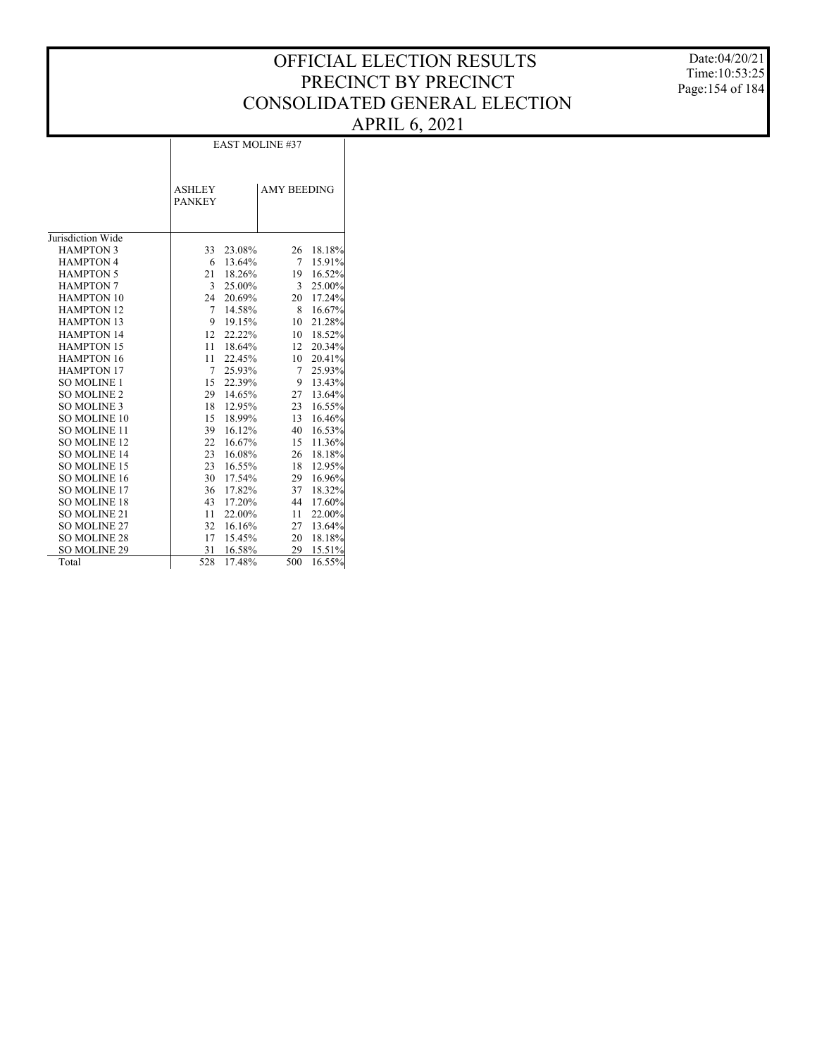# OFFICIAL ELECTION RESULTS
# PRECINCT BY PRECINCT
# CONSOLIDATED GENERAL ELECTION
# APRIL 6, 2021

Date:04/20/21
Time:10:53:25

| | EAST MOLINE #37 | | | |
|---|---|---|---|---|
| | ASHLEY PANKEY | | AMY BEEDING | |
| Jurisdiction Wide | | | | |
| HAMPTON 3 | 33 | 23.08% | 26 | 18.18% |
| HAMPTON 4 | 6 | 13.64% | 7 | 15.91% |
| HAMPTON 5 | 21 | 18.26% | 19 | 16.52% |
| HAMPTON 7 | 3 | 25.00% | 3 | 25.00% |
| HAMPTON 10 | 24 | 20.69% | 20 | 17.24% |
| HAMPTON 12 | 7 | 14.58% | 8 | 16.67% |
| HAMPTON 13 | 9 | 19.15% | 10 | 21.28% |
| HAMPTON 14 | 12 | 22.22% | 10 | 18.52% |
| HAMPTON 15 | 11 | 18.64% | 12 | 20.34% |
| HAMPTON 16 | 11 | 22.45% | 10 | 20.41% |
| HAMPTON 17 | 7 | 25.93% | 7 | 25.93% |
| SO MOLINE 1 | 15 | 22.39% | 9 | 13.43% |
| SO MOLINE 2 | 29 | 14.65% | 27 | 13.64% |
| SO MOLINE 3 | 18 | 12.95% | 23 | 16.55% |
| SO MOLINE 10 | 15 | 18.99% | 13 | 16.46% |
| SO MOLINE 11 | 39 | 16.12% | 40 | 16.53% |
| SO MOLINE 12 | 22 | 16.67% | 15 | 11.36% |
| SO MOLINE 14 | 23 | 16.08% | 26 | 18.18% |
| SO MOLINE 15 | 23 | 16.55% | 18 | 12.95% |
| SO MOLINE 16 | 30 | 17.54% | 29 | 16.96% |
| SO MOLINE 17 | 36 | 17.82% | 37 | 18.32% |
| SO MOLINE 18 | 43 | 17.20% | 44 | 17.60% |
| SO MOLINE 21 | 11 | 22.00% | 11 | 22.00% |
| SO MOLINE 27 | 32 | 16.16% | 27 | 13.64% |
| SO MOLINE 28 | 17 | 15.45% | 20 | 18.18% |
| SO MOLINE 29 | 31 | 16.58% | 29 | 15.51% |
| Total | 528 | 17.48% | 500 | 16.55% |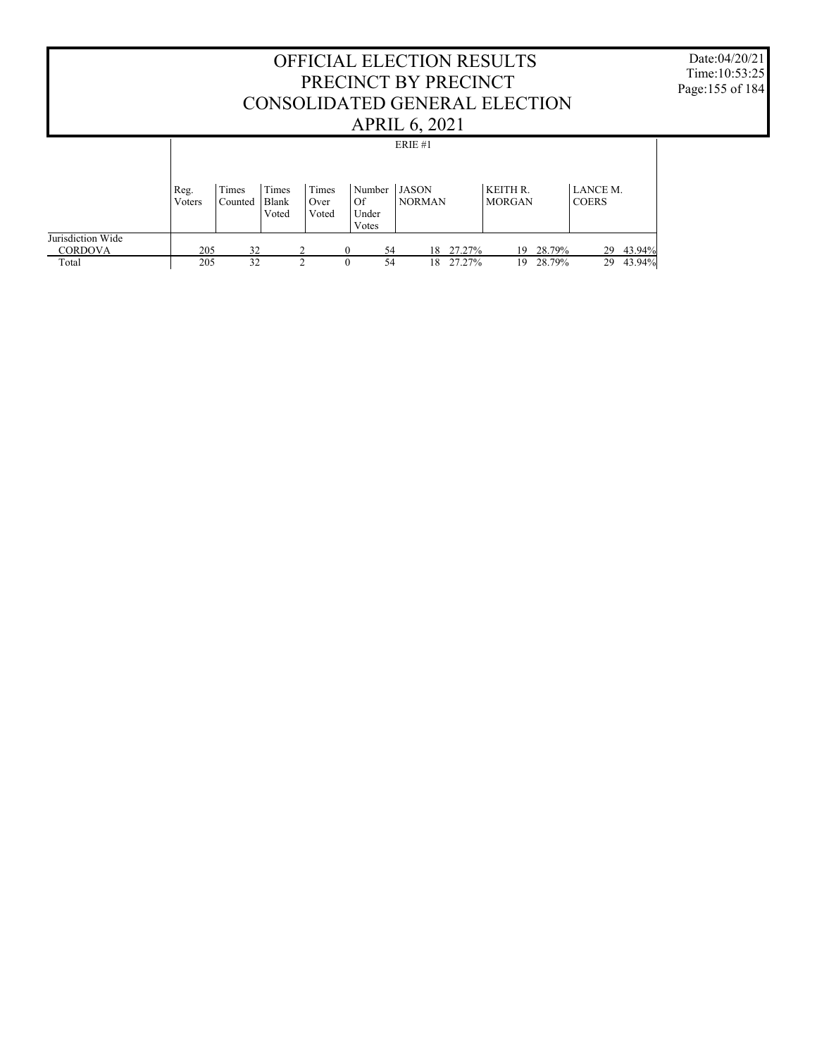# OFFICIAL ELECTION RESULTS
# PRECINCT BY PRECINCT
# CONSOLIDATED GENERAL ELECTION
# APRIL 6, 2021

Date:04/20/21
Time:10:53:25

ERIE #1

| | Reg. Voters | Times Counted | Times Blank Voted | Times Over Voted | Number Of Under Votes | JASON NORMAN | | KEITH R. MORGAN | | LANCE M. COERS | |
|---|---|---|---|---|---|---|---|---|---|---|---|
| Jurisdiction Wide | | | | | | | | | | | |
| CORDOVA | 205 | 32 | 2 | 0 | 54 | 18 | 27.27% | 19 | 28.79% | 29 | 43.94% |
| Total | 205 | 32 | 2 | 0 | 54 | 18 | 27.27% | 19 | 28.79% | 29 | 43.94% |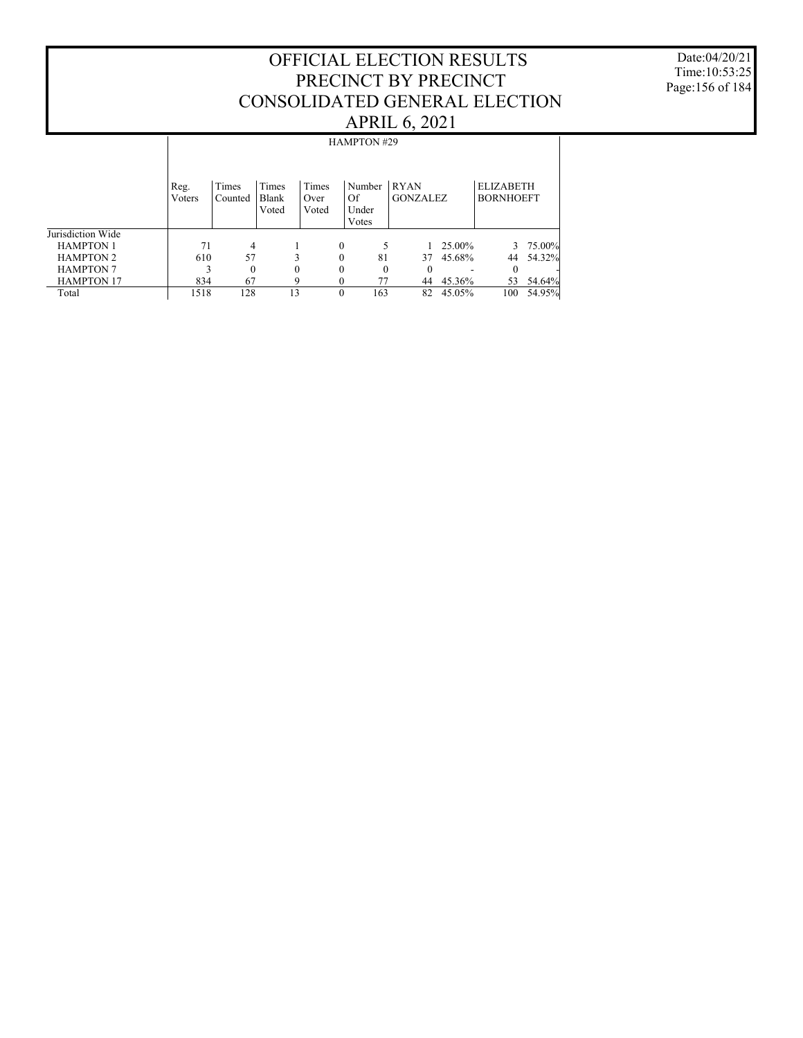# OFFICIAL ELECTION RESULTS
## PRECINCT BY PRECINCT
## CONSOLIDATED GENERAL ELECTION
## APRIL 6, 2021

Date:04/20/21
Time:10:53:25

HAMPTON #29

| | Reg. Voters | Times Counted | Times Blank Voted | Times Over Voted | Number Of Under Votes | RYAN GONZALEZ | | ELIZABETH BORNHOEFT | |
|---|---|---|---|---|---|---|---|---|---|
| Jurisdiction Wide | | | | | | | | | |
| HAMPTON 1 | 71 | 4 | 1 | 0 | 5 | 1 | 25.00% | 3 | 75.00% |
| HAMPTON 2 | 610 | 57 | 3 | 0 | 81 | 37 | 45.68% | 44 | 54.32% |
| HAMPTON 7 | 3 | 0 | 0 | 0 | 0 | 0 | - | 0 | - |
| HAMPTON 17 | 834 | 67 | 9 | 0 | 77 | 44 | 45.36% | 53 | 54.64% |
| Total | 1518 | 128 | 13 | 0 | 163 | 82 | 45.05% | 100 | 54.95% |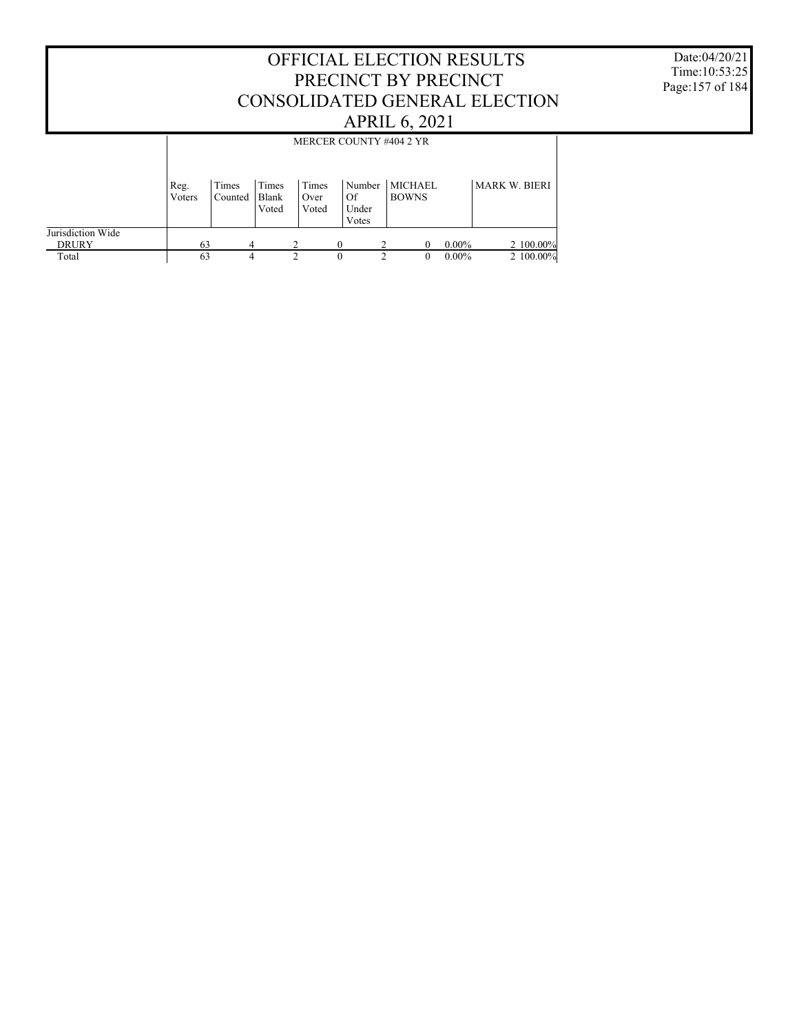# OFFICIAL ELECTION RESULTS
# PRECINCT BY PRECINCT
# CONSOLIDATED GENERAL ELECTION
# APRIL 6, 2021

Date:04/20/21
Time:10:53:25

| | MERCER COUNTY #404 2 YR | | | | | | | | |
|---|---|---|---|---|---|---|---|---|---|
| | Reg. Voters | Times Counted | Times Blank Voted | Times Over Voted | Number Of Under Votes | MICHAEL BOWNS | | MARK W. BIERI | |
| Jurisdiction Wide | | | | | | | | | |
| DRURY | 63 | 4 | 2 | 0 | 2 | 0 | 0.00% | 2 | 100.00% |
| Total | 63 | 4 | 2 | 0 | 2 | 0 | 0.00% | 2 | 100.00% |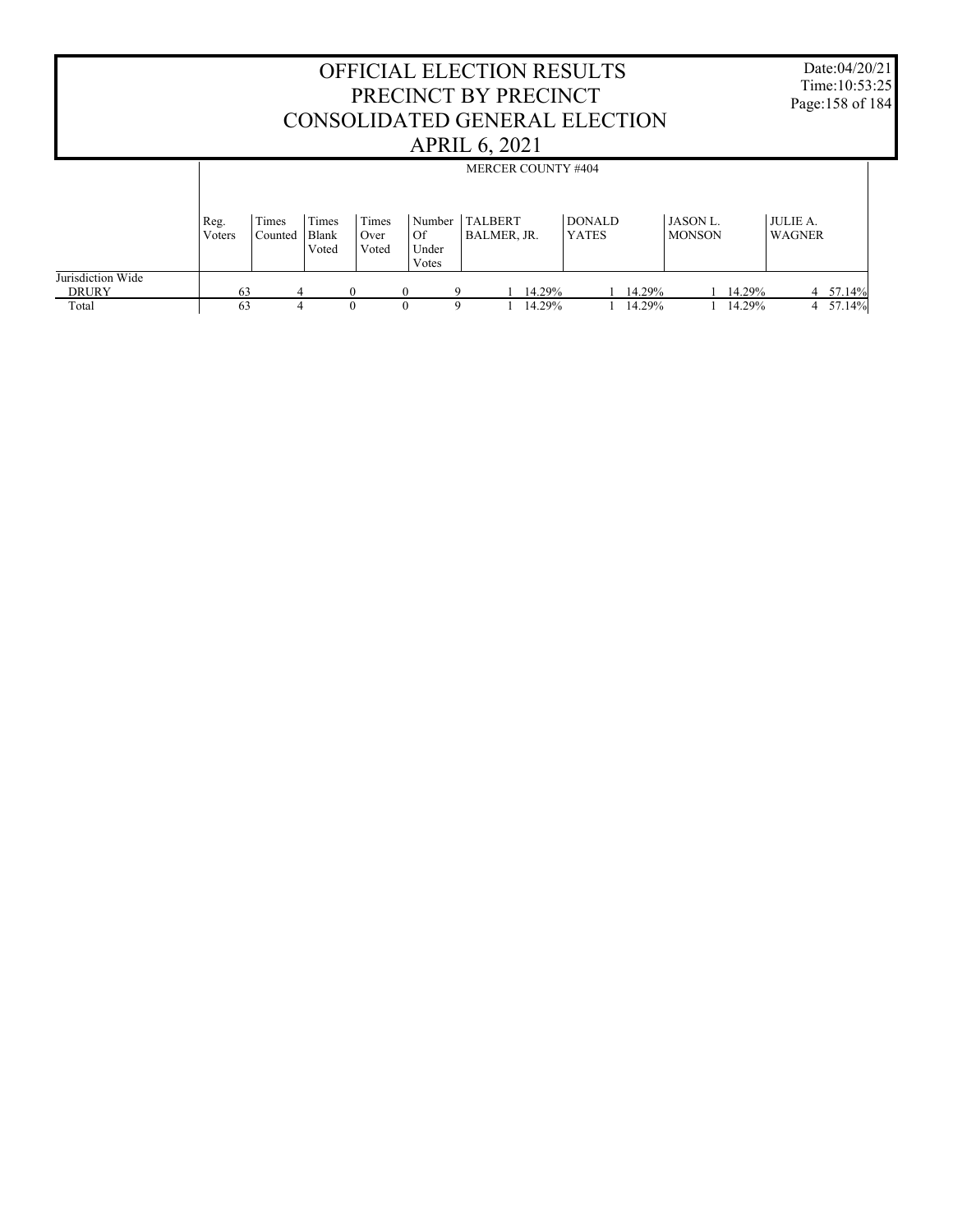# OFFICIAL ELECTION RESULTS
# PRECINCT BY PRECINCT
# CONSOLIDATED GENERAL ELECTION
# APRIL 6, 2021

Date:04/20/21
Time:10:53:25

MERCER COUNTY #404

| | Reg. Voters | Times Counted | Times Blank Voted | Times Over Voted | Number Of Under Votes | TALBERT BALMER, JR. | | DONALD YATES | | JASON L. MONSON | | JULIE A. WAGNER | |
|---|---|---|---|---|---|---|---|---|---|---|---|---|---|
| Jurisdiction Wide | | | | | | | | | | | | | |
| DRURY | 63 | 4 | 0 | 0 | 9 | 1 | 14.29% | 1 | 14.29% | 1 | 14.29% | 4 | 57.14% |
| Total | 63 | 4 | 0 | 0 | 9 | 1 | 14.29% | 1 | 14.29% | 1 | 14.29% | 4 | 57.14% |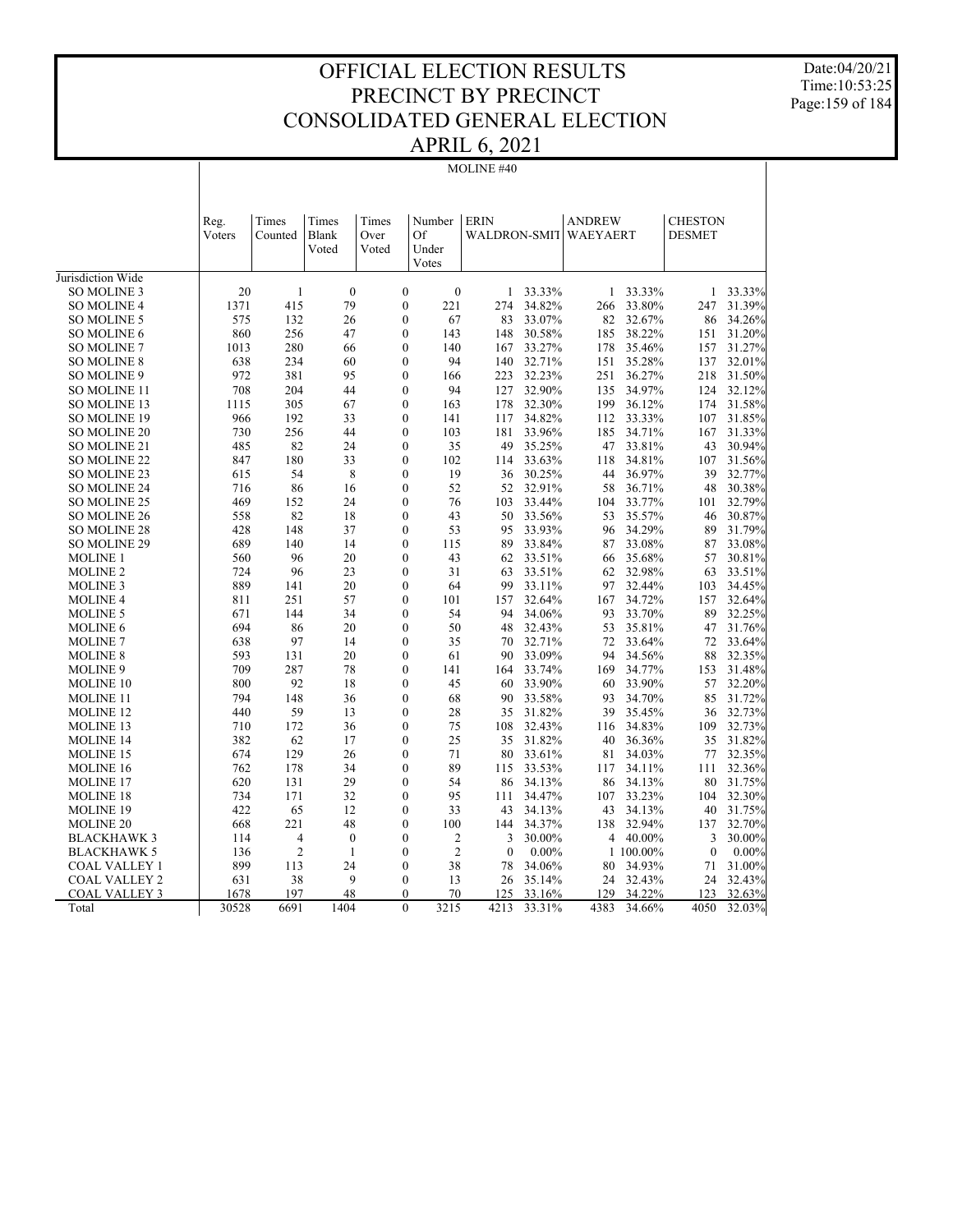# OFFICIAL ELECTION RESULTS
# PRECINCT BY PRECINCT
# CONSOLIDATED GENERAL ELECTION
# APRIL 6, 2021

Date:04/20/21
Time:10:53:25

MOLINE #40

| | Reg. Voters | Times Counted | Times Blank Voted | Times Over Voted | Number Of Under Votes | ERIN WALDRON-SMIT | | ANDREW WAEYAERT | | CHESTON DESMET | |
|---|---|---|---|---|---|---|---|---|---|---|---|
| Jurisdiction Wide | | | | | | | | | | | |
| SO MOLINE 3 | 20 | 1 | 0 | 0 | 0 | 1 | 33.33% | 1 | 33.33% | 1 | 33.33% |
| SO MOLINE 4 | 1371 | 415 | 79 | 0 | 221 | 274 | 34.82% | 266 | 33.80% | 247 | 31.39% |
| SO MOLINE 5 | 575 | 132 | 26 | 0 | 67 | 83 | 33.07% | 82 | 32.67% | 86 | 34.26% |
| SO MOLINE 6 | 860 | 256 | 47 | 0 | 143 | 148 | 30.58% | 185 | 38.22% | 151 | 31.20% |
| SO MOLINE 7 | 1013 | 280 | 66 | 0 | 140 | 167 | 33.27% | 178 | 35.46% | 157 | 31.27% |
| SO MOLINE 8 | 638 | 234 | 60 | 0 | 94 | 140 | 32.71% | 151 | 35.28% | 137 | 32.01% |
| SO MOLINE 9 | 972 | 381 | 95 | 0 | 166 | 223 | 32.23% | 251 | 36.27% | 218 | 31.50% |
| SO MOLINE 11 | 708 | 204 | 44 | 0 | 94 | 127 | 32.90% | 135 | 34.97% | 124 | 32.12% |
| SO MOLINE 13 | 1115 | 305 | 67 | 0 | 163 | 178 | 32.30% | 199 | 36.12% | 174 | 31.58% |
| SO MOLINE 19 | 966 | 192 | 33 | 0 | 141 | 117 | 34.82% | 112 | 33.33% | 107 | 31.85% |
| SO MOLINE 20 | 730 | 256 | 44 | 0 | 103 | 181 | 33.96% | 185 | 34.71% | 167 | 31.33% |
| SO MOLINE 21 | 485 | 82 | 24 | 0 | 35 | 49 | 35.25% | 47 | 33.81% | 43 | 30.94% |
| SO MOLINE 22 | 847 | 180 | 33 | 0 | 102 | 114 | 33.63% | 118 | 34.81% | 107 | 31.56% |
| SO MOLINE 23 | 615 | 54 | 8 | 0 | 19 | 36 | 30.25% | 44 | 36.97% | 39 | 32.77% |
| SO MOLINE 24 | 716 | 86 | 16 | 0 | 52 | 52 | 32.91% | 58 | 36.71% | 48 | 30.38% |
| SO MOLINE 25 | 469 | 152 | 24 | 0 | 76 | 103 | 33.44% | 104 | 33.77% | 101 | 32.79% |
| SO MOLINE 26 | 558 | 82 | 18 | 0 | 43 | 50 | 33.56% | 53 | 35.57% | 46 | 30.87% |
| SO MOLINE 28 | 428 | 148 | 37 | 0 | 53 | 95 | 33.93% | 96 | 34.29% | 89 | 31.79% |
| SO MOLINE 29 | 689 | 140 | 14 | 0 | 115 | 89 | 33.84% | 87 | 33.08% | 87 | 33.08% |
| MOLINE 1 | 560 | 96 | 20 | 0 | 43 | 62 | 33.51% | 66 | 35.68% | 57 | 30.81% |
| MOLINE 2 | 724 | 96 | 23 | 0 | 31 | 63 | 33.51% | 62 | 32.98% | 63 | 33.51% |
| MOLINE 3 | 889 | 141 | 20 | 0 | 64 | 99 | 33.11% | 97 | 32.44% | 103 | 34.45% |
| MOLINE 4 | 811 | 251 | 57 | 0 | 101 | 157 | 32.64% | 167 | 34.72% | 157 | 32.64% |
| MOLINE 5 | 671 | 144 | 34 | 0 | 54 | 94 | 34.06% | 93 | 33.70% | 89 | 32.25% |
| MOLINE 6 | 694 | 86 | 20 | 0 | 50 | 48 | 32.43% | 53 | 35.81% | 47 | 31.76% |
| MOLINE 7 | 638 | 97 | 14 | 0 | 35 | 70 | 32.71% | 72 | 33.64% | 72 | 33.64% |
| MOLINE 8 | 593 | 131 | 20 | 0 | 61 | 90 | 33.09% | 94 | 34.56% | 88 | 32.35% |
| MOLINE 9 | 709 | 287 | 78 | 0 | 141 | 164 | 33.74% | 169 | 34.77% | 153 | 31.48% |
| MOLINE 10 | 800 | 92 | 18 | 0 | 45 | 60 | 33.90% | 60 | 33.90% | 57 | 32.20% |
| MOLINE 11 | 794 | 148 | 36 | 0 | 68 | 90 | 33.58% | 93 | 34.70% | 85 | 31.72% |
| MOLINE 12 | 440 | 59 | 13 | 0 | 28 | 35 | 31.82% | 39 | 35.45% | 36 | 32.73% |
| MOLINE 13 | 710 | 172 | 36 | 0 | 75 | 108 | 32.43% | 116 | 34.83% | 109 | 32.73% |
| MOLINE 14 | 382 | 62 | 17 | 0 | 25 | 35 | 31.82% | 40 | 36.36% | 35 | 31.82% |
| MOLINE 15 | 674 | 129 | 26 | 0 | 71 | 80 | 33.61% | 81 | 34.03% | 77 | 32.35% |
| MOLINE 16 | 762 | 178 | 34 | 0 | 89 | 115 | 33.53% | 117 | 34.11% | 111 | 32.36% |
| MOLINE 17 | 620 | 131 | 29 | 0 | 54 | 86 | 34.13% | 86 | 34.13% | 80 | 31.75% |
| MOLINE 18 | 734 | 171 | 32 | 0 | 95 | 111 | 34.47% | 107 | 33.23% | 104 | 32.30% |
| MOLINE 19 | 422 | 65 | 12 | 0 | 33 | 43 | 34.13% | 43 | 34.13% | 40 | 31.75% |
| MOLINE 20 | 668 | 221 | 48 | 0 | 100 | 144 | 34.37% | 138 | 32.94% | 137 | 32.70% |
| BLACKHAWK 3 | 114 | 4 | 0 | 0 | 2 | 3 | 30.00% | 4 | 40.00% | 3 | 30.00% |
| BLACKHAWK 5 | 136 | 2 | 1 | 0 | 2 | 0 | 0.00% | 1 | 100.00% | 0 | 0.00% |
| COAL VALLEY 1 | 899 | 113 | 24 | 0 | 38 | 78 | 34.06% | 80 | 34.93% | 71 | 31.00% |
| COAL VALLEY 2 | 631 | 38 | 9 | 0 | 13 | 26 | 35.14% | 24 | 32.43% | 24 | 32.43% |
| COAL VALLEY 3 | 1678 | 197 | 48 | 0 | 70 | 125 | 33.16% | 129 | 34.22% | 123 | 32.63% |
| Total | 30528 | 6691 | 1404 | 0 | 3215 | 4213 | 33.31% | 4383 | 34.66% | 4050 | 32.03% |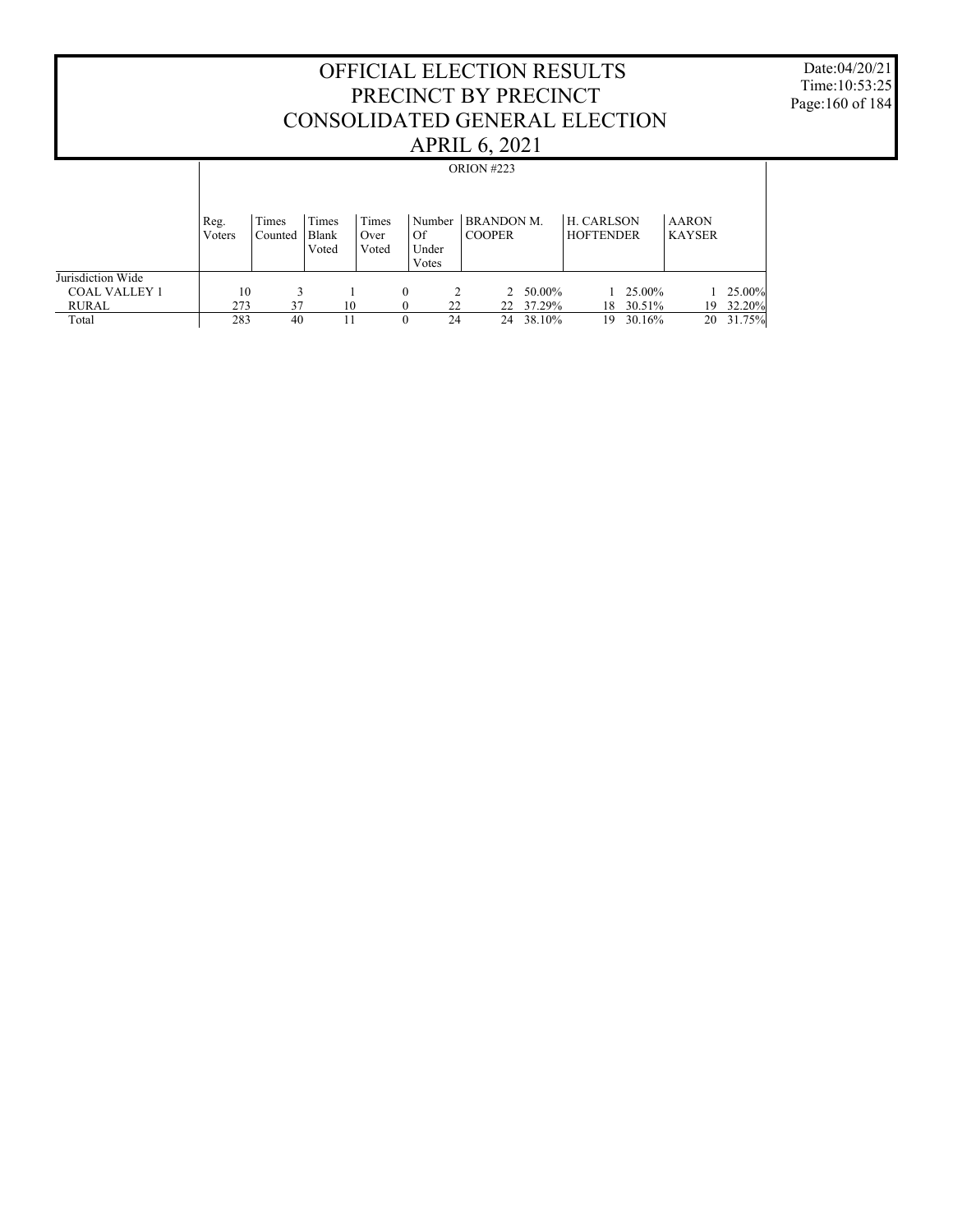# OFFICIAL ELECTION RESULTS
# PRECINCT BY PRECINCT
# CONSOLIDATED GENERAL ELECTION
# APRIL 6, 2021

Date:04/20/21
Time:10:53:25

## ORION #223

| | Reg. Voters | Times Counted | Times Blank Voted | Times Over Voted | Number Of Under Votes | BRANDON M. COOPER | | H. CARLSON HOFTENDER | | AARON KAYSER | |
|---|---|---|---|---|---|---|---|---|---|---|---|
| Jurisdiction Wide | | | | | | | | | | | |
| COAL VALLEY 1 | 10 | 3 | 1 | 0 | 2 | 2 | 50.00% | 1 | 25.00% | 1 | 25.00% |
| RURAL | 273 | 37 | 10 | 0 | 22 | 22 | 37.29% | 18 | 30.51% | 19 | 32.20% |
| Total | 283 | 40 | 11 | 0 | 24 | 24 | 38.10% | 19 | 30.16% | 20 | 31.75% |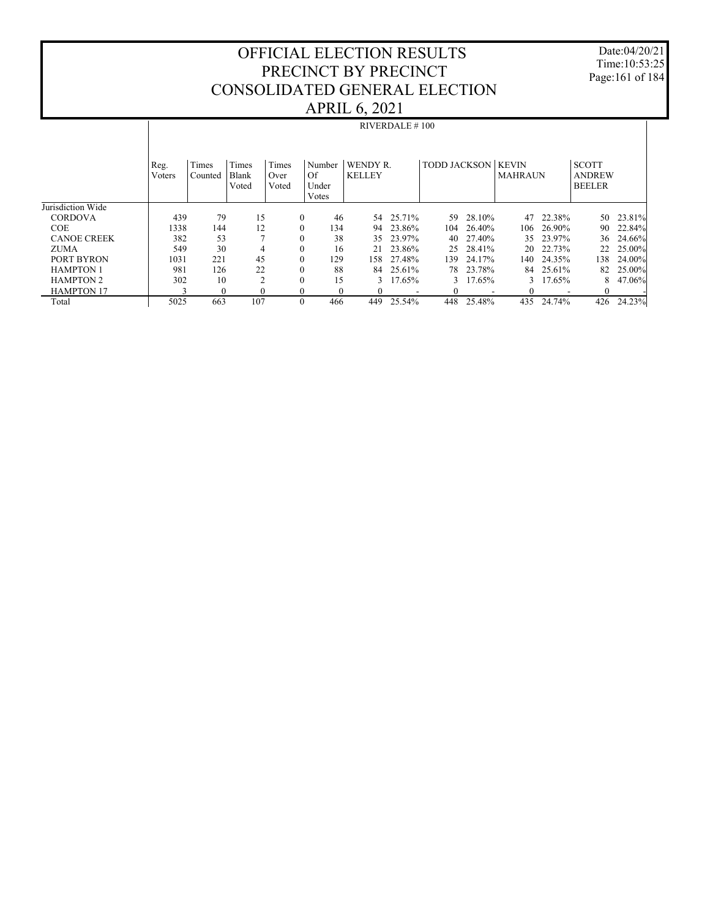# OFFICIAL ELECTION RESULTS
# PRECINCT BY PRECINCT
# CONSOLIDATED GENERAL ELECTION
# APRIL 6, 2021

Date:04/20/21
Time:10:53:25

## RIVERDALE # 100

| | Reg. Voters | Times Counted | Times Blank Voted | Times Over Voted | Number Of Under Votes | WENDY R. KELLEY | | TODD JACKSON | | KEVIN MAHRAUN | | SCOTT ANDREW BEELER | |
|---|---|---|---|---|---|---|---|---|---|---|---|---|---|
| Jurisdiction Wide | | | | | | | | | | | | | |
| CORDOVA | 439 | 79 | 15 | 0 | 46 | 54 | 25.71% | 59 | 28.10% | 47 | 22.38% | 50 | 23.81% |
| COE | 1338 | 144 | 12 | 0 | 134 | 94 | 23.86% | 104 | 26.40% | 106 | 26.90% | 90 | 22.84% |
| CANOE CREEK | 382 | 53 | 7 | 0 | 38 | 35 | 23.97% | 40 | 27.40% | 35 | 23.97% | 36 | 24.66% |
| ZUMA | 549 | 30 | 4 | 0 | 16 | 21 | 23.86% | 25 | 28.41% | 20 | 22.73% | 22 | 25.00% |
| PORT BYRON | 1031 | 221 | 45 | 0 | 129 | 158 | 27.48% | 139 | 24.17% | 140 | 24.35% | 138 | 24.00% |
| HAMPTON 1 | 981 | 126 | 22 | 0 | 88 | 84 | 25.61% | 78 | 23.78% | 84 | 25.61% | 82 | 25.00% |
| HAMPTON 2 | 302 | 10 | 2 | 0 | 15 | 3 | 17.65% | 3 | 17.65% | 3 | 17.65% | 8 | 47.06% |
| HAMPTON 17 | 3 | 0 | 0 | 0 | 0 | 0 | - | 0 | - | 0 | - | 0 | - |
| Total | 5025 | 663 | 107 | 0 | 466 | 449 | 25.54% | 448 | 25.48% | 435 | 24.74% | 426 | 24.23% |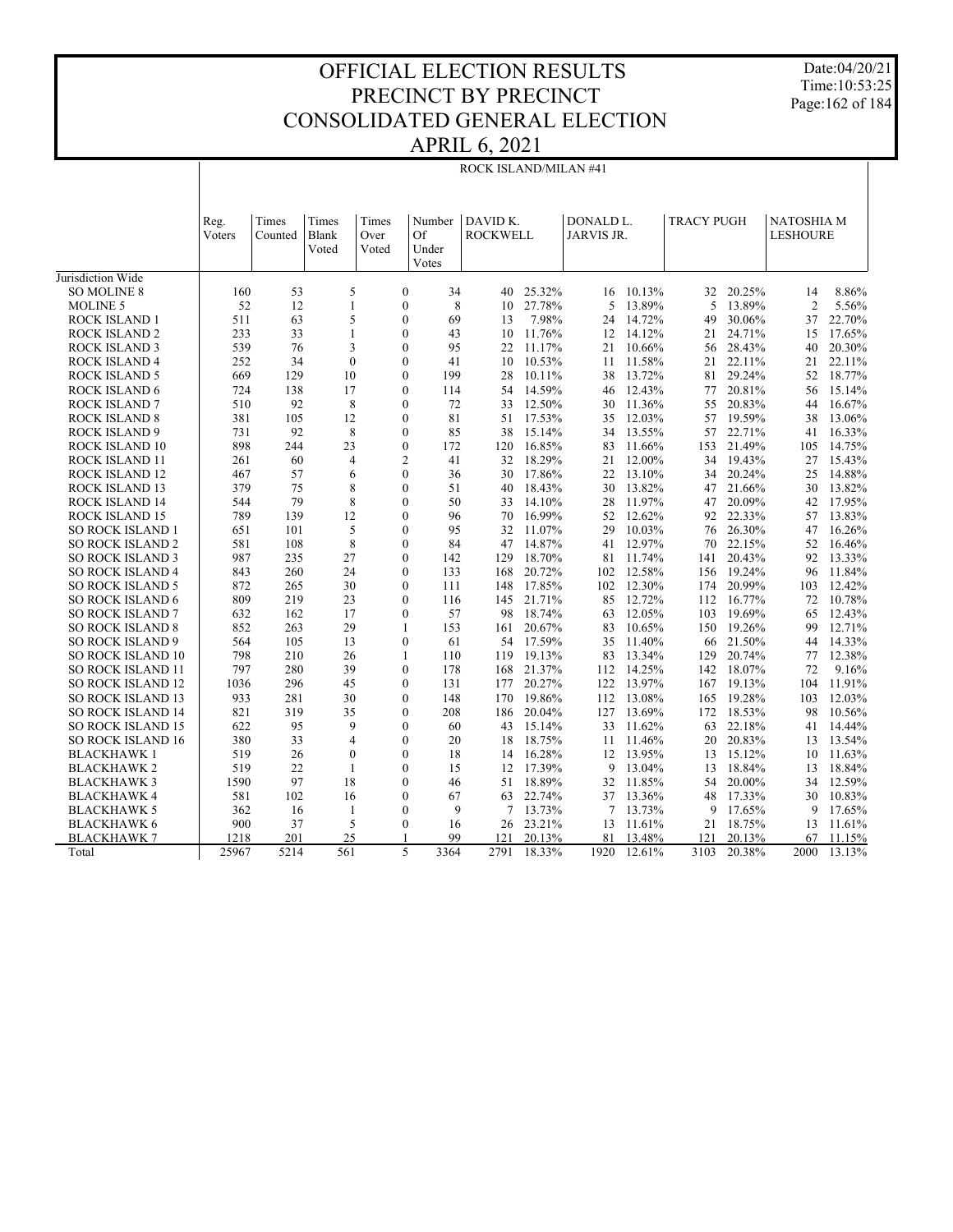# OFFICIAL ELECTION RESULTS
# PRECINCT BY PRECINCT
# CONSOLIDATED GENERAL ELECTION
# APRIL 6, 2021

Date:04/20/21
Time:10:53:25

ROCK ISLAND/MILAN #41

| | Reg. Voters | Times Counted | Times Blank Voted | Times Over Voted | Number Of Under Votes | DAVID K. ROCKWELL | | DONALD L. JARVIS JR. | | TRACY PUGH | | NATOSHIA M LESHOURE | |
|---|---|---|---|---|---|---|---|---|---|---|---|---|---|
| Jurisdiction Wide | | | | | | | | | | | | | |
| SO MOLINE 8 | 160 | 53 | 5 | 0 | 34 | 40 | 25.32% | 16 | 10.13% | 32 | 20.25% | 14 | 8.86% |
| MOLINE 5 | 52 | 12 | 1 | 0 | 8 | 10 | 27.78% | 5 | 13.89% | 5 | 13.89% | 2 | 5.56% |
| ROCK ISLAND 1 | 511 | 63 | 5 | 0 | 69 | 13 | 7.98% | 24 | 14.72% | 49 | 30.06% | 37 | 22.70% |
| ROCK ISLAND 2 | 233 | 33 | 1 | 0 | 43 | 10 | 11.76% | 12 | 14.12% | 21 | 24.71% | 15 | 17.65% |
| ROCK ISLAND 3 | 539 | 76 | 3 | 0 | 95 | 22 | 11.17% | 21 | 10.66% | 56 | 28.43% | 40 | 20.30% |
| ROCK ISLAND 4 | 252 | 34 | 0 | 0 | 41 | 10 | 10.53% | 11 | 11.58% | 21 | 22.11% | 21 | 22.11% |
| ROCK ISLAND 5 | 669 | 129 | 10 | 0 | 199 | 28 | 10.11% | 38 | 13.72% | 81 | 29.24% | 52 | 18.77% |
| ROCK ISLAND 6 | 724 | 138 | 17 | 0 | 114 | 54 | 14.59% | 46 | 12.43% | 77 | 20.81% | 56 | 15.14% |
| ROCK ISLAND 7 | 510 | 92 | 8 | 0 | 72 | 33 | 12.50% | 30 | 11.36% | 55 | 20.83% | 44 | 16.67% |
| ROCK ISLAND 8 | 381 | 105 | 12 | 0 | 81 | 51 | 17.53% | 35 | 12.03% | 57 | 19.59% | 38 | 13.06% |
| ROCK ISLAND 9 | 731 | 92 | 8 | 0 | 85 | 38 | 15.14% | 34 | 13.55% | 57 | 22.71% | 41 | 16.33% |
| ROCK ISLAND 10 | 898 | 244 | 23 | 0 | 172 | 120 | 16.85% | 83 | 11.66% | 153 | 21.49% | 105 | 14.75% |
| ROCK ISLAND 11 | 261 | 60 | 4 | 2 | 41 | 32 | 18.29% | 21 | 12.00% | 34 | 19.43% | 27 | 15.43% |
| ROCK ISLAND 12 | 467 | 57 | 6 | 0 | 36 | 30 | 17.86% | 22 | 13.10% | 34 | 20.24% | 25 | 14.88% |
| ROCK ISLAND 13 | 379 | 75 | 8 | 0 | 51 | 40 | 18.43% | 30 | 13.82% | 47 | 21.66% | 30 | 13.82% |
| ROCK ISLAND 14 | 544 | 79 | 8 | 0 | 50 | 33 | 14.10% | 28 | 11.97% | 47 | 20.09% | 42 | 17.95% |
| ROCK ISLAND 15 | 789 | 139 | 12 | 0 | 96 | 70 | 16.99% | 52 | 12.62% | 92 | 22.33% | 57 | 13.83% |
| SO ROCK ISLAND 1 | 651 | 101 | 5 | 0 | 95 | 32 | 11.07% | 29 | 10.03% | 76 | 26.30% | 47 | 16.26% |
| SO ROCK ISLAND 2 | 581 | 108 | 8 | 0 | 84 | 47 | 14.87% | 41 | 12.97% | 70 | 22.15% | 52 | 16.46% |
| SO ROCK ISLAND 3 | 987 | 235 | 27 | 0 | 142 | 129 | 18.70% | 81 | 11.74% | 141 | 20.43% | 92 | 13.33% |
| SO ROCK ISLAND 4 | 843 | 260 | 24 | 0 | 133 | 168 | 20.72% | 102 | 12.58% | 156 | 19.24% | 96 | 11.84% |
| SO ROCK ISLAND 5 | 872 | 265 | 30 | 0 | 111 | 148 | 17.85% | 102 | 12.30% | 174 | 20.99% | 103 | 12.42% |
| SO ROCK ISLAND 6 | 809 | 219 | 23 | 0 | 116 | 145 | 21.71% | 85 | 12.72% | 112 | 16.77% | 72 | 10.78% |
| SO ROCK ISLAND 7 | 632 | 162 | 17 | 0 | 57 | 98 | 18.74% | 63 | 12.05% | 103 | 19.69% | 65 | 12.43% |
| SO ROCK ISLAND 8 | 852 | 263 | 29 | 1 | 153 | 161 | 20.67% | 83 | 10.65% | 150 | 19.26% | 99 | 12.71% |
| SO ROCK ISLAND 9 | 564 | 105 | 13 | 0 | 61 | 54 | 17.59% | 35 | 11.40% | 66 | 21.50% | 44 | 14.33% |
| SO ROCK ISLAND 10 | 798 | 210 | 26 | 1 | 110 | 119 | 19.13% | 83 | 13.34% | 129 | 20.74% | 77 | 12.38% |
| SO ROCK ISLAND 11 | 797 | 280 | 39 | 0 | 178 | 168 | 21.37% | 112 | 14.25% | 142 | 18.07% | 72 | 9.16% |
| SO ROCK ISLAND 12 | 1036 | 296 | 45 | 0 | 131 | 177 | 20.27% | 122 | 13.97% | 167 | 19.13% | 104 | 11.91% |
| SO ROCK ISLAND 13 | 933 | 281 | 30 | 0 | 148 | 170 | 19.86% | 112 | 13.08% | 165 | 19.28% | 103 | 12.03% |
| SO ROCK ISLAND 14 | 821 | 319 | 35 | 0 | 208 | 186 | 20.04% | 127 | 13.69% | 172 | 18.53% | 98 | 10.56% |
| SO ROCK ISLAND 15 | 622 | 95 | 9 | 0 | 60 | 43 | 15.14% | 33 | 11.62% | 63 | 22.18% | 41 | 14.44% |
| SO ROCK ISLAND 16 | 380 | 33 | 4 | 0 | 20 | 18 | 18.75% | 11 | 11.46% | 20 | 20.83% | 13 | 13.54% |
| BLACKHAWK 1 | 519 | 26 | 0 | 0 | 18 | 14 | 16.28% | 12 | 13.95% | 13 | 15.12% | 10 | 11.63% |
| BLACKHAWK 2 | 519 | 22 | 1 | 0 | 15 | 12 | 17.39% | 9 | 13.04% | 13 | 18.84% | 13 | 18.84% |
| BLACKHAWK 3 | 1590 | 97 | 18 | 0 | 46 | 51 | 18.89% | 32 | 11.85% | 54 | 20.00% | 34 | 12.59% |
| BLACKHAWK 4 | 581 | 102 | 16 | 0 | 67 | 63 | 22.74% | 37 | 13.36% | 48 | 17.33% | 30 | 10.83% |
| BLACKHAWK 5 | 362 | 16 | 1 | 0 | 9 | 7 | 13.73% | 7 | 13.73% | 9 | 17.65% | 9 | 17.65% |
| BLACKHAWK 6 | 900 | 37 | 5 | 0 | 16 | 26 | 23.21% | 13 | 11.61% | 21 | 18.75% | 13 | 11.61% |
| BLACKHAWK 7 | 1218 | 201 | 25 | 1 | 99 | 121 | 20.13% | 81 | 13.48% | 121 | 20.13% | 67 | 11.15% |
| Total | 25967 | 5214 | 561 | 5 | 3364 | 2791 | 18.33% | 1920 | 12.61% | 3103 | 20.38% | 2000 | 13.13% |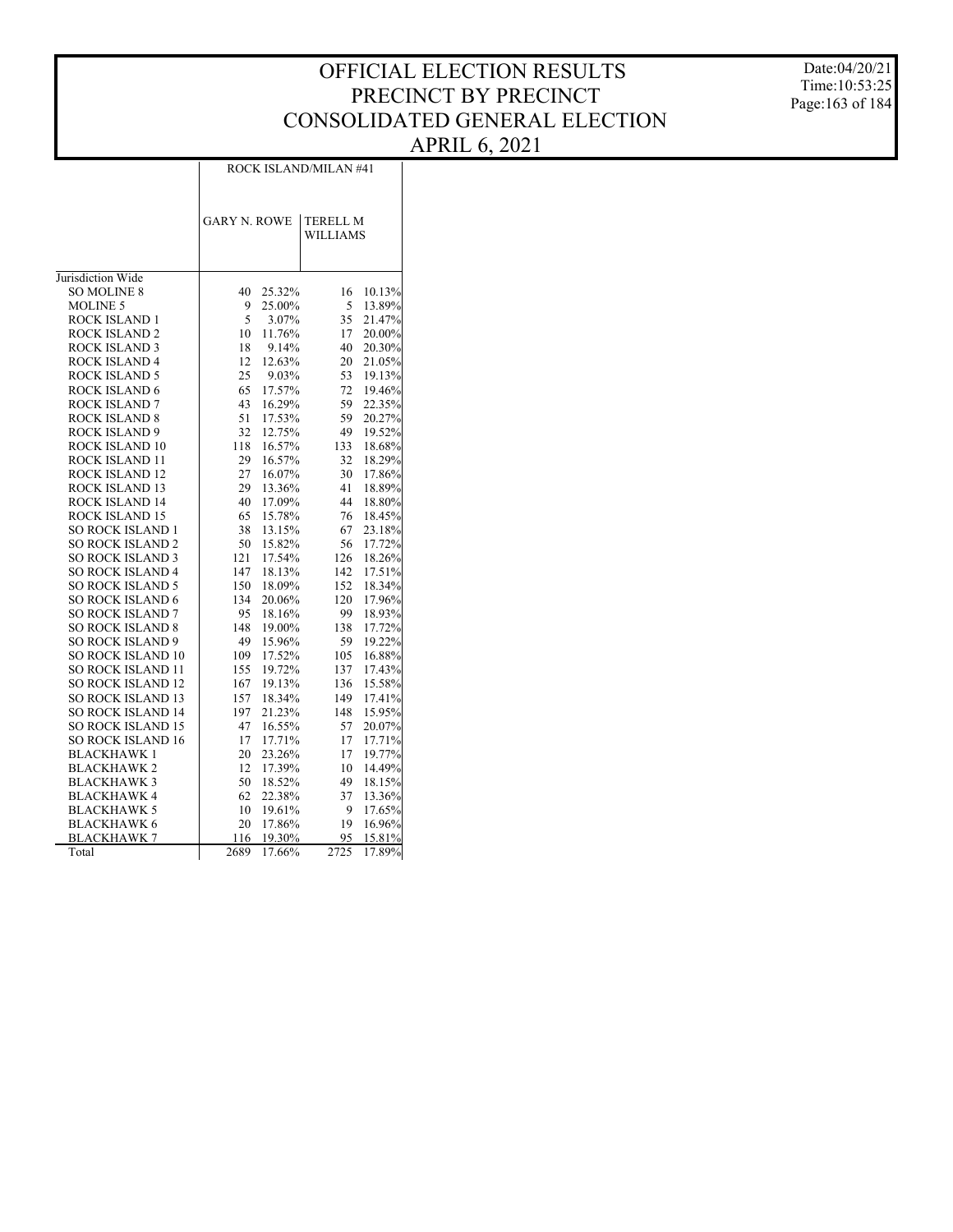# OFFICIAL ELECTION RESULTS
# PRECINCT BY PRECINCT
# CONSOLIDATED GENERAL ELECTION
# APRIL 6, 2021

Date:04/20/21
Time:10:53:25

| | ROCK ISLAND/MILAN #41 | | | |
|---|---|---|---|---|
| | GARY N. ROWE | | TERELL M WILLIAMS | |
| Jurisdiction Wide | | | | |
| SO MOLINE 8 | 40 | 25.32% | 16 | 10.13% |
| MOLINE 5 | 9 | 25.00% | 5 | 13.89% |
| ROCK ISLAND 1 | 5 | 3.07% | 35 | 21.47% |
| ROCK ISLAND 2 | 10 | 11.76% | 17 | 20.00% |
| ROCK ISLAND 3 | 18 | 9.14% | 40 | 20.30% |
| ROCK ISLAND 4 | 12 | 12.63% | 20 | 21.05% |
| ROCK ISLAND 5 | 25 | 9.03% | 53 | 19.13% |
| ROCK ISLAND 6 | 65 | 17.57% | 72 | 19.46% |
| ROCK ISLAND 7 | 43 | 16.29% | 59 | 22.35% |
| ROCK ISLAND 8 | 51 | 17.53% | 59 | 20.27% |
| ROCK ISLAND 9 | 32 | 12.75% | 49 | 19.52% |
| ROCK ISLAND 10 | 118 | 16.57% | 133 | 18.68% |
| ROCK ISLAND 11 | 29 | 16.57% | 32 | 18.29% |
| ROCK ISLAND 12 | 27 | 16.07% | 30 | 17.86% |
| ROCK ISLAND 13 | 29 | 13.36% | 41 | 18.89% |
| ROCK ISLAND 14 | 40 | 17.09% | 44 | 18.80% |
| ROCK ISLAND 15 | 65 | 15.78% | 76 | 18.45% |
| SO ROCK ISLAND 1 | 38 | 13.15% | 67 | 23.18% |
| SO ROCK ISLAND 2 | 50 | 15.82% | 56 | 17.72% |
| SO ROCK ISLAND 3 | 121 | 17.54% | 126 | 18.26% |
| SO ROCK ISLAND 4 | 147 | 18.13% | 142 | 17.51% |
| SO ROCK ISLAND 5 | 150 | 18.09% | 152 | 18.34% |
| SO ROCK ISLAND 6 | 134 | 20.06% | 120 | 17.96% |
| SO ROCK ISLAND 7 | 95 | 18.16% | 99 | 18.93% |
| SO ROCK ISLAND 8 | 148 | 19.00% | 138 | 17.72% |
| SO ROCK ISLAND 9 | 49 | 15.96% | 59 | 19.22% |
| SO ROCK ISLAND 10 | 109 | 17.52% | 105 | 16.88% |
| SO ROCK ISLAND 11 | 155 | 19.72% | 137 | 17.43% |
| SO ROCK ISLAND 12 | 167 | 19.13% | 136 | 15.58% |
| SO ROCK ISLAND 13 | 157 | 18.34% | 149 | 17.41% |
| SO ROCK ISLAND 14 | 197 | 21.23% | 148 | 15.95% |
| SO ROCK ISLAND 15 | 47 | 16.55% | 57 | 20.07% |
| SO ROCK ISLAND 16 | 17 | 17.71% | 17 | 17.71% |
| BLACKHAWK 1 | 20 | 23.26% | 17 | 19.77% |
| BLACKHAWK 2 | 12 | 17.39% | 10 | 14.49% |
| BLACKHAWK 3 | 50 | 18.52% | 49 | 18.15% |
| BLACKHAWK 4 | 62 | 22.38% | 37 | 13.36% |
| BLACKHAWK 5 | 10 | 19.61% | 9 | 17.65% |
| BLACKHAWK 6 | 20 | 17.86% | 19 | 16.96% |
| BLACKHAWK 7 | 116 | 19.30% | 95 | 15.81% |
| Total | 2689 | 17.66% | 2725 | 17.89% |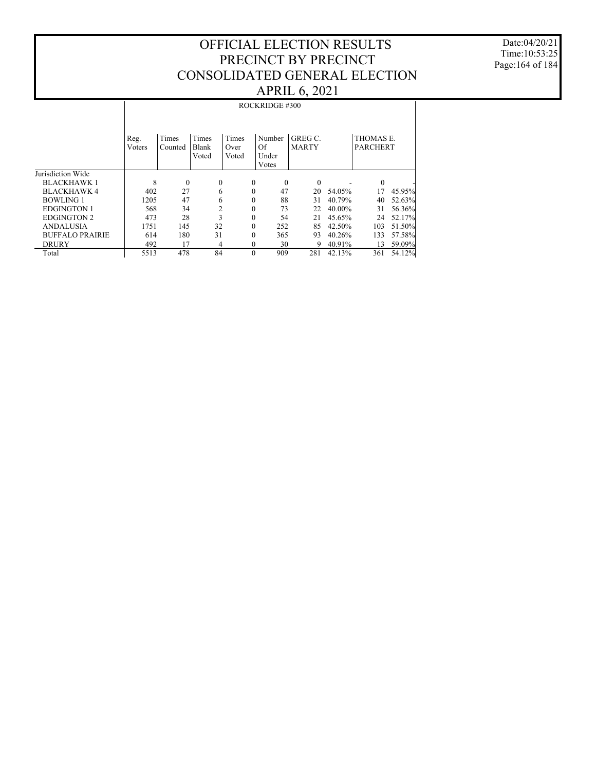# OFFICIAL ELECTION RESULTS PRECINCT BY PRECINCT CONSOLIDATED GENERAL ELECTION APRIL 6, 2021

Date:04/20/21
Time:10:53:25

| | ROCKRIDGE #300 | | | | | | | | |
|---|---|---|---|---|---|---|---|---|---|
| | Reg. Voters | Times Counted | Times Blank Voted | Times Over Voted | Number Of Under Votes | GREG C. MARTY | | THOMAS E. PARCHERT | |
| Jurisdiction Wide | | | | | | | | | |
| BLACKHAWK 1 | 8 | 0 | 0 | 0 | 0 | 0 | - | 0 | - |
| BLACKHAWK 4 | 402 | 27 | 6 | 0 | 47 | 20 | 54.05% | 17 | 45.95% |
| BOWLING 1 | 1205 | 47 | 6 | 0 | 88 | 31 | 40.79% | 40 | 52.63% |
| EDGINGTON 1 | 568 | 34 | 2 | 0 | 73 | 22 | 40.00% | 31 | 56.36% |
| EDGINGTON 2 | 473 | 28 | 3 | 0 | 54 | 21 | 45.65% | 24 | 52.17% |
| ANDALUSIA | 1751 | 145 | 32 | 0 | 252 | 85 | 42.50% | 103 | 51.50% |
| BUFFALO PRAIRIE | 614 | 180 | 31 | 0 | 365 | 93 | 40.26% | 133 | 57.58% |
| DRURY | 492 | 17 | 4 | 0 | 30 | 9 | 40.91% | 13 | 59.09% |
| Total | 5513 | 478 | 84 | 0 | 909 | 281 | 42.13% | 361 | 54.12% |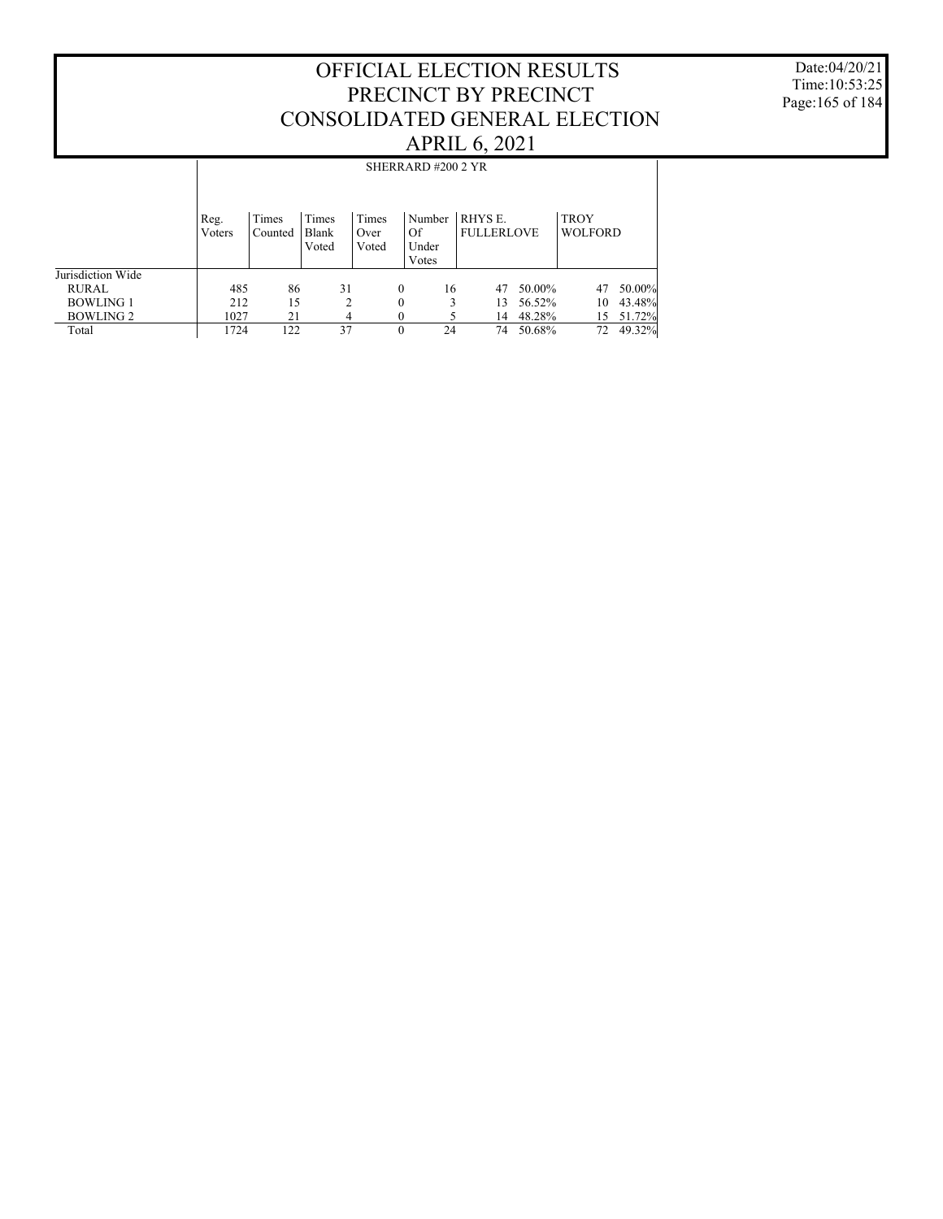# OFFICIAL ELECTION RESULTS
# PRECINCT BY PRECINCT
# CONSOLIDATED GENERAL ELECTION
# APRIL 6, 2021

Date:04/20/21
Time:10:53:25

## SHERRARD #200 2 YR

| | Reg. Voters | Times Counted | Times Blank Voted | Times Over Voted | Number Of Under Votes | RHYS E. FULLERLOVE | | TROY WOLFORD | |
|---|---|---|---|---|---|---|---|---|---|
| Jurisdiction Wide | | | | | | | | | |
| RURAL | 485 | 86 | 31 | 0 | 16 | 47 | 50.00% | 47 | 50.00% |
| BOWLING 1 | 212 | 15 | 2 | 0 | 3 | 13 | 56.52% | 10 | 43.48% |
| BOWLING 2 | 1027 | 21 | 4 | 0 | 5 | 14 | 48.28% | 15 | 51.72% |
| Total | 1724 | 122 | 37 | 0 | 24 | 74 | 50.68% | 72 | 49.32% |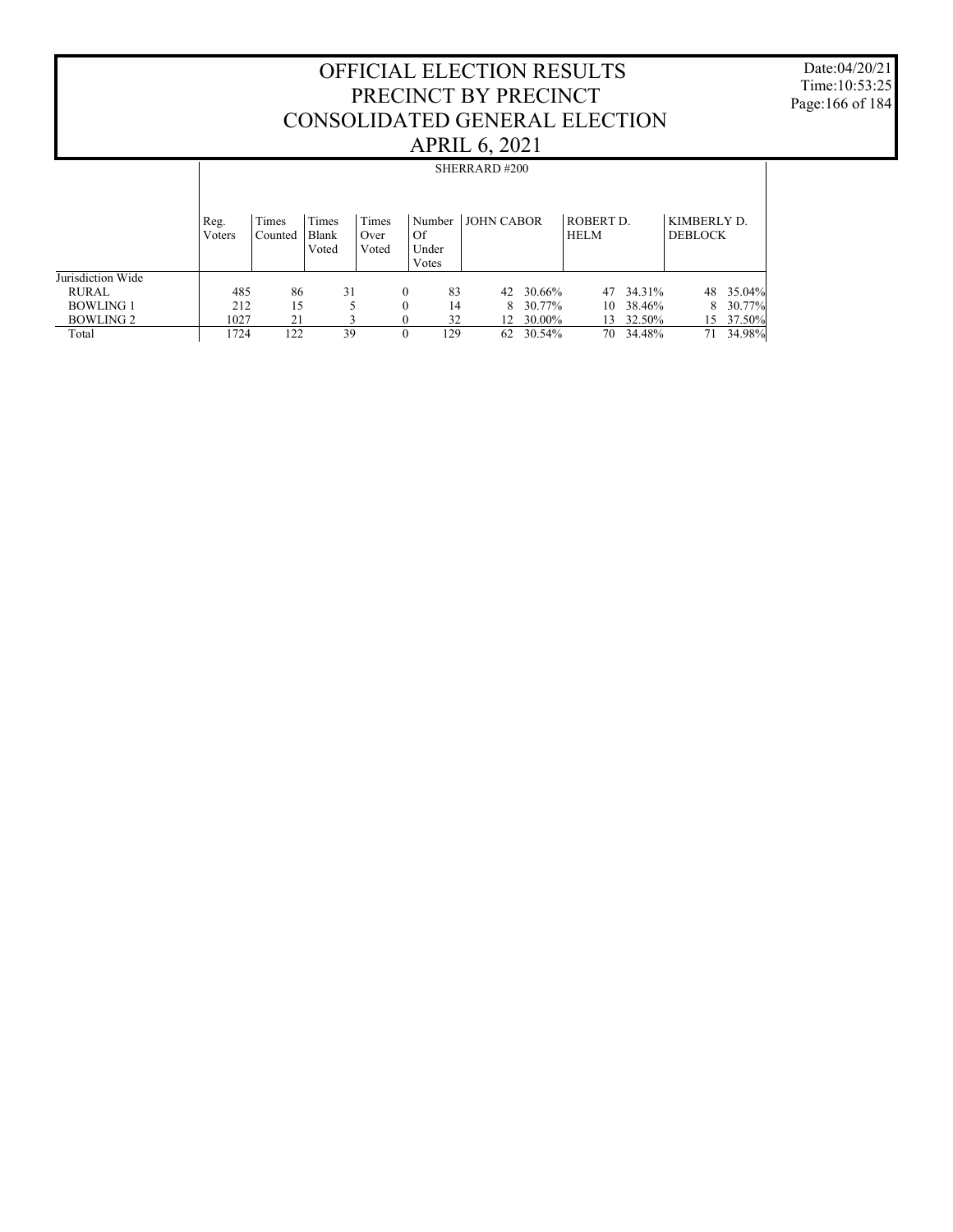# OFFICIAL ELECTION RESULTS
# PRECINCT BY PRECINCT
# CONSOLIDATED GENERAL ELECTION
# APRIL 6, 2021

Date:04/20/21
Time:10:53:25

## SHERRARD #200

| | Reg. Voters | Times Counted | Times Blank Voted | Times Over Voted | Number Of Under Votes | JOHN CABOR | | ROBERT D. HELM | | KIMBERLY D. DEBLOCK | |
|---|---|---|---|---|---|---|---|---|---|---|---|
| Jurisdiction Wide | | | | | | | | | | | |
| RURAL | 485 | 86 | 31 | 0 | 83 | 42 | 30.66% | 47 | 34.31% | 48 | 35.04% |
| BOWLING 1 | 212 | 15 | 5 | 0 | 14 | 8 | 30.77% | 10 | 38.46% | 8 | 30.77% |
| BOWLING 2 | 1027 | 21 | 3 | 0 | 32 | 12 | 30.00% | 13 | 32.50% | 15 | 37.50% |
| Total | 1724 | 122 | 39 | 0 | 129 | 62 | 30.54% | 70 | 34.48% | 71 | 34.98% |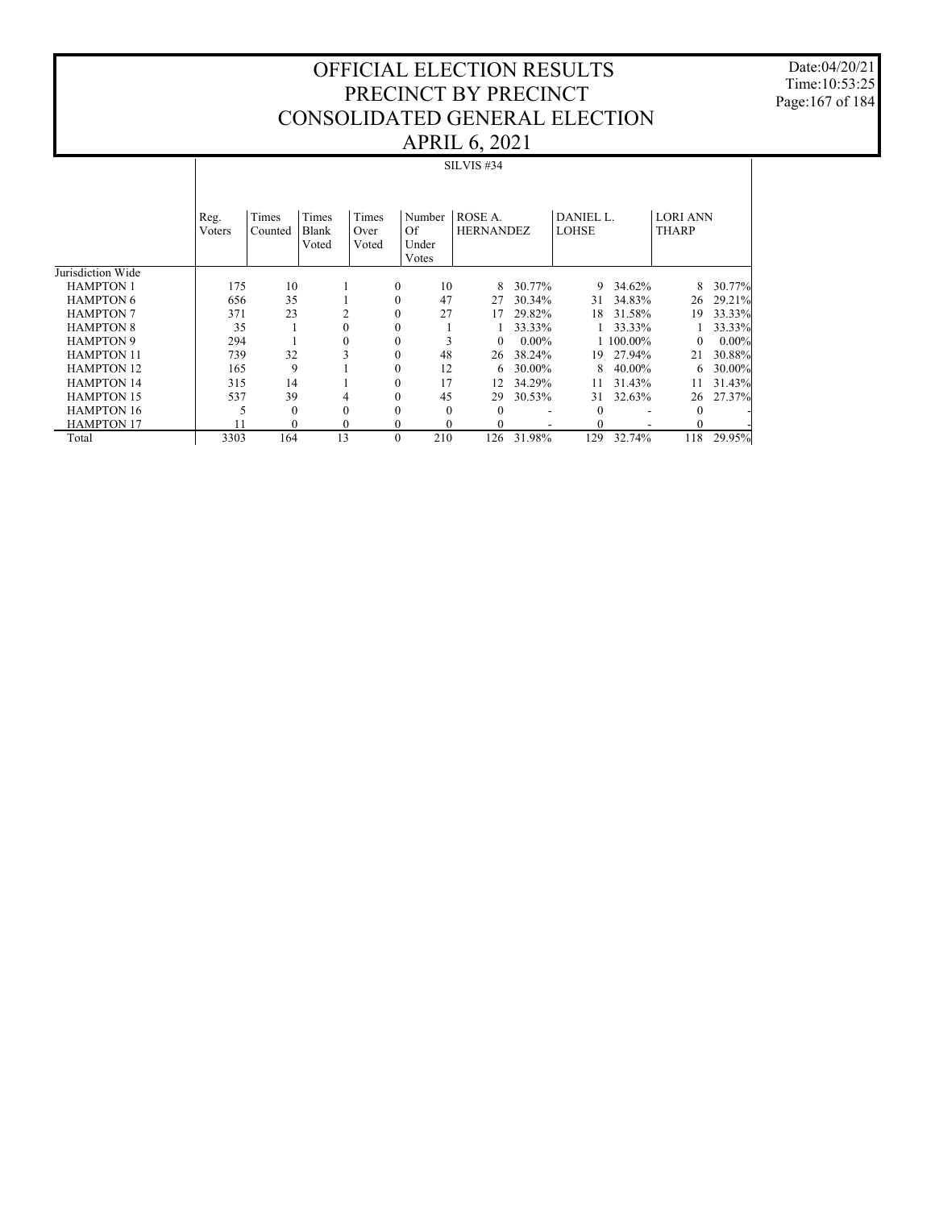# OFFICIAL ELECTION RESULTS
# PRECINCT BY PRECINCT
# CONSOLIDATED GENERAL ELECTION
# APRIL 6, 2021

Date:04/20/21
Time:10:53:25

SILVIS #34

| | Reg. Voters | Times Counted | Times Blank Voted | Times Over Voted | Number Of Under Votes | ROSE A. HERNANDEZ | | DANIEL L. LOHSE | | LORI ANN THARP | |
|---|---|---|---|---|---|---|---|---|---|---|---|
| Jurisdiction Wide | | | | | | | | | | | |
| HAMPTON 1 | 175 | 10 | 1 | 0 | 10 | 8 | 30.77% | 9 | 34.62% | 8 | 30.77% |
| HAMPTON 6 | 656 | 35 | 1 | 0 | 47 | 27 | 30.34% | 31 | 34.83% | 26 | 29.21% |
| HAMPTON 7 | 371 | 23 | 2 | 0 | 27 | 17 | 29.82% | 18 | 31.58% | 19 | 33.33% |
| HAMPTON 8 | 35 | 1 | 0 | 0 | 1 | 1 | 33.33% | 1 | 33.33% | 1 | 33.33% |
| HAMPTON 9 | 294 | 1 | 0 | 0 | 3 | 0 | 0.00% | 1 | 100.00% | 0 | 0.00% |
| HAMPTON 11 | 739 | 32 | 3 | 0 | 48 | 26 | 38.24% | 19 | 27.94% | 21 | 30.88% |
| HAMPTON 12 | 165 | 9 | 1 | 0 | 12 | 6 | 30.00% | 8 | 40.00% | 6 | 30.00% |
| HAMPTON 14 | 315 | 14 | 1 | 0 | 17 | 12 | 34.29% | 11 | 31.43% | 11 | 31.43% |
| HAMPTON 15 | 537 | 39 | 4 | 0 | 45 | 29 | 30.53% | 31 | 32.63% | 26 | 27.37% |
| HAMPTON 16 | 5 | 0 | 0 | 0 | 0 | 0 | - | 0 | - | 0 | - |
| HAMPTON 17 | 11 | 0 | 0 | 0 | 0 | 0 | - | 0 | - | 0 | - |
| Total | 3303 | 164 | 13 | 0 | 210 | 126 | 31.98% | 129 | 32.74% | 118 | 29.95% |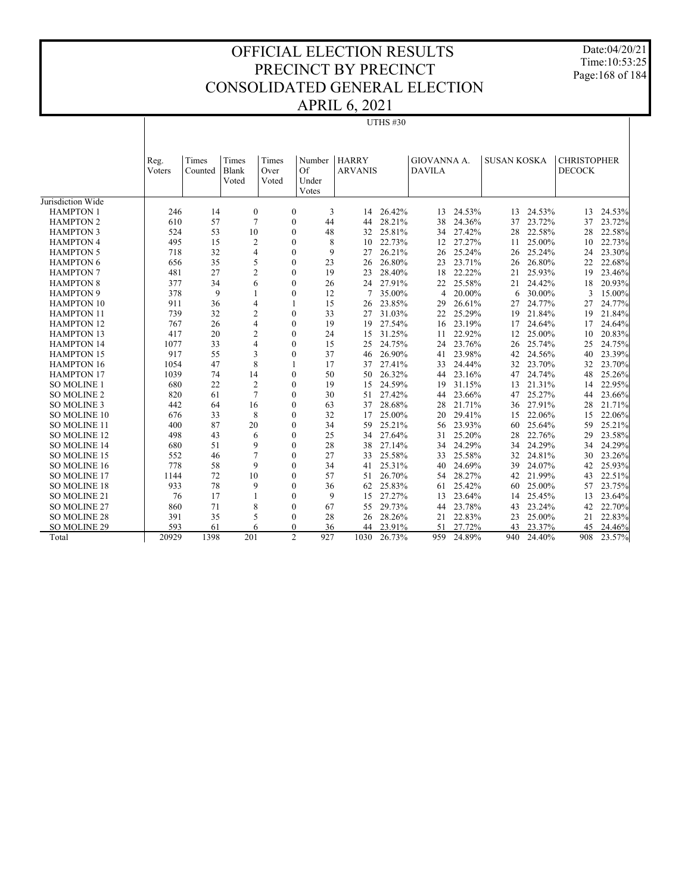# OFFICIAL ELECTION RESULTS
# PRECINCT BY PRECINCT
# CONSOLIDATED GENERAL ELECTION
# APRIL 6, 2021

Date:04/20/21
Time:10:53:25

UTHS #30

| | Reg. Voters | Times Counted | Times Blank Voted | Times Over Voted | Number Of Under Votes | HARRY ARVANIS | | GIOVANNA A. DAVILA | | SUSAN KOSKA | | CHRISTOPHER DECOCK | |
|---|---|---|---|---|---|---|---|---|---|---|---|---|---|
| Jurisdiction Wide | | | | | | | | | | | | | |
| HAMPTON 1 | 246 | 14 | 0 | 0 | 3 | 14 | 26.42% | 13 | 24.53% | 13 | 24.53% | 13 | 24.53% |
| HAMPTON 2 | 610 | 57 | 7 | 0 | 44 | 44 | 28.21% | 38 | 24.36% | 37 | 23.72% | 37 | 23.72% |
| HAMPTON 3 | 524 | 53 | 10 | 0 | 48 | 32 | 25.81% | 34 | 27.42% | 28 | 22.58% | 28 | 22.58% |
| HAMPTON 4 | 495 | 15 | 2 | 0 | 8 | 10 | 22.73% | 12 | 27.27% | 11 | 25.00% | 10 | 22.73% |
| HAMPTON 5 | 718 | 32 | 4 | 0 | 9 | 27 | 26.21% | 26 | 25.24% | 26 | 25.24% | 24 | 23.30% |
| HAMPTON 6 | 656 | 35 | 5 | 0 | 23 | 26 | 26.80% | 23 | 23.71% | 26 | 26.80% | 22 | 22.68% |
| HAMPTON 7 | 481 | 27 | 2 | 0 | 19 | 23 | 28.40% | 18 | 22.22% | 21 | 25.93% | 19 | 23.46% |
| HAMPTON 8 | 377 | 34 | 6 | 0 | 26 | 24 | 27.91% | 22 | 25.58% | 21 | 24.42% | 18 | 20.93% |
| HAMPTON 9 | 378 | 9 | 1 | 0 | 12 | 7 | 35.00% | 4 | 20.00% | 6 | 30.00% | 3 | 15.00% |
| HAMPTON 10 | 911 | 36 | 4 | 1 | 15 | 26 | 23.85% | 29 | 26.61% | 27 | 24.77% | 27 | 24.77% |
| HAMPTON 11 | 739 | 32 | 2 | 0 | 33 | 27 | 31.03% | 22 | 25.29% | 19 | 21.84% | 19 | 21.84% |
| HAMPTON 12 | 767 | 26 | 4 | 0 | 19 | 19 | 27.54% | 16 | 23.19% | 17 | 24.64% | 17 | 24.64% |
| HAMPTON 13 | 417 | 20 | 2 | 0 | 24 | 15 | 31.25% | 11 | 22.92% | 12 | 25.00% | 10 | 20.83% |
| HAMPTON 14 | 1077 | 33 | 4 | 0 | 15 | 25 | 24.75% | 24 | 23.76% | 26 | 25.74% | 25 | 24.75% |
| HAMPTON 15 | 917 | 55 | 3 | 0 | 37 | 46 | 26.90% | 41 | 23.98% | 42 | 24.56% | 40 | 23.39% |
| HAMPTON 16 | 1054 | 47 | 8 | 1 | 17 | 37 | 27.41% | 33 | 24.44% | 32 | 23.70% | 32 | 23.70% |
| HAMPTON 17 | 1039 | 74 | 14 | 0 | 50 | 50 | 26.32% | 44 | 23.16% | 47 | 24.74% | 48 | 25.26% |
| SO MOLINE 1 | 680 | 22 | 2 | 0 | 19 | 15 | 24.59% | 19 | 31.15% | 13 | 21.31% | 14 | 22.95% |
| SO MOLINE 2 | 820 | 61 | 7 | 0 | 30 | 51 | 27.42% | 44 | 23.66% | 47 | 25.27% | 44 | 23.66% |
| SO MOLINE 3 | 442 | 64 | 16 | 0 | 63 | 37 | 28.68% | 28 | 21.71% | 36 | 27.91% | 28 | 21.71% |
| SO MOLINE 10 | 676 | 33 | 8 | 0 | 32 | 17 | 25.00% | 20 | 29.41% | 15 | 22.06% | 15 | 22.06% |
| SO MOLINE 11 | 400 | 87 | 20 | 0 | 34 | 59 | 25.21% | 56 | 23.93% | 60 | 25.64% | 59 | 25.21% |
| SO MOLINE 12 | 498 | 43 | 6 | 0 | 25 | 34 | 27.64% | 31 | 25.20% | 28 | 22.76% | 29 | 23.58% |
| SO MOLINE 14 | 680 | 51 | 9 | 0 | 28 | 38 | 27.14% | 34 | 24.29% | 34 | 24.29% | 34 | 24.29% |
| SO MOLINE 15 | 552 | 46 | 7 | 0 | 27 | 33 | 25.58% | 33 | 25.58% | 32 | 24.81% | 30 | 23.26% |
| SO MOLINE 16 | 778 | 58 | 9 | 0 | 34 | 41 | 25.31% | 40 | 24.69% | 39 | 24.07% | 42 | 25.93% |
| SO MOLINE 17 | 1144 | 72 | 10 | 0 | 57 | 51 | 26.70% | 54 | 28.27% | 42 | 21.99% | 43 | 22.51% |
| SO MOLINE 18 | 933 | 78 | 9 | 0 | 36 | 62 | 25.83% | 61 | 25.42% | 60 | 25.00% | 57 | 23.75% |
| SO MOLINE 21 | 76 | 17 | 1 | 0 | 9 | 15 | 27.27% | 13 | 23.64% | 14 | 25.45% | 13 | 23.64% |
| SO MOLINE 27 | 860 | 71 | 8 | 0 | 67 | 55 | 29.73% | 44 | 23.78% | 43 | 23.24% | 42 | 22.70% |
| SO MOLINE 28 | 391 | 35 | 5 | 0 | 28 | 26 | 28.26% | 21 | 22.83% | 23 | 25.00% | 21 | 22.83% |
| SO MOLINE 29 | 593 | 61 | 6 | 0 | 36 | 44 | 23.91% | 51 | 27.72% | 43 | 23.37% | 45 | 24.46% |
| Total | 20929 | 1398 | 201 | 2 | 927 | 1030 | 26.73% | 959 | 24.89% | 940 | 24.40% | 908 | 23.57% |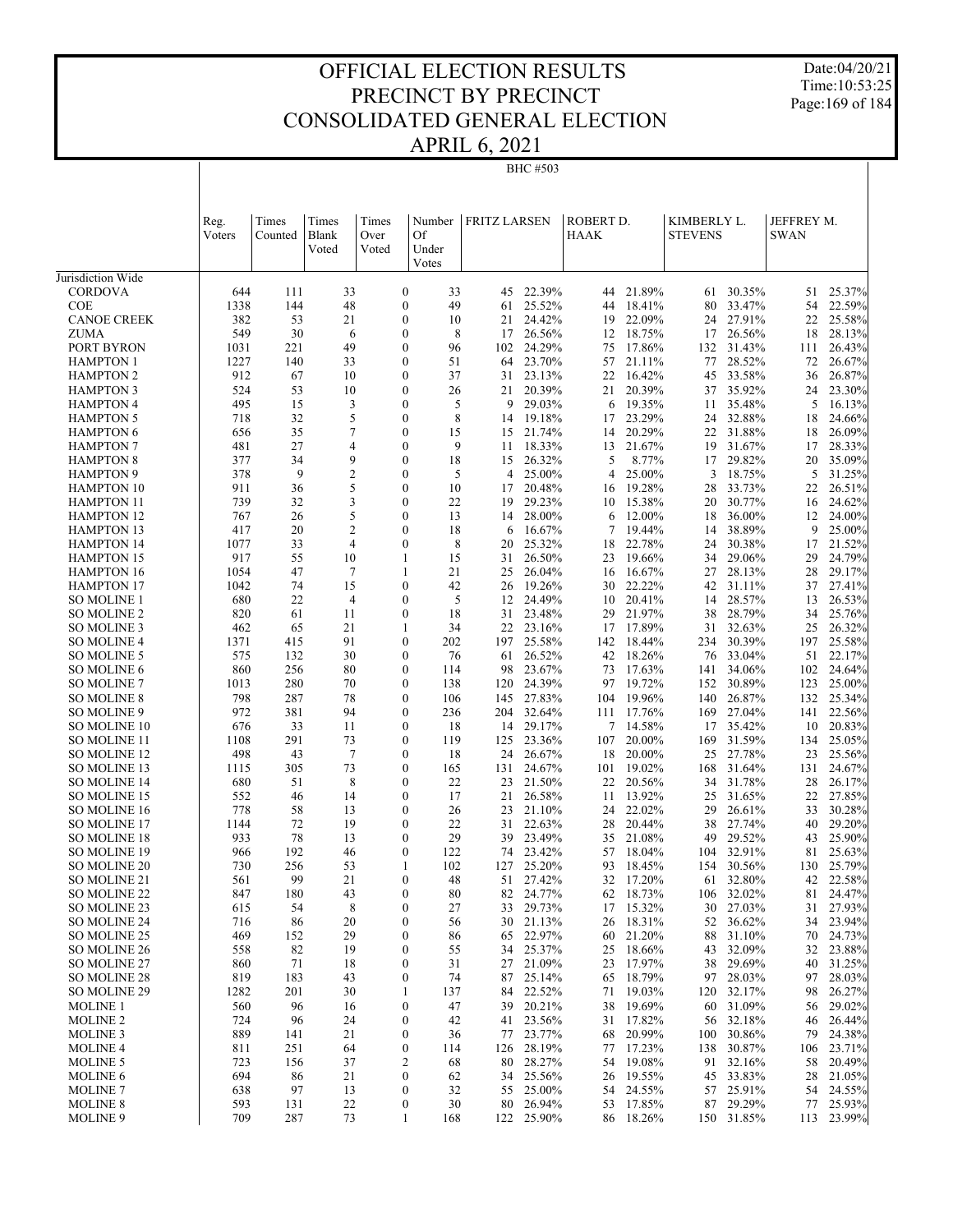# OFFICIAL ELECTION RESULTS
# PRECINCT BY PRECINCT
# CONSOLIDATED GENERAL ELECTION
# APRIL 6, 2021

Date:04/20/21
Time:10:53:25

BHC #503

| | Reg. Voters | Times Counted | Times Blank Voted | Times Over Voted | Number Of Under Votes | FRITZ LARSEN | | ROBERT D. HAAK | | KIMBERLY L. STEVENS | | JEFFREY M. SWAN | |
|---|---|---|---|---|---|---|---|---|---|---|---|---|---|
| Jurisdiction Wide | | | | | | | | | | | | | |
| CORDOVA | 644 | 111 | 33 | 0 | 33 | 45 | 22.39% | 44 | 21.89% | 61 | 30.35% | 51 | 25.37% |
| COE | 1338 | 144 | 48 | 0 | 49 | 61 | 25.52% | 44 | 18.41% | 80 | 33.47% | 54 | 22.59% |
| CANOE CREEK | 382 | 53 | 21 | 0 | 10 | 21 | 24.42% | 19 | 22.09% | 24 | 27.91% | 22 | 25.58% |
| ZUMA | 549 | 30 | 6 | 0 | 8 | 17 | 26.56% | 12 | 18.75% | 17 | 26.56% | 18 | 28.13% |
| PORT BYRON | 1031 | 221 | 49 | 0 | 96 | 102 | 24.29% | 75 | 17.86% | 132 | 31.43% | 111 | 26.43% |
| HAMPTON 1 | 1227 | 140 | 33 | 0 | 51 | 64 | 23.70% | 57 | 21.11% | 77 | 28.52% | 72 | 26.67% |
| HAMPTON 2 | 912 | 67 | 10 | 0 | 37 | 31 | 23.13% | 22 | 16.42% | 45 | 33.58% | 36 | 26.87% |
| HAMPTON 3 | 524 | 53 | 10 | 0 | 26 | 21 | 20.39% | 21 | 20.39% | 37 | 35.92% | 24 | 23.30% |
| HAMPTON 4 | 495 | 15 | 3 | 0 | 5 | 9 | 29.03% | 6 | 19.35% | 11 | 35.48% | 5 | 16.13% |
| HAMPTON 5 | 718 | 32 | 5 | 0 | 8 | 14 | 19.18% | 17 | 23.29% | 24 | 32.88% | 18 | 24.66% |
| HAMPTON 6 | 656 | 35 | 7 | 0 | 15 | 15 | 21.74% | 14 | 20.29% | 22 | 31.88% | 18 | 26.09% |
| HAMPTON 7 | 481 | 27 | 4 | 0 | 9 | 11 | 18.33% | 13 | 21.67% | 19 | 31.67% | 17 | 28.33% |
| HAMPTON 8 | 377 | 34 | 9 | 0 | 18 | 15 | 26.32% | 5 | 8.77% | 17 | 29.82% | 20 | 35.09% |
| HAMPTON 9 | 378 | 9 | 2 | 0 | 5 | 4 | 25.00% | 4 | 25.00% | 3 | 18.75% | 5 | 31.25% |
| HAMPTON 10 | 911 | 36 | 5 | 0 | 10 | 17 | 20.48% | 16 | 19.28% | 28 | 33.73% | 22 | 26.51% |
| HAMPTON 11 | 739 | 32 | 3 | 0 | 22 | 19 | 29.23% | 10 | 15.38% | 20 | 30.77% | 16 | 24.62% |
| HAMPTON 12 | 767 | 26 | 5 | 0 | 13 | 14 | 28.00% | 6 | 12.00% | 18 | 36.00% | 12 | 24.00% |
| HAMPTON 13 | 417 | 20 | 2 | 0 | 18 | 6 | 16.67% | 7 | 19.44% | 14 | 38.89% | 9 | 25.00% |
| HAMPTON 14 | 1077 | 33 | 4 | 0 | 8 | 20 | 25.32% | 18 | 22.78% | 24 | 30.38% | 17 | 21.52% |
| HAMPTON 15 | 917 | 55 | 10 | 1 | 15 | 31 | 26.50% | 23 | 19.66% | 34 | 29.06% | 29 | 24.79% |
| HAMPTON 16 | 1054 | 47 | 7 | 1 | 21 | 25 | 26.04% | 16 | 16.67% | 27 | 28.13% | 28 | 29.17% |
| HAMPTON 17 | 1042 | 74 | 15 | 0 | 42 | 26 | 19.26% | 30 | 22.22% | 42 | 31.11% | 37 | 27.41% |
| SO MOLINE 1 | 680 | 22 | 4 | 0 | 5 | 12 | 24.49% | 10 | 20.41% | 14 | 28.57% | 13 | 26.53% |
| SO MOLINE 2 | 820 | 61 | 11 | 0 | 18 | 31 | 23.48% | 29 | 21.97% | 38 | 28.79% | 34 | 25.76% |
| SO MOLINE 3 | 462 | 65 | 21 | 1 | 34 | 22 | 23.16% | 17 | 17.89% | 31 | 32.63% | 25 | 26.32% |
| SO MOLINE 4 | 1371 | 415 | 91 | 0 | 202 | 197 | 25.58% | 142 | 18.44% | 234 | 30.39% | 197 | 25.58% |
| SO MOLINE 5 | 575 | 132 | 30 | 0 | 76 | 61 | 26.52% | 42 | 18.26% | 76 | 33.04% | 51 | 22.17% |
| SO MOLINE 6 | 860 | 256 | 80 | 0 | 114 | 98 | 23.67% | 73 | 17.63% | 141 | 34.06% | 102 | 24.64% |
| SO MOLINE 7 | 1013 | 280 | 70 | 0 | 138 | 120 | 24.39% | 97 | 19.72% | 152 | 30.89% | 123 | 25.00% |
| SO MOLINE 8 | 798 | 287 | 78 | 0 | 106 | 145 | 27.83% | 104 | 19.96% | 140 | 26.87% | 132 | 25.34% |
| SO MOLINE 9 | 972 | 381 | 94 | 0 | 236 | 204 | 32.64% | 111 | 17.76% | 169 | 27.04% | 141 | 22.56% |
| SO MOLINE 10 | 676 | 33 | 11 | 0 | 18 | 14 | 29.17% | 7 | 14.58% | 17 | 35.42% | 10 | 20.83% |
| SO MOLINE 11 | 1108 | 291 | 73 | 0 | 119 | 125 | 23.36% | 107 | 20.00% | 169 | 31.59% | 134 | 25.05% |
| SO MOLINE 12 | 498 | 43 | 7 | 0 | 18 | 24 | 26.67% | 18 | 20.00% | 25 | 27.78% | 23 | 25.56% |
| SO MOLINE 13 | 1115 | 305 | 73 | 0 | 165 | 131 | 24.67% | 101 | 19.02% | 168 | 31.64% | 131 | 24.67% |
| SO MOLINE 14 | 680 | 51 | 8 | 0 | 22 | 23 | 21.50% | 22 | 20.56% | 34 | 31.78% | 28 | 26.17% |
| SO MOLINE 15 | 552 | 46 | 14 | 0 | 17 | 21 | 26.58% | 11 | 13.92% | 25 | 31.65% | 22 | 27.85% |
| SO MOLINE 16 | 778 | 58 | 13 | 0 | 26 | 23 | 21.10% | 24 | 22.02% | 29 | 26.61% | 33 | 30.28% |
| SO MOLINE 17 | 1144 | 72 | 19 | 0 | 22 | 31 | 22.63% | 28 | 20.44% | 38 | 27.74% | 40 | 29.20% |
| SO MOLINE 18 | 933 | 78 | 13 | 0 | 29 | 39 | 23.49% | 35 | 21.08% | 49 | 29.52% | 43 | 25.90% |
| SO MOLINE 19 | 966 | 192 | 46 | 0 | 122 | 74 | 23.42% | 57 | 18.04% | 104 | 32.91% | 81 | 25.63% |
| SO MOLINE 20 | 730 | 256 | 53 | 1 | 102 | 127 | 25.20% | 93 | 18.45% | 154 | 30.56% | 130 | 25.79% |
| SO MOLINE 21 | 561 | 99 | 21 | 0 | 48 | 51 | 27.42% | 32 | 17.20% | 61 | 32.80% | 42 | 22.58% |
| SO MOLINE 22 | 847 | 180 | 43 | 0 | 80 | 82 | 24.77% | 62 | 18.73% | 106 | 32.02% | 81 | 24.47% |
| SO MOLINE 23 | 615 | 54 | 8 | 0 | 27 | 33 | 29.73% | 17 | 15.32% | 30 | 27.03% | 31 | 27.93% |
| SO MOLINE 24 | 716 | 86 | 20 | 0 | 56 | 30 | 21.13% | 26 | 18.31% | 52 | 36.62% | 34 | 23.94% |
| SO MOLINE 25 | 469 | 152 | 29 | 0 | 86 | 65 | 22.97% | 60 | 21.20% | 88 | 31.10% | 70 | 24.73% |
| SO MOLINE 26 | 558 | 82 | 19 | 0 | 55 | 34 | 25.37% | 25 | 18.66% | 43 | 32.09% | 32 | 23.88% |
| SO MOLINE 27 | 860 | 71 | 18 | 0 | 31 | 27 | 21.09% | 23 | 17.97% | 38 | 29.69% | 40 | 31.25% |
| SO MOLINE 28 | 819 | 183 | 43 | 0 | 74 | 87 | 25.14% | 65 | 18.79% | 97 | 28.03% | 97 | 28.03% |
| SO MOLINE 29 | 1282 | 201 | 30 | 1 | 137 | 84 | 22.52% | 71 | 19.03% | 120 | 32.17% | 98 | 26.27% |
| MOLINE 1 | 560 | 96 | 16 | 0 | 47 | 39 | 20.21% | 38 | 19.69% | 60 | 31.09% | 56 | 29.02% |
| MOLINE 2 | 724 | 96 | 24 | 0 | 42 | 41 | 23.56% | 31 | 17.82% | 56 | 32.18% | 46 | 26.44% |
| MOLINE 3 | 889 | 141 | 21 | 0 | 36 | 77 | 23.77% | 68 | 20.99% | 100 | 30.86% | 79 | 24.38% |
| MOLINE 4 | 811 | 251 | 64 | 0 | 114 | 126 | 28.19% | 77 | 17.23% | 138 | 30.87% | 106 | 23.71% |
| MOLINE 5 | 723 | 156 | 37 | 2 | 68 | 80 | 28.27% | 54 | 19.08% | 91 | 32.16% | 58 | 20.49% |
| MOLINE 6 | 694 | 86 | 21 | 0 | 62 | 34 | 25.56% | 26 | 19.55% | 45 | 33.83% | 28 | 21.05% |
| MOLINE 7 | 638 | 97 | 13 | 0 | 32 | 55 | 25.00% | 54 | 24.55% | 57 | 25.91% | 54 | 24.55% |
| MOLINE 8 | 593 | 131 | 22 | 0 | 30 | 80 | 26.94% | 53 | 17.85% | 87 | 29.29% | 77 | 25.93% |
| MOLINE 9 | 709 | 287 | 73 | 1 | 168 | 122 | 25.90% | 86 | 18.26% | 150 | 31.85% | 113 | 23.99% |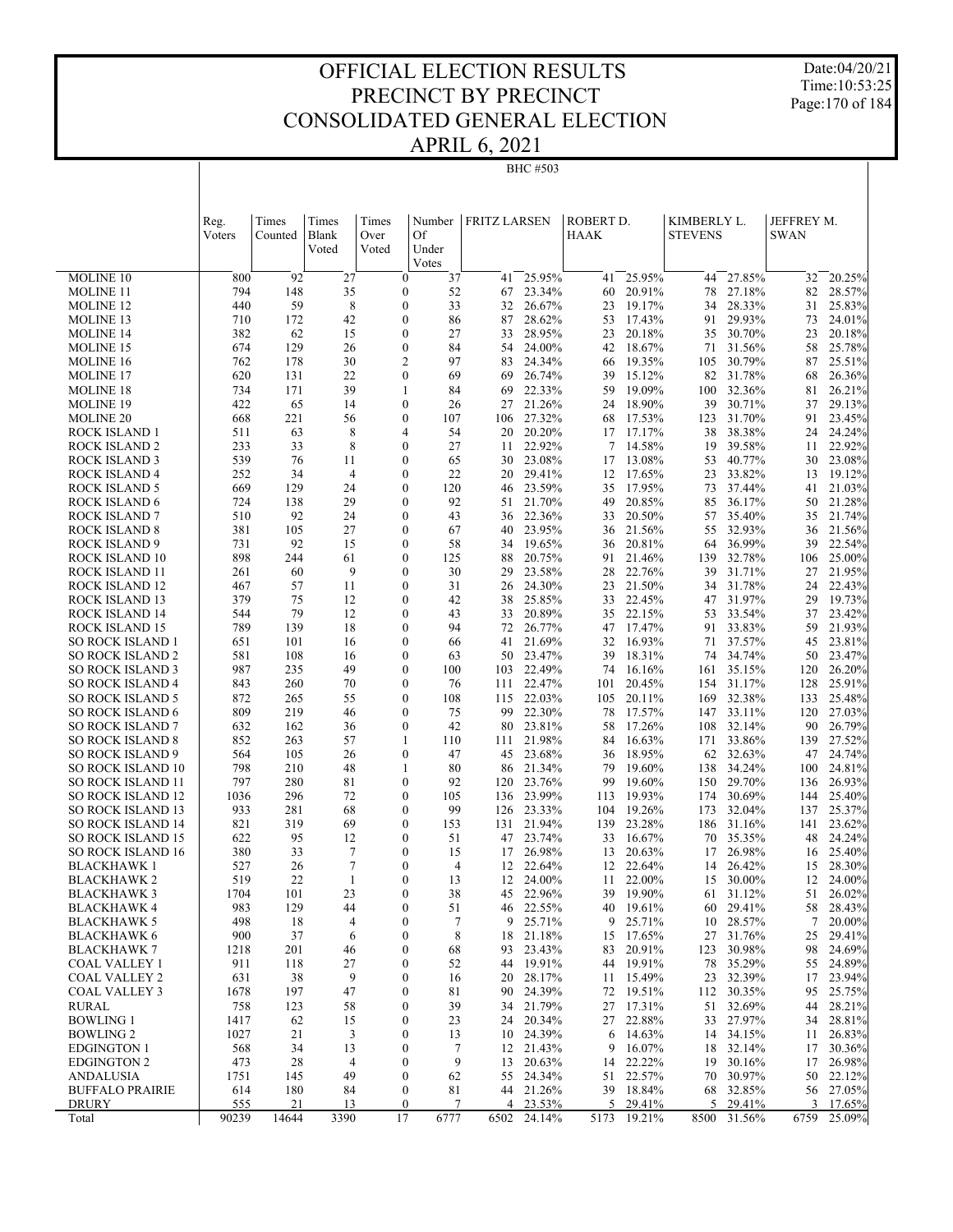# OFFICIAL ELECTION RESULTS
# PRECINCT BY PRECINCT
# CONSOLIDATED GENERAL ELECTION
# APRIL 6, 2021

Date:04/20/21
Time:10:53:25

BHC #503

| | Reg. Voters | Times Counted | Times Blank Voted | Times Over Voted | Number Of Under Votes | FRITZ LARSEN | | ROBERT D. HAAK | | KIMBERLY L. STEVENS | | JEFFREY M. SWAN | |
|---|---|---|---|---|---|---|---|---|---|---|---|---|---|
| MOLINE 10 | 800 | 92 | 27 | 0 | 37 | 41 | 25.95% | 41 | 25.95% | 44 | 27.85% | 32 | 20.25% |
| MOLINE 11 | 794 | 148 | 35 | 0 | 52 | 67 | 23.34% | 60 | 20.91% | 78 | 27.18% | 82 | 28.57% |
| MOLINE 12 | 440 | 59 | 8 | 0 | 33 | 32 | 26.67% | 23 | 19.17% | 34 | 28.33% | 31 | 25.83% |
| MOLINE 13 | 710 | 172 | 42 | 0 | 86 | 87 | 28.62% | 53 | 17.43% | 91 | 29.93% | 73 | 24.01% |
| MOLINE 14 | 382 | 62 | 15 | 0 | 27 | 33 | 28.95% | 23 | 20.18% | 35 | 30.70% | 23 | 20.18% |
| MOLINE 15 | 674 | 129 | 26 | 0 | 84 | 54 | 24.00% | 42 | 18.67% | 71 | 31.56% | 58 | 25.78% |
| MOLINE 16 | 762 | 178 | 30 | 2 | 97 | 83 | 24.34% | 66 | 19.35% | 105 | 30.79% | 87 | 25.51% |
| MOLINE 17 | 620 | 131 | 22 | 0 | 69 | 69 | 26.74% | 39 | 15.12% | 82 | 31.78% | 68 | 26.36% |
| MOLINE 18 | 734 | 171 | 39 | 1 | 84 | 69 | 22.33% | 59 | 19.09% | 100 | 32.36% | 81 | 26.21% |
| MOLINE 19 | 422 | 65 | 14 | 0 | 26 | 27 | 21.26% | 24 | 18.90% | 39 | 30.71% | 37 | 29.13% |
| MOLINE 20 | 668 | 221 | 56 | 0 | 107 | 106 | 27.32% | 68 | 17.53% | 123 | 31.70% | 91 | 23.45% |
| ROCK ISLAND 1 | 511 | 63 | 8 | 4 | 54 | 20 | 20.20% | 17 | 17.17% | 38 | 38.38% | 24 | 24.24% |
| ROCK ISLAND 2 | 233 | 33 | 8 | 0 | 27 | 11 | 22.92% | 7 | 14.58% | 19 | 39.58% | 11 | 22.92% |
| ROCK ISLAND 3 | 539 | 76 | 11 | 0 | 65 | 30 | 23.08% | 17 | 13.08% | 53 | 40.77% | 30 | 23.08% |
| ROCK ISLAND 4 | 252 | 34 | 4 | 0 | 22 | 20 | 29.41% | 12 | 17.65% | 23 | 33.82% | 13 | 19.12% |
| ROCK ISLAND 5 | 669 | 129 | 24 | 0 | 120 | 46 | 23.59% | 35 | 17.95% | 73 | 37.44% | 41 | 21.03% |
| ROCK ISLAND 6 | 724 | 138 | 29 | 0 | 92 | 51 | 21.70% | 49 | 20.85% | 85 | 36.17% | 50 | 21.28% |
| ROCK ISLAND 7 | 510 | 92 | 24 | 0 | 43 | 36 | 22.36% | 33 | 20.50% | 57 | 35.40% | 35 | 21.74% |
| ROCK ISLAND 8 | 381 | 105 | 27 | 0 | 67 | 40 | 23.95% | 36 | 21.56% | 55 | 32.93% | 36 | 21.56% |
| ROCK ISLAND 9 | 731 | 92 | 15 | 0 | 58 | 34 | 19.65% | 36 | 20.81% | 64 | 36.99% | 39 | 22.54% |
| ROCK ISLAND 10 | 898 | 244 | 61 | 0 | 125 | 88 | 20.75% | 91 | 21.46% | 139 | 32.78% | 106 | 25.00% |
| ROCK ISLAND 11 | 261 | 60 | 9 | 0 | 30 | 29 | 23.58% | 28 | 22.76% | 39 | 31.71% | 27 | 21.95% |
| ROCK ISLAND 12 | 467 | 57 | 11 | 0 | 31 | 26 | 24.30% | 23 | 21.50% | 34 | 31.78% | 24 | 22.43% |
| ROCK ISLAND 13 | 379 | 75 | 12 | 0 | 42 | 38 | 25.85% | 33 | 22.45% | 47 | 31.97% | 29 | 19.73% |
| ROCK ISLAND 14 | 544 | 79 | 12 | 0 | 43 | 33 | 20.89% | 35 | 22.15% | 53 | 33.54% | 37 | 23.42% |
| ROCK ISLAND 15 | 789 | 139 | 18 | 0 | 94 | 72 | 26.77% | 47 | 17.47% | 91 | 33.83% | 59 | 21.93% |
| SO ROCK ISLAND 1 | 651 | 101 | 16 | 0 | 66 | 41 | 21.69% | 32 | 16.93% | 71 | 37.57% | 45 | 23.81% |
| SO ROCK ISLAND 2 | 581 | 108 | 16 | 0 | 63 | 50 | 23.47% | 39 | 18.31% | 74 | 34.74% | 50 | 23.47% |
| SO ROCK ISLAND 3 | 987 | 235 | 49 | 0 | 100 | 103 | 22.49% | 74 | 16.16% | 161 | 35.15% | 120 | 26.20% |
| SO ROCK ISLAND 4 | 843 | 260 | 70 | 0 | 76 | 111 | 22.47% | 101 | 20.45% | 154 | 31.17% | 128 | 25.91% |
| SO ROCK ISLAND 5 | 872 | 265 | 55 | 0 | 108 | 115 | 22.03% | 105 | 20.11% | 169 | 32.38% | 133 | 25.48% |
| SO ROCK ISLAND 6 | 809 | 219 | 46 | 0 | 75 | 99 | 22.30% | 78 | 17.57% | 147 | 33.11% | 120 | 27.03% |
| SO ROCK ISLAND 7 | 632 | 162 | 36 | 0 | 42 | 80 | 23.81% | 58 | 17.26% | 108 | 32.14% | 90 | 26.79% |
| SO ROCK ISLAND 8 | 852 | 263 | 57 | 1 | 110 | 111 | 21.98% | 84 | 16.63% | 171 | 33.86% | 139 | 27.52% |
| SO ROCK ISLAND 9 | 564 | 105 | 26 | 0 | 47 | 45 | 23.68% | 36 | 18.95% | 62 | 32.63% | 47 | 24.74% |
| SO ROCK ISLAND 10 | 798 | 210 | 48 | 1 | 80 | 86 | 21.34% | 79 | 19.60% | 138 | 34.24% | 100 | 24.81% |
| SO ROCK ISLAND 11 | 797 | 280 | 81 | 0 | 92 | 120 | 23.76% | 99 | 19.60% | 150 | 29.70% | 136 | 26.93% |
| SO ROCK ISLAND 12 | 1036 | 296 | 72 | 0 | 105 | 136 | 23.99% | 113 | 19.93% | 174 | 30.69% | 144 | 25.40% |
| SO ROCK ISLAND 13 | 933 | 281 | 68 | 0 | 99 | 126 | 23.33% | 104 | 19.26% | 173 | 32.04% | 137 | 25.37% |
| SO ROCK ISLAND 14 | 821 | 319 | 69 | 0 | 153 | 131 | 21.94% | 139 | 23.28% | 186 | 31.16% | 141 | 23.62% |
| SO ROCK ISLAND 15 | 622 | 95 | 12 | 0 | 51 | 47 | 23.74% | 33 | 16.67% | 70 | 35.35% | 48 | 24.24% |
| SO ROCK ISLAND 16 | 380 | 33 | 7 | 0 | 15 | 17 | 26.98% | 13 | 20.63% | 17 | 26.98% | 16 | 25.40% |
| BLACKHAWK 1 | 527 | 26 | 7 | 0 | 4 | 12 | 22.64% | 12 | 22.64% | 14 | 26.42% | 15 | 28.30% |
| BLACKHAWK 2 | 519 | 22 | 1 | 0 | 13 | 12 | 24.00% | 11 | 22.00% | 15 | 30.00% | 12 | 24.00% |
| BLACKHAWK 3 | 1704 | 101 | 23 | 0 | 38 | 45 | 22.96% | 39 | 19.90% | 61 | 31.12% | 51 | 26.02% |
| BLACKHAWK 4 | 983 | 129 | 44 | 0 | 51 | 46 | 22.55% | 40 | 19.61% | 60 | 29.41% | 58 | 28.43% |
| BLACKHAWK 5 | 498 | 18 | 4 | 0 | 7 | 9 | 25.71% | 9 | 25.71% | 10 | 28.57% | 7 | 20.00% |
| BLACKHAWK 6 | 900 | 37 | 6 | 0 | 8 | 18 | 21.18% | 15 | 17.65% | 27 | 31.76% | 25 | 29.41% |
| BLACKHAWK 7 | 1218 | 201 | 46 | 0 | 68 | 93 | 23.43% | 83 | 20.91% | 123 | 30.98% | 98 | 24.69% |
| COAL VALLEY 1 | 911 | 118 | 27 | 0 | 52 | 44 | 19.91% | 44 | 19.91% | 78 | 35.29% | 55 | 24.89% |
| COAL VALLEY 2 | 631 | 38 | 9 | 0 | 16 | 20 | 28.17% | 11 | 15.49% | 23 | 32.39% | 17 | 23.94% |
| COAL VALLEY 3 | 1678 | 197 | 47 | 0 | 81 | 90 | 24.39% | 72 | 19.51% | 112 | 30.35% | 95 | 25.75% |
| RURAL | 758 | 123 | 58 | 0 | 39 | 34 | 21.79% | 27 | 17.31% | 51 | 32.69% | 44 | 28.21% |
| BOWLING 1 | 1417 | 62 | 15 | 0 | 23 | 24 | 20.34% | 27 | 22.88% | 33 | 27.97% | 34 | 28.81% |
| BOWLING 2 | 1027 | 21 | 3 | 0 | 13 | 10 | 24.39% | 6 | 14.63% | 14 | 34.15% | 11 | 26.83% |
| EDGINGTON 1 | 568 | 34 | 13 | 0 | 7 | 12 | 21.43% | 9 | 16.07% | 18 | 32.14% | 17 | 30.36% |
| EDGINGTON 2 | 473 | 28 | 4 | 0 | 9 | 13 | 20.63% | 14 | 22.22% | 19 | 30.16% | 17 | 26.98% |
| ANDALUSIA | 1751 | 145 | 49 | 0 | 62 | 55 | 24.34% | 51 | 22.57% | 70 | 30.97% | 50 | 22.12% |
| BUFFALO PRAIRIE | 614 | 180 | 84 | 0 | 81 | 44 | 21.26% | 39 | 18.84% | 68 | 32.85% | 56 | 27.05% |
| DRURY | 555 | 21 | 13 | 0 | 7 | 4 | 23.53% | 5 | 29.41% | 5 | 29.41% | 3 | 17.65% |
| Total | 90239 | 14644 | 3390 | 17 | 6777 | 6502 | 24.14% | 5173 | 19.21% | 8500 | 31.56% | 6759 | 25.09% |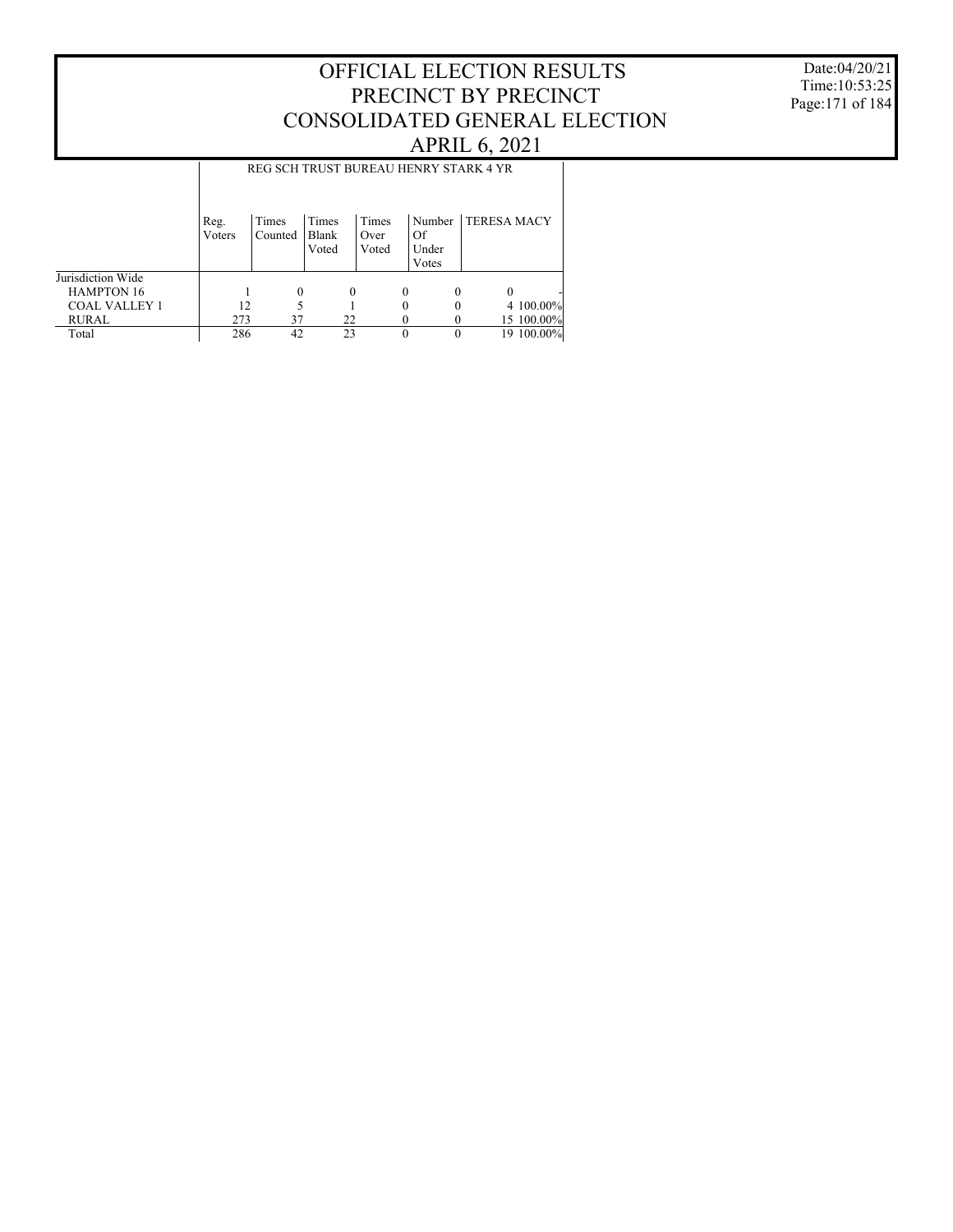# OFFICIAL ELECTION RESULTS
# PRECINCT BY PRECINCT
# CONSOLIDATED GENERAL ELECTION
# APRIL 6, 2021

Date:04/20/21
Time:10:53:25

| | REG SCH TRUST BUREAU HENRY STARK 4 YR | | | | | | |
|---|---|---|---|---|---|---|---|
| | Reg. Voters | Times Counted | Times Blank Voted | Times Over Voted | Number Of Under Votes | TERESA MACY | |
| Jurisdiction Wide | | | | | | | |
| HAMPTON 16 | 1 | 0 | 0 | 0 | 0 | 0 | - |
| COAL VALLEY 1 | 12 | 5 | 1 | 0 | 0 | 4 | 100.00% |
| RURAL | 273 | 37 | 22 | 0 | 0 | 15 | 100.00% |
| Total | 286 | 42 | 23 | 0 | 0 | 19 | 100.00% |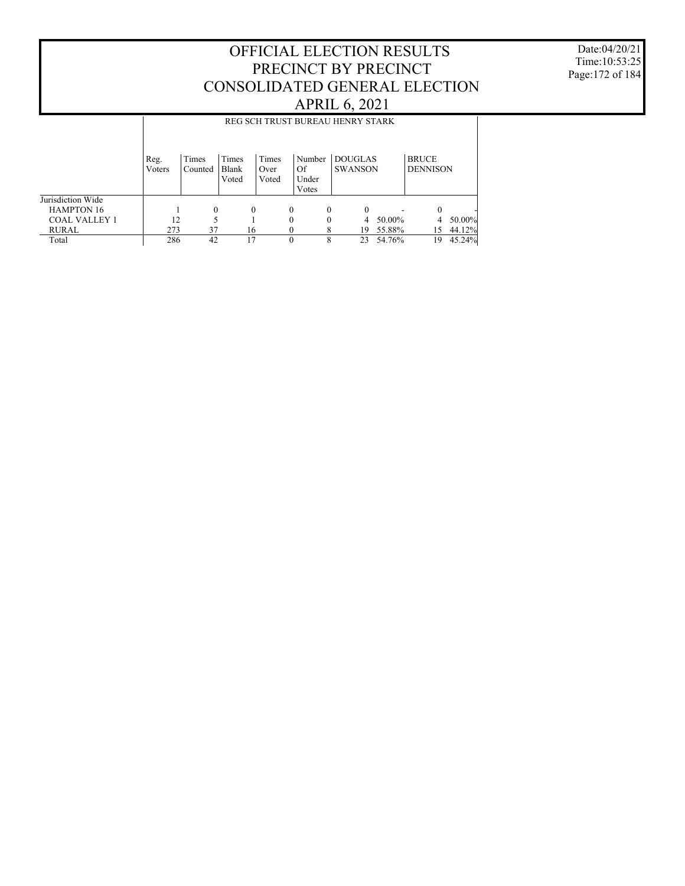# OFFICIAL ELECTION RESULTS
# PRECINCT BY PRECINCT
# CONSOLIDATED GENERAL ELECTION
# APRIL 6, 2021

Date:04/20/21
Time:10:53:25

REG SCH TRUST BUREAU HENRY STARK

| | Reg. Voters | Times Counted | Times Blank Voted | Times Over Voted | Number Of Under Votes | DOUGLAS SWANSON | | BRUCE DENNISON | |
|---|---|---|---|---|---|---|---|---|---|
| Jurisdiction Wide | | | | | | | | | |
| HAMPTON 16 | 1 | 0 | 0 | 0 | 0 | 0 | - | 0 | - |
| COAL VALLEY 1 | 12 | 5 | 1 | 0 | 0 | 4 | 50.00% | 4 | 50.00% |
| RURAL | 273 | 37 | 16 | 0 | 8 | 19 | 55.88% | 15 | 44.12% |
| Total | 286 | 42 | 17 | 0 | 8 | 23 | 54.76% | 19 | 45.24% |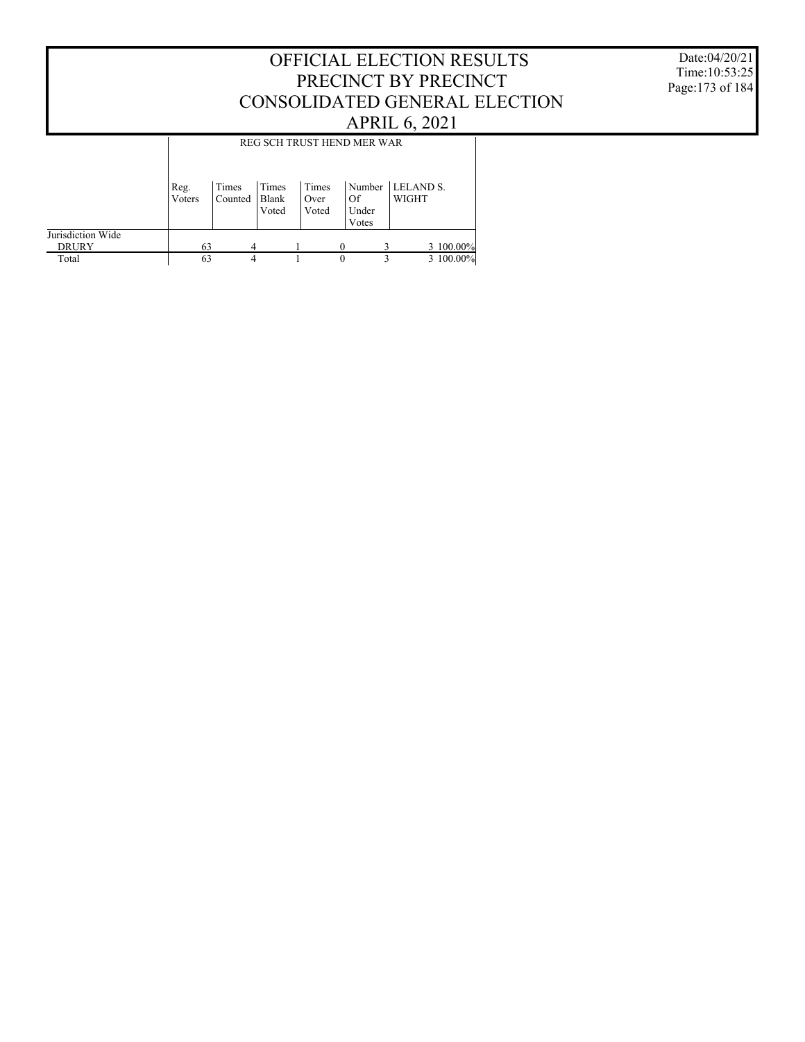# OFFICIAL ELECTION RESULTS
# PRECINCT BY PRECINCT
# CONSOLIDATED GENERAL ELECTION
# APRIL 6, 2021

Date:04/20/21
Time:10:53:25

| | REG SCH TRUST HEND MER WAR | | | | | | |
|---|---|---|---|---|---|---|---|
| | Reg. Voters | Times Counted | Times Blank Voted | Times Over Voted | Number Of Under Votes | LELAND S. WIGHT | |
| Jurisdiction Wide | | | | | | | |
| DRURY | 63 | 4 | 1 | 0 | 3 | 3 | 100.00% |
| Total | 63 | 4 | 1 | 0 | 3 | 3 | 100.00% |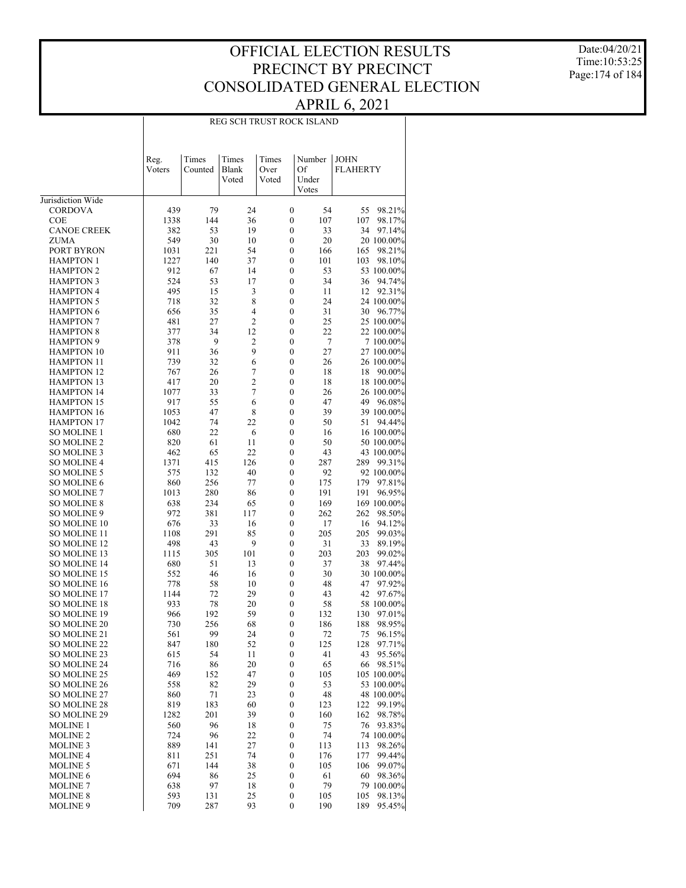# OFFICIAL ELECTION RESULTS PRECINCT BY PRECINCT CONSOLIDATED GENERAL ELECTION APRIL 6, 2021

Date:04/20/21
Time:10:53:25

## REG SCH TRUST ROCK ISLAND

| | Reg. Voters | Times Counted | Times Blank Voted | Times Over Voted | Number Of Under Votes | JOHN FLAHERTY | |
|---|---|---|---|---|---|---|---|
| Jurisdiction Wide | | | | | | | |
| CORDOVA | 439 | 79 | 24 | 0 | 54 | 55 | 98.21% |
| COE | 1338 | 144 | 36 | 0 | 107 | 107 | 98.17% |
| CANOE CREEK | 382 | 53 | 19 | 0 | 33 | 34 | 97.14% |
| ZUMA | 549 | 30 | 10 | 0 | 20 | 20 | 100.00% |
| PORT BYRON | 1031 | 221 | 54 | 0 | 166 | 165 | 98.21% |
| HAMPTON 1 | 1227 | 140 | 37 | 0 | 101 | 103 | 98.10% |
| HAMPTON 2 | 912 | 67 | 14 | 0 | 53 | 53 | 100.00% |
| HAMPTON 3 | 524 | 53 | 17 | 0 | 34 | 36 | 94.74% |
| HAMPTON 4 | 495 | 15 | 3 | 0 | 11 | 12 | 92.31% |
| HAMPTON 5 | 718 | 32 | 8 | 0 | 24 | 24 | 100.00% |
| HAMPTON 6 | 656 | 35 | 4 | 0 | 31 | 30 | 96.77% |
| HAMPTON 7 | 481 | 27 | 2 | 0 | 25 | 25 | 100.00% |
| HAMPTON 8 | 377 | 34 | 12 | 0 | 22 | 22 | 100.00% |
| HAMPTON 9 | 378 | 9 | 2 | 0 | 7 | 7 | 100.00% |
| HAMPTON 10 | 911 | 36 | 9 | 0 | 27 | 27 | 100.00% |
| HAMPTON 11 | 739 | 32 | 6 | 0 | 26 | 26 | 100.00% |
| HAMPTON 12 | 767 | 26 | 7 | 0 | 18 | 18 | 90.00% |
| HAMPTON 13 | 417 | 20 | 2 | 0 | 18 | 18 | 100.00% |
| HAMPTON 14 | 1077 | 33 | 7 | 0 | 26 | 26 | 100.00% |
| HAMPTON 15 | 917 | 55 | 6 | 0 | 47 | 49 | 96.08% |
| HAMPTON 16 | 1053 | 47 | 8 | 0 | 39 | 39 | 100.00% |
| HAMPTON 17 | 1042 | 74 | 22 | 0 | 50 | 51 | 94.44% |
| SO MOLINE 1 | 680 | 22 | 6 | 0 | 16 | 16 | 100.00% |
| SO MOLINE 2 | 820 | 61 | 11 | 0 | 50 | 50 | 100.00% |
| SO MOLINE 3 | 462 | 65 | 22 | 0 | 43 | 43 | 100.00% |
| SO MOLINE 4 | 1371 | 415 | 126 | 0 | 287 | 289 | 99.31% |
| SO MOLINE 5 | 575 | 132 | 40 | 0 | 92 | 92 | 100.00% |
| SO MOLINE 6 | 860 | 256 | 77 | 0 | 175 | 179 | 97.81% |
| SO MOLINE 7 | 1013 | 280 | 86 | 0 | 191 | 191 | 96.95% |
| SO MOLINE 8 | 638 | 234 | 65 | 0 | 169 | 169 | 100.00% |
| SO MOLINE 9 | 972 | 381 | 117 | 0 | 262 | 262 | 98.50% |
| SO MOLINE 10 | 676 | 33 | 16 | 0 | 17 | 16 | 94.12% |
| SO MOLINE 11 | 1108 | 291 | 85 | 0 | 205 | 205 | 99.03% |
| SO MOLINE 12 | 498 | 43 | 9 | 0 | 31 | 33 | 89.19% |
| SO MOLINE 13 | 1115 | 305 | 101 | 0 | 203 | 203 | 99.02% |
| SO MOLINE 14 | 680 | 51 | 13 | 0 | 37 | 38 | 97.44% |
| SO MOLINE 15 | 552 | 46 | 16 | 0 | 30 | 30 | 100.00% |
| SO MOLINE 16 | 778 | 58 | 10 | 0 | 48 | 47 | 97.92% |
| SO MOLINE 17 | 1144 | 72 | 29 | 0 | 43 | 42 | 97.67% |
| SO MOLINE 18 | 933 | 78 | 20 | 0 | 58 | 58 | 100.00% |
| SO MOLINE 19 | 966 | 192 | 59 | 0 | 132 | 130 | 97.01% |
| SO MOLINE 20 | 730 | 256 | 68 | 0 | 186 | 188 | 98.95% |
| SO MOLINE 21 | 561 | 99 | 24 | 0 | 72 | 75 | 96.15% |
| SO MOLINE 22 | 847 | 180 | 52 | 0 | 125 | 128 | 97.71% |
| SO MOLINE 23 | 615 | 54 | 11 | 0 | 41 | 43 | 95.56% |
| SO MOLINE 24 | 716 | 86 | 20 | 0 | 65 | 66 | 98.51% |
| SO MOLINE 25 | 469 | 152 | 47 | 0 | 105 | 105 | 100.00% |
| SO MOLINE 26 | 558 | 82 | 29 | 0 | 53 | 53 | 100.00% |
| SO MOLINE 27 | 860 | 71 | 23 | 0 | 48 | 48 | 100.00% |
| SO MOLINE 28 | 819 | 183 | 60 | 0 | 123 | 122 | 99.19% |
| SO MOLINE 29 | 1282 | 201 | 39 | 0 | 160 | 162 | 98.78% |
| MOLINE 1 | 560 | 96 | 18 | 0 | 75 | 76 | 93.83% |
| MOLINE 2 | 724 | 96 | 22 | 0 | 74 | 74 | 100.00% |
| MOLINE 3 | 889 | 141 | 27 | 0 | 113 | 113 | 98.26% |
| MOLINE 4 | 811 | 251 | 74 | 0 | 176 | 177 | 99.44% |
| MOLINE 5 | 671 | 144 | 38 | 0 | 105 | 106 | 99.07% |
| MOLINE 6 | 694 | 86 | 25 | 0 | 61 | 60 | 98.36% |
| MOLINE 7 | 638 | 97 | 18 | 0 | 79 | 79 | 100.00% |
| MOLINE 8 | 593 | 131 | 25 | 0 | 105 | 105 | 98.13% |
| MOLINE 9 | 709 | 287 | 93 | 0 | 190 | 189 | 95.45% |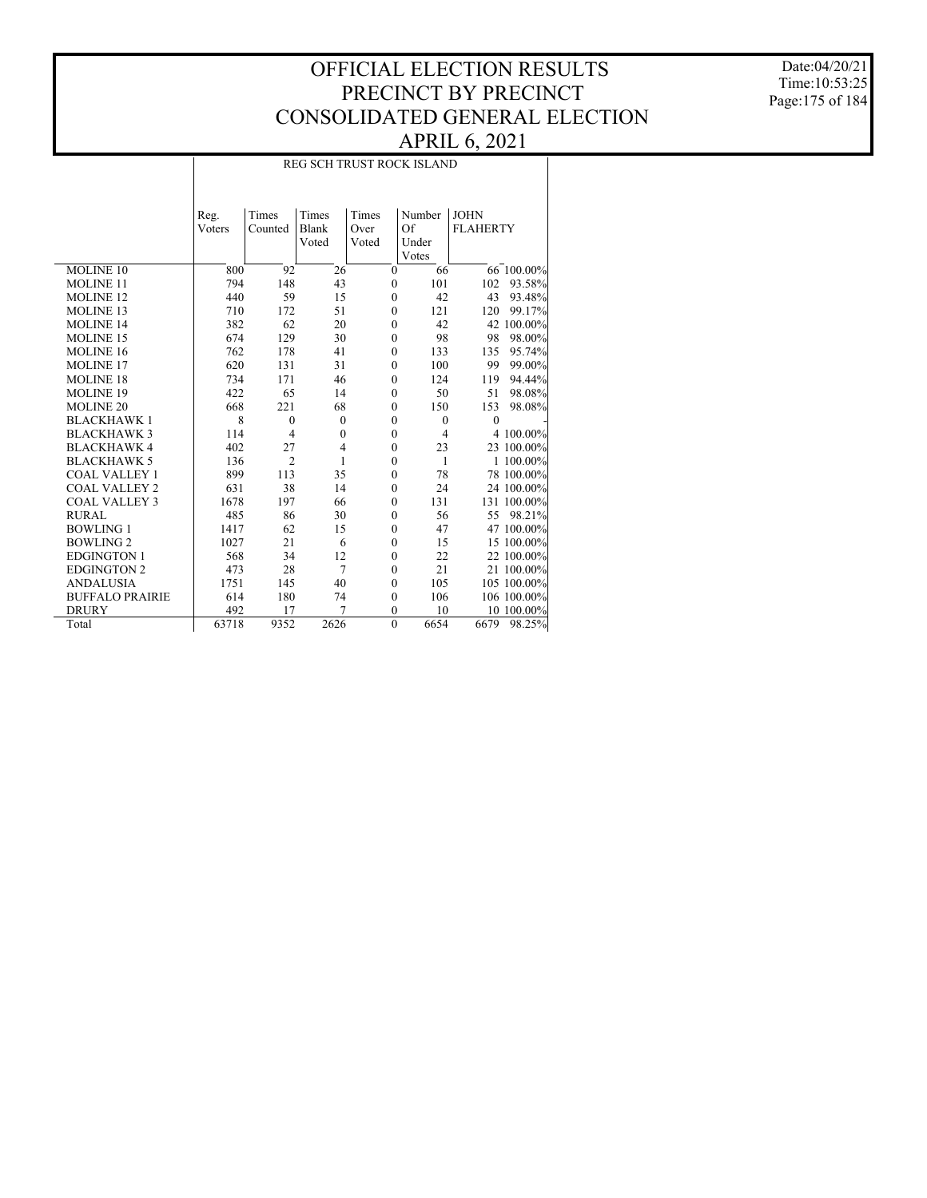# OFFICIAL ELECTION RESULTS
# PRECINCT BY PRECINCT
# CONSOLIDATED GENERAL ELECTION
# APRIL 6, 2021

Date:04/20/21
Time:10:53:25

## REG SCH TRUST ROCK ISLAND

| | Reg. Voters | Times Counted | Times Blank Voted | Times Over Voted | Number Of Under Votes | JOHN FLAHERTY | |
|---|---|---|---|---|---|---|---|
| MOLINE 10 | 800 | 92 | 26 | 0 | 66 | 66 | 100.00% |
| MOLINE 11 | 794 | 148 | 43 | 0 | 101 | 102 | 93.58% |
| MOLINE 12 | 440 | 59 | 15 | 0 | 42 | 43 | 93.48% |
| MOLINE 13 | 710 | 172 | 51 | 0 | 121 | 120 | 99.17% |
| MOLINE 14 | 382 | 62 | 20 | 0 | 42 | 42 | 100.00% |
| MOLINE 15 | 674 | 129 | 30 | 0 | 98 | 98 | 98.00% |
| MOLINE 16 | 762 | 178 | 41 | 0 | 133 | 135 | 95.74% |
| MOLINE 17 | 620 | 131 | 31 | 0 | 100 | 99 | 99.00% |
| MOLINE 18 | 734 | 171 | 46 | 0 | 124 | 119 | 94.44% |
| MOLINE 19 | 422 | 65 | 14 | 0 | 50 | 51 | 98.08% |
| MOLINE 20 | 668 | 221 | 68 | 0 | 150 | 153 | 98.08% |
| BLACKHAWK 1 | 8 | 0 | 0 | 0 | 0 | 0 | - |
| BLACKHAWK 3 | 114 | 4 | 0 | 0 | 4 | 4 | 100.00% |
| BLACKHAWK 4 | 402 | 27 | 4 | 0 | 23 | 23 | 100.00% |
| BLACKHAWK 5 | 136 | 2 | 1 | 0 | 1 | 1 | 100.00% |
| COAL VALLEY 1 | 899 | 113 | 35 | 0 | 78 | 78 | 100.00% |
| COAL VALLEY 2 | 631 | 38 | 14 | 0 | 24 | 24 | 100.00% |
| COAL VALLEY 3 | 1678 | 197 | 66 | 0 | 131 | 131 | 100.00% |
| RURAL | 485 | 86 | 30 | 0 | 56 | 55 | 98.21% |
| BOWLING 1 | 1417 | 62 | 15 | 0 | 47 | 47 | 100.00% |
| BOWLING 2 | 1027 | 21 | 6 | 0 | 15 | 15 | 100.00% |
| EDGINGTON 1 | 568 | 34 | 12 | 0 | 22 | 22 | 100.00% |
| EDGINGTON 2 | 473 | 28 | 7 | 0 | 21 | 21 | 100.00% |
| ANDALUSIA | 1751 | 145 | 40 | 0 | 105 | 105 | 100.00% |
| BUFFALO PRAIRIE | 614 | 180 | 74 | 0 | 106 | 106 | 100.00% |
| DRURY | 492 | 17 | 7 | 0 | 10 | 10 | 100.00% |
| Total | 63718 | 9352 | 2626 | 0 | 6654 | 6679 | 98.25% |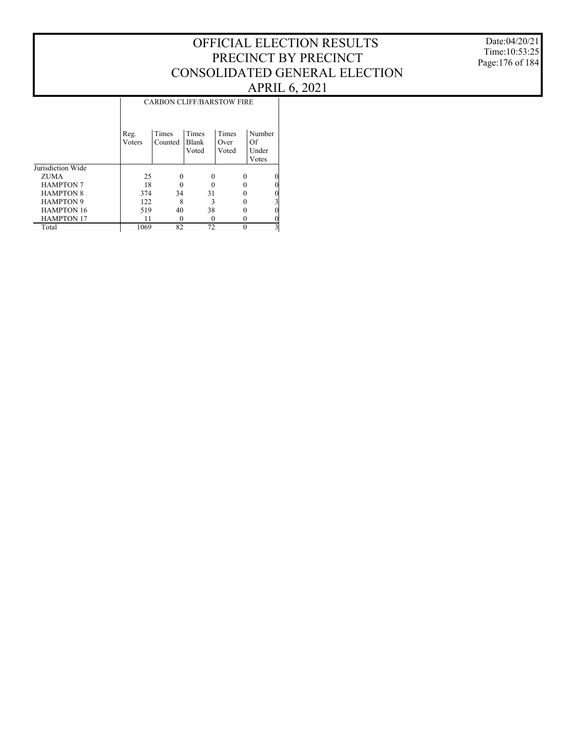# OFFICIAL ELECTION RESULTS
# PRECINCT BY PRECINCT
# CONSOLIDATED GENERAL ELECTION
# APRIL 6, 2021

Date:04/20/21
Time:10:53:25

| | CARBON CLIFF/BARSTOW FIRE | | | | |
|---|---|---|---|---|---|
| | Reg. Voters | Times Counted | Times Blank Voted | Times Over Voted | Number Of Under Votes |
| Jurisdiction Wide | | | | | |
| ZUMA | 25 | 0 | 0 | 0 | 0 |
| HAMPTON 7 | 18 | 0 | 0 | 0 | 0 |
| HAMPTON 8 | 374 | 34 | 31 | 0 | 0 |
| HAMPTON 9 | 122 | 8 | 3 | 0 | 3 |
| HAMPTON 16 | 519 | 40 | 38 | 0 | 0 |
| HAMPTON 17 | 11 | 0 | 0 | 0 | 0 |
| Total | 1069 | 82 | 72 | 0 | 3 |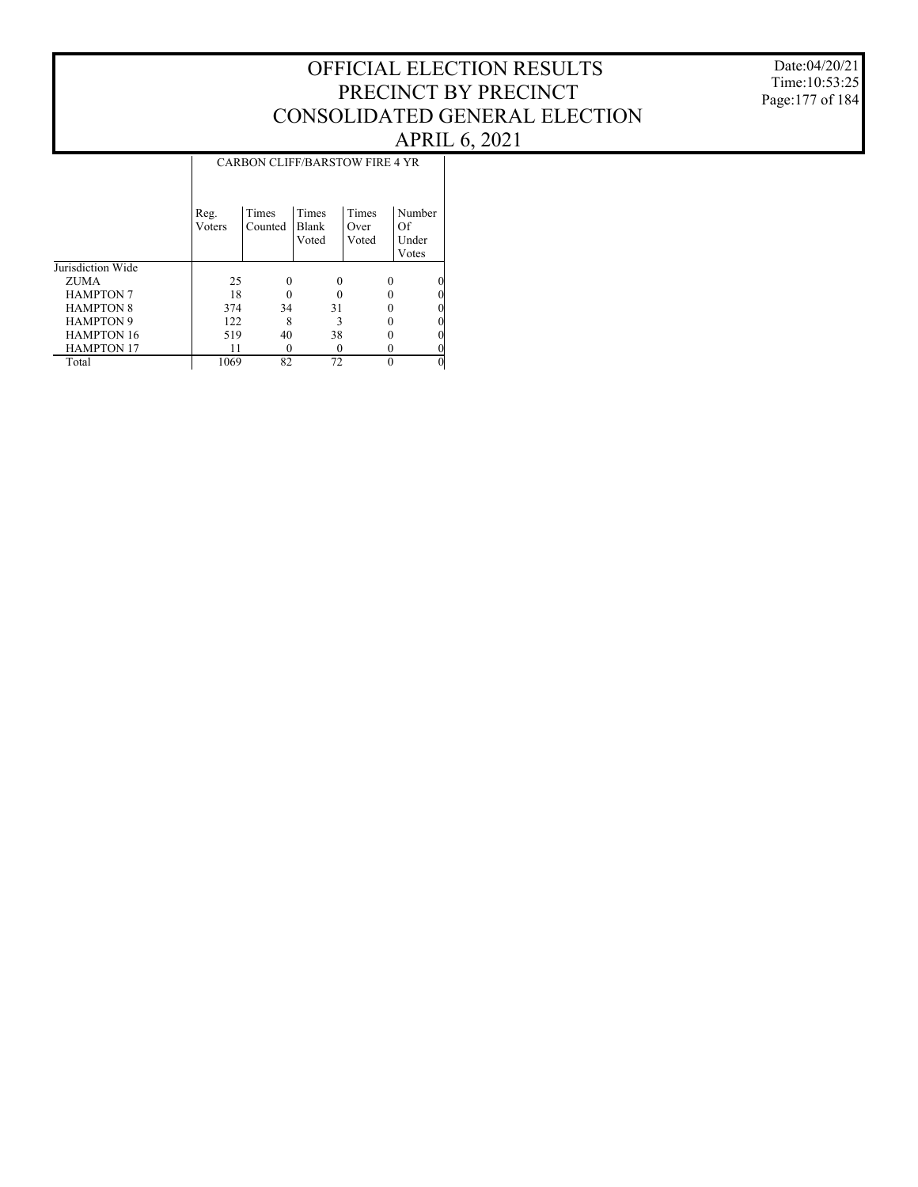# OFFICIAL ELECTION RESULTS
# PRECINCT BY PRECINCT
# CONSOLIDATED GENERAL ELECTION
# APRIL 6, 2021

Date:04/20/21
Time:10:53:25

| | CARBON CLIFF/BARSTOW FIRE 4 YR | | | | |
|---|---|---|---|---|---|
| | Reg. Voters | Times Counted | Times Blank Voted | Times Over Voted | Number Of Under Votes |
| Jurisdiction Wide | | | | | |
| ZUMA | 25 | 0 | 0 | 0 | 0 |
| HAMPTON 7 | 18 | 0 | 0 | 0 | 0 |
| HAMPTON 8 | 374 | 34 | 31 | 0 | 0 |
| HAMPTON 9 | 122 | 8 | 3 | 0 | 0 |
| HAMPTON 16 | 519 | 40 | 38 | 0 | 0 |
| HAMPTON 17 | 11 | 0 | 0 | 0 | 0 |
| Total | 1069 | 82 | 72 | 0 | 0 |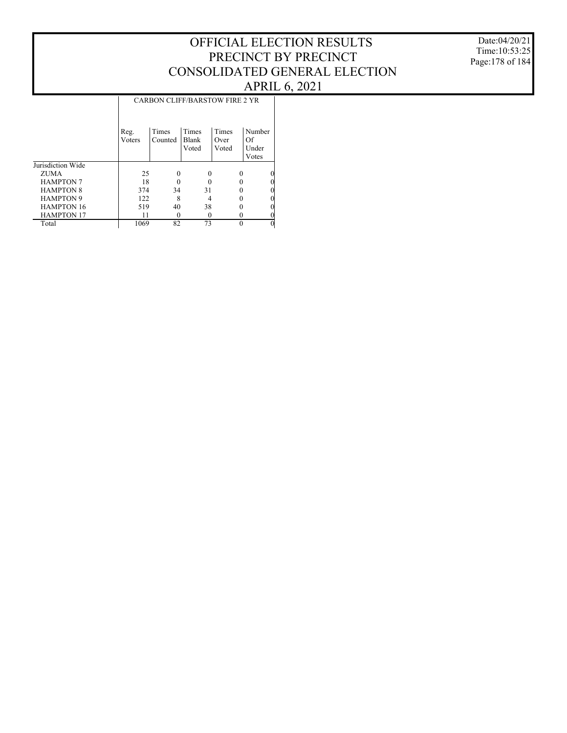# OFFICIAL ELECTION RESULTS
# PRECINCT BY PRECINCT
# CONSOLIDATED GENERAL ELECTION
# APRIL 6, 2021

Date:04/20/21
Time:10:53:25

| | CARBON CLIFF/BARSTOW FIRE 2 YR | | | | |
|---|---|---|---|---|---|
| | Reg. Voters | Times Counted | Times Blank Voted | Times Over Voted | Number Of Under Votes |
| Jurisdiction Wide | | | | | |
| ZUMA | 25 | 0 | 0 | 0 | 0 |
| HAMPTON 7 | 18 | 0 | 0 | 0 | 0 |
| HAMPTON 8 | 374 | 34 | 31 | 0 | 0 |
| HAMPTON 9 | 122 | 8 | 4 | 0 | 0 |
| HAMPTON 16 | 519 | 40 | 38 | 0 | 0 |
| HAMPTON 17 | 11 | 0 | 0 | 0 | 0 |
| Total | 1069 | 82 | 73 | 0 | 0 |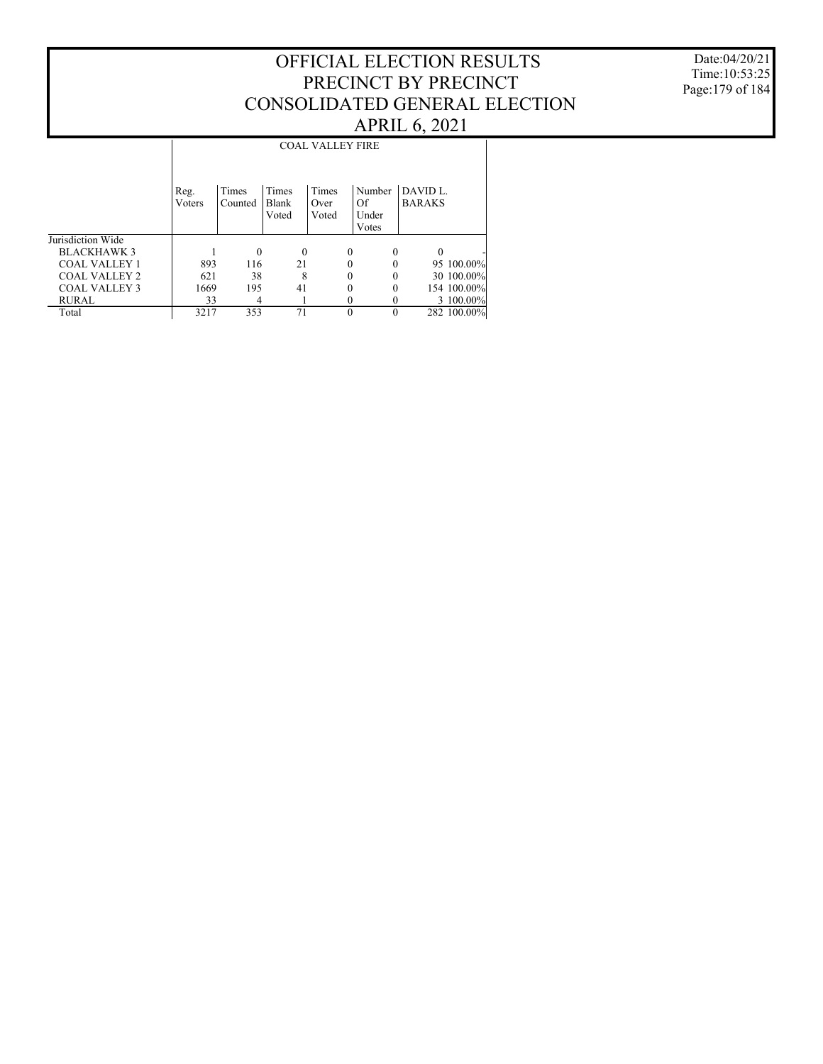# OFFICIAL ELECTION RESULTS
# PRECINCT BY PRECINCT
# CONSOLIDATED GENERAL ELECTION
# APRIL 6, 2021

Date:04/20/21
Time:10:53:25

| | COAL VALLEY FIRE | | | | | | |
|---|---|---|---|---|---|---|---|
| | Reg. Voters | Times Counted | Times Blank Voted | Times Over Voted | Number Of Under Votes | DAVID L. BARAKS | |
| Jurisdiction Wide | | | | | | | |
| BLACKHAWK 3 | 1 | 0 | 0 | 0 | 0 | 0 | - |
| COAL VALLEY 1 | 893 | 116 | 21 | 0 | 0 | 95 | 100.00% |
| COAL VALLEY 2 | 621 | 38 | 8 | 0 | 0 | 30 | 100.00% |
| COAL VALLEY 3 | 1669 | 195 | 41 | 0 | 0 | 154 | 100.00% |
| RURAL | 33 | 4 | 1 | 0 | 0 | 3 | 100.00% |
| Total | 3217 | 353 | 71 | 0 | 0 | 282 | 100.00% |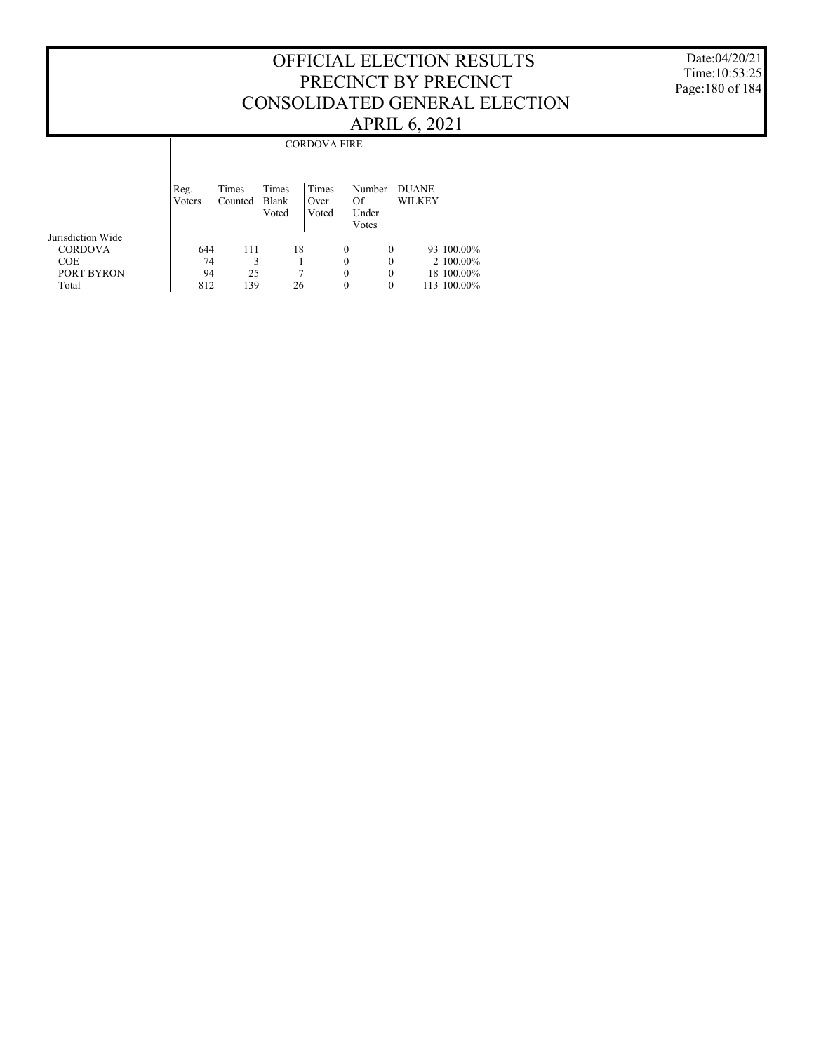# OFFICIAL ELECTION RESULTS
# PRECINCT BY PRECINCT
# CONSOLIDATED GENERAL ELECTION
# APRIL 6, 2021

Date:04/20/21
Time:10:53:25

| | CORDOVA FIRE | | | | | | |
|---|---|---|---|---|---|---|---|
| | Reg. Voters | Times Counted | Times Blank Voted | Times Over Voted | Number Of Under Votes | DUANE WILKEY | |
| Jurisdiction Wide | | | | | | | |
| CORDOVA | 644 | 111 | 18 | 0 | 0 | 93 | 100.00% |
| COE | 74 | 3 | 1 | 0 | 0 | 2 | 100.00% |
| PORT BYRON | 94 | 25 | 7 | 0 | 0 | 18 | 100.00% |
| Total | 812 | 139 | 26 | 0 | 0 | 113 | 100.00% |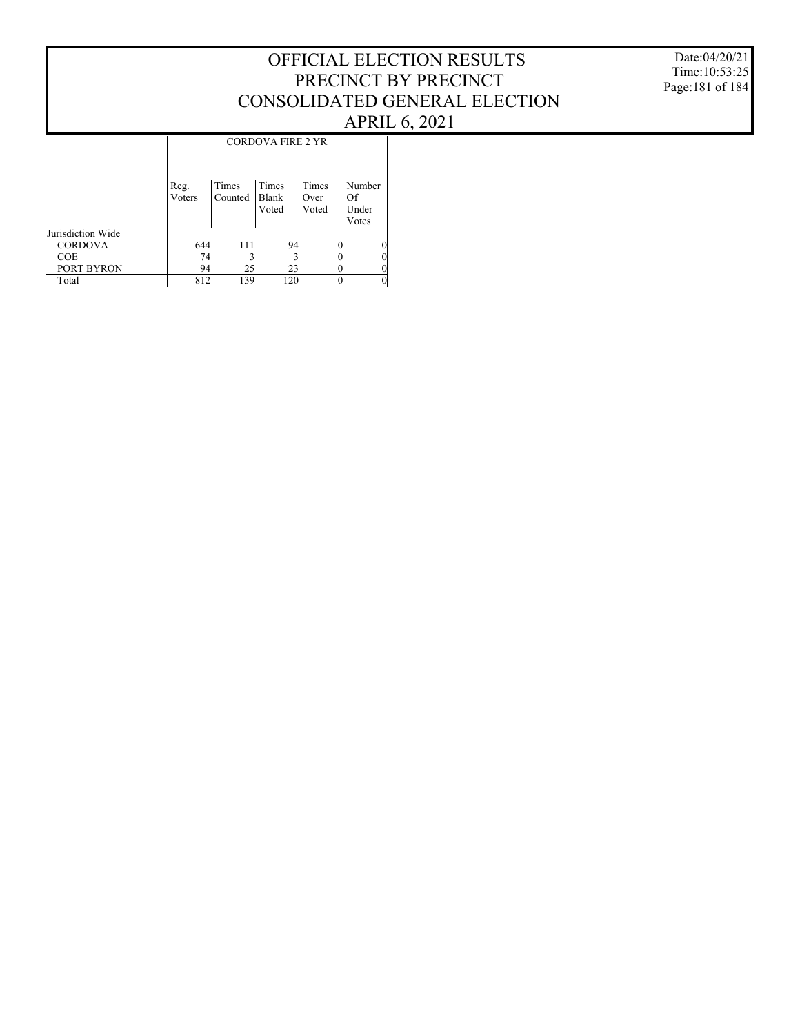# OFFICIAL ELECTION RESULTS
# PRECINCT BY PRECINCT
# CONSOLIDATED GENERAL ELECTION
# APRIL 6, 2021

Date:04/20/21
Time:10:53:25

| | CORDOVA FIRE 2 YR | | | | |
|---|---|---|---|---|---|
| | Reg. Voters | Times Counted | Times Blank Voted | Times Over Voted | Number Of Under Votes |
| Jurisdiction Wide | | | | | |
| CORDOVA | 644 | 111 | 94 | 0 | 0 |
| COE | 74 | 3 | 3 | 0 | 0 |
| PORT BYRON | 94 | 25 | 23 | 0 | 0 |
| Total | 812 | 139 | 120 | 0 | 0 |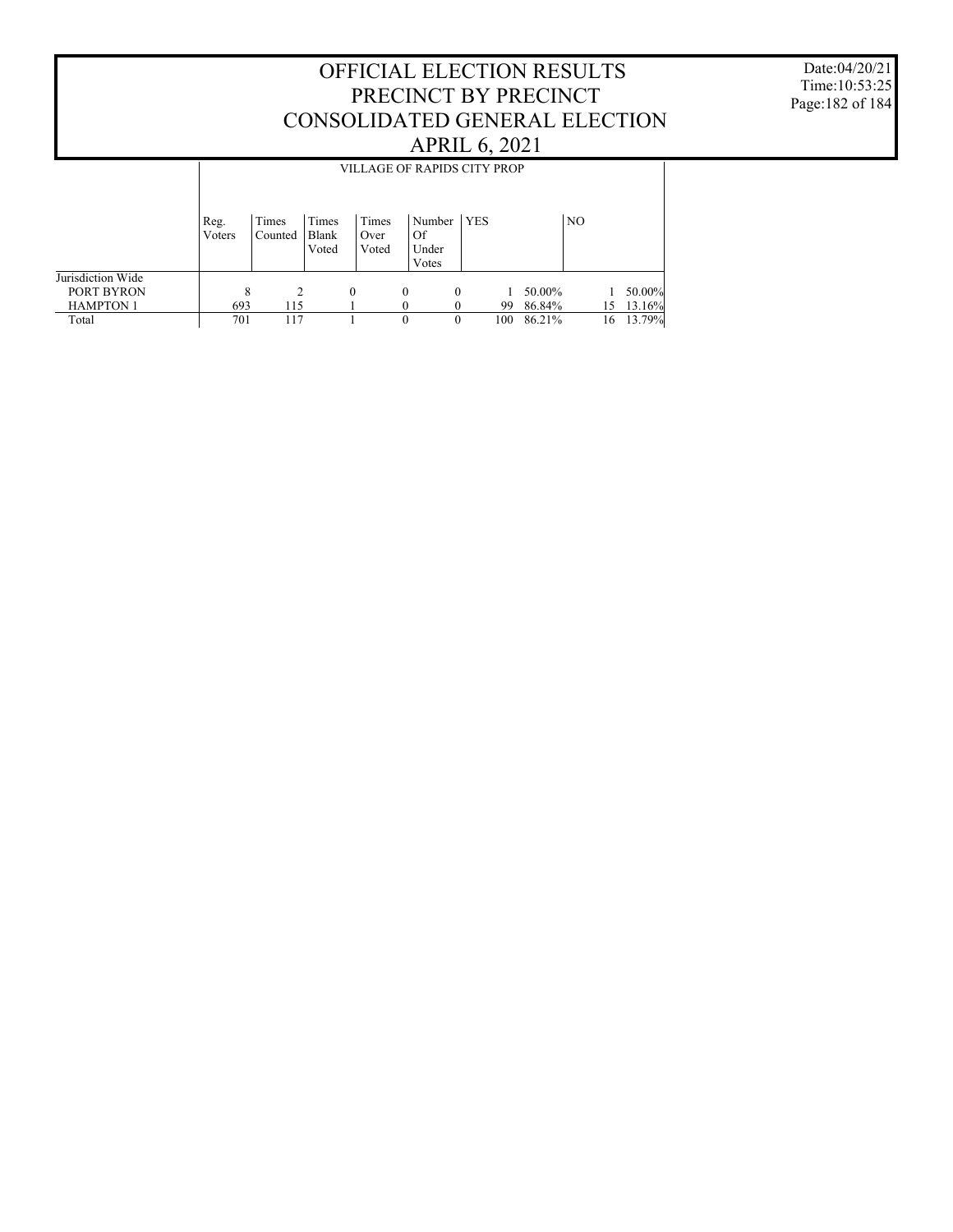# OFFICIAL ELECTION RESULTS
# PRECINCT BY PRECINCT
# CONSOLIDATED GENERAL ELECTION
# APRIL 6, 2021

Date:04/20/21
Time:10:53:25

| | VILLAGE OF RAPIDS CITY PROP | | | | | | | | |
|---|---|---|---|---|---|---|---|---|---|
| | Reg. Voters | Times Counted | Times Blank Voted | Times Over Voted | Number Of Under Votes | YES | | NO | |
| Jurisdiction Wide | | | | | | | | | |
| PORT BYRON | 8 | 2 | 0 | 0 | 0 | 1 | 50.00% | 1 | 50.00% |
| HAMPTON 1 | 693 | 115 | 1 | 0 | 0 | 99 | 86.84% | 15 | 13.16% |
| Total | 701 | 117 | 1 | 0 | 0 | 100 | 86.21% | 16 | 13.79% |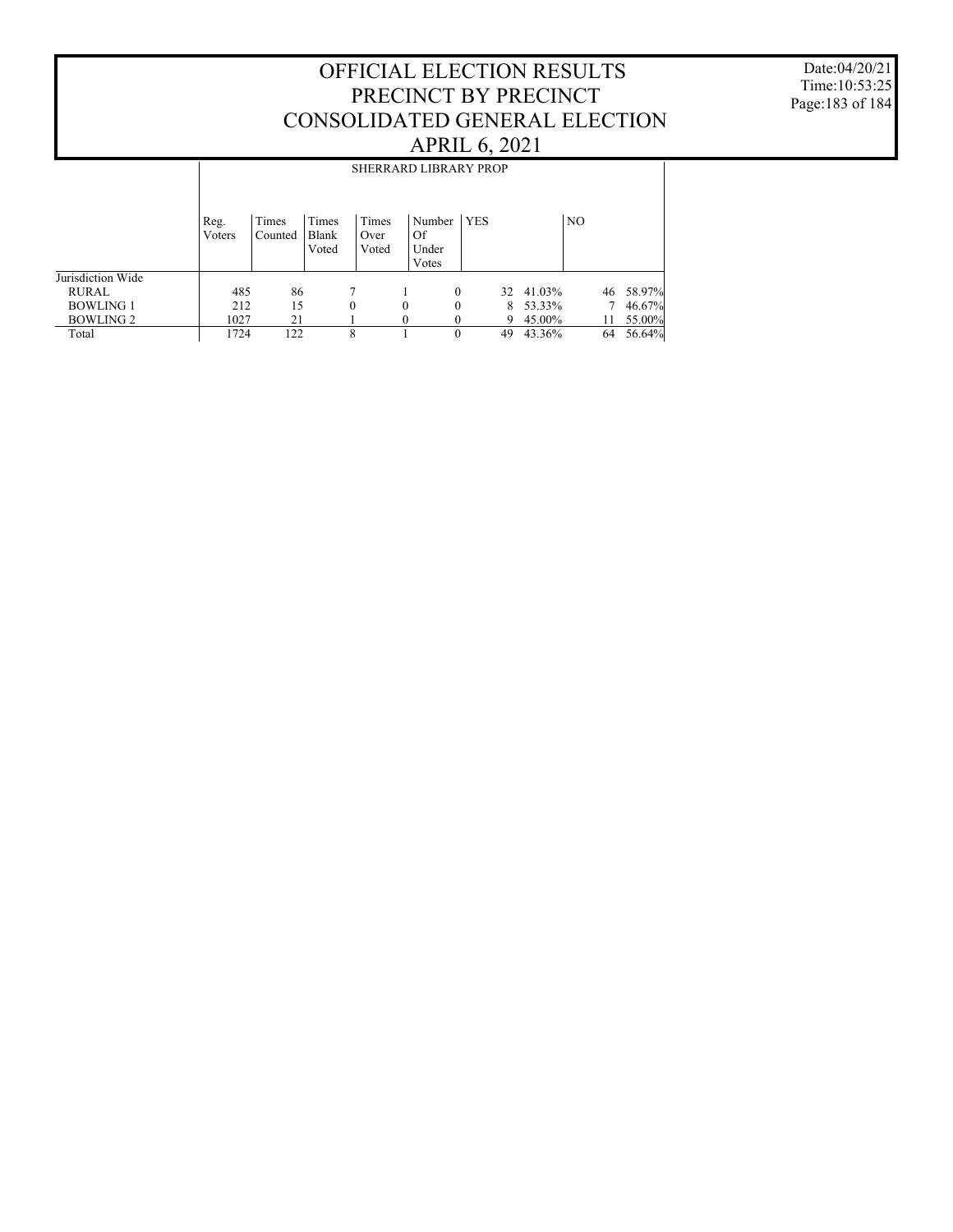# OFFICIAL ELECTION RESULTS
# PRECINCT BY PRECINCT
# CONSOLIDATED GENERAL ELECTION
# APRIL 6, 2021

Date:04/20/21
Time:10:53:25

## SHERRARD LIBRARY PROP

| | Reg. Voters | Times Counted | Times Blank Voted | Times Over Voted | Number Of Under Votes | YES | | NO | |
|---|---|---|---|---|---|---|---|---|---|
| Jurisdiction Wide | | | | | | | | | |
| RURAL | 485 | 86 | 7 | 1 | 0 | 32 | 41.03% | 46 | 58.97% |
| BOWLING 1 | 212 | 15 | 0 | 0 | 0 | 8 | 53.33% | 7 | 46.67% |
| BOWLING 2 | 1027 | 21 | 1 | 0 | 0 | 9 | 45.00% | 11 | 55.00% |
| Total | 1724 | 122 | 8 | 1 | 0 | 49 | 43.36% | 64 | 56.64% |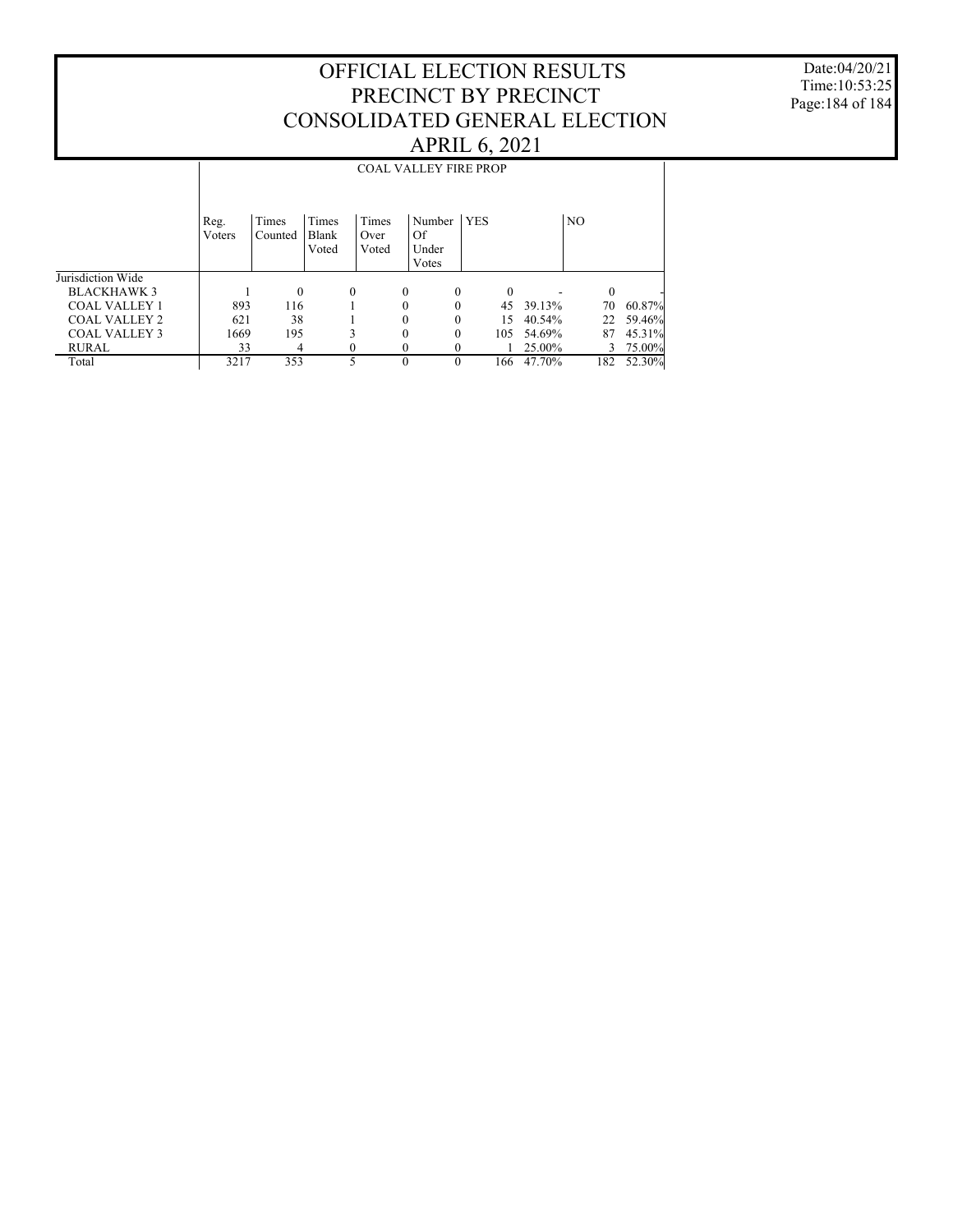# OFFICIAL ELECTION RESULTS
# PRECINCT BY PRECINCT
# CONSOLIDATED GENERAL ELECTION
# APRIL 6, 2021

Date:04/20/21
Time:10:53:25

| | COAL VALLEY FIRE PROP | | | | | | | | |
|---|---|---|---|---|---|---|---|---|---|
| | Reg. Voters | Times Counted | Times Blank Voted | Times Over Voted | Number Of Under Votes | YES | | NO | |
| Jurisdiction Wide | | | | | | | | | |
| BLACKHAWK 3 | 1 | 0 | 0 | 0 | 0 | 0 | - | 0 | - |
| COAL VALLEY 1 | 893 | 116 | 1 | 0 | 0 | 45 | 39.13% | 70 | 60.87% |
| COAL VALLEY 2 | 621 | 38 | 1 | 0 | 0 | 15 | 40.54% | 22 | 59.46% |
| COAL VALLEY 3 | 1669 | 195 | 3 | 0 | 0 | 105 | 54.69% | 87 | 45.31% |
| RURAL | 33 | 4 | 0 | 0 | 0 | 1 | 25.00% | 3 | 75.00% |
| Total | 3217 | 353 | 5 | 0 | 0 | 166 | 47.70% | 182 | 52.30% |